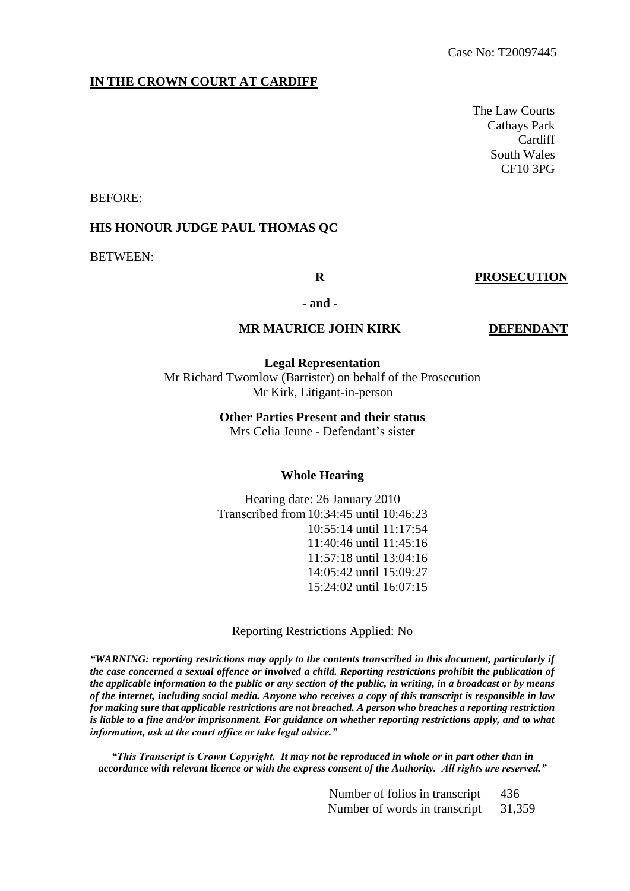Case No: T20097445

**IN THE CROWN COURT AT CARDIFF**

The Law Courts
Cathays Park
Cardiff
South Wales
CF10 3PG

BEFORE:

**HIS HONOUR JUDGE PAUL THOMAS QC**

BETWEEN:

**R** **PROSECUTION**

**- and -**

**MR MAURICE JOHN KIRK** **DEFENDANT**

**Legal Representation**
Mr Richard Twomlow (Barrister) on behalf of the Prosecution
Mr Kirk, Litigant-in-person

**Other Parties Present and their status**
Mrs Celia Jeune - Defendant's sister

**Whole Hearing**

Hearing date: 26 January 2010
Transcribed from 10:34:45 until 10:46:23
10:55:14 until 11:17:54
11:40:46 until 11:45:16
11:57:18 until 13:04:16
14:05:42 until 15:09:27
15:24:02 until 16:07:15

Reporting Restrictions Applied: No

***"WARNING: reporting restrictions may apply to the contents transcribed in this document, particularly if the case concerned a sexual offence or involved a child. Reporting restrictions prohibit the publication of the applicable information to the public or any section of the public, in writing, in a broadcast or by means of the internet, including social media. Anyone who receives a copy of this transcript is responsible in law for making sure that applicable restrictions are not breached. A person who breaches a reporting restriction is liable to a fine and/or imprisonment. For guidance on whether reporting restrictions apply, and to what information, ask at the court office or take legal advice."***

***"This Transcript is Crown Copyright. It may not be reproduced in whole or in part other than in accordance with relevant licence or with the express consent of the Authority. All rights are reserved."***

Number of folios in transcript 436
Number of words in transcript 31,359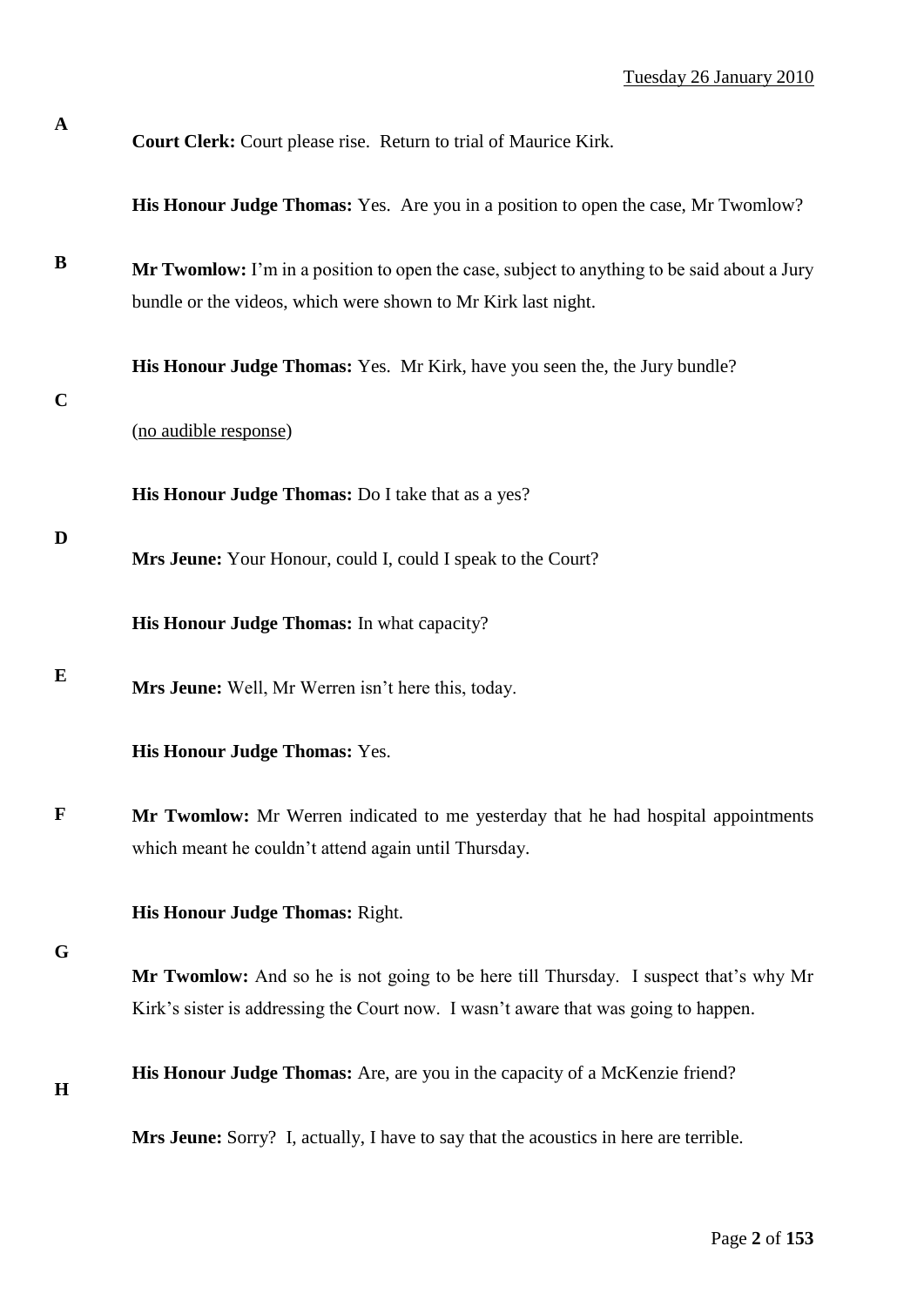Tuesday 26 January 2010

**Court Clerk:** Court please rise. Return to trial of Maurice Kirk.

**His Honour Judge Thomas:** Yes. Are you in a position to open the case, Mr Twomlow?

**Mr Twomlow:** I'm in a position to open the case, subject to anything to be said about a Jury bundle or the videos, which were shown to Mr Kirk last night.

**His Honour Judge Thomas:** Yes. Mr Kirk, have you seen the, the Jury bundle?

(no audible response)

**His Honour Judge Thomas:** Do I take that as a yes?

**Mrs Jeune:** Your Honour, could I, could I speak to the Court?

**His Honour Judge Thomas:** In what capacity?

**Mrs Jeune:** Well, Mr Werren isn't here this, today.

**His Honour Judge Thomas:** Yes.

**Mr Twomlow:** Mr Werren indicated to me yesterday that he had hospital appointments which meant he couldn't attend again until Thursday.

**His Honour Judge Thomas:** Right.

**Mr Twomlow:** And so he is not going to be here till Thursday. I suspect that's why Mr Kirk's sister is addressing the Court now. I wasn't aware that was going to happen.

**His Honour Judge Thomas:** Are, are you in the capacity of a McKenzie friend?

**Mrs Jeune:** Sorry? I, actually, I have to say that the acoustics in here are terrible.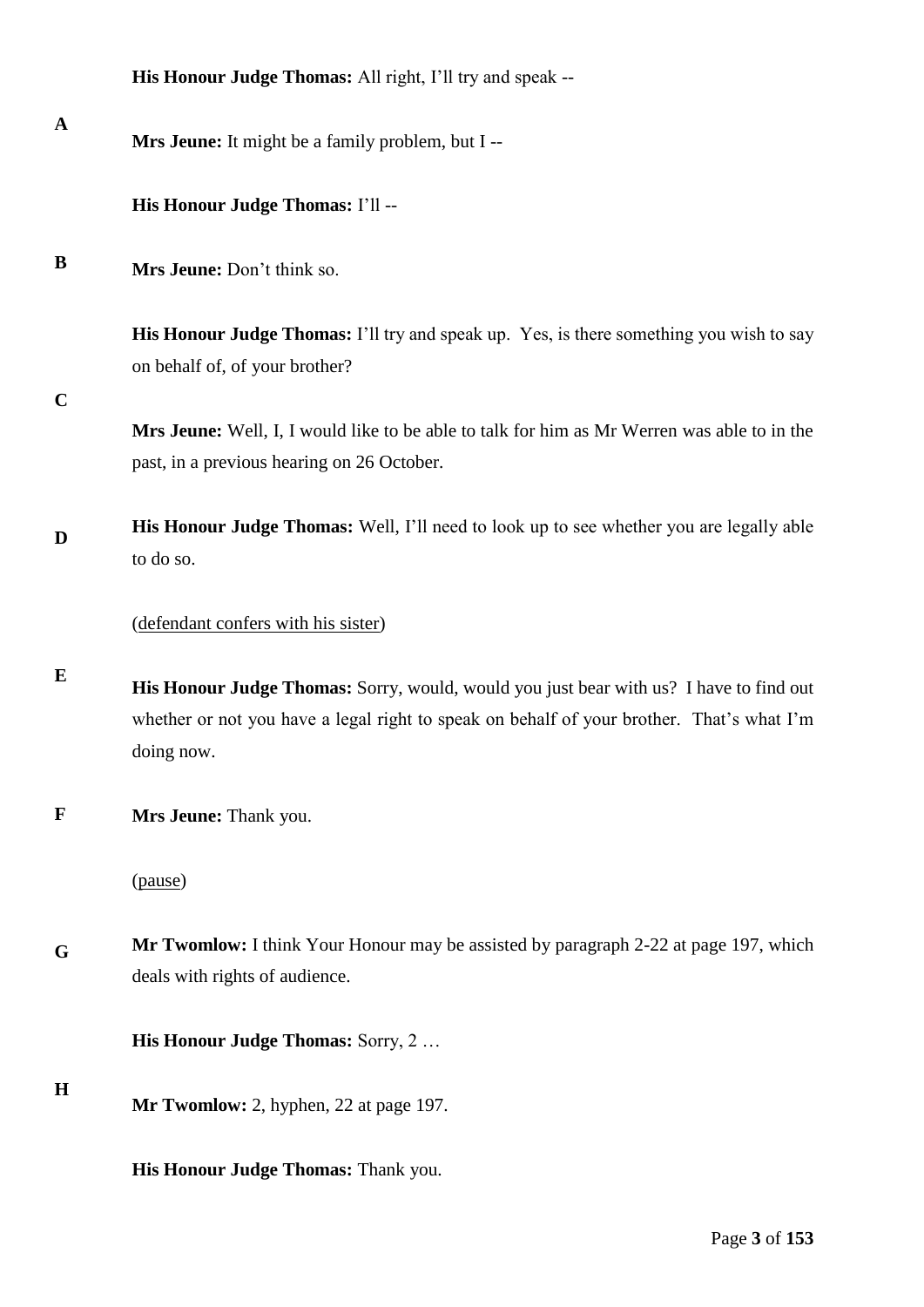**His Honour Judge Thomas:** All right, I'll try and speak --

**Mrs Jeune:** It might be a family problem, but I --

**His Honour Judge Thomas:** I'll --

**Mrs Jeune:** Don't think so.

**His Honour Judge Thomas:** I'll try and speak up. Yes, is there something you wish to say on behalf of, of your brother?

**Mrs Jeune:** Well, I, I would like to be able to talk for him as Mr Werren was able to in the past, in a previous hearing on 26 October.

**His Honour Judge Thomas:** Well, I'll need to look up to see whether you are legally able to do so.

(defendant confers with his sister)

**His Honour Judge Thomas:** Sorry, would, would you just bear with us? I have to find out whether or not you have a legal right to speak on behalf of your brother. That's what I'm doing now.

**Mrs Jeune:** Thank you.

(pause)

**Mr Twomlow:** I think Your Honour may be assisted by paragraph 2-22 at page 197, which deals with rights of audience.

**His Honour Judge Thomas:** Sorry, 2 …

**Mr Twomlow:** 2, hyphen, 22 at page 197.

**His Honour Judge Thomas:** Thank you.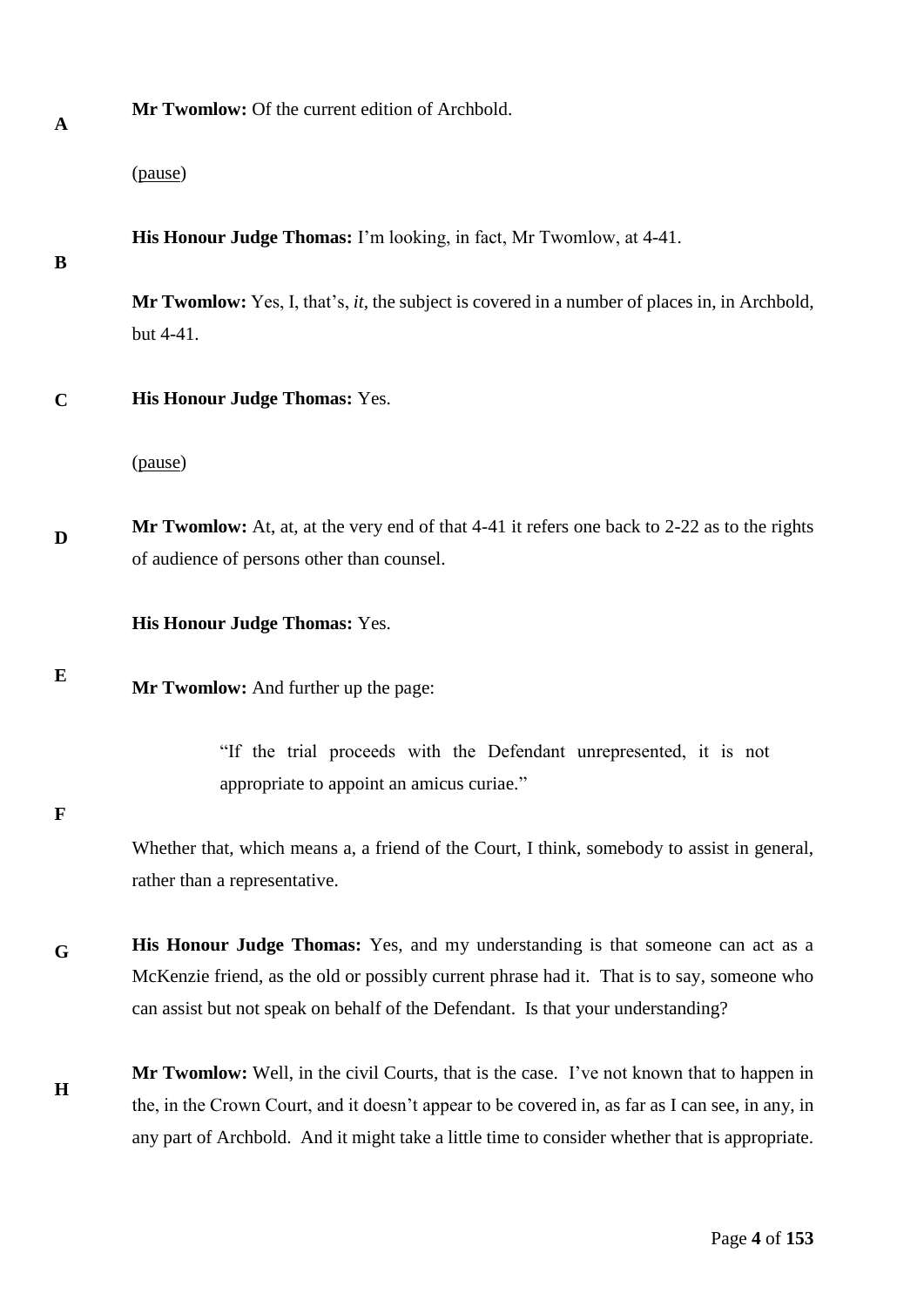**Mr Twomlow:** Of the current edition of Archbold.

(pause)

**His Honour Judge Thomas:** I'm looking, in fact, Mr Twomlow, at 4-41.

**Mr Twomlow:** Yes, I, that's, *it,* the subject is covered in a number of places in, in Archbold, but 4-41.

**His Honour Judge Thomas:** Yes.

(pause)

**Mr Twomlow:** At, at, at the very end of that 4-41 it refers one back to 2-22 as to the rights of audience of persons other than counsel.

**His Honour Judge Thomas:** Yes.

**Mr Twomlow:** And further up the page:

> "If the trial proceeds with the Defendant unrepresented, it is not appropriate to appoint an amicus curiae."

Whether that, which means a, a friend of the Court, I think, somebody to assist in general, rather than a representative.

**His Honour Judge Thomas:** Yes, and my understanding is that someone can act as a McKenzie friend, as the old or possibly current phrase had it. That is to say, someone who can assist but not speak on behalf of the Defendant. Is that your understanding?

**Mr Twomlow:** Well, in the civil Courts, that is the case. I've not known that to happen in the, in the Crown Court, and it doesn't appear to be covered in, as far as I can see, in any, in any part of Archbold. And it might take a little time to consider whether that is appropriate.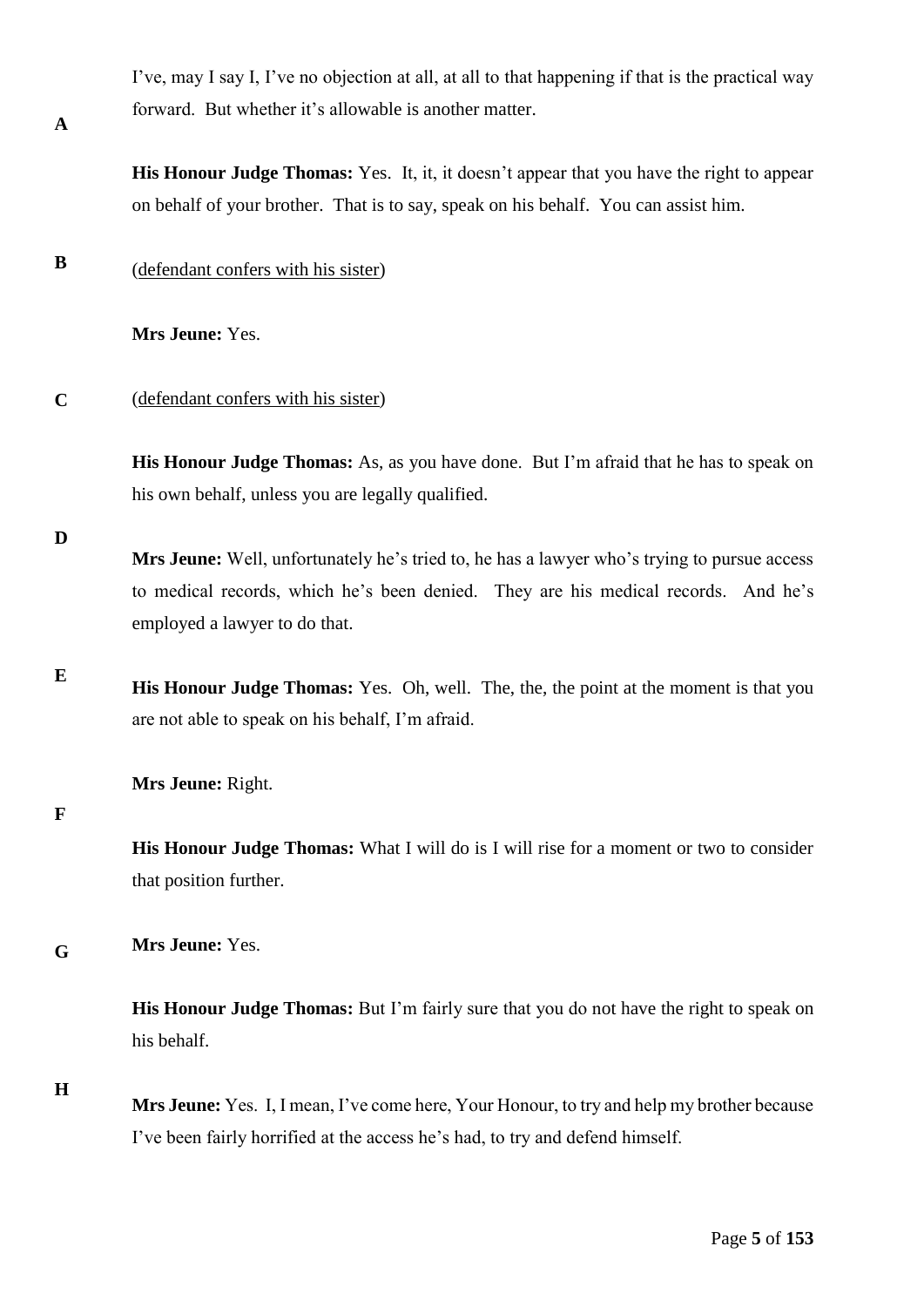I've, may I say I, I've no objection at all, at all to that happening if that is the practical way forward. But whether it's allowable is another matter.

**His Honour Judge Thomas:** Yes. It, it, it doesn't appear that you have the right to appear on behalf of your brother. That is to say, speak on his behalf. You can assist him.

(defendant confers with his sister)

**Mrs Jeune:** Yes.

(defendant confers with his sister)

**His Honour Judge Thomas:** As, as you have done. But I'm afraid that he has to speak on his own behalf, unless you are legally qualified.

**Mrs Jeune:** Well, unfortunately he's tried to, he has a lawyer who's trying to pursue access to medical records, which he's been denied. They are his medical records. And he's employed a lawyer to do that.

**His Honour Judge Thomas:** Yes. Oh, well. The, the, the point at the moment is that you are not able to speak on his behalf, I'm afraid.

**Mrs Jeune:** Right.

**His Honour Judge Thomas:** What I will do is I will rise for a moment or two to consider that position further.

**Mrs Jeune:** Yes.

**His Honour Judge Thomas:** But I'm fairly sure that you do not have the right to speak on his behalf.

**Mrs Jeune:** Yes. I, I mean, I've come here, Your Honour, to try and help my brother because I've been fairly horrified at the access he's had, to try and defend himself.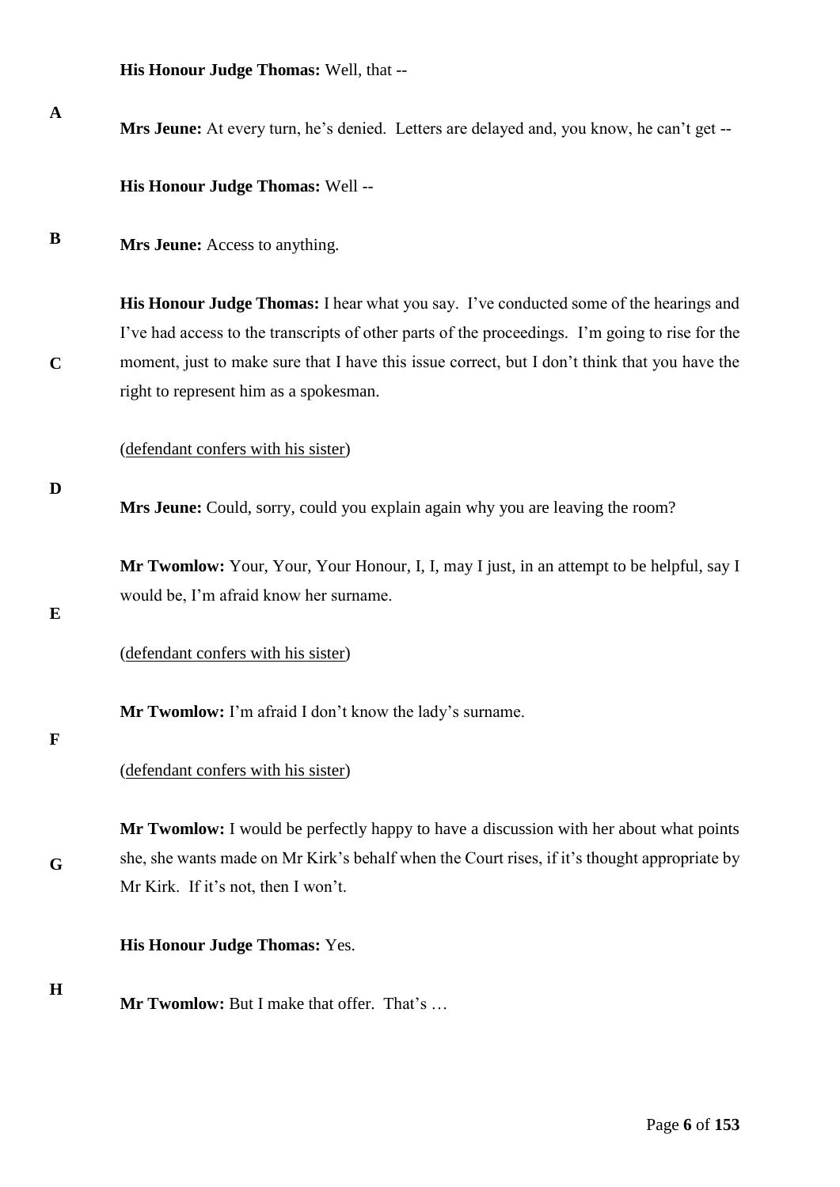**His Honour Judge Thomas:** Well, that --

**Mrs Jeune:** At every turn, he's denied. Letters are delayed and, you know, he can't get --

**His Honour Judge Thomas:** Well --

**Mrs Jeune:** Access to anything.

**His Honour Judge Thomas:** I hear what you say. I've conducted some of the hearings and I've had access to the transcripts of other parts of the proceedings. I'm going to rise for the moment, just to make sure that I have this issue correct, but I don't think that you have the right to represent him as a spokesman.

(defendant confers with his sister)

**Mrs Jeune:** Could, sorry, could you explain again why you are leaving the room?

**Mr Twomlow:** Your, Your, Your Honour, I, I, may I just, in an attempt to be helpful, say I would be, I'm afraid know her surname.

(defendant confers with his sister)

**Mr Twomlow:** I'm afraid I don't know the lady's surname.

(defendant confers with his sister)

**Mr Twomlow:** I would be perfectly happy to have a discussion with her about what points she, she wants made on Mr Kirk's behalf when the Court rises, if it's thought appropriate by Mr Kirk. If it's not, then I won't.

**His Honour Judge Thomas:** Yes.

**Mr Twomlow:** But I make that offer. That's …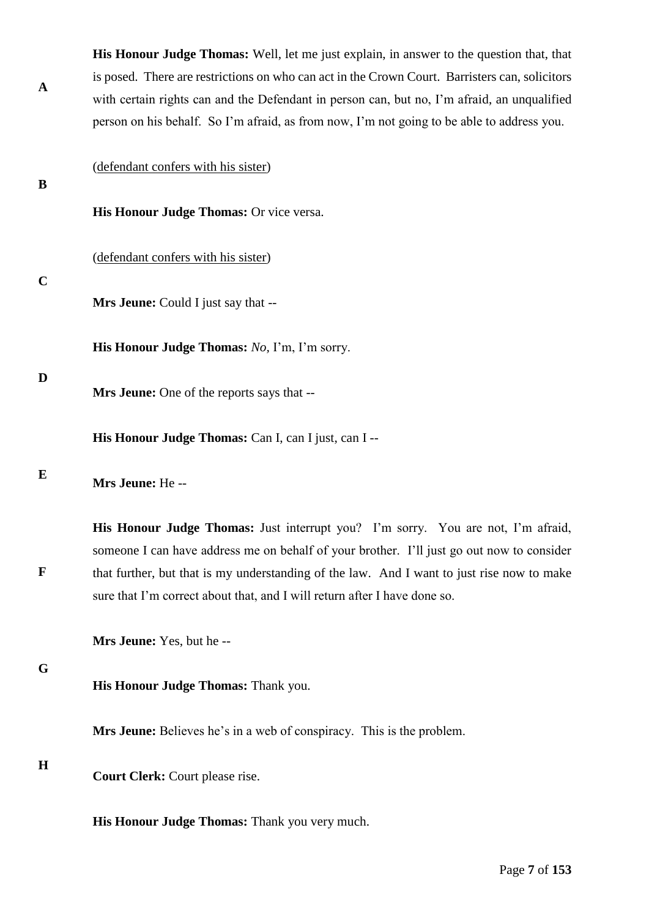**His Honour Judge Thomas:** Well, let me just explain, in answer to the question that, that is posed. There are restrictions on who can act in the Crown Court. Barristers can, solicitors with certain rights can and the Defendant in person can, but no, I'm afraid, an unqualified person on his behalf. So I'm afraid, as from now, I'm not going to be able to address you.

(defendant confers with his sister)

**His Honour Judge Thomas:** Or vice versa.

(defendant confers with his sister)

**Mrs Jeune:** Could I just say that --

**His Honour Judge Thomas:** *No,* I'm, I'm sorry.

**Mrs Jeune:** One of the reports says that --

**His Honour Judge Thomas:** Can I, can I just, can I --

**Mrs Jeune:** He --

**His Honour Judge Thomas:** Just interrupt you? I'm sorry. You are not, I'm afraid, someone I can have address me on behalf of your brother. I'll just go out now to consider that further, but that is my understanding of the law. And I want to just rise now to make sure that I'm correct about that, and I will return after I have done so.

**Mrs Jeune:** Yes, but he --

**His Honour Judge Thomas:** Thank you.

**Mrs Jeune:** Believes he's in a web of conspiracy. This is the problem.

**Court Clerk:** Court please rise.

**His Honour Judge Thomas:** Thank you very much.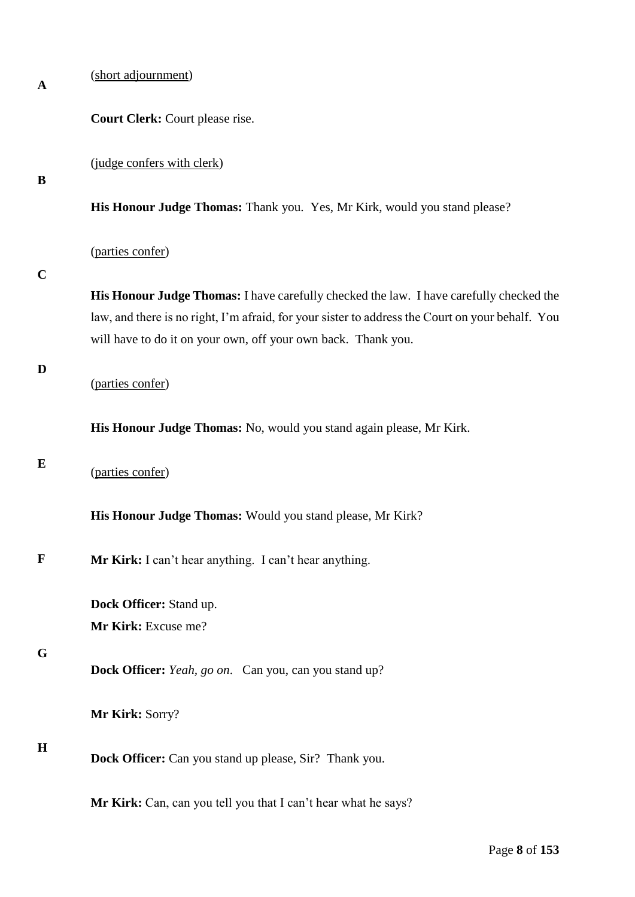(<u>short adjournment</u>)

**Court Clerk:** Court please rise.

(<u>judge confers with clerk</u>)

**His Honour Judge Thomas:** Thank you. Yes, Mr Kirk, would you stand please?

(<u>parties confer</u>)

**His Honour Judge Thomas:** I have carefully checked the law. I have carefully checked the law, and there is no right, I'm afraid, for your sister to address the Court on your behalf. You will have to do it on your own, off your own back. Thank you.

(<u>parties confer</u>)

**His Honour Judge Thomas:** No, would you stand again please, Mr Kirk.

(<u>parties confer</u>)

**His Honour Judge Thomas:** Would you stand please, Mr Kirk?

**Mr Kirk:** I can't hear anything. I can't hear anything.

**Dock Officer:** Stand up.
**Mr Kirk:** Excuse me?

**Dock Officer:** *Yeah, go on*. Can you, can you stand up?

**Mr Kirk:** Sorry?

**Dock Officer:** Can you stand up please, Sir? Thank you.

**Mr Kirk:** Can, can you tell you that I can't hear what he says?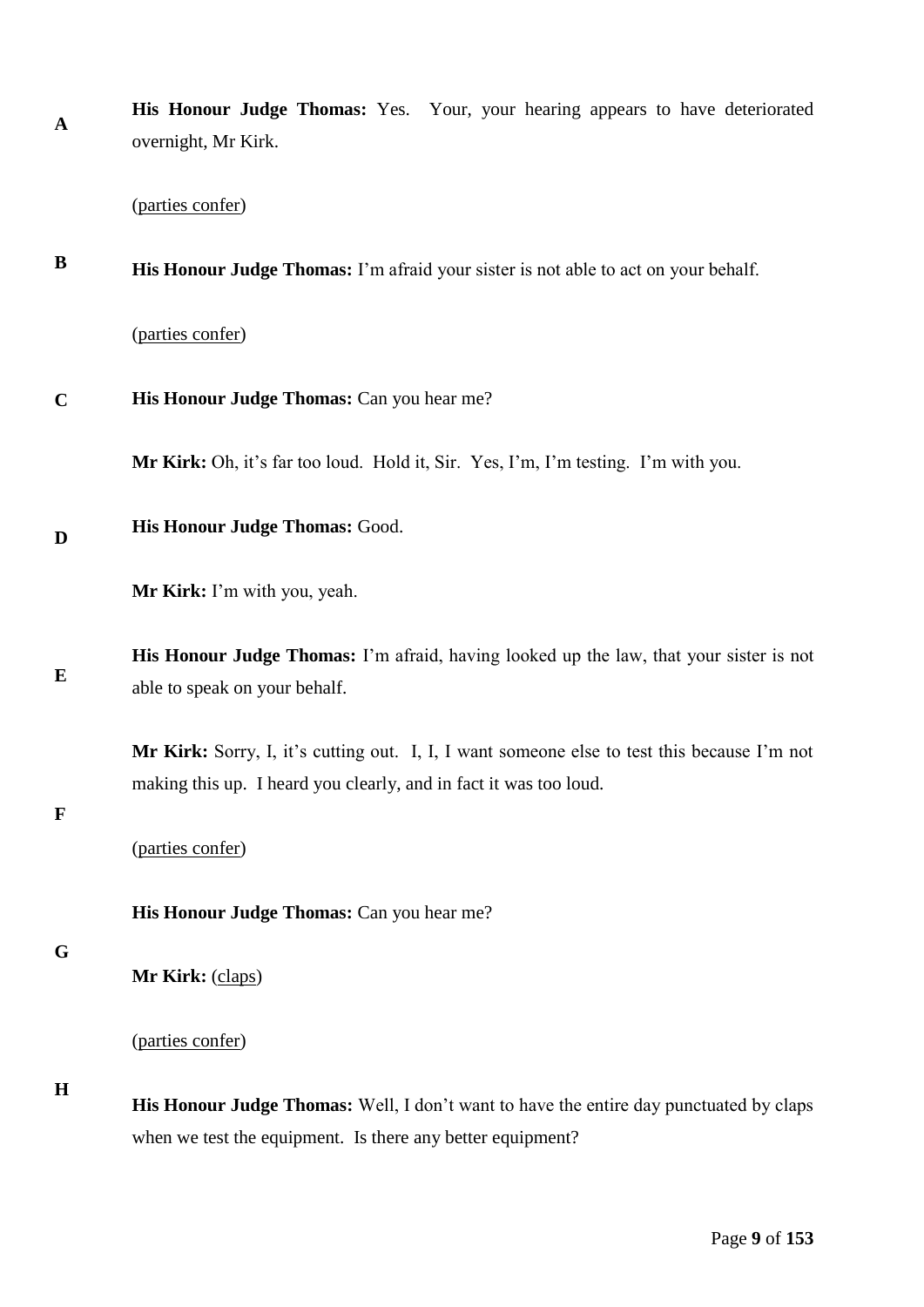**His Honour Judge Thomas:** Yes. Your, your hearing appears to have deteriorated overnight, Mr Kirk.

(parties confer)

**His Honour Judge Thomas:** I'm afraid your sister is not able to act on your behalf.

(parties confer)

**His Honour Judge Thomas:** Can you hear me?

**Mr Kirk:** Oh, it's far too loud. Hold it, Sir. Yes, I'm, I'm testing. I'm with you.

**His Honour Judge Thomas:** Good.

**Mr Kirk:** I'm with you, yeah.

**His Honour Judge Thomas:** I'm afraid, having looked up the law, that your sister is not able to speak on your behalf.

**Mr Kirk:** Sorry, I, it's cutting out. I, I, I want someone else to test this because I'm not making this up. I heard you clearly, and in fact it was too loud.

(parties confer)

**His Honour Judge Thomas:** Can you hear me?

**Mr Kirk:** (claps)

(parties confer)

**His Honour Judge Thomas:** Well, I don't want to have the entire day punctuated by claps when we test the equipment. Is there any better equipment?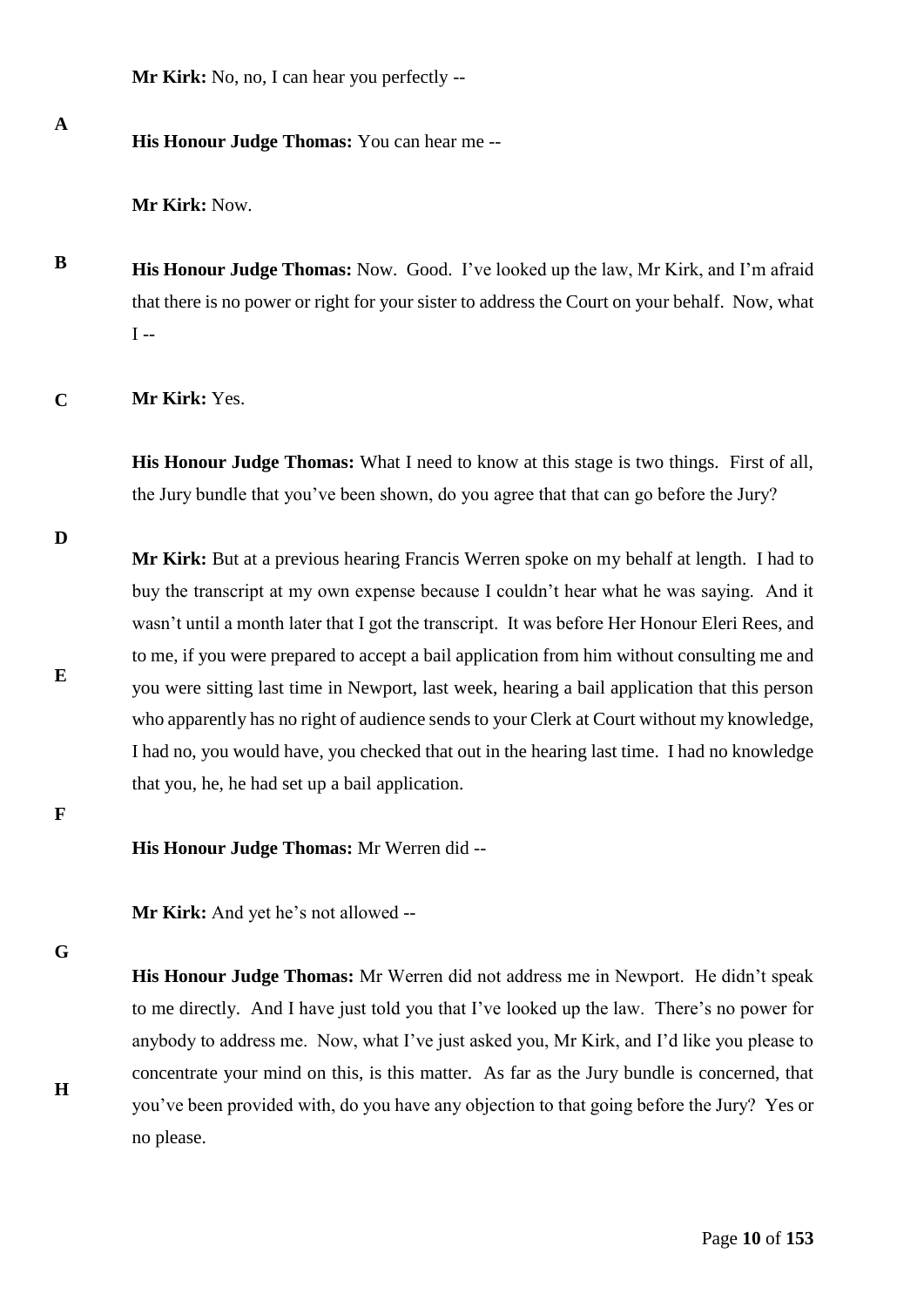**Mr Kirk:** No, no, I can hear you perfectly --

**His Honour Judge Thomas:** You can hear me --

**Mr Kirk:** Now.

**His Honour Judge Thomas:** Now. Good. I've looked up the law, Mr Kirk, and I'm afraid that there is no power or right for your sister to address the Court on your behalf. Now, what I --

**Mr Kirk:** Yes.

**His Honour Judge Thomas:** What I need to know at this stage is two things. First of all, the Jury bundle that you've been shown, do you agree that that can go before the Jury?

**Mr Kirk:** But at a previous hearing Francis Werren spoke on my behalf at length. I had to buy the transcript at my own expense because I couldn't hear what he was saying. And it wasn't until a month later that I got the transcript. It was before Her Honour Eleri Rees, and to me, if you were prepared to accept a bail application from him without consulting me and you were sitting last time in Newport, last week, hearing a bail application that this person who apparently has no right of audience sends to your Clerk at Court without my knowledge, I had no, you would have, you checked that out in the hearing last time. I had no knowledge that you, he, he had set up a bail application.

**His Honour Judge Thomas:** Mr Werren did --

**Mr Kirk:** And yet he's not allowed --

**His Honour Judge Thomas:** Mr Werren did not address me in Newport. He didn't speak to me directly. And I have just told you that I've looked up the law. There's no power for anybody to address me. Now, what I've just asked you, Mr Kirk, and I'd like you please to concentrate your mind on this, is this matter. As far as the Jury bundle is concerned, that you've been provided with, do you have any objection to that going before the Jury? Yes or no please.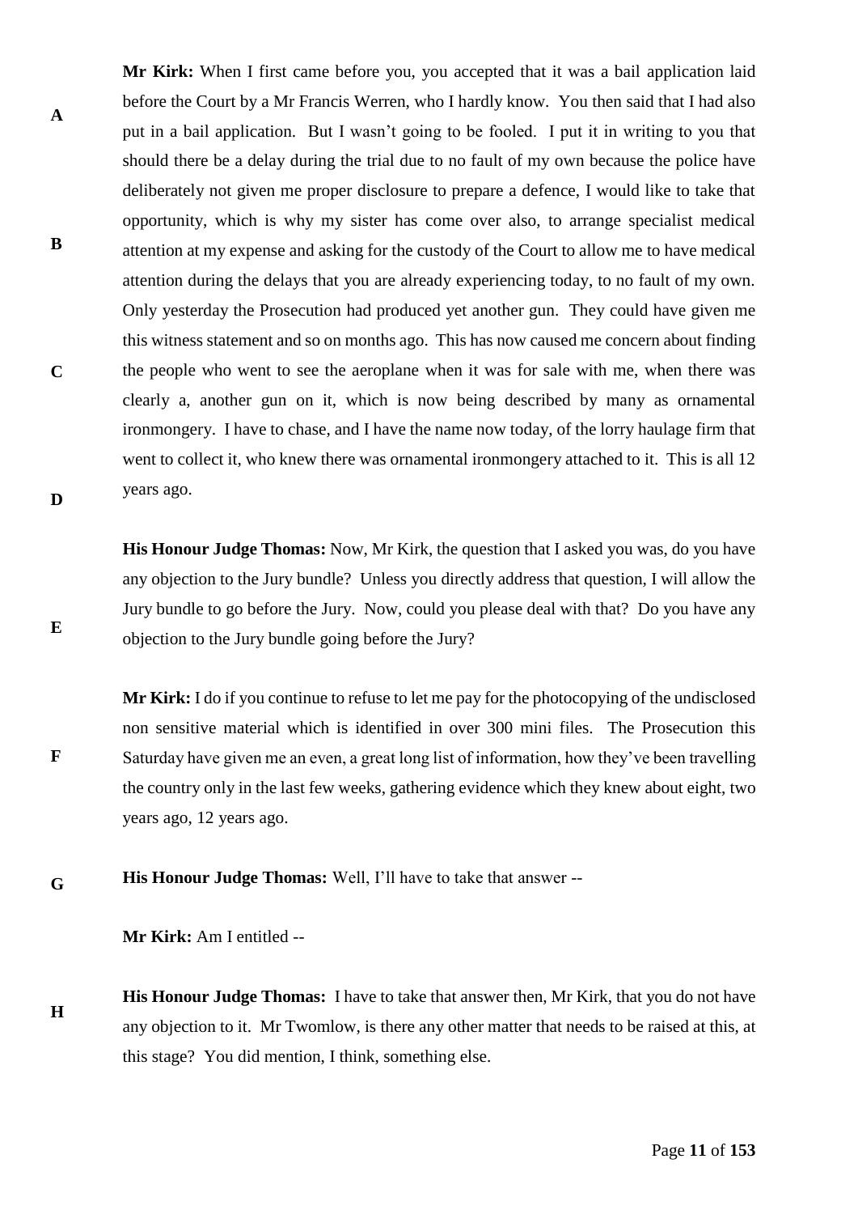**Mr Kirk:** When I first came before you, you accepted that it was a bail application laid before the Court by a Mr Francis Werren, who I hardly know. You then said that I had also put in a bail application. But I wasn't going to be fooled. I put it in writing to you that should there be a delay during the trial due to no fault of my own because the police have deliberately not given me proper disclosure to prepare a defence, I would like to take that opportunity, which is why my sister has come over also, to arrange specialist medical attention at my expense and asking for the custody of the Court to allow me to have medical attention during the delays that you are already experiencing today, to no fault of my own. Only yesterday the Prosecution had produced yet another gun. They could have given me this witness statement and so on months ago. This has now caused me concern about finding the people who went to see the aeroplane when it was for sale with me, when there was clearly a, another gun on it, which is now being described by many as ornamental ironmongery. I have to chase, and I have the name now today, of the lorry haulage firm that went to collect it, who knew there was ornamental ironmongery attached to it. This is all 12 years ago.

**His Honour Judge Thomas:** Now, Mr Kirk, the question that I asked you was, do you have any objection to the Jury bundle? Unless you directly address that question, I will allow the Jury bundle to go before the Jury. Now, could you please deal with that? Do you have any objection to the Jury bundle going before the Jury?

**Mr Kirk:** I do if you continue to refuse to let me pay for the photocopying of the undisclosed non sensitive material which is identified in over 300 mini files. The Prosecution this Saturday have given me an even, a great long list of information, how they've been travelling the country only in the last few weeks, gathering evidence which they knew about eight, two years ago, 12 years ago.

**His Honour Judge Thomas:** Well, I'll have to take that answer --

**Mr Kirk:** Am I entitled --

**His Honour Judge Thomas:** I have to take that answer then, Mr Kirk, that you do not have any objection to it. Mr Twomlow, is there any other matter that needs to be raised at this, at this stage? You did mention, I think, something else.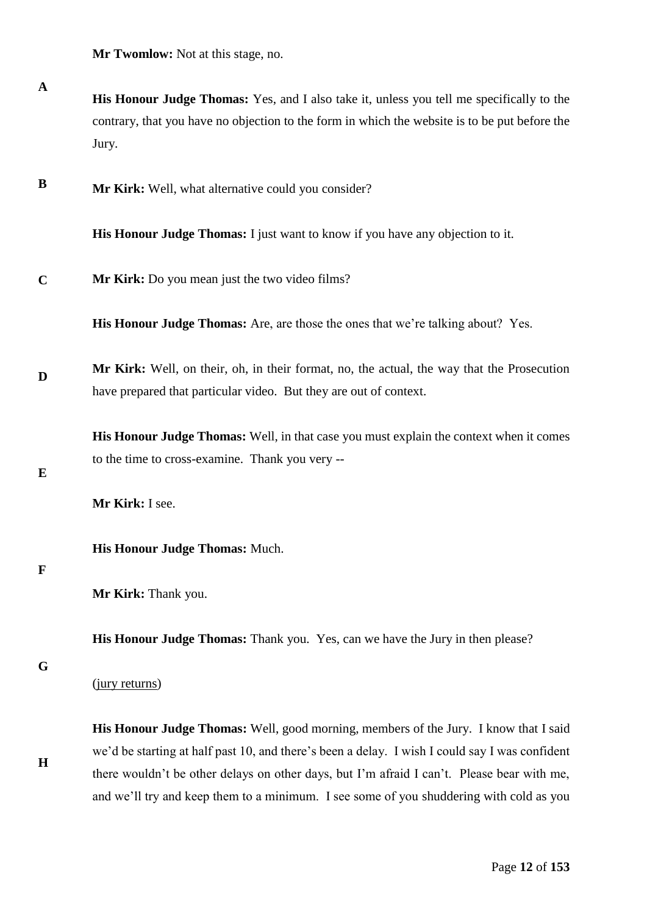**Mr Twomlow:** Not at this stage, no.

**His Honour Judge Thomas:** Yes, and I also take it, unless you tell me specifically to the contrary, that you have no objection to the form in which the website is to be put before the Jury.

**Mr Kirk:** Well, what alternative could you consider?

**His Honour Judge Thomas:** I just want to know if you have any objection to it.

**Mr Kirk:** Do you mean just the two video films?

**His Honour Judge Thomas:** Are, are those the ones that we're talking about? Yes.

**Mr Kirk:** Well, on their, oh, in their format, no, the actual, the way that the Prosecution have prepared that particular video. But they are out of context.

**His Honour Judge Thomas:** Well, in that case you must explain the context when it comes to the time to cross-examine. Thank you very --

**Mr Kirk:** I see.

**His Honour Judge Thomas:** Much.

**Mr Kirk:** Thank you.

**His Honour Judge Thomas:** Thank you. Yes, can we have the Jury in then please?

(jury returns)

**His Honour Judge Thomas:** Well, good morning, members of the Jury. I know that I said we'd be starting at half past 10, and there's been a delay. I wish I could say I was confident there wouldn't be other delays on other days, but I'm afraid I can't. Please bear with me, and we'll try and keep them to a minimum. I see some of you shuddering with cold as you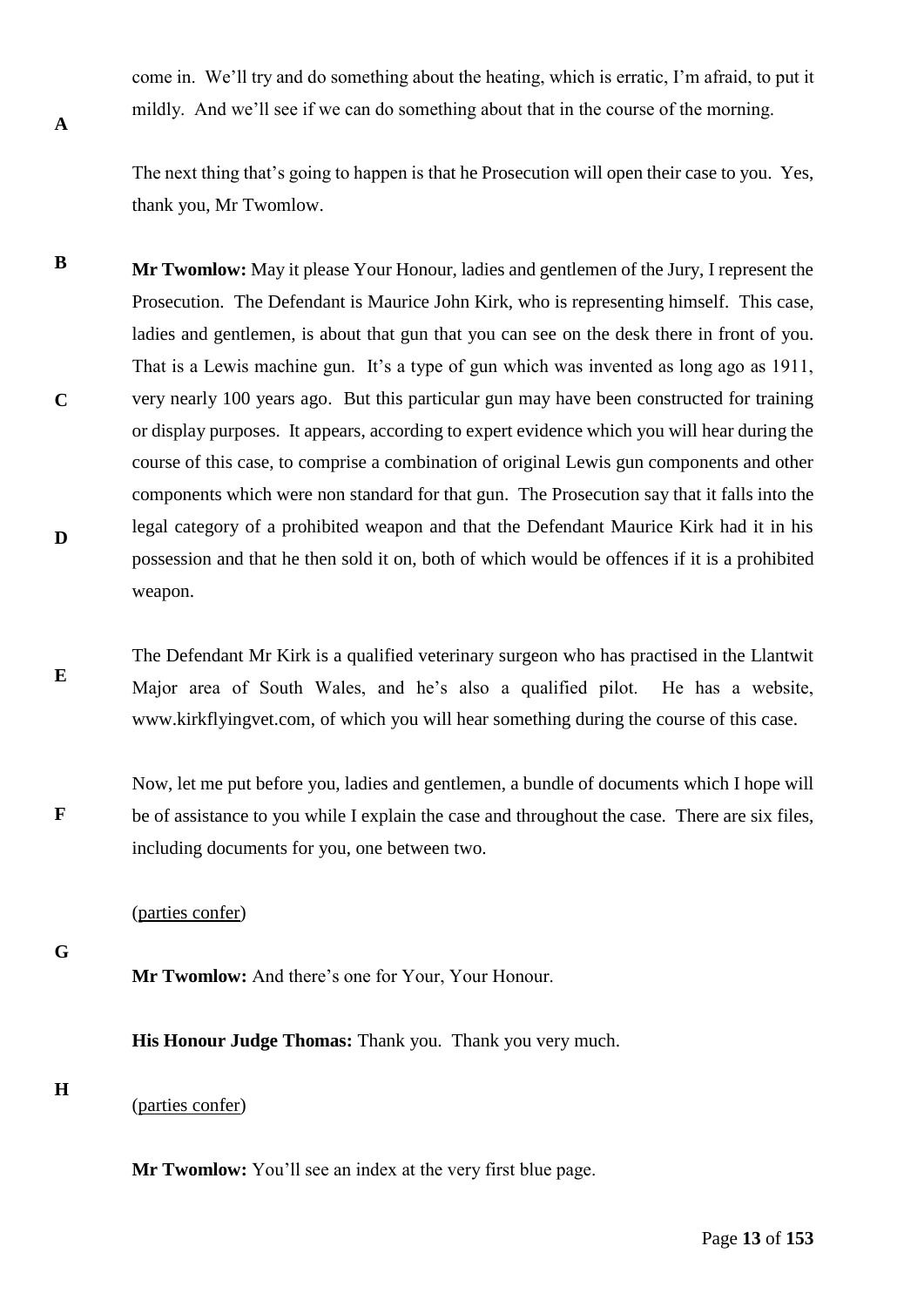come in. We'll try and do something about the heating, which is erratic, I'm afraid, to put it mildly. And we'll see if we can do something about that in the course of the morning.

The next thing that's going to happen is that he Prosecution will open their case to you. Yes, thank you, Mr Twomlow.

**Mr Twomlow:** May it please Your Honour, ladies and gentlemen of the Jury, I represent the Prosecution. The Defendant is Maurice John Kirk, who is representing himself. This case, ladies and gentlemen, is about that gun that you can see on the desk there in front of you. That is a Lewis machine gun. It's a type of gun which was invented as long ago as 1911, very nearly 100 years ago. But this particular gun may have been constructed for training or display purposes. It appears, according to expert evidence which you will hear during the course of this case, to comprise a combination of original Lewis gun components and other components which were non standard for that gun. The Prosecution say that it falls into the legal category of a prohibited weapon and that the Defendant Maurice Kirk had it in his possession and that he then sold it on, both of which would be offences if it is a prohibited weapon.

The Defendant Mr Kirk is a qualified veterinary surgeon who has practised in the Llantwit Major area of South Wales, and he's also a qualified pilot. He has a website, www.kirkflyingvet.com, of which you will hear something during the course of this case.

Now, let me put before you, ladies and gentlemen, a bundle of documents which I hope will be of assistance to you while I explain the case and throughout the case. There are six files, including documents for you, one between two.

(parties confer)

**Mr Twomlow:** And there's one for Your, Your Honour.

**His Honour Judge Thomas:** Thank you. Thank you very much.

(parties confer)

**Mr Twomlow:** You'll see an index at the very first blue page.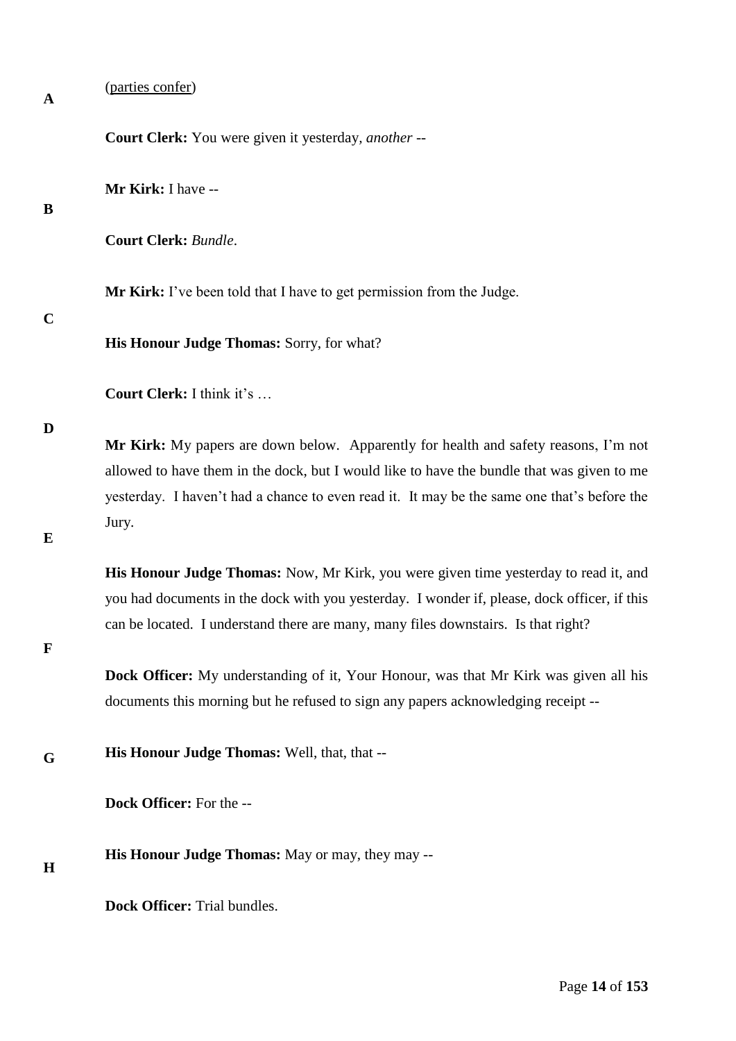(<u>parties confer</u>)

**Court Clerk:** You were given it yesterday, *another* --

**Mr Kirk:** I have --

**Court Clerk:** *Bundle*.

**Mr Kirk:** I've been told that I have to get permission from the Judge.

**His Honour Judge Thomas:** Sorry, for what?

**Court Clerk:** I think it's …

**Mr Kirk:** My papers are down below. Apparently for health and safety reasons, I'm not allowed to have them in the dock, but I would like to have the bundle that was given to me yesterday. I haven't had a chance to even read it. It may be the same one that's before the Jury.

**His Honour Judge Thomas:** Now, Mr Kirk, you were given time yesterday to read it, and you had documents in the dock with you yesterday. I wonder if, please, dock officer, if this can be located. I understand there are many, many files downstairs. Is that right?

**Dock Officer:** My understanding of it, Your Honour, was that Mr Kirk was given all his documents this morning but he refused to sign any papers acknowledging receipt --

**His Honour Judge Thomas:** Well, that, that --

**Dock Officer:** For the --

**His Honour Judge Thomas:** May or may, they may --

**Dock Officer:** Trial bundles.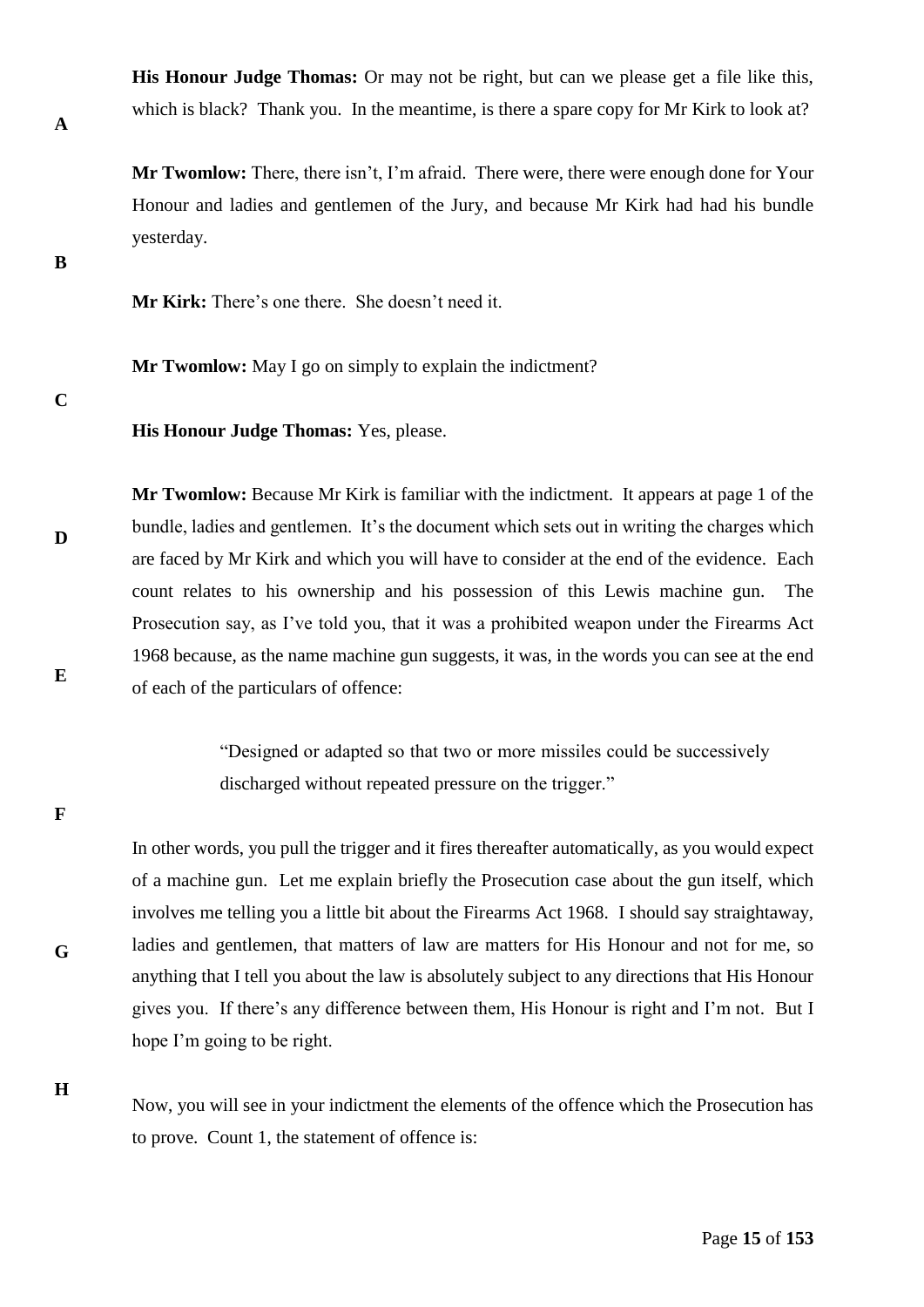**His Honour Judge Thomas:** Or may not be right, but can we please get a file like this, which is black? Thank you. In the meantime, is there a spare copy for Mr Kirk to look at?

**Mr Twomlow:** There, there isn't, I'm afraid. There were, there were enough done for Your Honour and ladies and gentlemen of the Jury, and because Mr Kirk had had his bundle yesterday.

**Mr Kirk:** There's one there. She doesn't need it.

**Mr Twomlow:** May I go on simply to explain the indictment?

**His Honour Judge Thomas:** Yes, please.

**Mr Twomlow:** Because Mr Kirk is familiar with the indictment. It appears at page 1 of the bundle, ladies and gentlemen. It's the document which sets out in writing the charges which are faced by Mr Kirk and which you will have to consider at the end of the evidence. Each count relates to his ownership and his possession of this Lewis machine gun. The Prosecution say, as I've told you, that it was a prohibited weapon under the Firearms Act 1968 because, as the name machine gun suggests, it was, in the words you can see at the end of each of the particulars of offence:

> "Designed or adapted so that two or more missiles could be successively discharged without repeated pressure on the trigger."

In other words, you pull the trigger and it fires thereafter automatically, as you would expect of a machine gun. Let me explain briefly the Prosecution case about the gun itself, which involves me telling you a little bit about the Firearms Act 1968. I should say straightaway, ladies and gentlemen, that matters of law are matters for His Honour and not for me, so anything that I tell you about the law is absolutely subject to any directions that His Honour gives you. If there's any difference between them, His Honour is right and I'm not. But I hope I'm going to be right.

Now, you will see in your indictment the elements of the offence which the Prosecution has to prove. Count 1, the statement of offence is: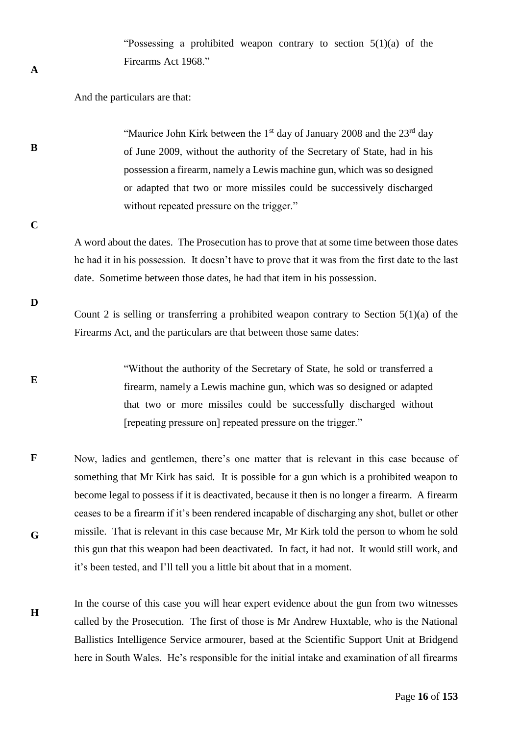> "Possessing a prohibited weapon contrary to section 5(1)(a) of the Firearms Act 1968."

And the particulars are that:

> "Maurice John Kirk between the 1st day of January 2008 and the 23rd day of June 2009, without the authority of the Secretary of State, had in his possession a firearm, namely a Lewis machine gun, which was so designed or adapted that two or more missiles could be successively discharged without repeated pressure on the trigger."

A word about the dates. The Prosecution has to prove that at some time between those dates he had it in his possession. It doesn't have to prove that it was from the first date to the last date. Sometime between those dates, he had that item in his possession.

Count 2 is selling or transferring a prohibited weapon contrary to Section 5(1)(a) of the Firearms Act, and the particulars are that between those same dates:

> "Without the authority of the Secretary of State, he sold or transferred a firearm, namely a Lewis machine gun, which was so designed or adapted that two or more missiles could be successfully discharged without [repeating pressure on] repeated pressure on the trigger."

Now, ladies and gentlemen, there's one matter that is relevant in this case because of something that Mr Kirk has said. It is possible for a gun which is a prohibited weapon to become legal to possess if it is deactivated, because it then is no longer a firearm. A firearm ceases to be a firearm if it's been rendered incapable of discharging any shot, bullet or other missile. That is relevant in this case because Mr, Mr Kirk told the person to whom he sold this gun that this weapon had been deactivated. In fact, it had not. It would still work, and it's been tested, and I'll tell you a little bit about that in a moment.

In the course of this case you will hear expert evidence about the gun from two witnesses called by the Prosecution. The first of those is Mr Andrew Huxtable, who is the National Ballistics Intelligence Service armourer, based at the Scientific Support Unit at Bridgend here in South Wales. He's responsible for the initial intake and examination of all firearms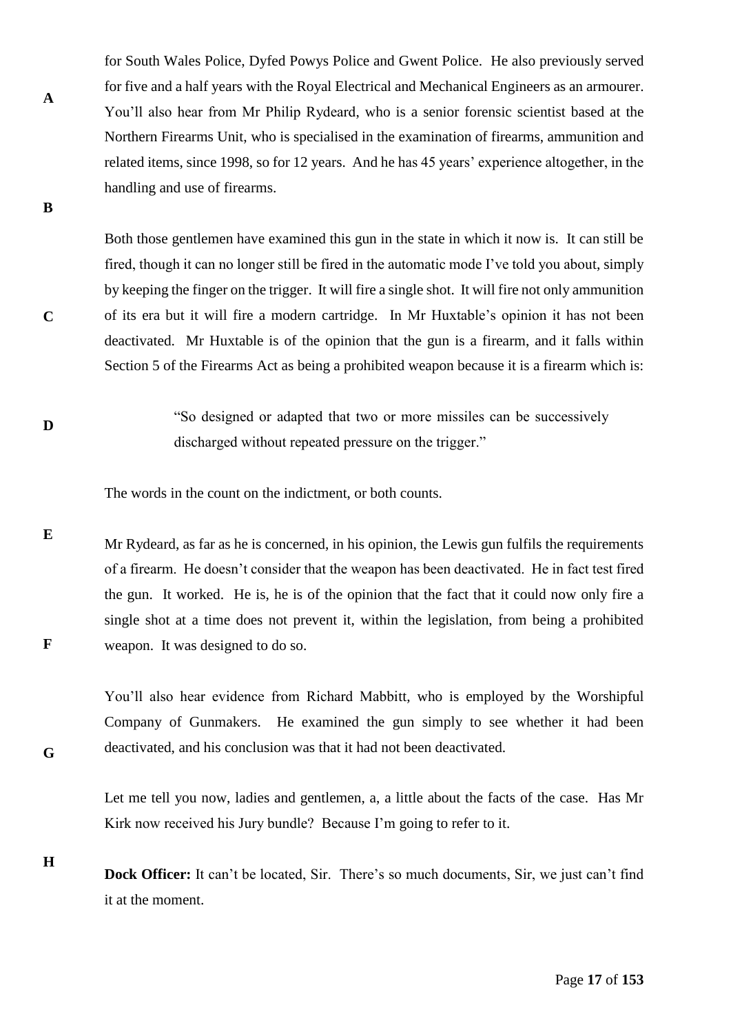for South Wales Police, Dyfed Powys Police and Gwent Police. He also previously served for five and a half years with the Royal Electrical and Mechanical Engineers as an armourer. You'll also hear from Mr Philip Rydeard, who is a senior forensic scientist based at the Northern Firearms Unit, who is specialised in the examination of firearms, ammunition and related items, since 1998, so for 12 years. And he has 45 years' experience altogether, in the handling and use of firearms.

Both those gentlemen have examined this gun in the state in which it now is. It can still be fired, though it can no longer still be fired in the automatic mode I've told you about, simply by keeping the finger on the trigger. It will fire a single shot. It will fire not only ammunition of its era but it will fire a modern cartridge. In Mr Huxtable's opinion it has not been deactivated. Mr Huxtable is of the opinion that the gun is a firearm, and it falls within Section 5 of the Firearms Act as being a prohibited weapon because it is a firearm which is:

> "So designed or adapted that two or more missiles can be successively discharged without repeated pressure on the trigger."

The words in the count on the indictment, or both counts.

Mr Rydeard, as far as he is concerned, in his opinion, the Lewis gun fulfils the requirements of a firearm. He doesn't consider that the weapon has been deactivated. He in fact test fired the gun. It worked. He is, he is of the opinion that the fact that it could now only fire a single shot at a time does not prevent it, within the legislation, from being a prohibited weapon. It was designed to do so.

You'll also hear evidence from Richard Mabbitt, who is employed by the Worshipful Company of Gunmakers. He examined the gun simply to see whether it had been deactivated, and his conclusion was that it had not been deactivated.

Let me tell you now, ladies and gentlemen, a, a little about the facts of the case. Has Mr Kirk now received his Jury bundle? Because I'm going to refer to it.

**Dock Officer:** It can't be located, Sir. There's so much documents, Sir, we just can't find it at the moment.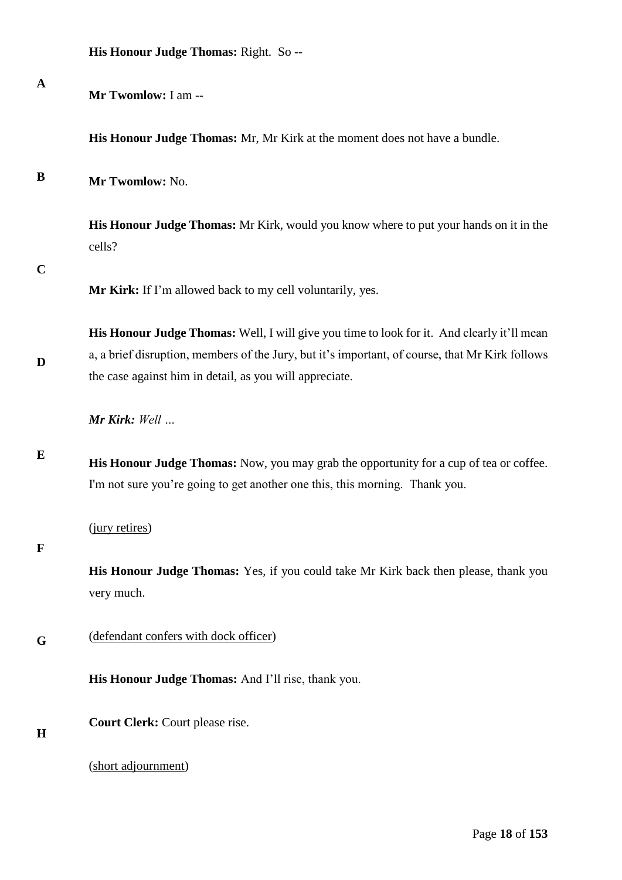**His Honour Judge Thomas:** Right. So --

**Mr Twomlow:** I am --

**His Honour Judge Thomas:** Mr, Mr Kirk at the moment does not have a bundle.

**Mr Twomlow:** No.

**His Honour Judge Thomas:** Mr Kirk, would you know where to put your hands on it in the cells?

**Mr Kirk:** If I'm allowed back to my cell voluntarily, yes.

**His Honour Judge Thomas:** Well, I will give you time to look for it. And clearly it'll mean a, a brief disruption, members of the Jury, but it's important, of course, that Mr Kirk follows the case against him in detail, as you will appreciate.

***Mr Kirk:*** *Well …*

**His Honour Judge Thomas:** Now, you may grab the opportunity for a cup of tea or coffee. I'm not sure you're going to get another one this, this morning. Thank you.

(<u>jury retires</u>)

**His Honour Judge Thomas:** Yes, if you could take Mr Kirk back then please, thank you very much.

(<u>defendant confers with dock officer</u>)

**His Honour Judge Thomas:** And I'll rise, thank you.

**Court Clerk:** Court please rise.

(<u>short adjournment</u>)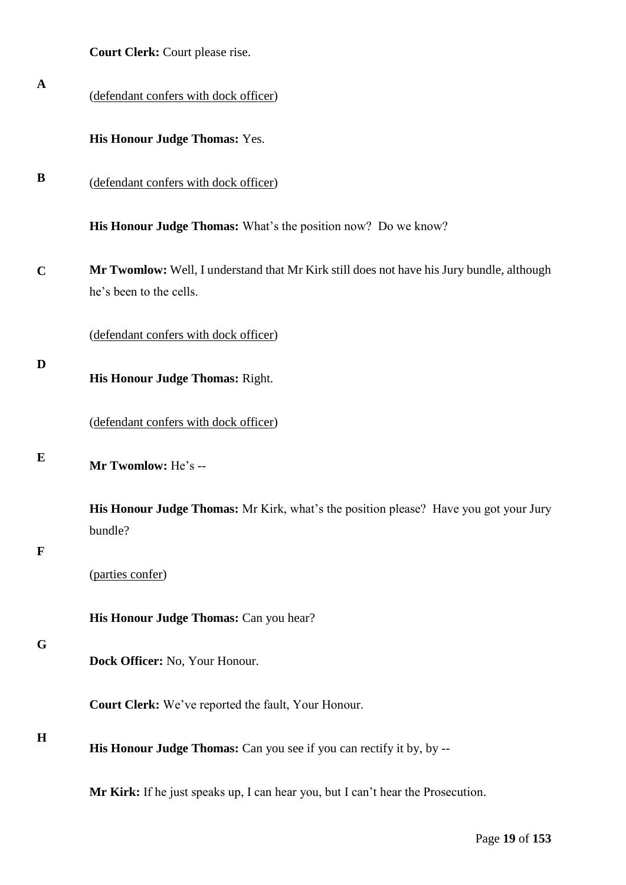**Court Clerk:** Court please rise.

(defendant confers with dock officer)

**His Honour Judge Thomas:** Yes.

(defendant confers with dock officer)

**His Honour Judge Thomas:** What's the position now? Do we know?

**Mr Twomlow:** Well, I understand that Mr Kirk still does not have his Jury bundle, although he's been to the cells.

(defendant confers with dock officer)

**His Honour Judge Thomas:** Right.

(defendant confers with dock officer)

**Mr Twomlow:** He's --

**His Honour Judge Thomas:** Mr Kirk, what's the position please? Have you got your Jury bundle?

(parties confer)

**His Honour Judge Thomas:** Can you hear?

**Dock Officer:** No, Your Honour.

**Court Clerk:** We've reported the fault, Your Honour.

**His Honour Judge Thomas:** Can you see if you can rectify it by, by --

**Mr Kirk:** If he just speaks up, I can hear you, but I can't hear the Prosecution.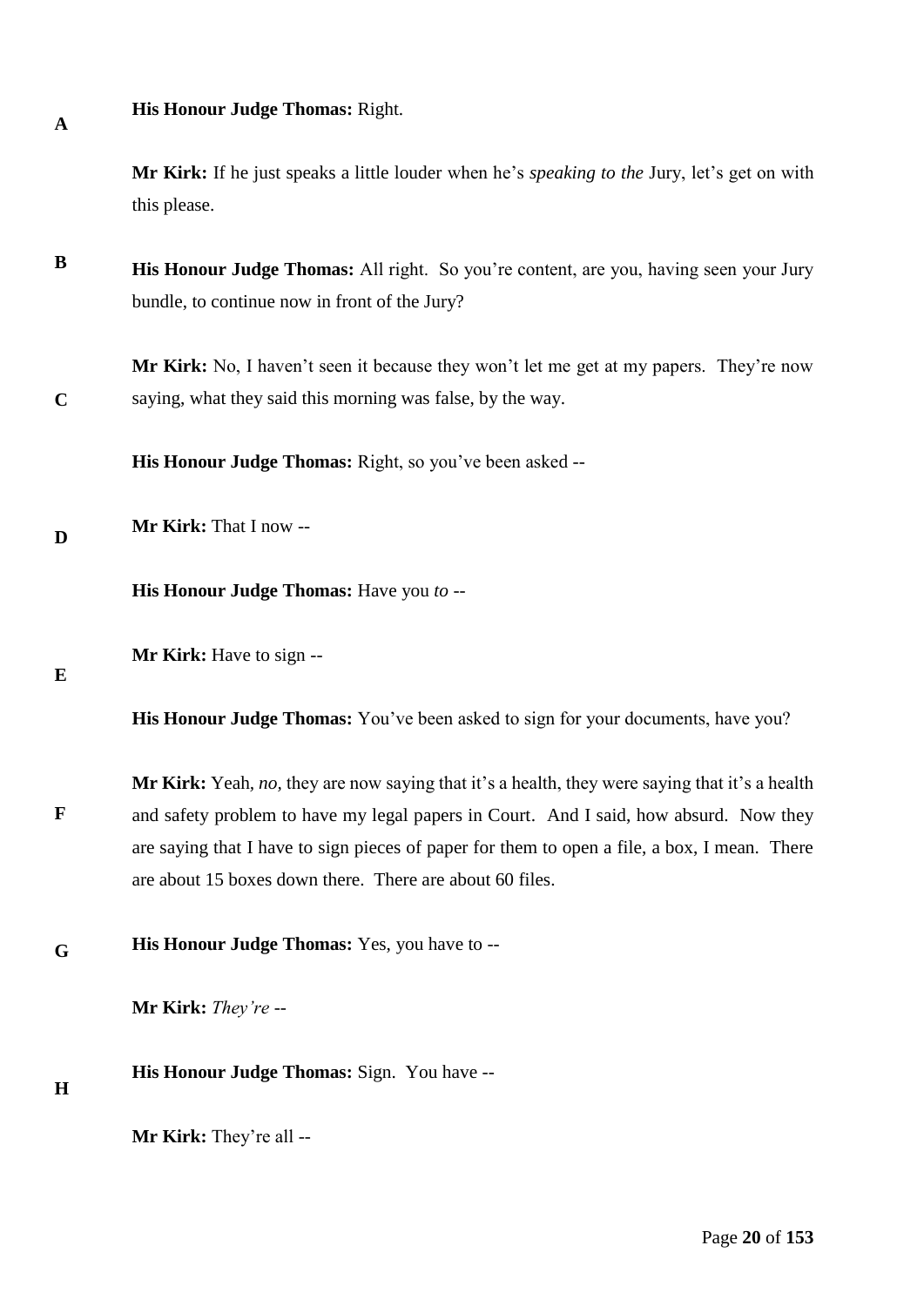**His Honour Judge Thomas:** Right.

**Mr Kirk:** If he just speaks a little louder when he's *speaking to the* Jury, let's get on with this please.

**His Honour Judge Thomas:** All right. So you're content, are you, having seen your Jury bundle, to continue now in front of the Jury?

**Mr Kirk:** No, I haven't seen it because they won't let me get at my papers. They're now saying, what they said this morning was false, by the way.

**His Honour Judge Thomas:** Right, so you've been asked --

**Mr Kirk:** That I now --

**His Honour Judge Thomas:** Have you *to* --

**Mr Kirk:** Have to sign --

**His Honour Judge Thomas:** You've been asked to sign for your documents, have you?

**Mr Kirk:** Yeah, *no,* they are now saying that it's a health, they were saying that it's a health and safety problem to have my legal papers in Court. And I said, how absurd. Now they are saying that I have to sign pieces of paper for them to open a file, a box, I mean. There are about 15 boxes down there. There are about 60 files.

**His Honour Judge Thomas:** Yes, you have to --

**Mr Kirk:** *They're* --

**His Honour Judge Thomas:** Sign. You have --

**Mr Kirk:** They're all --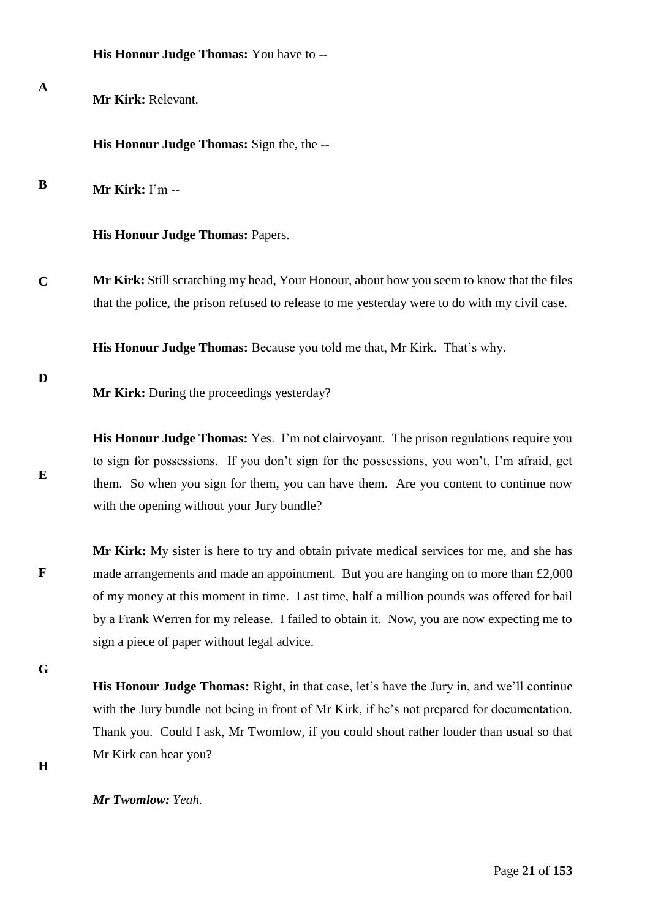**His Honour Judge Thomas:** You have to --

**Mr Kirk:** Relevant.

**His Honour Judge Thomas:** Sign the, the --

**Mr Kirk:** I'm --

**His Honour Judge Thomas:** Papers.

**Mr Kirk:** Still scratching my head, Your Honour, about how you seem to know that the files that the police, the prison refused to release to me yesterday were to do with my civil case.

**His Honour Judge Thomas:** Because you told me that, Mr Kirk. That's why.

**Mr Kirk:** During the proceedings yesterday?

**His Honour Judge Thomas:** Yes. I'm not clairvoyant. The prison regulations require you to sign for possessions. If you don't sign for the possessions, you won't, I'm afraid, get them. So when you sign for them, you can have them. Are you content to continue now with the opening without your Jury bundle?

**Mr Kirk:** My sister is here to try and obtain private medical services for me, and she has made arrangements and made an appointment. But you are hanging on to more than £2,000 of my money at this moment in time. Last time, half a million pounds was offered for bail by a Frank Werren for my release. I failed to obtain it. Now, you are now expecting me to sign a piece of paper without legal advice.

**His Honour Judge Thomas:** Right, in that case, let's have the Jury in, and we'll continue with the Jury bundle not being in front of Mr Kirk, if he's not prepared for documentation. Thank you. Could I ask, Mr Twomlow, if you could shout rather louder than usual so that Mr Kirk can hear you?

***Mr Twomlow:*** *Yeah.*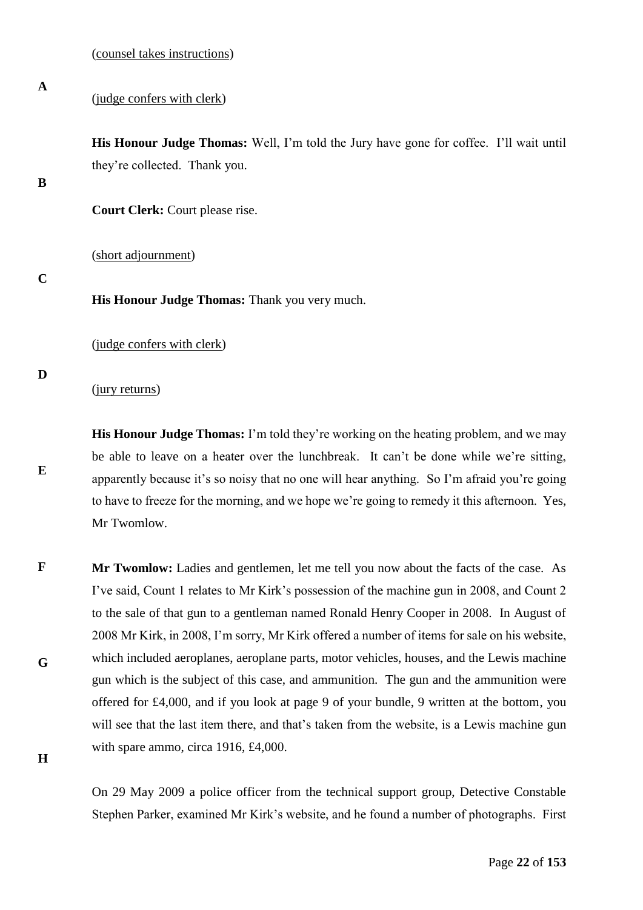(counsel takes instructions)

(judge confers with clerk)

**His Honour Judge Thomas:** Well, I'm told the Jury have gone for coffee. I'll wait until they're collected. Thank you.

**Court Clerk:** Court please rise.

(short adjournment)

**His Honour Judge Thomas:** Thank you very much.

(judge confers with clerk)

(jury returns)

**His Honour Judge Thomas:** I'm told they're working on the heating problem, and we may be able to leave on a heater over the lunchbreak. It can't be done while we're sitting, apparently because it's so noisy that no one will hear anything. So I'm afraid you're going to have to freeze for the morning, and we hope we're going to remedy it this afternoon. Yes, Mr Twomlow.

**Mr Twomlow:** Ladies and gentlemen, let me tell you now about the facts of the case. As I've said, Count 1 relates to Mr Kirk's possession of the machine gun in 2008, and Count 2 to the sale of that gun to a gentleman named Ronald Henry Cooper in 2008. In August of 2008 Mr Kirk, in 2008, I'm sorry, Mr Kirk offered a number of items for sale on his website, which included aeroplanes, aeroplane parts, motor vehicles, houses, and the Lewis machine gun which is the subject of this case, and ammunition. The gun and the ammunition were offered for £4,000, and if you look at page 9 of your bundle, 9 written at the bottom, you will see that the last item there, and that's taken from the website, is a Lewis machine gun with spare ammo, circa 1916, £4,000.

On 29 May 2009 a police officer from the technical support group, Detective Constable Stephen Parker, examined Mr Kirk's website, and he found a number of photographs. First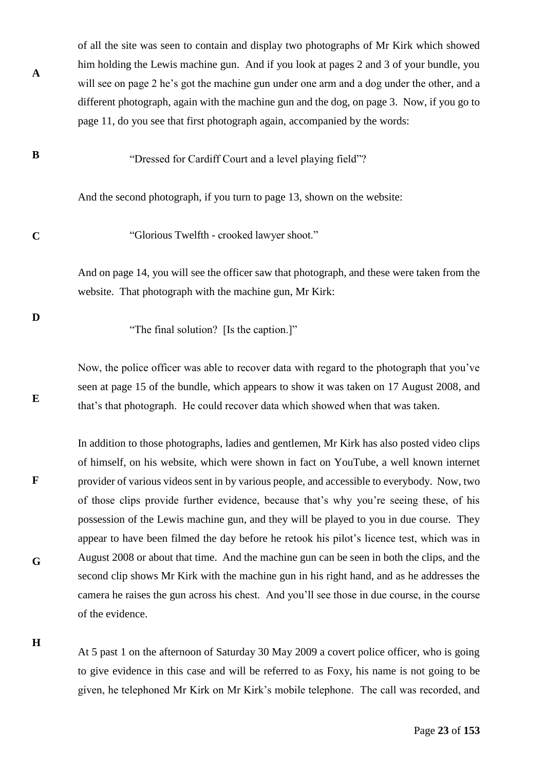of all the site was seen to contain and display two photographs of Mr Kirk which showed him holding the Lewis machine gun. And if you look at pages 2 and 3 of your bundle, you will see on page 2 he's got the machine gun under one arm and a dog under the other, and a different photograph, again with the machine gun and the dog, on page 3. Now, if you go to page 11, do you see that first photograph again, accompanied by the words:

> "Dressed for Cardiff Court and a level playing field"?

And the second photograph, if you turn to page 13, shown on the website:

> "Glorious Twelfth - crooked lawyer shoot."

And on page 14, you will see the officer saw that photograph, and these were taken from the website. That photograph with the machine gun, Mr Kirk:

> "The final solution? [Is the caption.]"

Now, the police officer was able to recover data with regard to the photograph that you've seen at page 15 of the bundle, which appears to show it was taken on 17 August 2008, and that's that photograph. He could recover data which showed when that was taken.

In addition to those photographs, ladies and gentlemen, Mr Kirk has also posted video clips of himself, on his website, which were shown in fact on YouTube, a well known internet provider of various videos sent in by various people, and accessible to everybody. Now, two of those clips provide further evidence, because that's why you're seeing these, of his possession of the Lewis machine gun, and they will be played to you in due course. They appear to have been filmed the day before he retook his pilot's licence test, which was in August 2008 or about that time. And the machine gun can be seen in both the clips, and the second clip shows Mr Kirk with the machine gun in his right hand, and as he addresses the camera he raises the gun across his chest. And you'll see those in due course, in the course of the evidence.

At 5 past 1 on the afternoon of Saturday 30 May 2009 a covert police officer, who is going to give evidence in this case and will be referred to as Foxy, his name is not going to be given, he telephoned Mr Kirk on Mr Kirk's mobile telephone. The call was recorded, and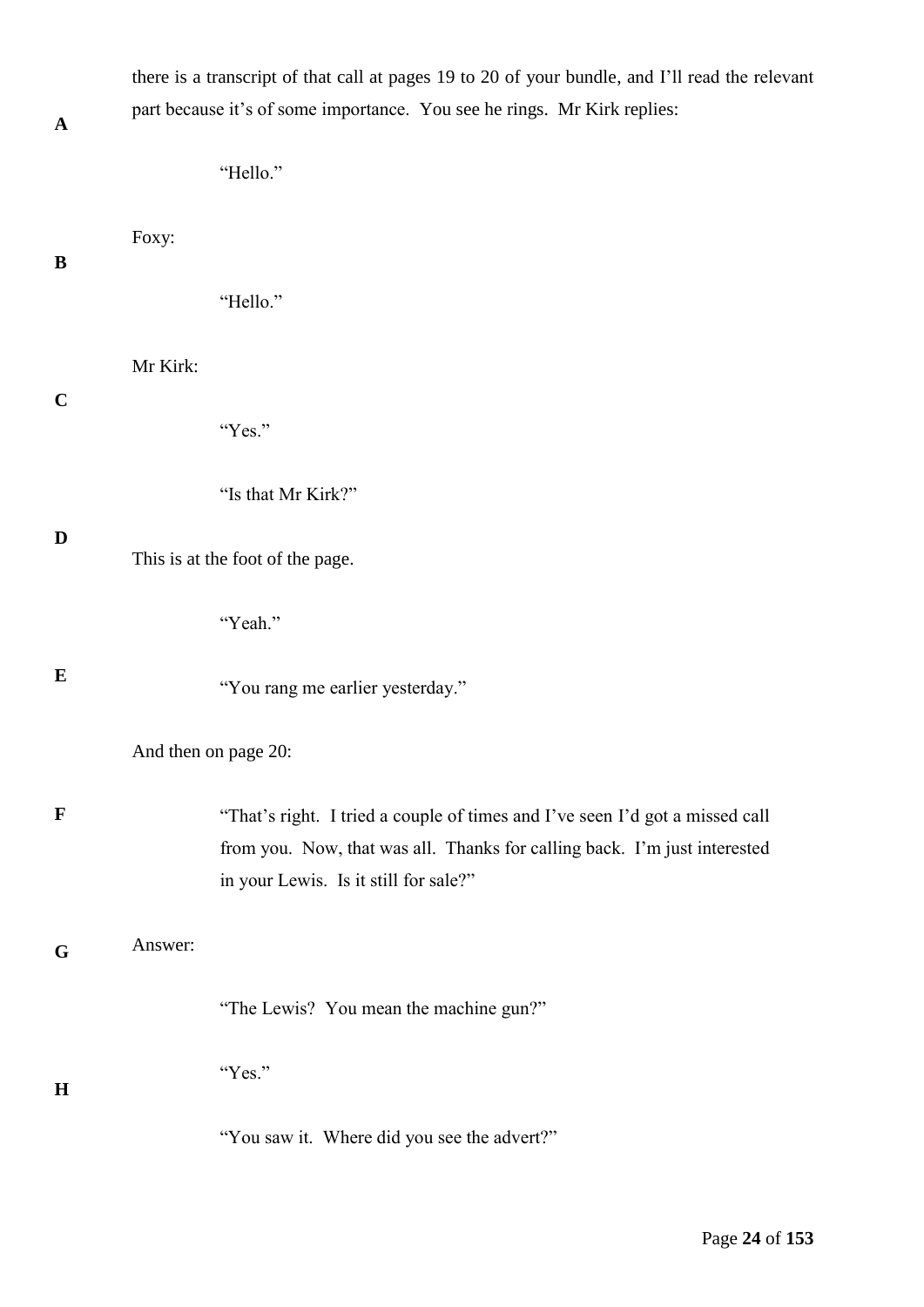there is a transcript of that call at pages 19 to 20 of your bundle, and I'll read the relevant part because it's of some importance. You see he rings. Mr Kirk replies:

> "Hello."

Foxy:

> "Hello."

Mr Kirk:

> "Yes."
>
> "Is that Mr Kirk?"

This is at the foot of the page.

> "Yeah."
>
> "You rang me earlier yesterday."

And then on page 20:

> "That's right. I tried a couple of times and I've seen I'd got a missed call from you. Now, that was all. Thanks for calling back. I'm just interested in your Lewis. Is it still for sale?"

Answer:

> "The Lewis? You mean the machine gun?"
>
> "Yes."
>
> "You saw it. Where did you see the advert?"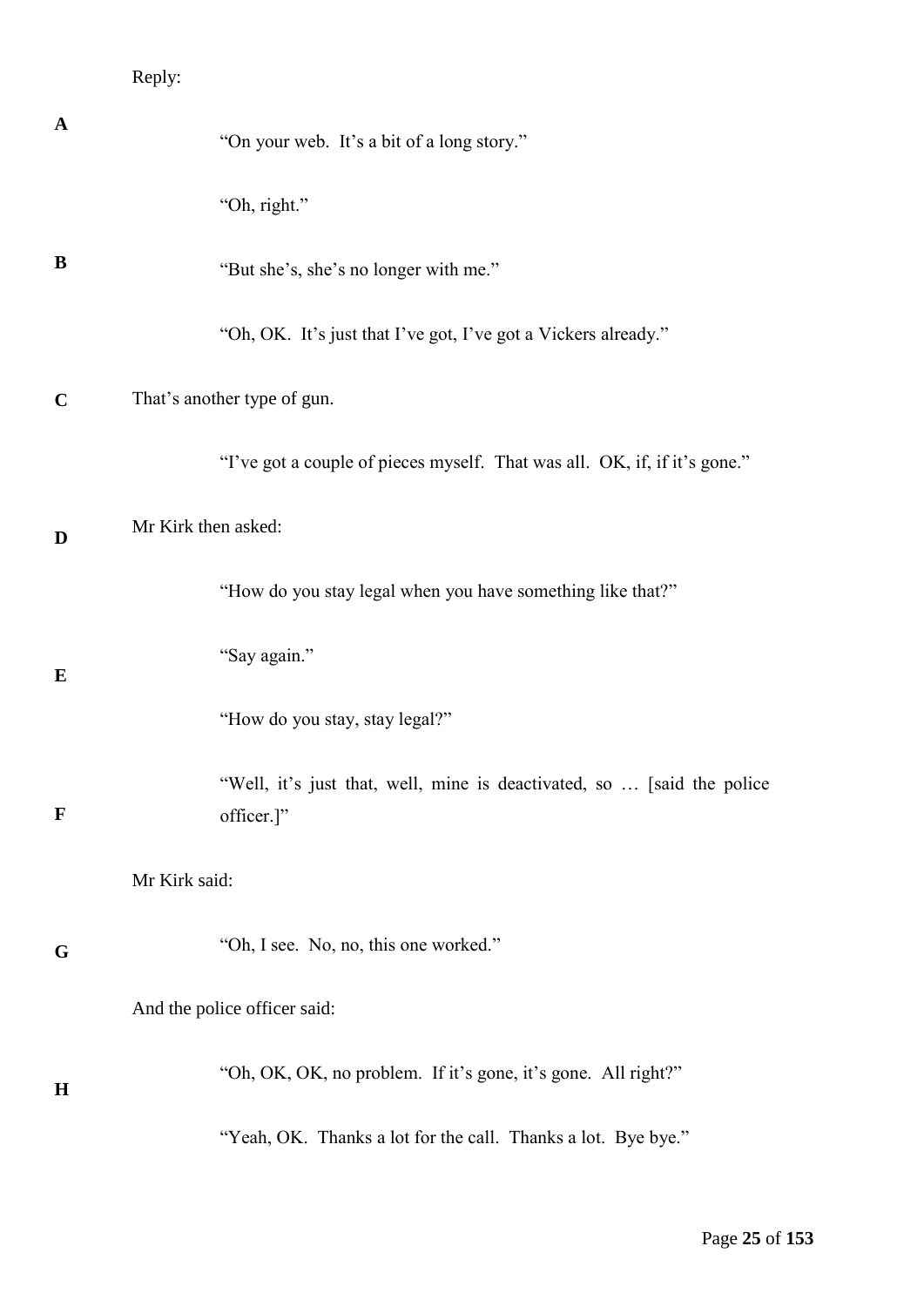Reply:

> "On your web. It's a bit of a long story."
>
> "Oh, right."
>
> "But she's, she's no longer with me."
>
> "Oh, OK. It's just that I've got, I've got a Vickers already."

That's another type of gun.

> "I've got a couple of pieces myself. That was all. OK, if, if it's gone."

Mr Kirk then asked:

> "How do you stay legal when you have something like that?"
>
> "Say again."
>
> "How do you stay, stay legal?"
>
> "Well, it's just that, well, mine is deactivated, so … [said the police officer.]"

Mr Kirk said:

> "Oh, I see. No, no, this one worked."

And the police officer said:

> "Oh, OK, OK, no problem. If it's gone, it's gone. All right?"
>
> "Yeah, OK. Thanks a lot for the call. Thanks a lot. Bye bye."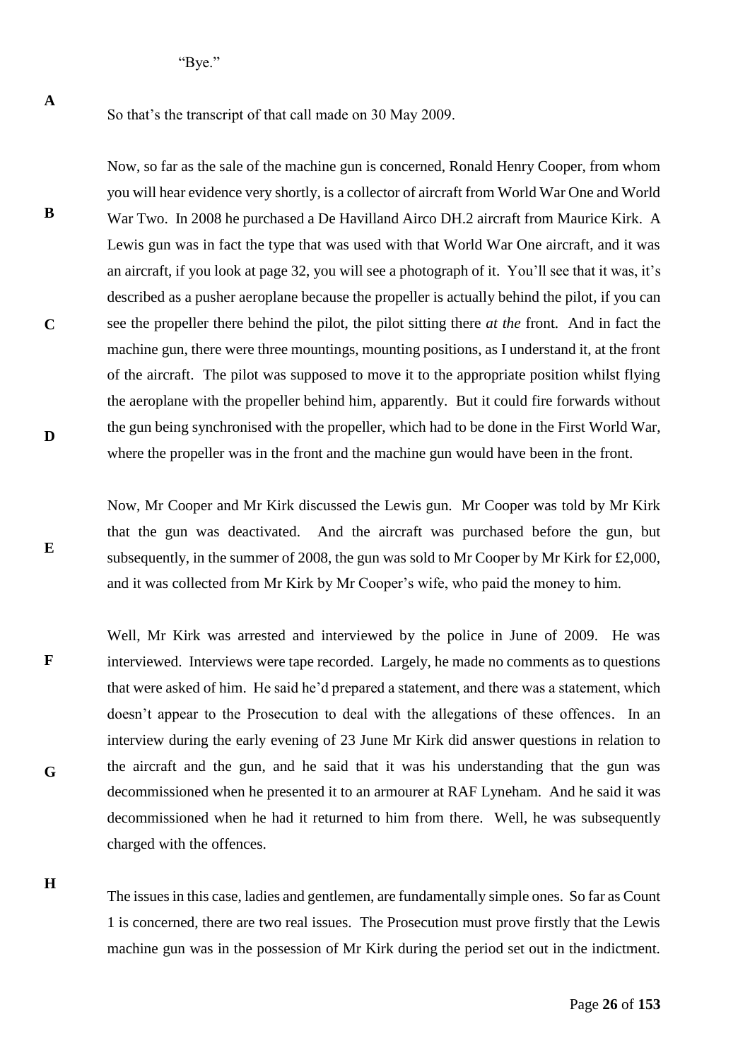"Bye."

So that's the transcript of that call made on 30 May 2009.

Now, so far as the sale of the machine gun is concerned, Ronald Henry Cooper, from whom you will hear evidence very shortly, is a collector of aircraft from World War One and World War Two. In 2008 he purchased a De Havilland Airco DH.2 aircraft from Maurice Kirk. A Lewis gun was in fact the type that was used with that World War One aircraft, and it was an aircraft, if you look at page 32, you will see a photograph of it. You'll see that it was, it's described as a pusher aeroplane because the propeller is actually behind the pilot, if you can see the propeller there behind the pilot, the pilot sitting there *at the* front. And in fact the machine gun, there were three mountings, mounting positions, as I understand it, at the front of the aircraft. The pilot was supposed to move it to the appropriate position whilst flying the aeroplane with the propeller behind him, apparently. But it could fire forwards without the gun being synchronised with the propeller, which had to be done in the First World War, where the propeller was in the front and the machine gun would have been in the front.

Now, Mr Cooper and Mr Kirk discussed the Lewis gun. Mr Cooper was told by Mr Kirk that the gun was deactivated. And the aircraft was purchased before the gun, but subsequently, in the summer of 2008, the gun was sold to Mr Cooper by Mr Kirk for £2,000, and it was collected from Mr Kirk by Mr Cooper's wife, who paid the money to him.

Well, Mr Kirk was arrested and interviewed by the police in June of 2009. He was interviewed. Interviews were tape recorded. Largely, he made no comments as to questions that were asked of him. He said he'd prepared a statement, and there was a statement, which doesn't appear to the Prosecution to deal with the allegations of these offences. In an interview during the early evening of 23 June Mr Kirk did answer questions in relation to the aircraft and the gun, and he said that it was his understanding that the gun was decommissioned when he presented it to an armourer at RAF Lyneham. And he said it was decommissioned when he had it returned to him from there. Well, he was subsequently charged with the offences.

The issues in this case, ladies and gentlemen, are fundamentally simple ones. So far as Count 1 is concerned, there are two real issues. The Prosecution must prove firstly that the Lewis machine gun was in the possession of Mr Kirk during the period set out in the indictment.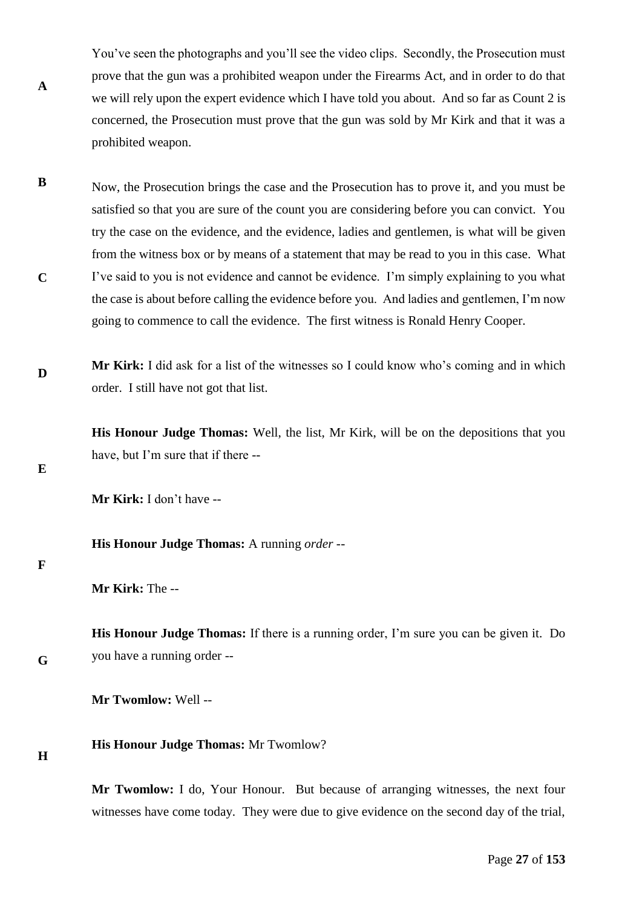You've seen the photographs and you'll see the video clips. Secondly, the Prosecution must prove that the gun was a prohibited weapon under the Firearms Act, and in order to do that we will rely upon the expert evidence which I have told you about. And so far as Count 2 is concerned, the Prosecution must prove that the gun was sold by Mr Kirk and that it was a prohibited weapon.

Now, the Prosecution brings the case and the Prosecution has to prove it, and you must be satisfied so that you are sure of the count you are considering before you can convict. You try the case on the evidence, and the evidence, ladies and gentlemen, is what will be given from the witness box or by means of a statement that may be read to you in this case. What I've said to you is not evidence and cannot be evidence. I'm simply explaining to you what the case is about before calling the evidence before you. And ladies and gentlemen, I'm now going to commence to call the evidence. The first witness is Ronald Henry Cooper.

**Mr Kirk:** I did ask for a list of the witnesses so I could know who's coming and in which order. I still have not got that list.

**His Honour Judge Thomas:** Well, the list, Mr Kirk, will be on the depositions that you have, but I'm sure that if there --

**Mr Kirk:** I don't have --

**His Honour Judge Thomas:** A running *order* --

**Mr Kirk:** The --

**His Honour Judge Thomas:** If there is a running order, I'm sure you can be given it. Do you have a running order --

**Mr Twomlow:** Well --

**His Honour Judge Thomas:** Mr Twomlow?

**Mr Twomlow:** I do, Your Honour. But because of arranging witnesses, the next four witnesses have come today. They were due to give evidence on the second day of the trial,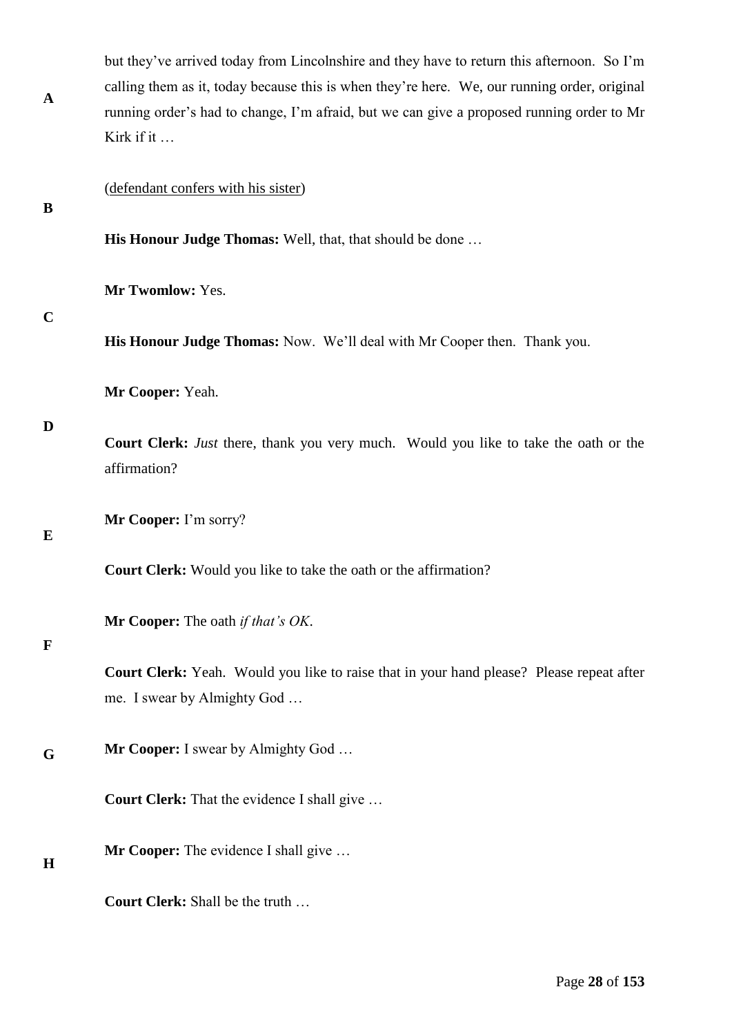but they've arrived today from Lincolnshire and they have to return this afternoon. So I'm calling them as it, today because this is when they're here. We, our running order, original running order's had to change, I'm afraid, but we can give a proposed running order to Mr Kirk if it …

(defendant confers with his sister)

**His Honour Judge Thomas:** Well, that, that should be done …

**Mr Twomlow:** Yes.

**His Honour Judge Thomas:** Now. We'll deal with Mr Cooper then. Thank you.

**Mr Cooper:** Yeah.

**Court Clerk:** *Just* there, thank you very much. Would you like to take the oath or the affirmation?

**Mr Cooper:** I'm sorry?

**Court Clerk:** Would you like to take the oath or the affirmation?

**Mr Cooper:** The oath *if that's OK*.

**Court Clerk:** Yeah. Would you like to raise that in your hand please? Please repeat after me. I swear by Almighty God …

**Mr Cooper:** I swear by Almighty God …

**Court Clerk:** That the evidence I shall give …

**Mr Cooper:** The evidence I shall give …

**Court Clerk:** Shall be the truth …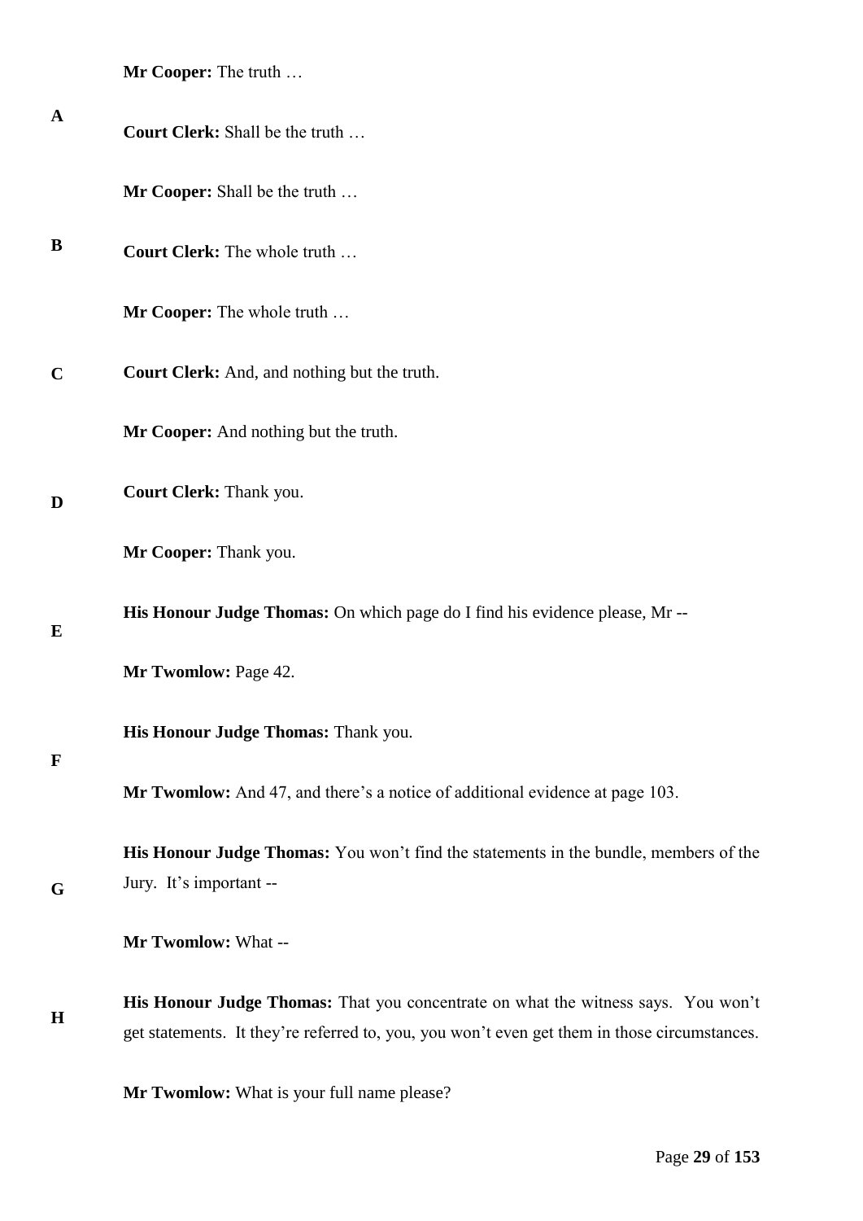**Mr Cooper:** The truth …

**Court Clerk:** Shall be the truth …

**Mr Cooper:** Shall be the truth …

**Court Clerk:** The whole truth …

**Mr Cooper:** The whole truth …

**Court Clerk:** And, and nothing but the truth.

**Mr Cooper:** And nothing but the truth.

**Court Clerk:** Thank you.

**Mr Cooper:** Thank you.

**His Honour Judge Thomas:** On which page do I find his evidence please, Mr --

**Mr Twomlow:** Page 42.

**His Honour Judge Thomas:** Thank you.

**Mr Twomlow:** And 47, and there's a notice of additional evidence at page 103.

**His Honour Judge Thomas:** You won't find the statements in the bundle, members of the Jury. It's important --

**Mr Twomlow:** What --

**His Honour Judge Thomas:** That you concentrate on what the witness says. You won't get statements. It they're referred to, you, you won't even get them in those circumstances.

**Mr Twomlow:** What is your full name please?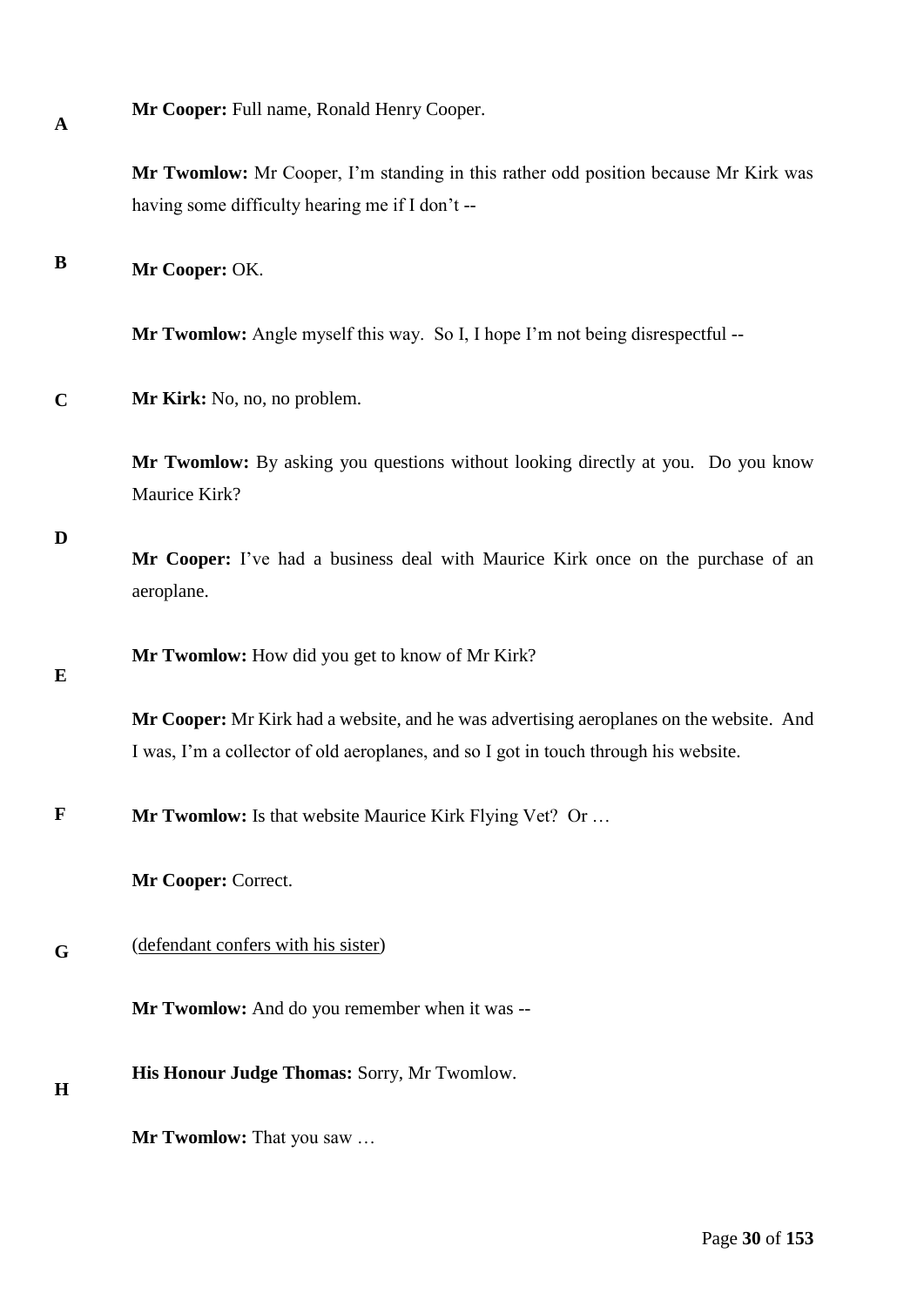**Mr Cooper:** Full name, Ronald Henry Cooper.

**Mr Twomlow:** Mr Cooper, I'm standing in this rather odd position because Mr Kirk was having some difficulty hearing me if I don't --

**Mr Cooper:** OK.

**Mr Twomlow:** Angle myself this way. So I, I hope I'm not being disrespectful --

**Mr Kirk:** No, no, no problem.

**Mr Twomlow:** By asking you questions without looking directly at you. Do you know Maurice Kirk?

**Mr Cooper:** I've had a business deal with Maurice Kirk once on the purchase of an aeroplane.

**Mr Twomlow:** How did you get to know of Mr Kirk?

**Mr Cooper:** Mr Kirk had a website, and he was advertising aeroplanes on the website. And I was, I'm a collector of old aeroplanes, and so I got in touch through his website.

**Mr Twomlow:** Is that website Maurice Kirk Flying Vet? Or …

**Mr Cooper:** Correct.

(defendant confers with his sister)

**Mr Twomlow:** And do you remember when it was --

**His Honour Judge Thomas:** Sorry, Mr Twomlow.

**Mr Twomlow:** That you saw …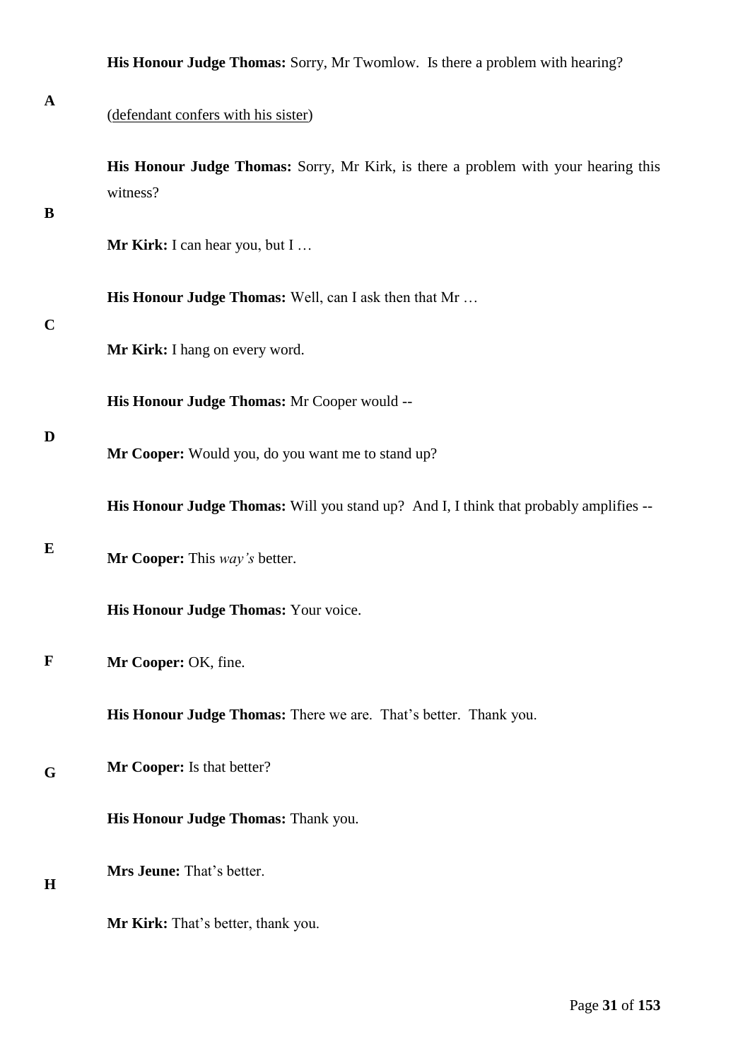**His Honour Judge Thomas:** Sorry, Mr Twomlow. Is there a problem with hearing?

(defendant confers with his sister)

**His Honour Judge Thomas:** Sorry, Mr Kirk, is there a problem with your hearing this witness?

**Mr Kirk:** I can hear you, but I …

**His Honour Judge Thomas:** Well, can I ask then that Mr …

**Mr Kirk:** I hang on every word.

**His Honour Judge Thomas:** Mr Cooper would --

**Mr Cooper:** Would you, do you want me to stand up?

**His Honour Judge Thomas:** Will you stand up? And I, I think that probably amplifies --

**Mr Cooper:** This *way's* better.

**His Honour Judge Thomas:** Your voice.

**Mr Cooper:** OK, fine.

**His Honour Judge Thomas:** There we are. That's better. Thank you.

**Mr Cooper:** Is that better?

**His Honour Judge Thomas:** Thank you.

**Mrs Jeune:** That's better.

**Mr Kirk:** That's better, thank you.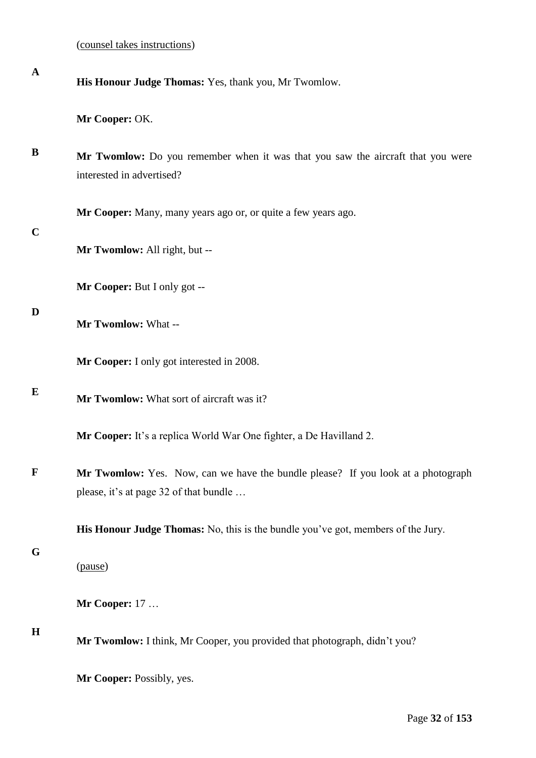(counsel takes instructions)

**His Honour Judge Thomas:** Yes, thank you, Mr Twomlow.

**Mr Cooper:** OK.

**Mr Twomlow:** Do you remember when it was that you saw the aircraft that you were interested in advertised?

**Mr Cooper:** Many, many years ago or, or quite a few years ago.

**Mr Twomlow:** All right, but --

**Mr Cooper:** But I only got --

**Mr Twomlow:** What --

**Mr Cooper:** I only got interested in 2008.

**Mr Twomlow:** What sort of aircraft was it?

**Mr Cooper:** It's a replica World War One fighter, a De Havilland 2.

**Mr Twomlow:** Yes. Now, can we have the bundle please? If you look at a photograph please, it's at page 32 of that bundle …

**His Honour Judge Thomas:** No, this is the bundle you've got, members of the Jury.

(pause)

**Mr Cooper:** 17 …

**Mr Twomlow:** I think, Mr Cooper, you provided that photograph, didn't you?

**Mr Cooper:** Possibly, yes.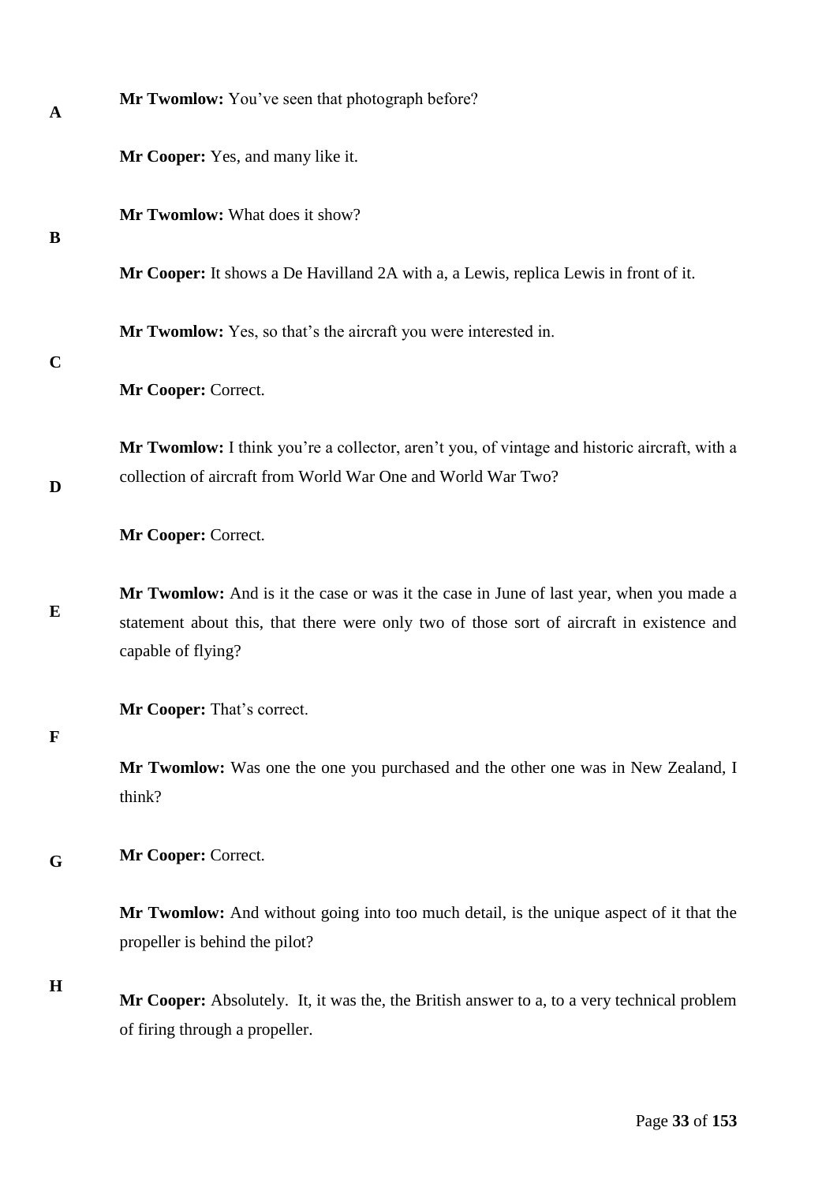**Mr Twomlow:** You've seen that photograph before?

**Mr Cooper:** Yes, and many like it.

**Mr Twomlow:** What does it show?

**Mr Cooper:** It shows a De Havilland 2A with a, a Lewis, replica Lewis in front of it.

**Mr Twomlow:** Yes, so that's the aircraft you were interested in.

**Mr Cooper:** Correct.

**Mr Twomlow:** I think you're a collector, aren't you, of vintage and historic aircraft, with a collection of aircraft from World War One and World War Two?

**Mr Cooper:** Correct.

**Mr Twomlow:** And is it the case or was it the case in June of last year, when you made a statement about this, that there were only two of those sort of aircraft in existence and capable of flying?

**Mr Cooper:** That's correct.

**Mr Twomlow:** Was one the one you purchased and the other one was in New Zealand, I think?

**Mr Cooper:** Correct.

**Mr Twomlow:** And without going into too much detail, is the unique aspect of it that the propeller is behind the pilot?

**Mr Cooper:** Absolutely. It, it was the, the British answer to a, to a very technical problem of firing through a propeller.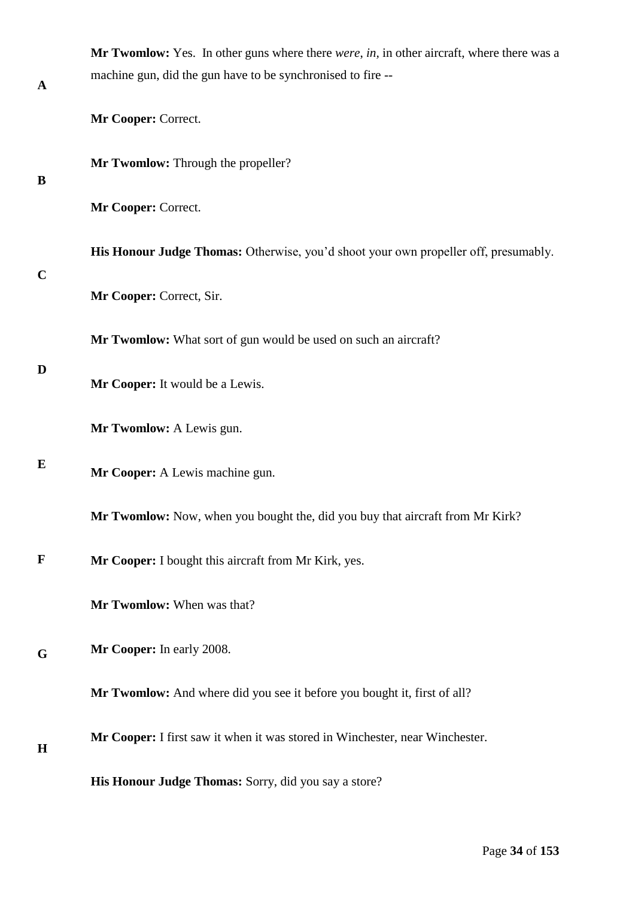**Mr Twomlow:** Yes. In other guns where there *were*, *in*, in other aircraft, where there was a machine gun, did the gun have to be synchronised to fire --

**Mr Cooper:** Correct.

**Mr Twomlow:** Through the propeller?

**Mr Cooper:** Correct.

**His Honour Judge Thomas:** Otherwise, you'd shoot your own propeller off, presumably.

**Mr Cooper:** Correct, Sir.

**Mr Twomlow:** What sort of gun would be used on such an aircraft?

**Mr Cooper:** It would be a Lewis.

**Mr Twomlow:** A Lewis gun.

**Mr Cooper:** A Lewis machine gun.

**Mr Twomlow:** Now, when you bought the, did you buy that aircraft from Mr Kirk?

**Mr Cooper:** I bought this aircraft from Mr Kirk, yes.

**Mr Twomlow:** When was that?

**Mr Cooper:** In early 2008.

**Mr Twomlow:** And where did you see it before you bought it, first of all?

**Mr Cooper:** I first saw it when it was stored in Winchester, near Winchester.

**His Honour Judge Thomas:** Sorry, did you say a store?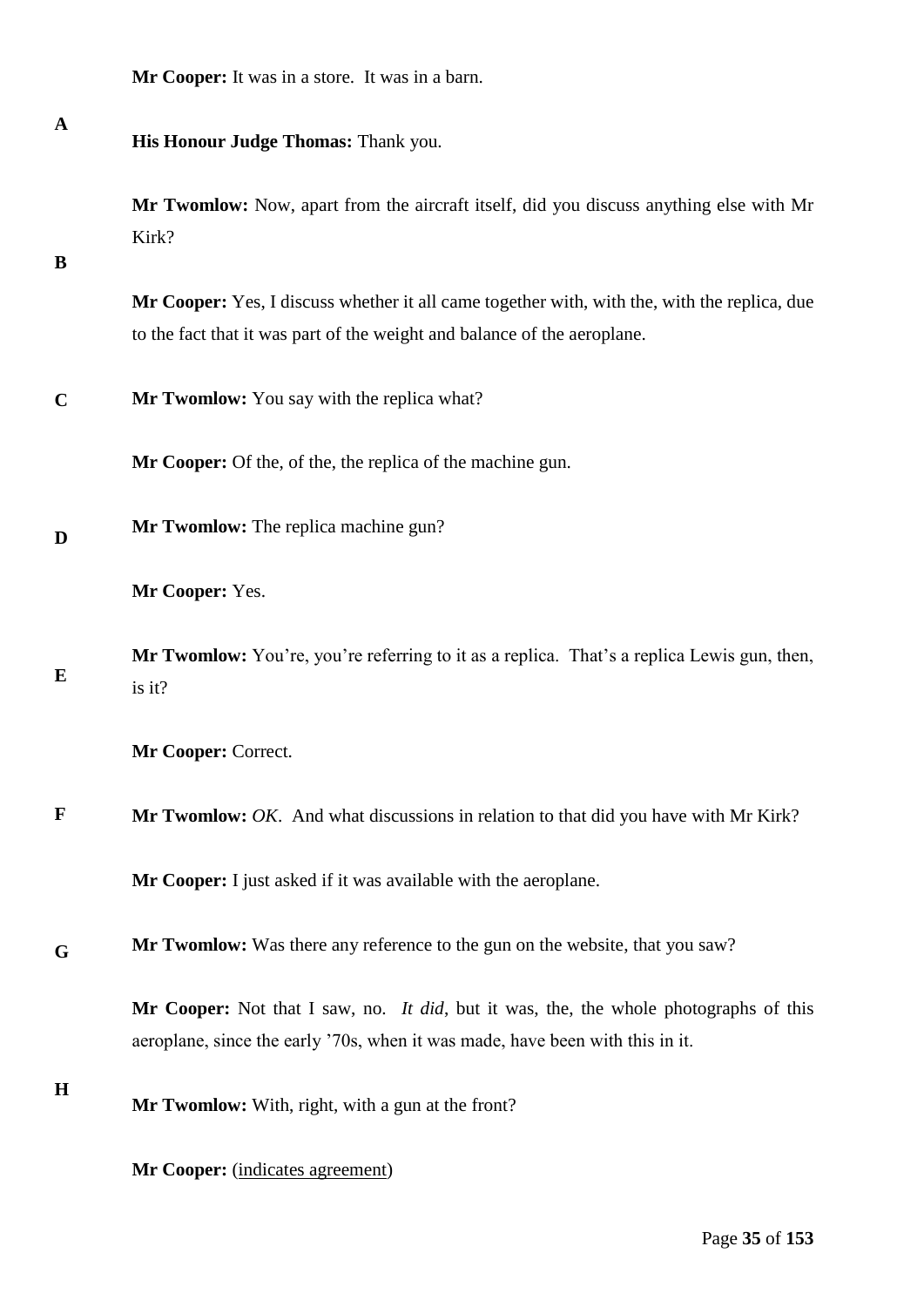**Mr Cooper:** It was in a store. It was in a barn.

**His Honour Judge Thomas:** Thank you.

**Mr Twomlow:** Now, apart from the aircraft itself, did you discuss anything else with Mr Kirk?

**Mr Cooper:** Yes, I discuss whether it all came together with, with the, with the replica, due to the fact that it was part of the weight and balance of the aeroplane.

**Mr Twomlow:** You say with the replica what?

**Mr Cooper:** Of the, of the, the replica of the machine gun.

**Mr Twomlow:** The replica machine gun?

**Mr Cooper:** Yes.

**Mr Twomlow:** You're, you're referring to it as a replica. That's a replica Lewis gun, then, is it?

**Mr Cooper:** Correct.

**Mr Twomlow:** *OK*. And what discussions in relation to that did you have with Mr Kirk?

**Mr Cooper:** I just asked if it was available with the aeroplane.

**Mr Twomlow:** Was there any reference to the gun on the website, that you saw?

**Mr Cooper:** Not that I saw, no. *It did*, but it was, the, the whole photographs of this aeroplane, since the early '70s, when it was made, have been with this in it.

**Mr Twomlow:** With, right, with a gun at the front?

**Mr Cooper:** (indicates agreement)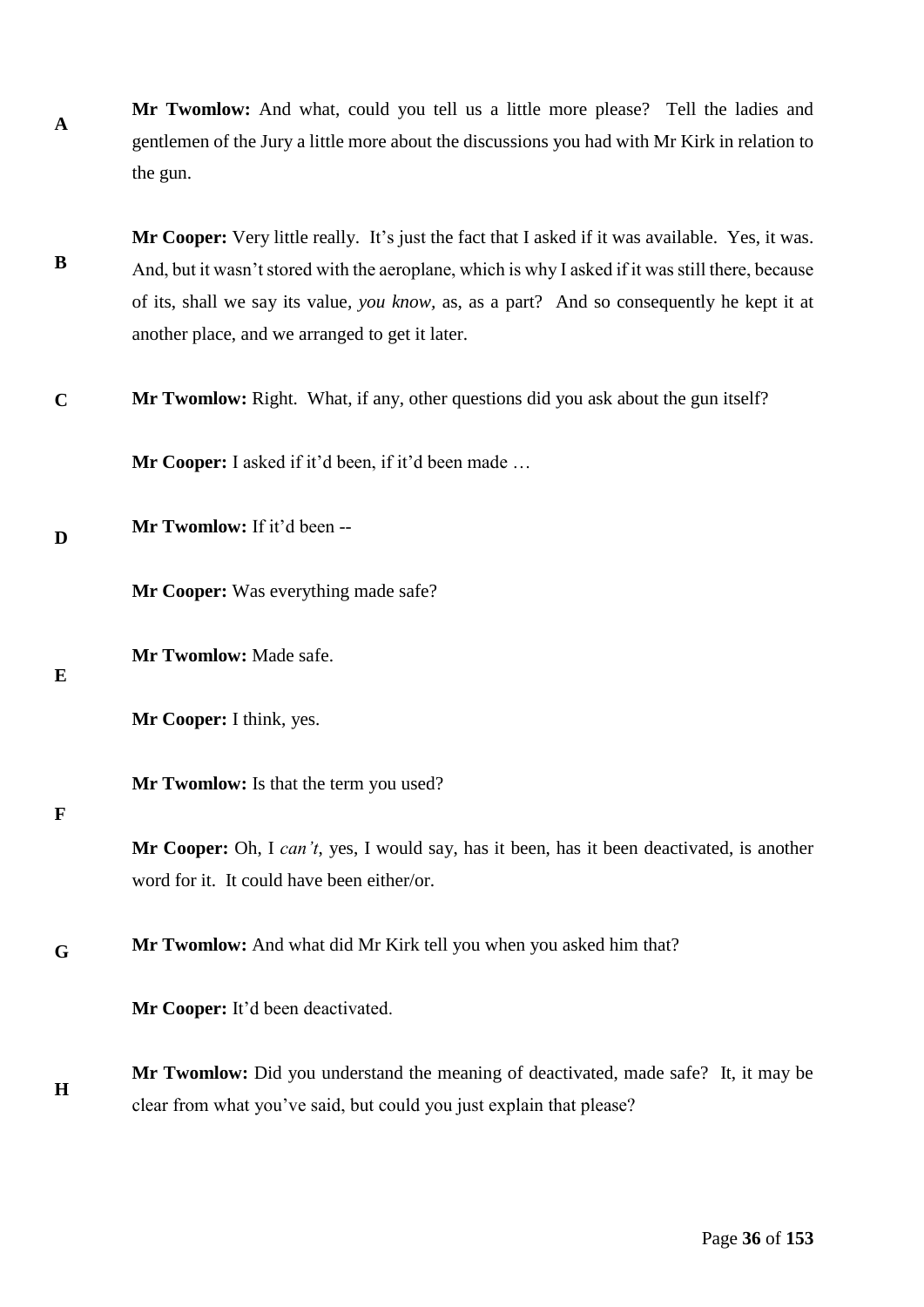**Mr Twomlow:** And what, could you tell us a little more please? Tell the ladies and gentlemen of the Jury a little more about the discussions you had with Mr Kirk in relation to the gun.

**Mr Cooper:** Very little really. It's just the fact that I asked if it was available. Yes, it was. And, but it wasn't stored with the aeroplane, which is why I asked if it was still there, because of its, shall we say its value, *you know*, as, as a part? And so consequently he kept it at another place, and we arranged to get it later.

**Mr Twomlow:** Right. What, if any, other questions did you ask about the gun itself?

**Mr Cooper:** I asked if it'd been, if it'd been made …

**Mr Twomlow:** If it'd been --

**Mr Cooper:** Was everything made safe?

**Mr Twomlow:** Made safe.

**Mr Cooper:** I think, yes.

**Mr Twomlow:** Is that the term you used?

**Mr Cooper:** Oh, I *can't*, yes, I would say, has it been, has it been deactivated, is another word for it. It could have been either/or.

**Mr Twomlow:** And what did Mr Kirk tell you when you asked him that?

**Mr Cooper:** It'd been deactivated.

**Mr Twomlow:** Did you understand the meaning of deactivated, made safe? It, it may be clear from what you've said, but could you just explain that please?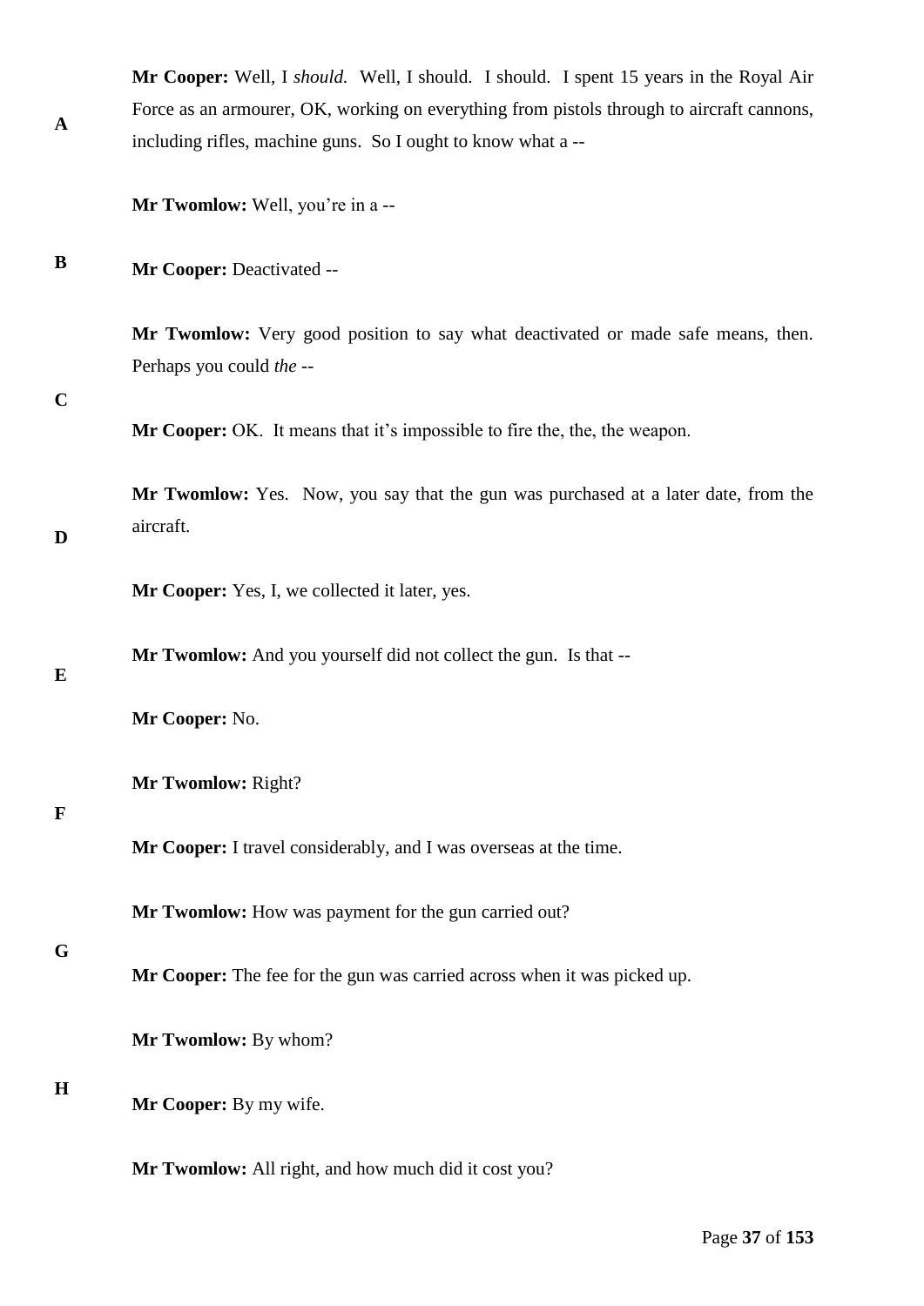**Mr Cooper:** Well, I *should.* Well, I should. I should. I spent 15 years in the Royal Air Force as an armourer, OK, working on everything from pistols through to aircraft cannons, including rifles, machine guns. So I ought to know what a --

**Mr Twomlow:** Well, you're in a --

**Mr Cooper:** Deactivated --

**Mr Twomlow:** Very good position to say what deactivated or made safe means, then. Perhaps you could *the* --

**Mr Cooper:** OK. It means that it's impossible to fire the, the, the weapon.

**Mr Twomlow:** Yes. Now, you say that the gun was purchased at a later date, from the aircraft.

**Mr Cooper:** Yes, I, we collected it later, yes.

**Mr Twomlow:** And you yourself did not collect the gun. Is that --

**Mr Cooper:** No.

**Mr Twomlow:** Right?

**Mr Cooper:** I travel considerably, and I was overseas at the time.

**Mr Twomlow:** How was payment for the gun carried out?

**Mr Cooper:** The fee for the gun was carried across when it was picked up.

**Mr Twomlow:** By whom?

**Mr Cooper:** By my wife.

**Mr Twomlow:** All right, and how much did it cost you?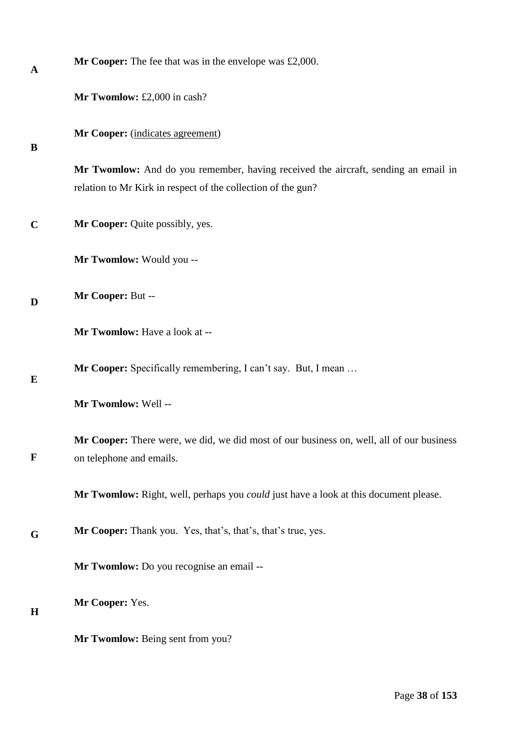**Mr Cooper:** The fee that was in the envelope was £2,000.

**Mr Twomlow:** £2,000 in cash?

**Mr Cooper:** (indicates agreement)

**Mr Twomlow:** And do you remember, having received the aircraft, sending an email in relation to Mr Kirk in respect of the collection of the gun?

**Mr Cooper:** Quite possibly, yes.

**Mr Twomlow:** Would you --

**Mr Cooper:** But --

**Mr Twomlow:** Have a look at --

**Mr Cooper:** Specifically remembering, I can't say. But, I mean …

**Mr Twomlow:** Well --

**Mr Cooper:** There were, we did, we did most of our business on, well, all of our business on telephone and emails.

**Mr Twomlow:** Right, well, perhaps you *could* just have a look at this document please.

**Mr Cooper:** Thank you. Yes, that's, that's, that's true, yes.

**Mr Twomlow:** Do you recognise an email --

**Mr Cooper:** Yes.

**Mr Twomlow:** Being sent from you?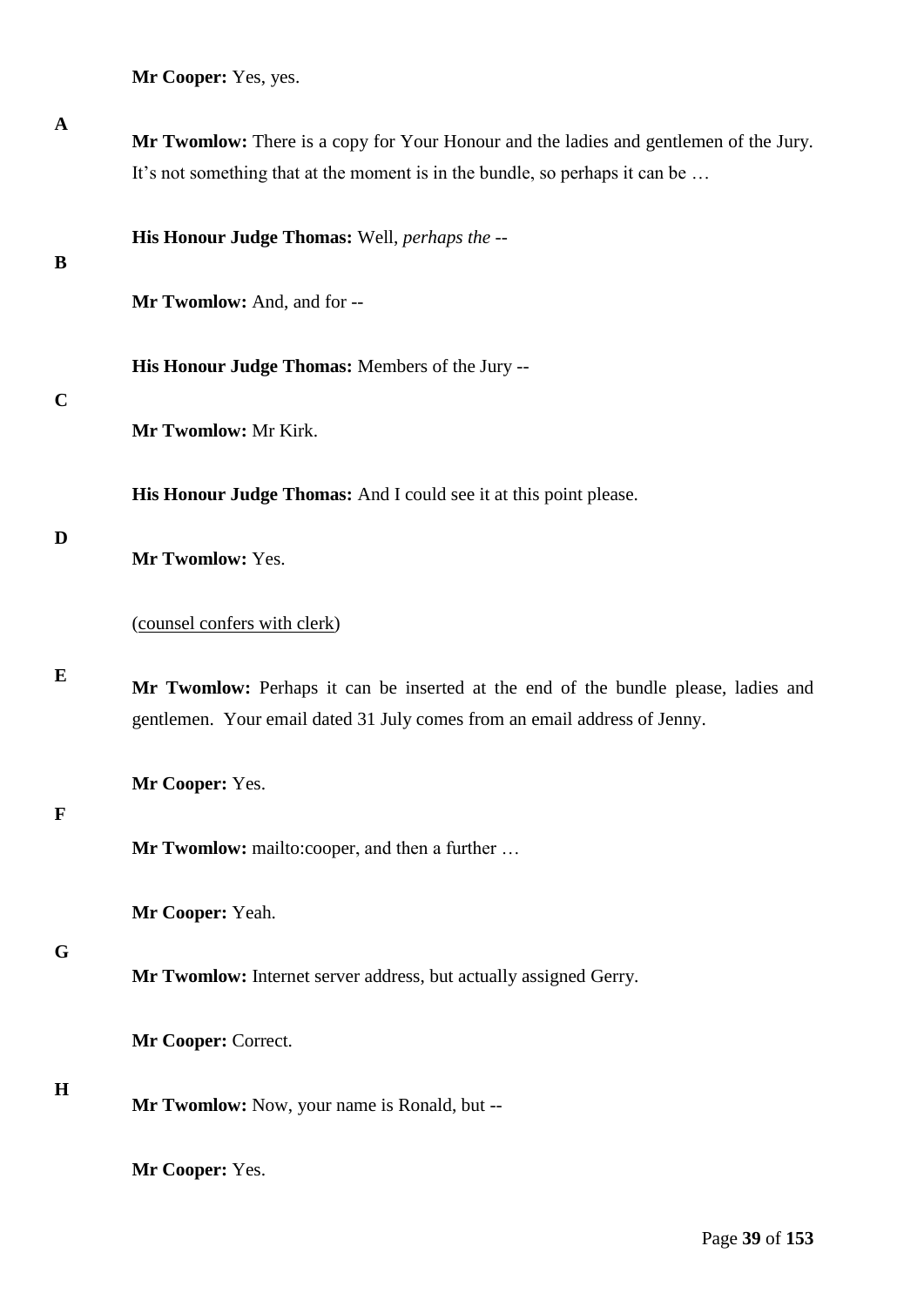**Mr Cooper:** Yes, yes.

**Mr Twomlow:** There is a copy for Your Honour and the ladies and gentlemen of the Jury. It's not something that at the moment is in the bundle, so perhaps it can be …

**His Honour Judge Thomas:** Well, *perhaps the* --

**Mr Twomlow:** And, and for --

**His Honour Judge Thomas:** Members of the Jury --

**Mr Twomlow:** Mr Kirk.

**His Honour Judge Thomas:** And I could see it at this point please.

**Mr Twomlow:** Yes.

(counsel confers with clerk)

**Mr Twomlow:** Perhaps it can be inserted at the end of the bundle please, ladies and gentlemen. Your email dated 31 July comes from an email address of Jenny.

**Mr Cooper:** Yes.

**Mr Twomlow:** mailto:cooper, and then a further …

**Mr Cooper:** Yeah.

**Mr Twomlow:** Internet server address, but actually assigned Gerry.

**Mr Cooper:** Correct.

**Mr Twomlow:** Now, your name is Ronald, but --

**Mr Cooper:** Yes.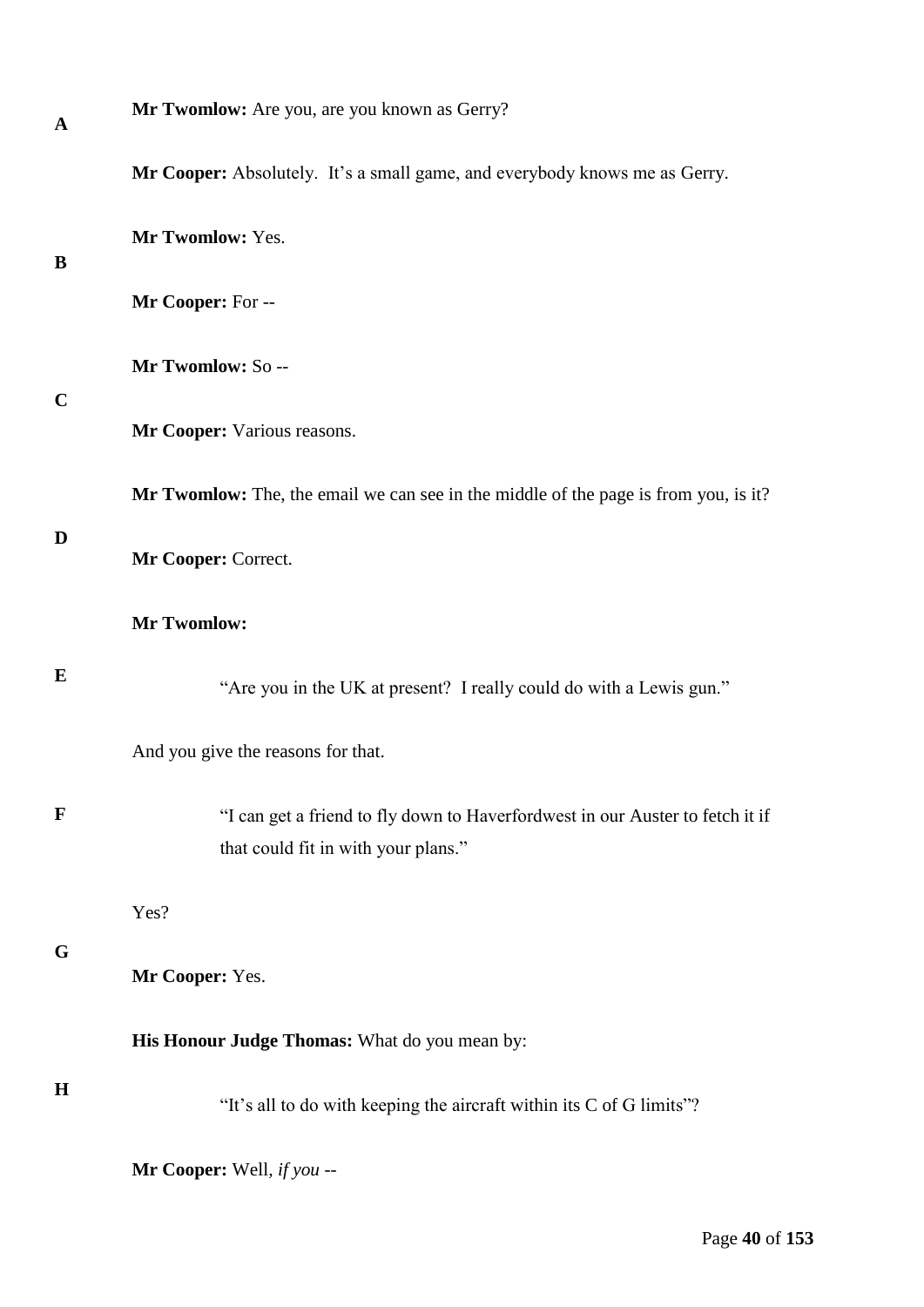**Mr Twomlow:** Are you, are you known as Gerry?

**Mr Cooper:** Absolutely. It's a small game, and everybody knows me as Gerry.

**Mr Twomlow:** Yes.

**Mr Cooper:** For --

**Mr Twomlow:** So --

**Mr Cooper:** Various reasons.

**Mr Twomlow:** The, the email we can see in the middle of the page is from you, is it?

**Mr Cooper:** Correct.

**Mr Twomlow:**

> "Are you in the UK at present? I really could do with a Lewis gun."

And you give the reasons for that.

> "I can get a friend to fly down to Haverfordwest in our Auster to fetch it if that could fit in with your plans."

Yes?

**Mr Cooper:** Yes.

**His Honour Judge Thomas:** What do you mean by:

> "It's all to do with keeping the aircraft within its C of G limits"?

**Mr Cooper:** Well, *if you* --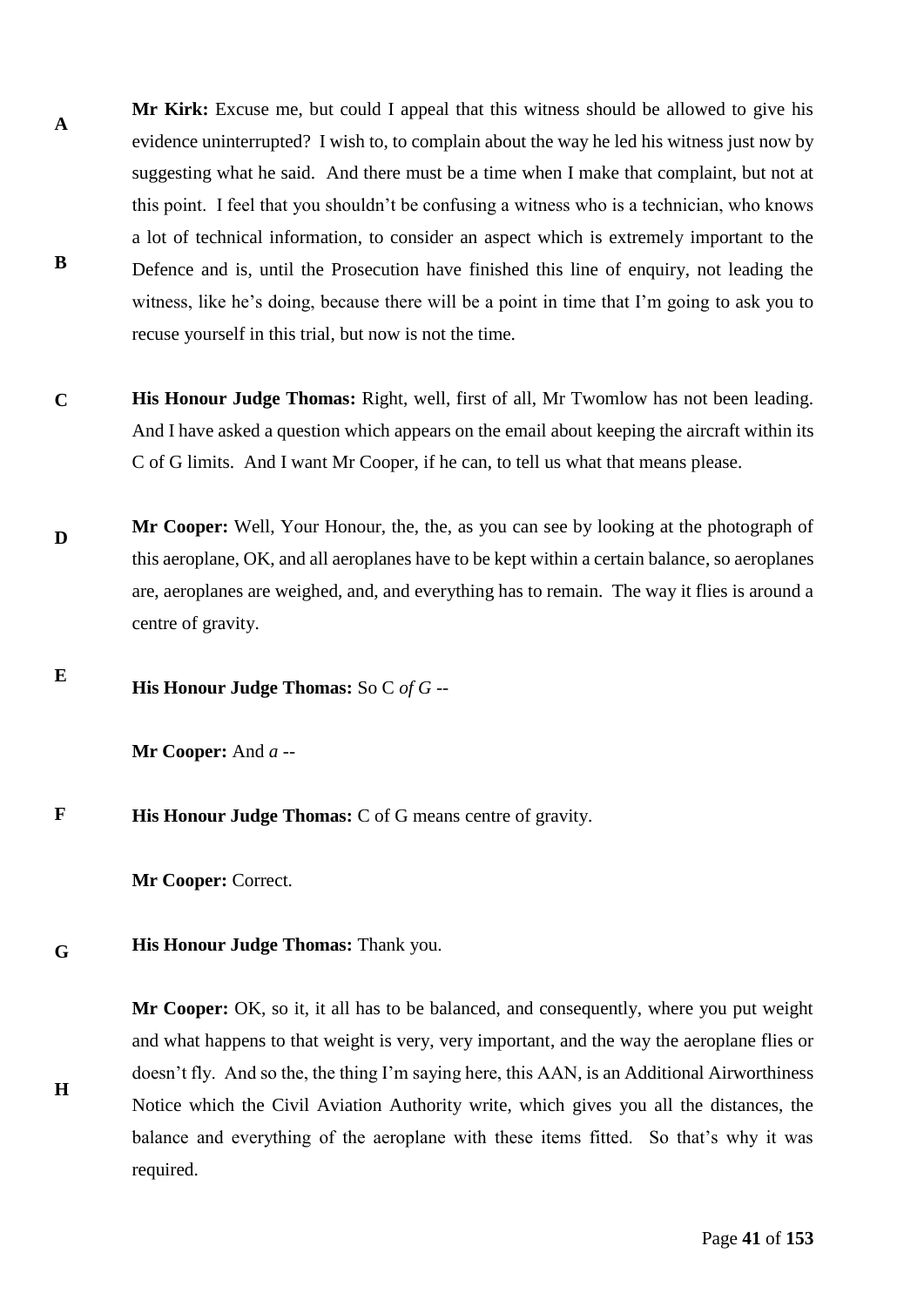**Mr Kirk:** Excuse me, but could I appeal that this witness should be allowed to give his evidence uninterrupted? I wish to, to complain about the way he led his witness just now by suggesting what he said. And there must be a time when I make that complaint, but not at this point. I feel that you shouldn't be confusing a witness who is a technician, who knows a lot of technical information, to consider an aspect which is extremely important to the Defence and is, until the Prosecution have finished this line of enquiry, not leading the witness, like he's doing, because there will be a point in time that I'm going to ask you to recuse yourself in this trial, but now is not the time.

**His Honour Judge Thomas:** Right, well, first of all, Mr Twomlow has not been leading. And I have asked a question which appears on the email about keeping the aircraft within its C of G limits. And I want Mr Cooper, if he can, to tell us what that means please.

**Mr Cooper:** Well, Your Honour, the, the, as you can see by looking at the photograph of this aeroplane, OK, and all aeroplanes have to be kept within a certain balance, so aeroplanes are, aeroplanes are weighed, and, and everything has to remain. The way it flies is around a centre of gravity.

**His Honour Judge Thomas:** So C *of G* --

**Mr Cooper:** And *a* --

**His Honour Judge Thomas:** C of G means centre of gravity.

**Mr Cooper:** Correct.

**His Honour Judge Thomas:** Thank you.

**Mr Cooper:** OK, so it, it all has to be balanced, and consequently, where you put weight and what happens to that weight is very, very important, and the way the aeroplane flies or doesn't fly. And so the, the thing I'm saying here, this AAN, is an Additional Airworthiness Notice which the Civil Aviation Authority write, which gives you all the distances, the balance and everything of the aeroplane with these items fitted. So that's why it was required.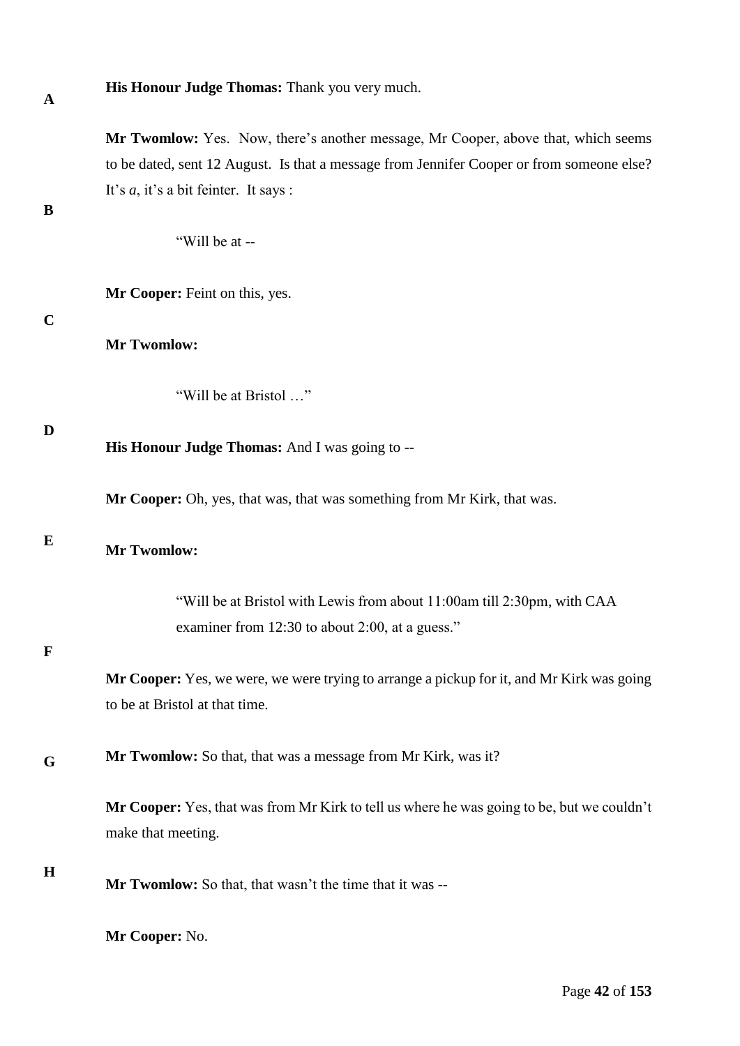**His Honour Judge Thomas:** Thank you very much.

**Mr Twomlow:** Yes. Now, there's another message, Mr Cooper, above that, which seems to be dated, sent 12 August. Is that a message from Jennifer Cooper or from someone else? It's *a*, it's a bit feinter. It says :

> "Will be at --

**Mr Cooper:** Feint on this, yes.

**Mr Twomlow:**

> "Will be at Bristol …"

**His Honour Judge Thomas:** And I was going to --

**Mr Cooper:** Oh, yes, that was, that was something from Mr Kirk, that was.

**Mr Twomlow:**

> "Will be at Bristol with Lewis from about 11:00am till 2:30pm, with CAA examiner from 12:30 to about 2:00, at a guess."

**Mr Cooper:** Yes, we were, we were trying to arrange a pickup for it, and Mr Kirk was going to be at Bristol at that time.

**Mr Twomlow:** So that, that was a message from Mr Kirk, was it?

**Mr Cooper:** Yes, that was from Mr Kirk to tell us where he was going to be, but we couldn't make that meeting.

**Mr Twomlow:** So that, that wasn't the time that it was --

**Mr Cooper:** No.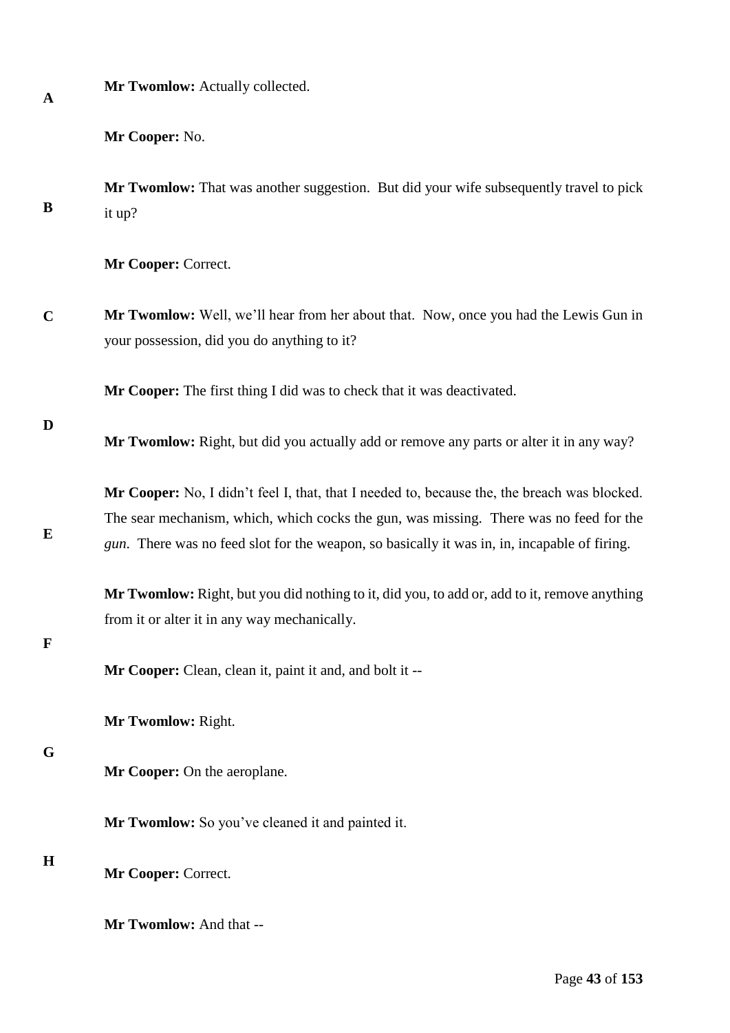**Mr Twomlow:** Actually collected.

**Mr Cooper:** No.

**Mr Twomlow:** That was another suggestion. But did your wife subsequently travel to pick it up?

**Mr Cooper:** Correct.

**Mr Twomlow:** Well, we'll hear from her about that. Now, once you had the Lewis Gun in your possession, did you do anything to it?

**Mr Cooper:** The first thing I did was to check that it was deactivated.

**Mr Twomlow:** Right, but did you actually add or remove any parts or alter it in any way?

**Mr Cooper:** No, I didn't feel I, that, that I needed to, because the, the breach was blocked. The sear mechanism, which, which cocks the gun, was missing. There was no feed for the *gun*. There was no feed slot for the weapon, so basically it was in, in, incapable of firing.

**Mr Twomlow:** Right, but you did nothing to it, did you, to add or, add to it, remove anything from it or alter it in any way mechanically.

**Mr Cooper:** Clean, clean it, paint it and, and bolt it --

**Mr Twomlow:** Right.

**Mr Cooper:** On the aeroplane.

**Mr Twomlow:** So you've cleaned it and painted it.

**Mr Cooper:** Correct.

**Mr Twomlow:** And that --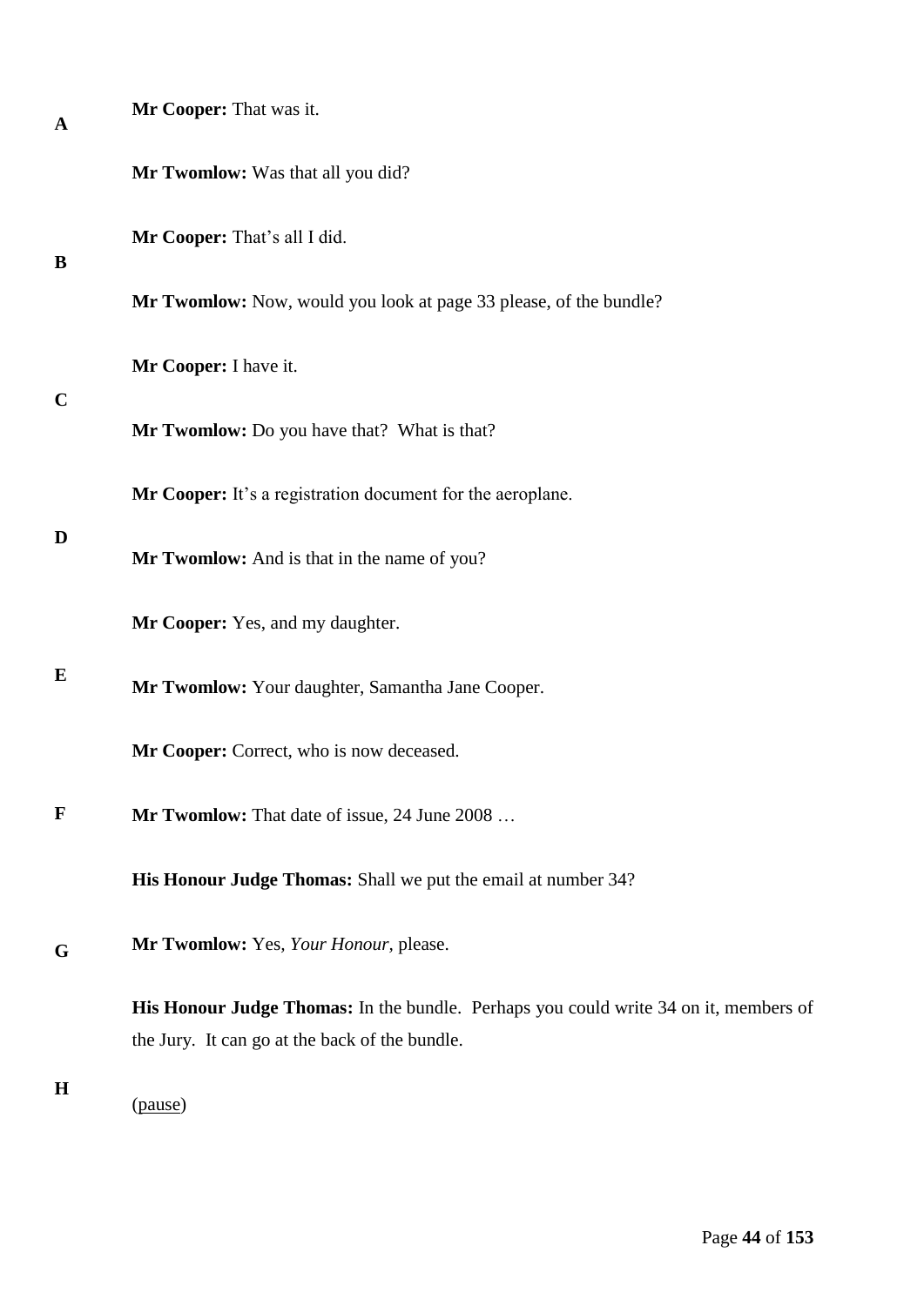**Mr Cooper:** That was it.

**Mr Twomlow:** Was that all you did?

**Mr Cooper:** That's all I did.

**Mr Twomlow:** Now, would you look at page 33 please, of the bundle?

**Mr Cooper:** I have it.

**Mr Twomlow:** Do you have that? What is that?

**Mr Cooper:** It's a registration document for the aeroplane.

**Mr Twomlow:** And is that in the name of you?

**Mr Cooper:** Yes, and my daughter.

**Mr Twomlow:** Your daughter, Samantha Jane Cooper.

**Mr Cooper:** Correct, who is now deceased.

**Mr Twomlow:** That date of issue, 24 June 2008 …

**His Honour Judge Thomas:** Shall we put the email at number 34?

**Mr Twomlow:** Yes, *Your Honour*, please.

**His Honour Judge Thomas:** In the bundle. Perhaps you could write 34 on it, members of the Jury. It can go at the back of the bundle.

(pause)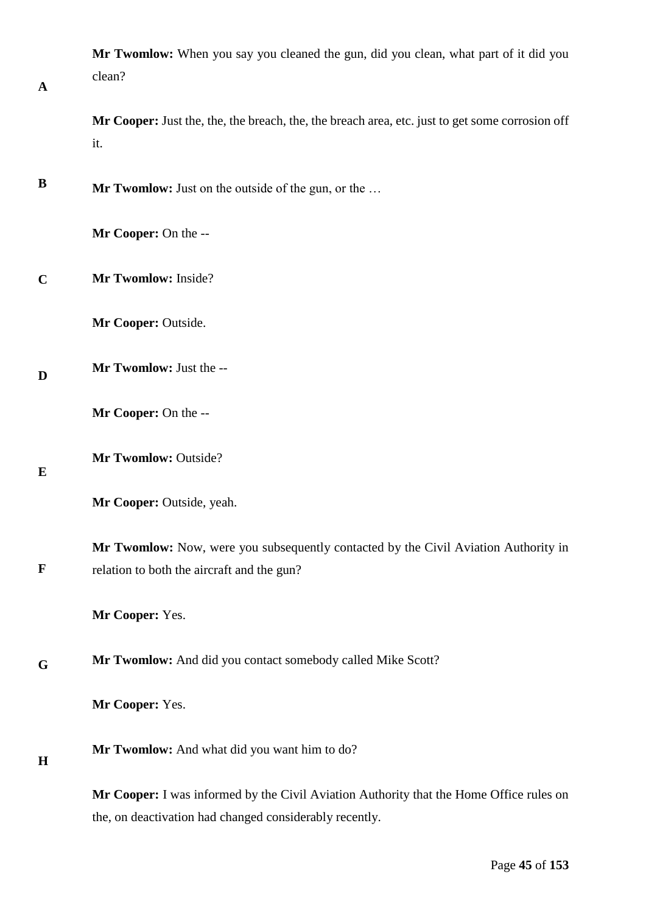**Mr Twomlow:** When you say you cleaned the gun, did you clean, what part of it did you clean?

**Mr Cooper:** Just the, the, the breach, the, the breach area, etc. just to get some corrosion off it.

**Mr Twomlow:** Just on the outside of the gun, or the …

**Mr Cooper:** On the --

**Mr Twomlow:** Inside?

**Mr Cooper:** Outside.

**Mr Twomlow:** Just the --

**Mr Cooper:** On the --

**Mr Twomlow:** Outside?

**Mr Cooper:** Outside, yeah.

**Mr Twomlow:** Now, were you subsequently contacted by the Civil Aviation Authority in relation to both the aircraft and the gun?

**Mr Cooper:** Yes.

**Mr Twomlow:** And did you contact somebody called Mike Scott?

**Mr Cooper:** Yes.

**Mr Twomlow:** And what did you want him to do?

**Mr Cooper:** I was informed by the Civil Aviation Authority that the Home Office rules on the, on deactivation had changed considerably recently.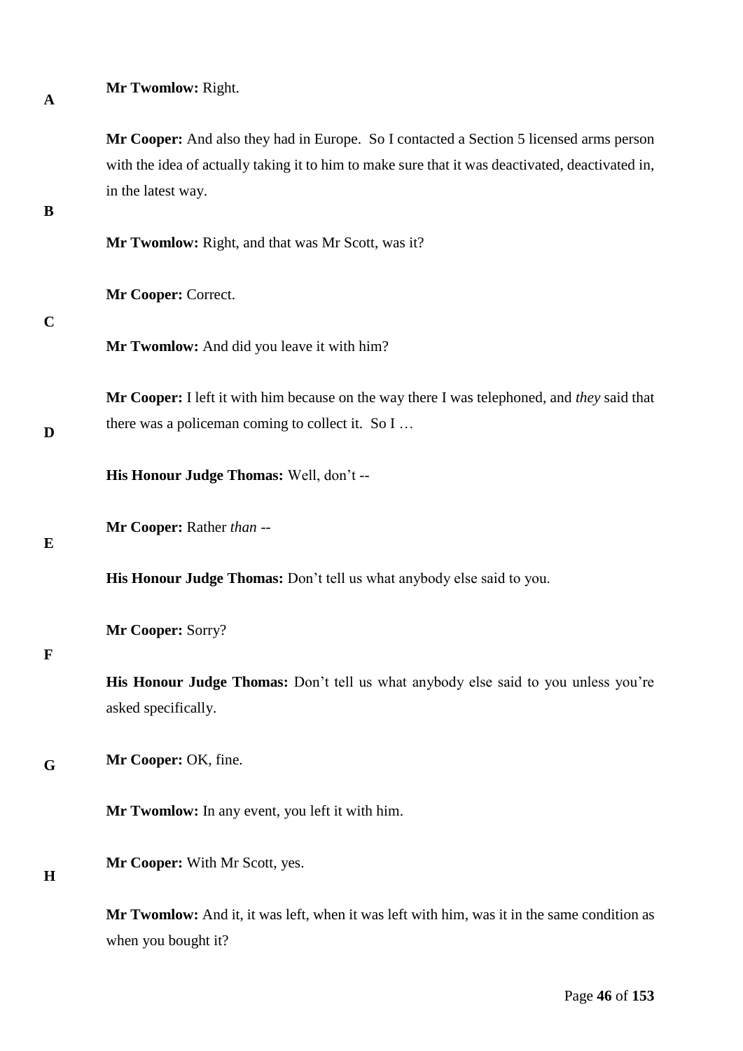**Mr Twomlow:** Right.

**Mr Cooper:** And also they had in Europe. So I contacted a Section 5 licensed arms person with the idea of actually taking it to him to make sure that it was deactivated, deactivated in, in the latest way.

**Mr Twomlow:** Right, and that was Mr Scott, was it?

**Mr Cooper:** Correct.

**Mr Twomlow:** And did you leave it with him?

**Mr Cooper:** I left it with him because on the way there I was telephoned, and *they* said that there was a policeman coming to collect it. So I …

**His Honour Judge Thomas:** Well, don't --

**Mr Cooper:** Rather *than* --

**His Honour Judge Thomas:** Don't tell us what anybody else said to you.

**Mr Cooper:** Sorry?

**His Honour Judge Thomas:** Don't tell us what anybody else said to you unless you're asked specifically.

**Mr Cooper:** OK, fine.

**Mr Twomlow:** In any event, you left it with him.

**Mr Cooper:** With Mr Scott, yes.

**Mr Twomlow:** And it, it was left, when it was left with him, was it in the same condition as when you bought it?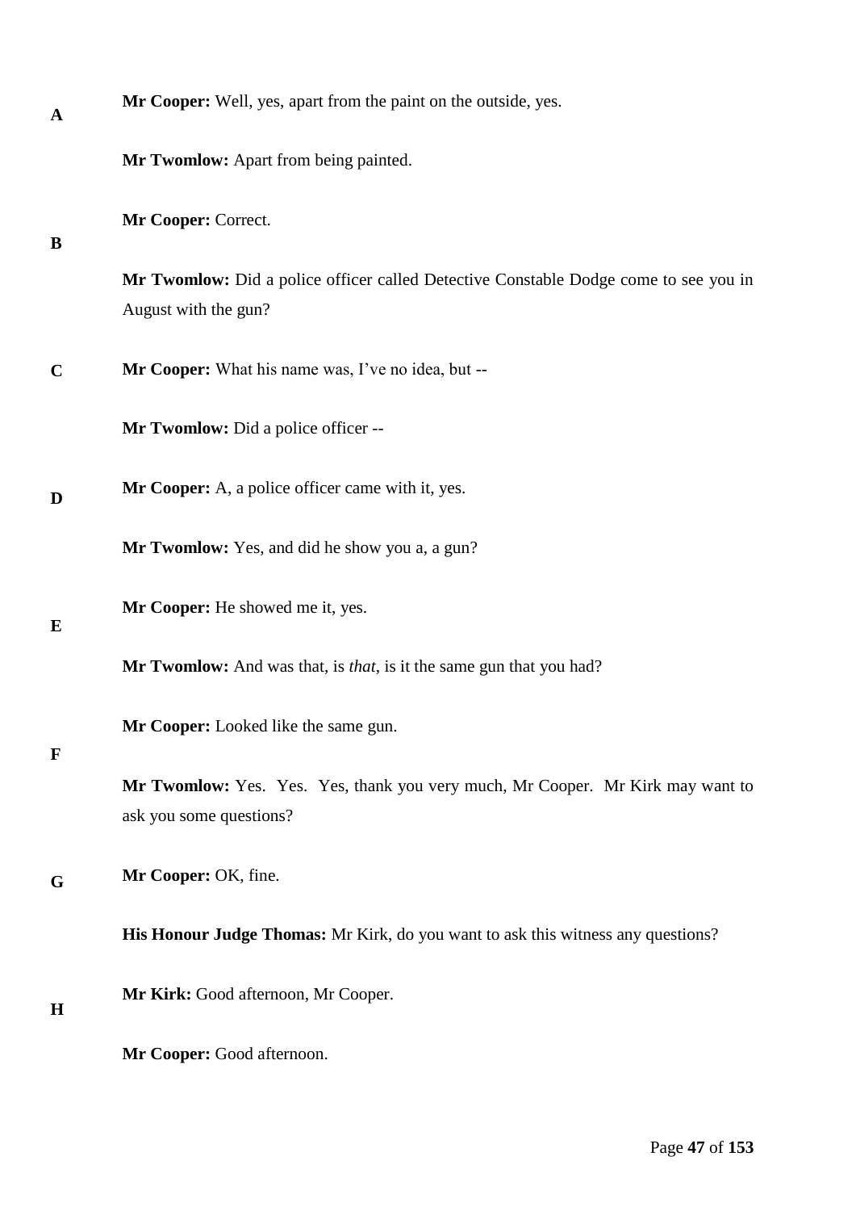**Mr Cooper:** Well, yes, apart from the paint on the outside, yes.

**Mr Twomlow:** Apart from being painted.

**Mr Cooper:** Correct.

**Mr Twomlow:** Did a police officer called Detective Constable Dodge come to see you in August with the gun?

**Mr Cooper:** What his name was, I've no idea, but --

**Mr Twomlow:** Did a police officer --

**Mr Cooper:** A, a police officer came with it, yes.

**Mr Twomlow:** Yes, and did he show you a, a gun?

**Mr Cooper:** He showed me it, yes.

**Mr Twomlow:** And was that, is *that*, is it the same gun that you had?

**Mr Cooper:** Looked like the same gun.

**Mr Twomlow:** Yes. Yes. Yes, thank you very much, Mr Cooper. Mr Kirk may want to ask you some questions?

**Mr Cooper:** OK, fine.

**His Honour Judge Thomas:** Mr Kirk, do you want to ask this witness any questions?

**Mr Kirk:** Good afternoon, Mr Cooper.

**Mr Cooper:** Good afternoon.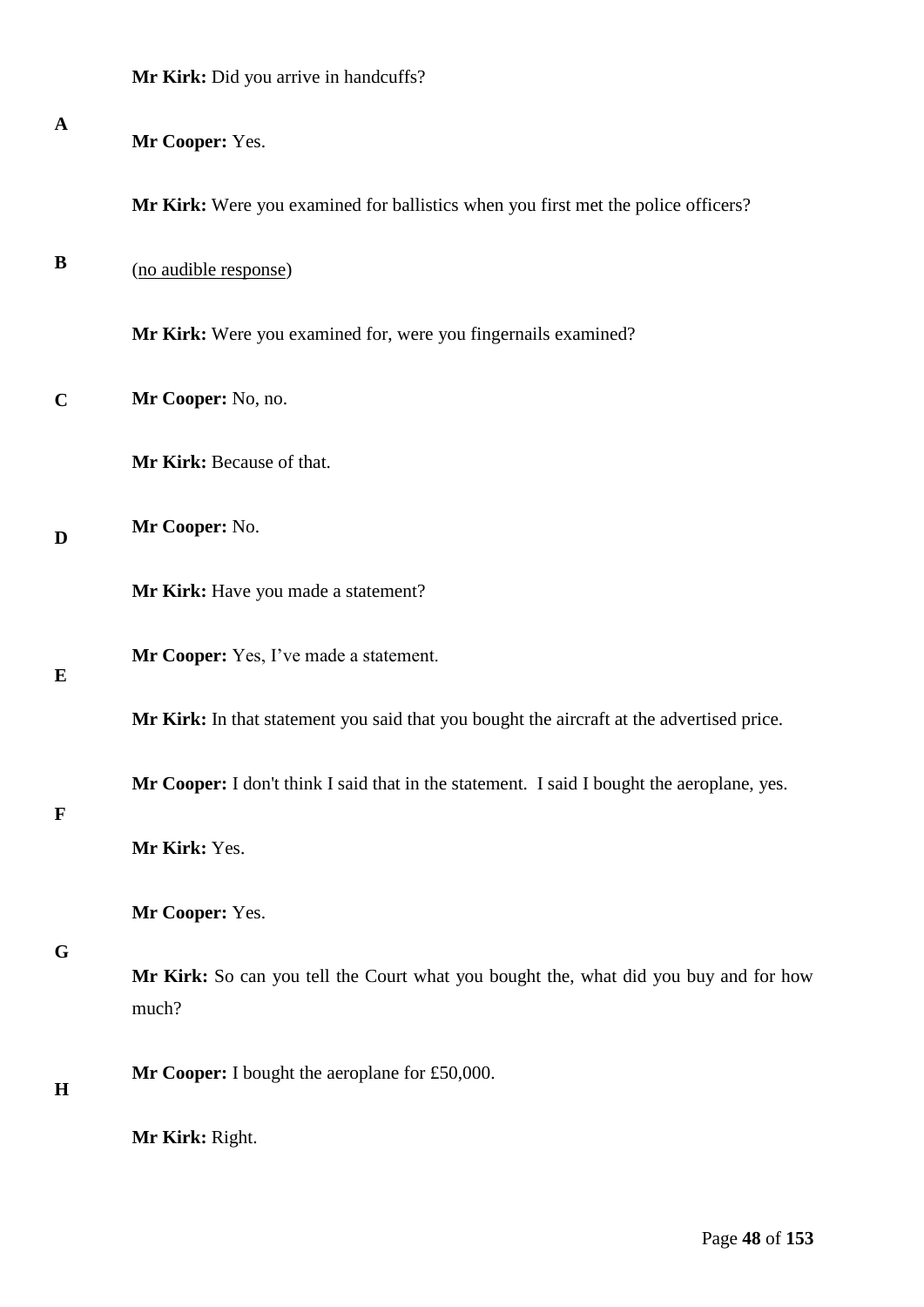**Mr Kirk:** Did you arrive in handcuffs?

**Mr Cooper:** Yes.

**Mr Kirk:** Were you examined for ballistics when you first met the police officers?

(<u>no audible response</u>)

**Mr Kirk:** Were you examined for, were you fingernails examined?

**Mr Cooper:** No, no.

**Mr Kirk:** Because of that.

**Mr Cooper:** No.

**Mr Kirk:** Have you made a statement?

**Mr Cooper:** Yes, I've made a statement.

**Mr Kirk:** In that statement you said that you bought the aircraft at the advertised price.

**Mr Cooper:** I don't think I said that in the statement. I said I bought the aeroplane, yes.

**Mr Kirk:** Yes.

**Mr Cooper:** Yes.

**Mr Kirk:** So can you tell the Court what you bought the, what did you buy and for how much?

**Mr Cooper:** I bought the aeroplane for £50,000.

**Mr Kirk:** Right.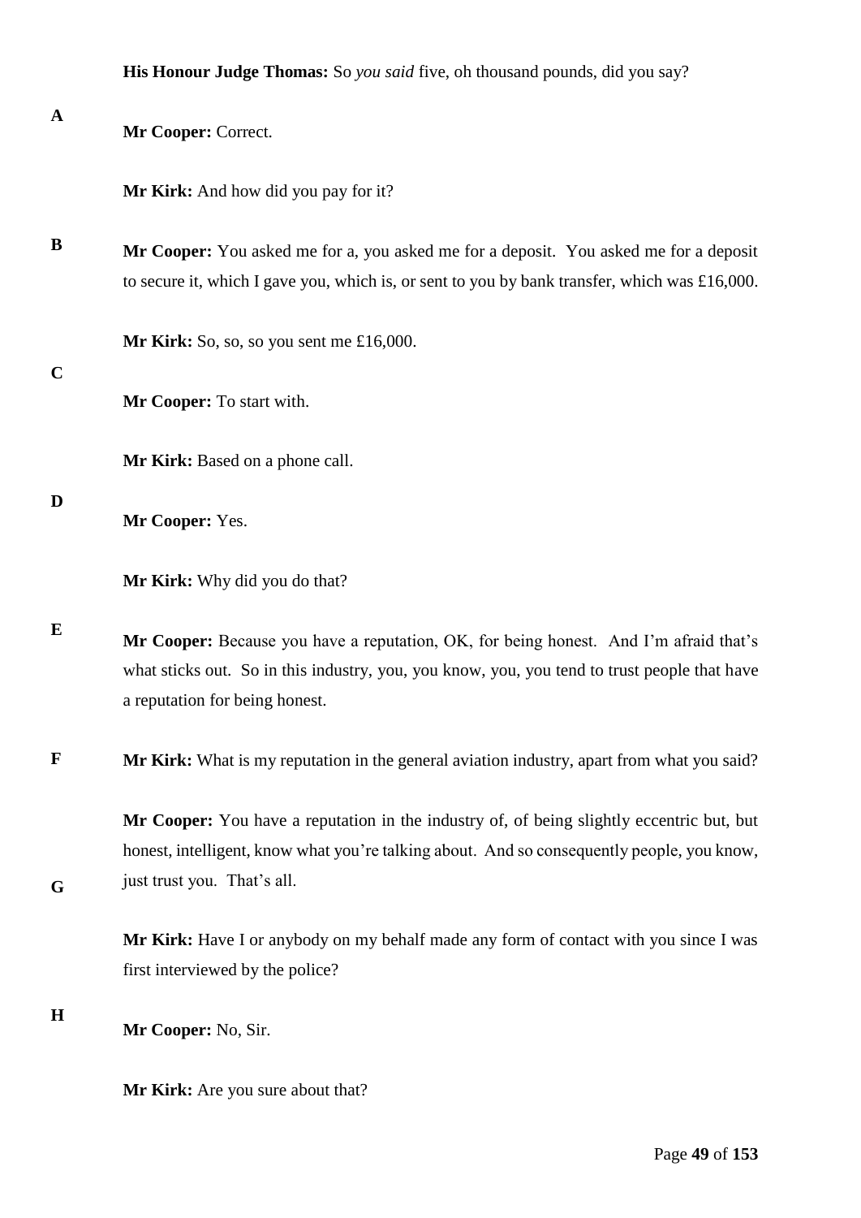**His Honour Judge Thomas:** So *you said* five, oh thousand pounds, did you say?

**Mr Cooper:** Correct.

**Mr Kirk:** And how did you pay for it?

**Mr Cooper:** You asked me for a, you asked me for a deposit. You asked me for a deposit to secure it, which I gave you, which is, or sent to you by bank transfer, which was £16,000.

**Mr Kirk:** So, so, so you sent me £16,000.

**Mr Cooper:** To start with.

**Mr Kirk:** Based on a phone call.

**Mr Cooper:** Yes.

**Mr Kirk:** Why did you do that?

**Mr Cooper:** Because you have a reputation, OK, for being honest. And I'm afraid that's what sticks out. So in this industry, you, you know, you, you tend to trust people that have a reputation for being honest.

**Mr Kirk:** What is my reputation in the general aviation industry, apart from what you said?

**Mr Cooper:** You have a reputation in the industry of, of being slightly eccentric but, but honest, intelligent, know what you're talking about. And so consequently people, you know, just trust you. That's all.

**Mr Kirk:** Have I or anybody on my behalf made any form of contact with you since I was first interviewed by the police?

**Mr Cooper:** No, Sir.

**Mr Kirk:** Are you sure about that?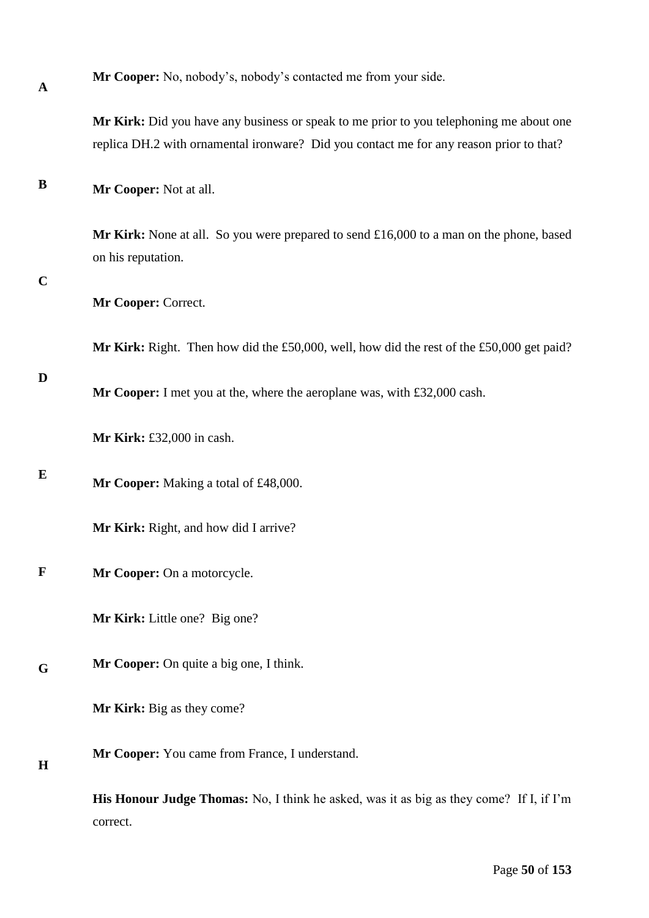**Mr Cooper:** No, nobody's, nobody's contacted me from your side.

**Mr Kirk:** Did you have any business or speak to me prior to you telephoning me about one replica DH.2 with ornamental ironware? Did you contact me for any reason prior to that?

**Mr Cooper:** Not at all.

**Mr Kirk:** None at all. So you were prepared to send £16,000 to a man on the phone, based on his reputation.

**Mr Cooper:** Correct.

**Mr Kirk:** Right. Then how did the £50,000, well, how did the rest of the £50,000 get paid?

**Mr Cooper:** I met you at the, where the aeroplane was, with £32,000 cash.

**Mr Kirk:** £32,000 in cash.

**Mr Cooper:** Making a total of £48,000.

**Mr Kirk:** Right, and how did I arrive?

**Mr Cooper:** On a motorcycle.

**Mr Kirk:** Little one? Big one?

**Mr Cooper:** On quite a big one, I think.

**Mr Kirk:** Big as they come?

**Mr Cooper:** You came from France, I understand.

**His Honour Judge Thomas:** No, I think he asked, was it as big as they come? If I, if I'm correct.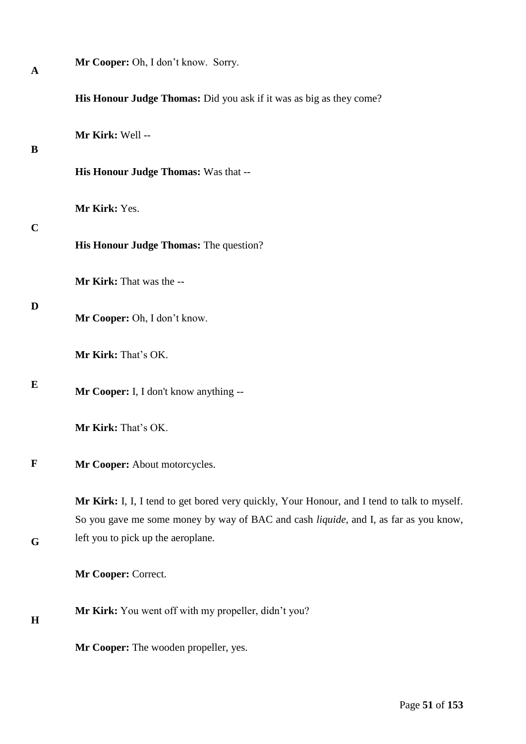**Mr Cooper:** Oh, I don't know. Sorry.

**His Honour Judge Thomas:** Did you ask if it was as big as they come?

**Mr Kirk:** Well --

**His Honour Judge Thomas:** Was that --

**Mr Kirk:** Yes.

**His Honour Judge Thomas:** The question?

**Mr Kirk:** That was the --

**Mr Cooper:** Oh, I don't know.

**Mr Kirk:** That's OK.

**Mr Cooper:** I, I don't know anything --

**Mr Kirk:** That's OK.

**Mr Cooper:** About motorcycles.

**Mr Kirk:** I, I, I tend to get bored very quickly, Your Honour, and I tend to talk to myself. So you gave me some money by way of BAC and cash *liquide*, and I, as far as you know, left you to pick up the aeroplane.

**Mr Cooper:** Correct.

**Mr Kirk:** You went off with my propeller, didn't you?

**Mr Cooper:** The wooden propeller, yes.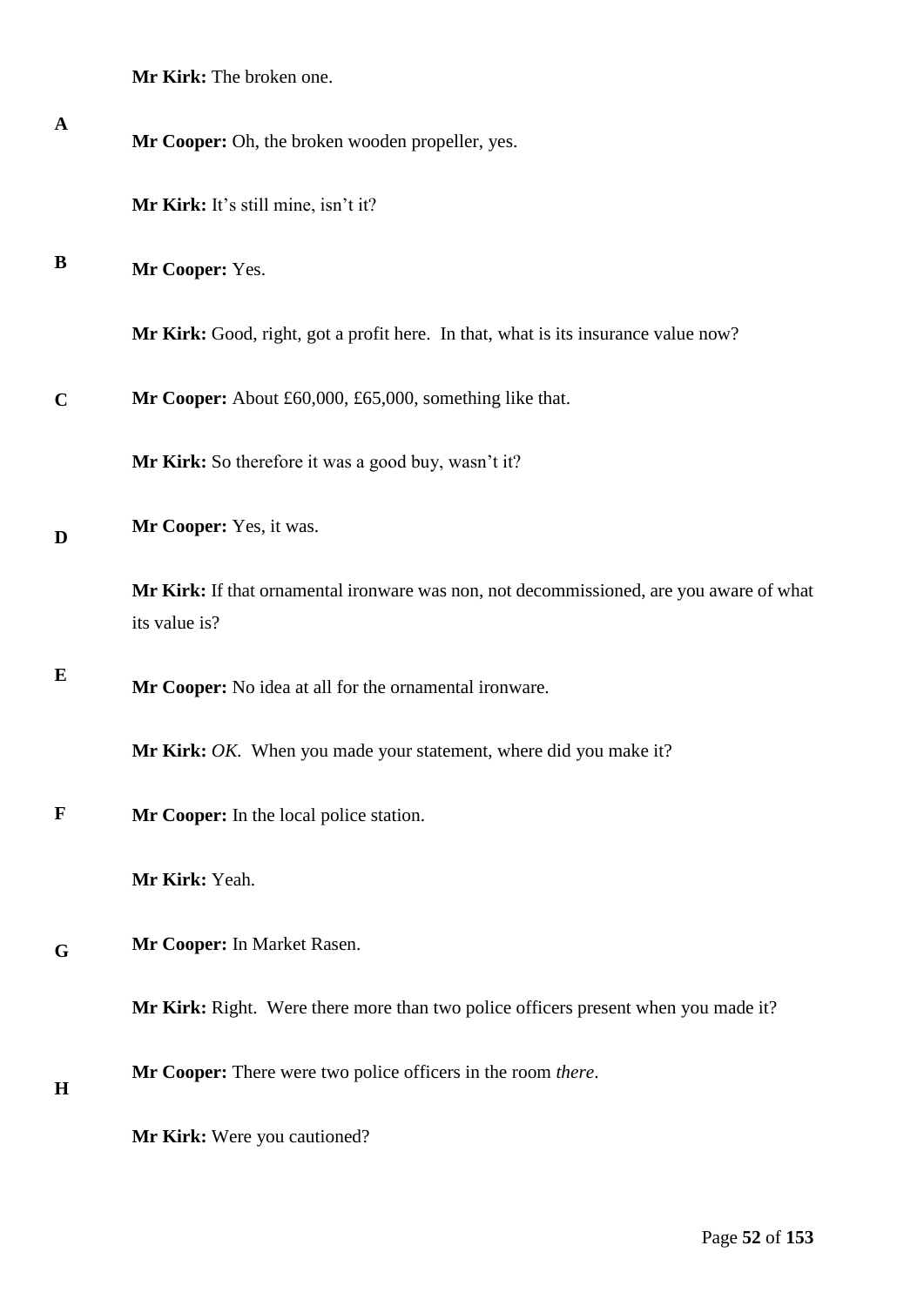**Mr Kirk:** The broken one.

**Mr Cooper:** Oh, the broken wooden propeller, yes.

**Mr Kirk:** It's still mine, isn't it?

**Mr Cooper:** Yes.

**Mr Kirk:** Good, right, got a profit here. In that, what is its insurance value now?

**Mr Cooper:** About £60,000, £65,000, something like that.

**Mr Kirk:** So therefore it was a good buy, wasn't it?

**Mr Cooper:** Yes, it was.

**Mr Kirk:** If that ornamental ironware was non, not decommissioned, are you aware of what its value is?

**Mr Cooper:** No idea at all for the ornamental ironware.

**Mr Kirk:** *OK.* When you made your statement, where did you make it?

**Mr Cooper:** In the local police station.

**Mr Kirk:** Yeah.

**Mr Cooper:** In Market Rasen.

**Mr Kirk:** Right. Were there more than two police officers present when you made it?

**Mr Cooper:** There were two police officers in the room *there*.

**Mr Kirk:** Were you cautioned?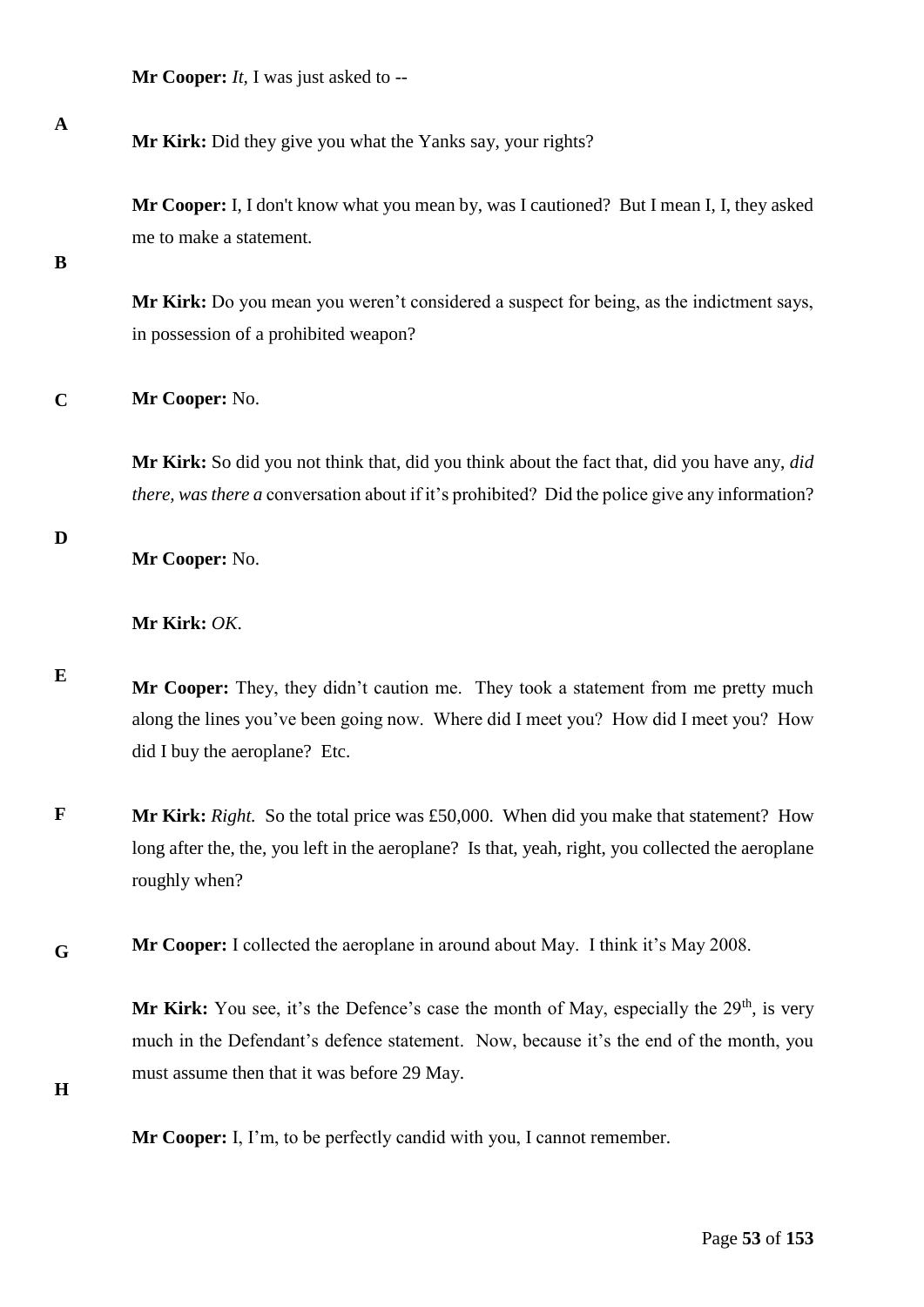**Mr Cooper:** *It*, I was just asked to --

**Mr Kirk:** Did they give you what the Yanks say, your rights?

**Mr Cooper:** I, I don't know what you mean by, was I cautioned? But I mean I, I, they asked me to make a statement.

**Mr Kirk:** Do you mean you weren't considered a suspect for being, as the indictment says, in possession of a prohibited weapon?

**Mr Cooper:** No.

**Mr Kirk:** So did you not think that, did you think about the fact that, did you have any, *did there, was there a* conversation about if it's prohibited? Did the police give any information?

**Mr Cooper:** No.

**Mr Kirk:** *OK*.

**Mr Cooper:** They, they didn't caution me. They took a statement from me pretty much along the lines you've been going now. Where did I meet you? How did I meet you? How did I buy the aeroplane? Etc.

**Mr Kirk:** *Right.* So the total price was £50,000. When did you make that statement? How long after the, the, you left in the aeroplane? Is that, yeah, right, you collected the aeroplane roughly when?

**Mr Cooper:** I collected the aeroplane in around about May. I think it's May 2008.

**Mr Kirk:** You see, it's the Defence's case the month of May, especially the 29th, is very much in the Defendant's defence statement. Now, because it's the end of the month, you must assume then that it was before 29 May.

**Mr Cooper:** I, I'm, to be perfectly candid with you, I cannot remember.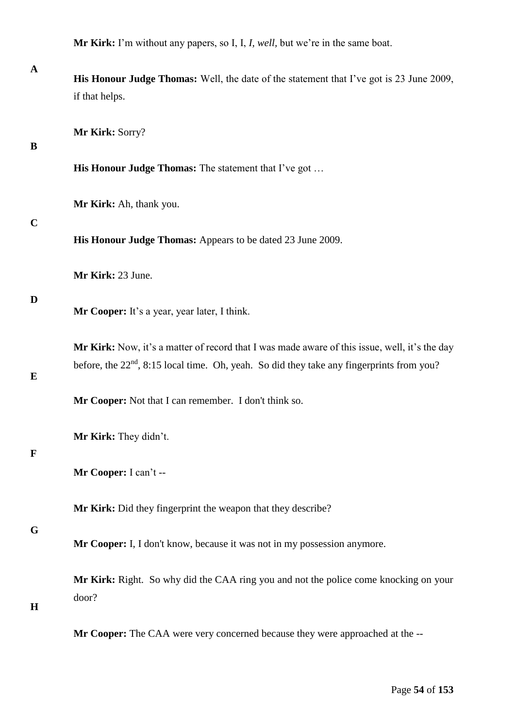**Mr Kirk:** I'm without any papers, so I, I, *I, well,* but we're in the same boat.

**His Honour Judge Thomas:** Well, the date of the statement that I've got is 23 June 2009, if that helps.

**Mr Kirk:** Sorry?

**His Honour Judge Thomas:** The statement that I've got …

**Mr Kirk:** Ah, thank you.

**His Honour Judge Thomas:** Appears to be dated 23 June 2009.

**Mr Kirk:** 23 June.

**Mr Cooper:** It's a year, year later, I think.

**Mr Kirk:** Now, it's a matter of record that I was made aware of this issue, well, it's the day before, the 22nd, 8:15 local time. Oh, yeah. So did they take any fingerprints from you?

**Mr Cooper:** Not that I can remember. I don't think so.

**Mr Kirk:** They didn't.

**Mr Cooper:** I can't --

**Mr Kirk:** Did they fingerprint the weapon that they describe?

**Mr Cooper:** I, I don't know, because it was not in my possession anymore.

**Mr Kirk:** Right. So why did the CAA ring you and not the police come knocking on your door?

**Mr Cooper:** The CAA were very concerned because they were approached at the --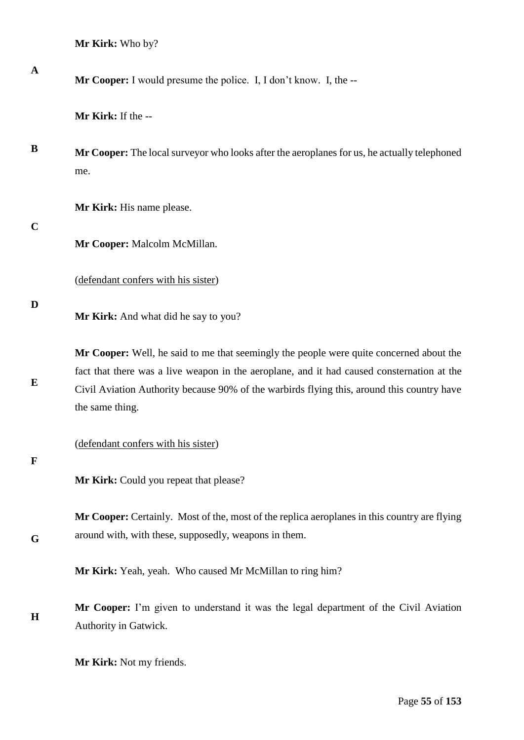**Mr Kirk:** Who by?

**Mr Cooper:** I would presume the police. I, I don't know. I, the --

**Mr Kirk:** If the --

**Mr Cooper:** The local surveyor who looks after the aeroplanes for us, he actually telephoned me.

**Mr Kirk:** His name please.

**Mr Cooper:** Malcolm McMillan.

(defendant confers with his sister)

**Mr Kirk:** And what did he say to you?

**Mr Cooper:** Well, he said to me that seemingly the people were quite concerned about the fact that there was a live weapon in the aeroplane, and it had caused consternation at the Civil Aviation Authority because 90% of the warbirds flying this, around this country have the same thing.

(defendant confers with his sister)

**Mr Kirk:** Could you repeat that please?

**Mr Cooper:** Certainly. Most of the, most of the replica aeroplanes in this country are flying around with, with these, supposedly, weapons in them.

**Mr Kirk:** Yeah, yeah. Who caused Mr McMillan to ring him?

**Mr Cooper:** I'm given to understand it was the legal department of the Civil Aviation Authority in Gatwick.

**Mr Kirk:** Not my friends.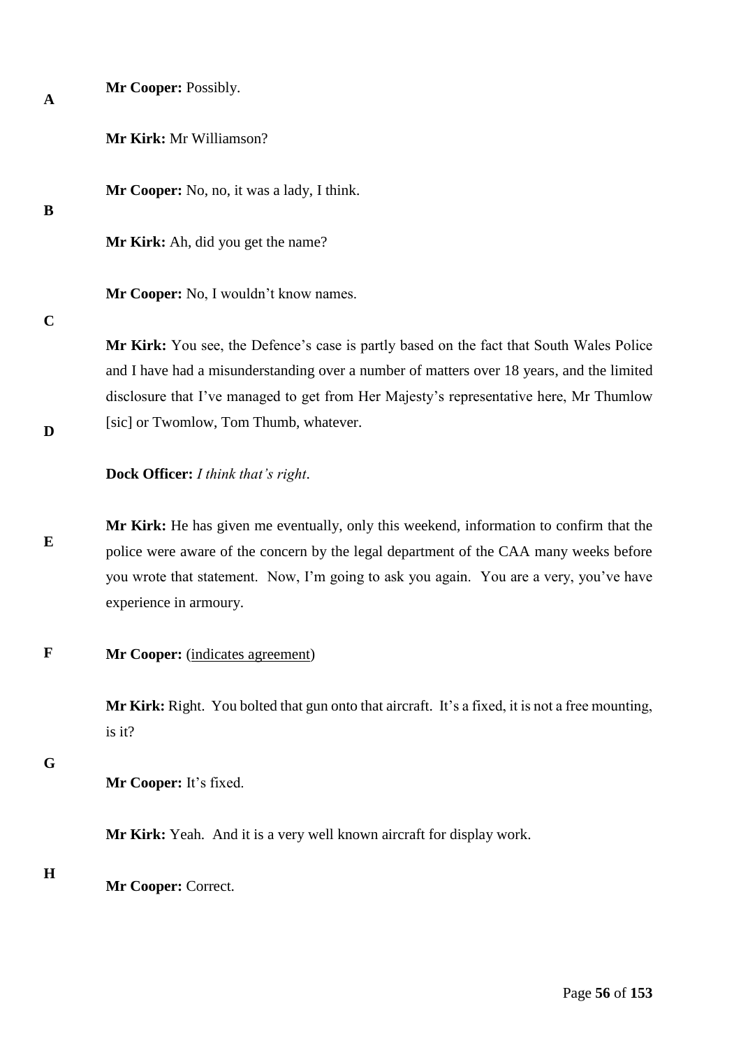**Mr Cooper:** Possibly.

**Mr Kirk:** Mr Williamson?

**Mr Cooper:** No, no, it was a lady, I think.

**Mr Kirk:** Ah, did you get the name?

**Mr Cooper:** No, I wouldn't know names.

**Mr Kirk:** You see, the Defence's case is partly based on the fact that South Wales Police and I have had a misunderstanding over a number of matters over 18 years, and the limited disclosure that I've managed to get from Her Majesty's representative here, Mr Thumlow [sic] or Twomlow, Tom Thumb, whatever.

**Dock Officer:** *I think that's right*.

**Mr Kirk:** He has given me eventually, only this weekend, information to confirm that the police were aware of the concern by the legal department of the CAA many weeks before you wrote that statement. Now, I'm going to ask you again. You are a very, you've have experience in armoury.

**Mr Cooper:** (indicates agreement)

**Mr Kirk:** Right. You bolted that gun onto that aircraft. It's a fixed, it is not a free mounting, is it?

**Mr Cooper:** It's fixed.

**Mr Kirk:** Yeah. And it is a very well known aircraft for display work.

**Mr Cooper:** Correct.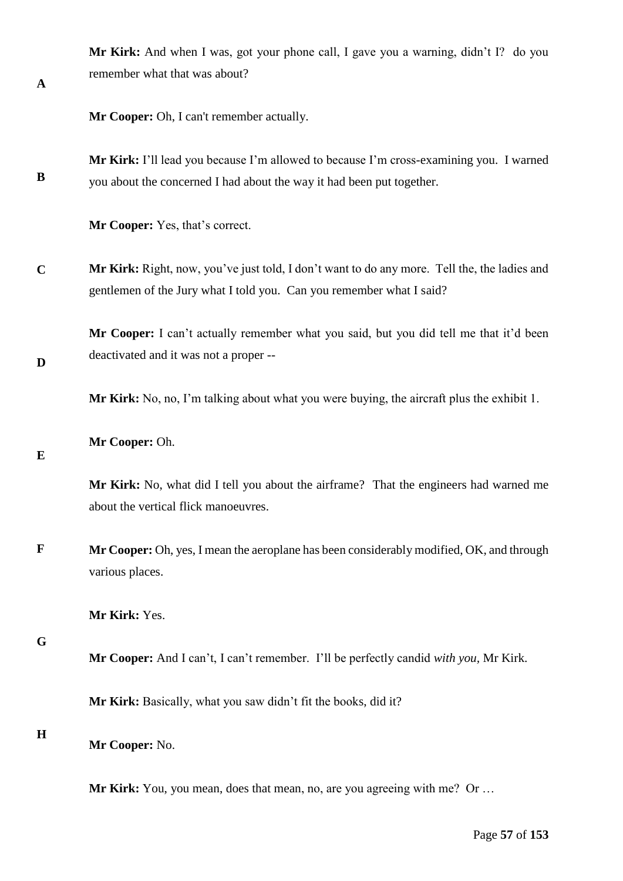**Mr Kirk:** And when I was, got your phone call, I gave you a warning, didn't I? do you remember what that was about?

**Mr Cooper:** Oh, I can't remember actually.

**Mr Kirk:** I'll lead you because I'm allowed to because I'm cross-examining you. I warned you about the concerned I had about the way it had been put together.

**Mr Cooper:** Yes, that's correct.

**Mr Kirk:** Right, now, you've just told, I don't want to do any more. Tell the, the ladies and gentlemen of the Jury what I told you. Can you remember what I said?

**Mr Cooper:** I can't actually remember what you said, but you did tell me that it'd been deactivated and it was not a proper --

**Mr Kirk:** No, no, I'm talking about what you were buying, the aircraft plus the exhibit 1.

**Mr Cooper:** Oh.

**Mr Kirk:** No, what did I tell you about the airframe? That the engineers had warned me about the vertical flick manoeuvres.

**Mr Cooper:** Oh, yes, I mean the aeroplane has been considerably modified, OK, and through various places.

**Mr Kirk:** Yes.

**Mr Cooper:** And I can't, I can't remember. I'll be perfectly candid *with you*, Mr Kirk.

**Mr Kirk:** Basically, what you saw didn't fit the books, did it?

**Mr Cooper:** No.

**Mr Kirk:** You, you mean, does that mean, no, are you agreeing with me? Or …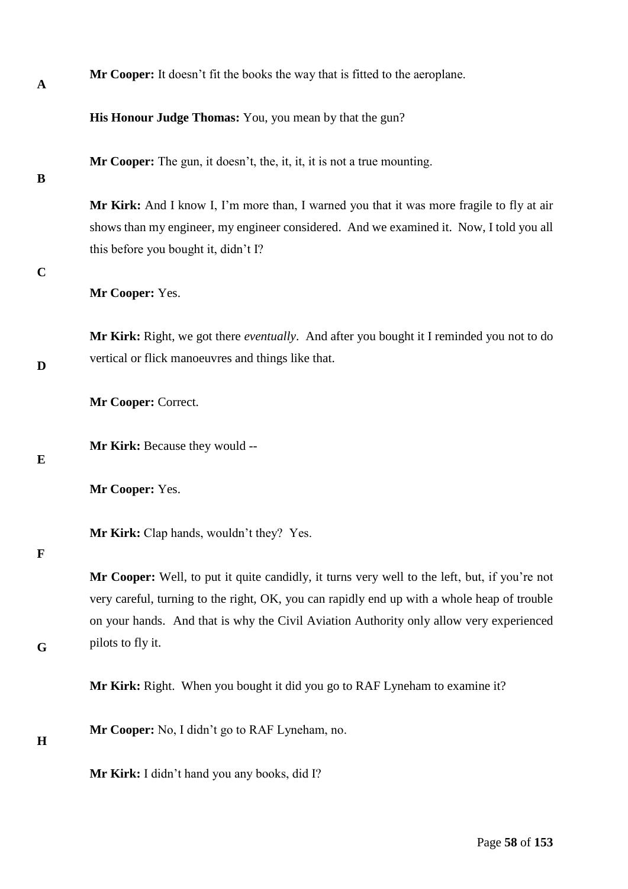**Mr Cooper:** It doesn't fit the books the way that is fitted to the aeroplane.

**His Honour Judge Thomas:** You, you mean by that the gun?

**Mr Cooper:** The gun, it doesn't, the, it, it, it is not a true mounting.

**Mr Kirk:** And I know I, I'm more than, I warned you that it was more fragile to fly at air shows than my engineer, my engineer considered. And we examined it. Now, I told you all this before you bought it, didn't I?

**Mr Cooper:** Yes.

**Mr Kirk:** Right, we got there *eventually*. And after you bought it I reminded you not to do vertical or flick manoeuvres and things like that.

**Mr Cooper:** Correct.

**Mr Kirk:** Because they would --

**Mr Cooper:** Yes.

**Mr Kirk:** Clap hands, wouldn't they? Yes.

**Mr Cooper:** Well, to put it quite candidly, it turns very well to the left, but, if you're not very careful, turning to the right, OK, you can rapidly end up with a whole heap of trouble on your hands. And that is why the Civil Aviation Authority only allow very experienced pilots to fly it.

**Mr Kirk:** Right. When you bought it did you go to RAF Lyneham to examine it?

**Mr Cooper:** No, I didn't go to RAF Lyneham, no.

**Mr Kirk:** I didn't hand you any books, did I?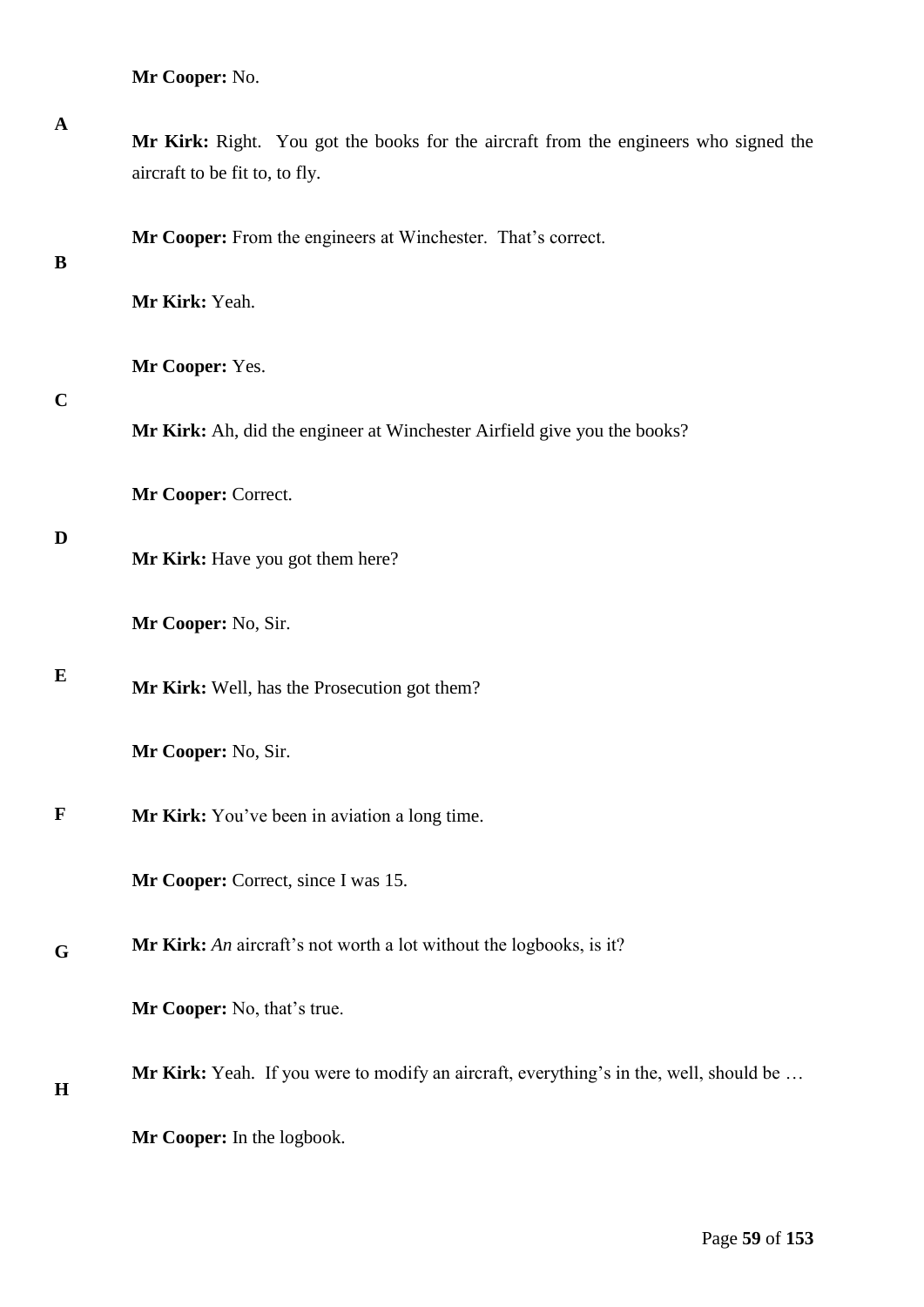**Mr Cooper:** No.

**Mr Kirk:** Right. You got the books for the aircraft from the engineers who signed the aircraft to be fit to, to fly.

**Mr Cooper:** From the engineers at Winchester. That's correct.

**Mr Kirk:** Yeah.

**Mr Cooper:** Yes.

**Mr Kirk:** Ah, did the engineer at Winchester Airfield give you the books?

**Mr Cooper:** Correct.

**Mr Kirk:** Have you got them here?

**Mr Cooper:** No, Sir.

**Mr Kirk:** Well, has the Prosecution got them?

**Mr Cooper:** No, Sir.

**Mr Kirk:** You've been in aviation a long time.

**Mr Cooper:** Correct, since I was 15.

**Mr Kirk:** *An* aircraft's not worth a lot without the logbooks, is it?

**Mr Cooper:** No, that's true.

**Mr Kirk:** Yeah. If you were to modify an aircraft, everything's in the, well, should be …

**Mr Cooper:** In the logbook.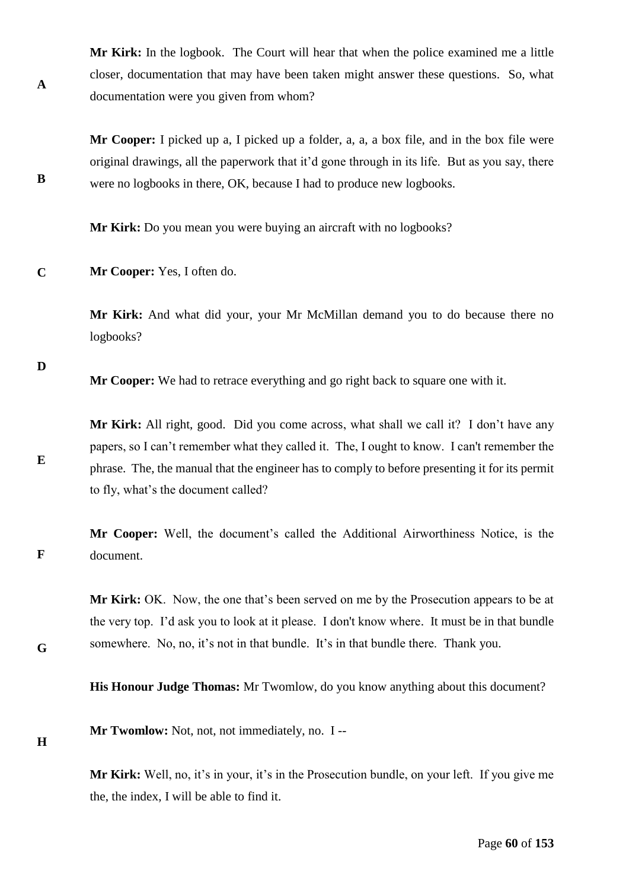**Mr Kirk:** In the logbook. The Court will hear that when the police examined me a little closer, documentation that may have been taken might answer these questions. So, what documentation were you given from whom?

**Mr Cooper:** I picked up a, I picked up a folder, a, a, a box file, and in the box file were original drawings, all the paperwork that it'd gone through in its life. But as you say, there were no logbooks in there, OK, because I had to produce new logbooks.

**Mr Kirk:** Do you mean you were buying an aircraft with no logbooks?

**Mr Cooper:** Yes, I often do.

**Mr Kirk:** And what did your, your Mr McMillan demand you to do because there no logbooks?

**Mr Cooper:** We had to retrace everything and go right back to square one with it.

**Mr Kirk:** All right, good. Did you come across, what shall we call it? I don't have any papers, so I can't remember what they called it. The, I ought to know. I can't remember the phrase. The, the manual that the engineer has to comply to before presenting it for its permit to fly, what's the document called?

**Mr Cooper:** Well, the document's called the Additional Airworthiness Notice, is the document.

**Mr Kirk:** OK. Now, the one that's been served on me by the Prosecution appears to be at the very top. I'd ask you to look at it please. I don't know where. It must be in that bundle somewhere. No, no, it's not in that bundle. It's in that bundle there. Thank you.

**His Honour Judge Thomas:** Mr Twomlow, do you know anything about this document?

**Mr Twomlow:** Not, not, not immediately, no. I --

**Mr Kirk:** Well, no, it's in your, it's in the Prosecution bundle, on your left. If you give me the, the index, I will be able to find it.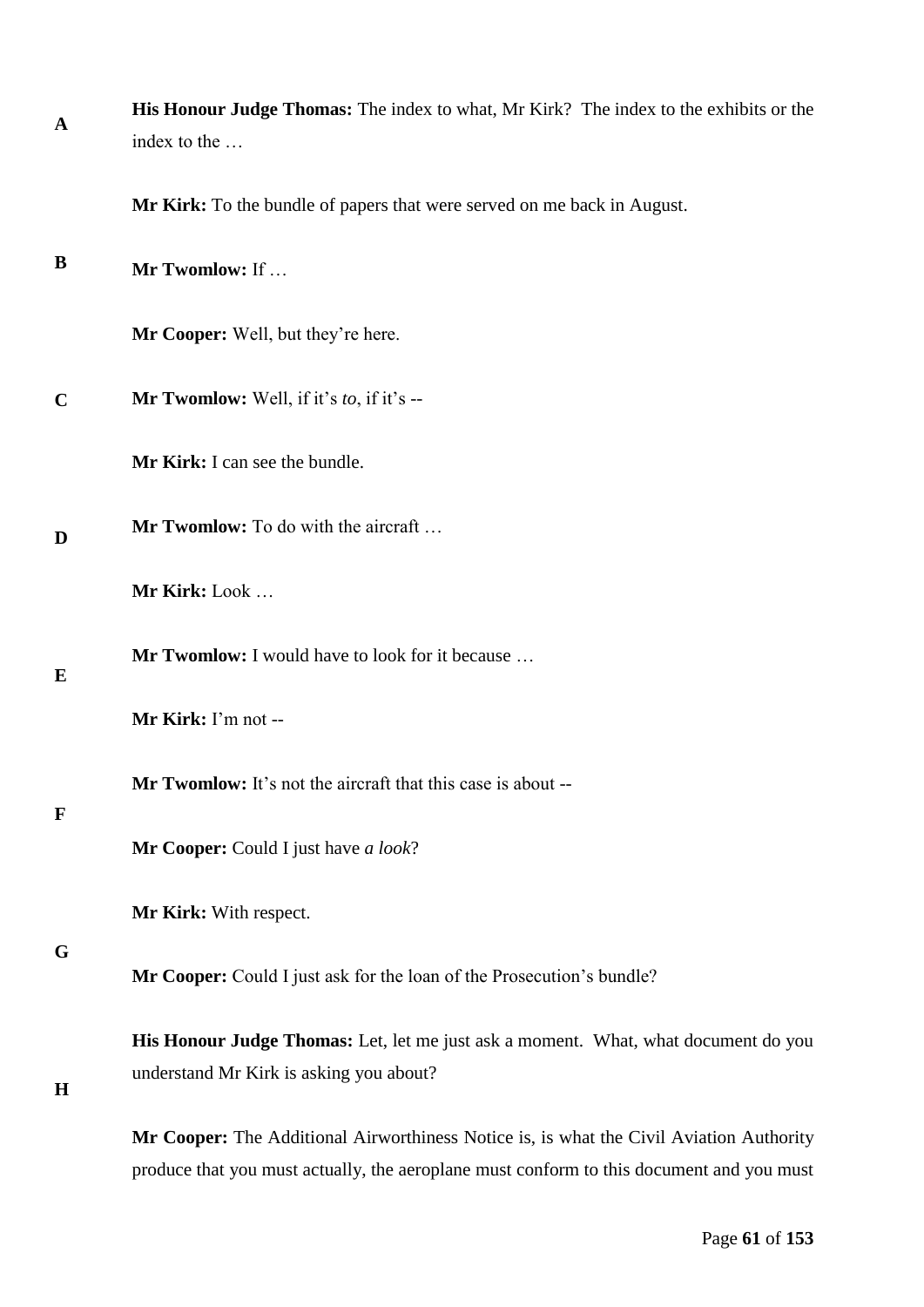**His Honour Judge Thomas:** The index to what, Mr Kirk? The index to the exhibits or the index to the …

**Mr Kirk:** To the bundle of papers that were served on me back in August.

**Mr Twomlow:** If …

**Mr Cooper:** Well, but they're here.

**Mr Twomlow:** Well, if it's *to*, if it's --

**Mr Kirk:** I can see the bundle.

**Mr Twomlow:** To do with the aircraft …

**Mr Kirk:** Look …

**Mr Twomlow:** I would have to look for it because …

**Mr Kirk:** I'm not --

**Mr Twomlow:** It's not the aircraft that this case is about --

**Mr Cooper:** Could I just have *a look*?

**Mr Kirk:** With respect.

**Mr Cooper:** Could I just ask for the loan of the Prosecution's bundle?

**His Honour Judge Thomas:** Let, let me just ask a moment. What, what document do you understand Mr Kirk is asking you about?

**Mr Cooper:** The Additional Airworthiness Notice is, is what the Civil Aviation Authority produce that you must actually, the aeroplane must conform to this document and you must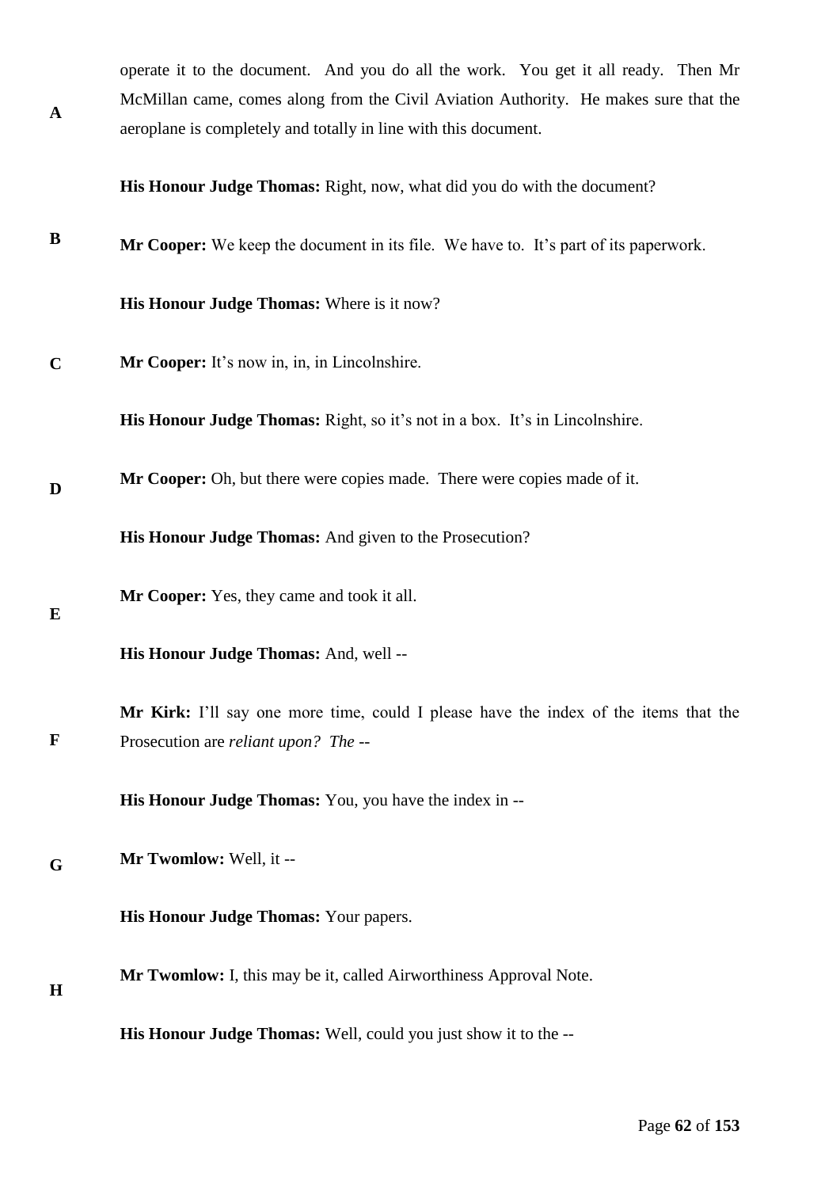operate it to the document. And you do all the work. You get it all ready. Then Mr McMillan came, comes along from the Civil Aviation Authority. He makes sure that the aeroplane is completely and totally in line with this document.

**His Honour Judge Thomas:** Right, now, what did you do with the document?

**Mr Cooper:** We keep the document in its file. We have to. It's part of its paperwork.

**His Honour Judge Thomas:** Where is it now?

**Mr Cooper:** It's now in, in, in Lincolnshire.

**His Honour Judge Thomas:** Right, so it's not in a box. It's in Lincolnshire.

**Mr Cooper:** Oh, but there were copies made. There were copies made of it.

**His Honour Judge Thomas:** And given to the Prosecution?

**Mr Cooper:** Yes, they came and took it all.

**His Honour Judge Thomas:** And, well --

**Mr Kirk:** I'll say one more time, could I please have the index of the items that the Prosecution are *reliant upon? The* --

**His Honour Judge Thomas:** You, you have the index in --

**Mr Twomlow:** Well, it --

**His Honour Judge Thomas:** Your papers.

**Mr Twomlow:** I, this may be it, called Airworthiness Approval Note.

**His Honour Judge Thomas:** Well, could you just show it to the --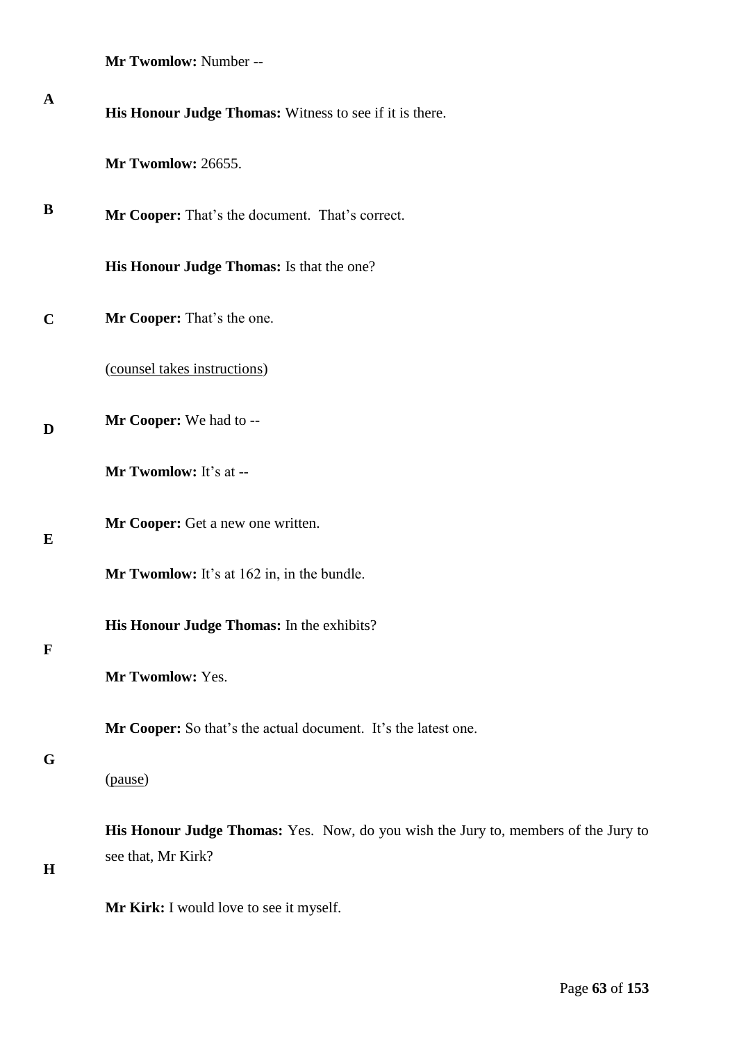**Mr Twomlow:** Number --

**His Honour Judge Thomas:** Witness to see if it is there.

**Mr Twomlow:** 26655.

**Mr Cooper:** That's the document. That's correct.

**His Honour Judge Thomas:** Is that the one?

**Mr Cooper:** That's the one.

(counsel takes instructions)

**Mr Cooper:** We had to --

**Mr Twomlow:** It's at --

**Mr Cooper:** Get a new one written.

**Mr Twomlow:** It's at 162 in, in the bundle.

**His Honour Judge Thomas:** In the exhibits?

**Mr Twomlow:** Yes.

**Mr Cooper:** So that's the actual document. It's the latest one.

(pause)

**His Honour Judge Thomas:** Yes. Now, do you wish the Jury to, members of the Jury to see that, Mr Kirk?

**Mr Kirk:** I would love to see it myself.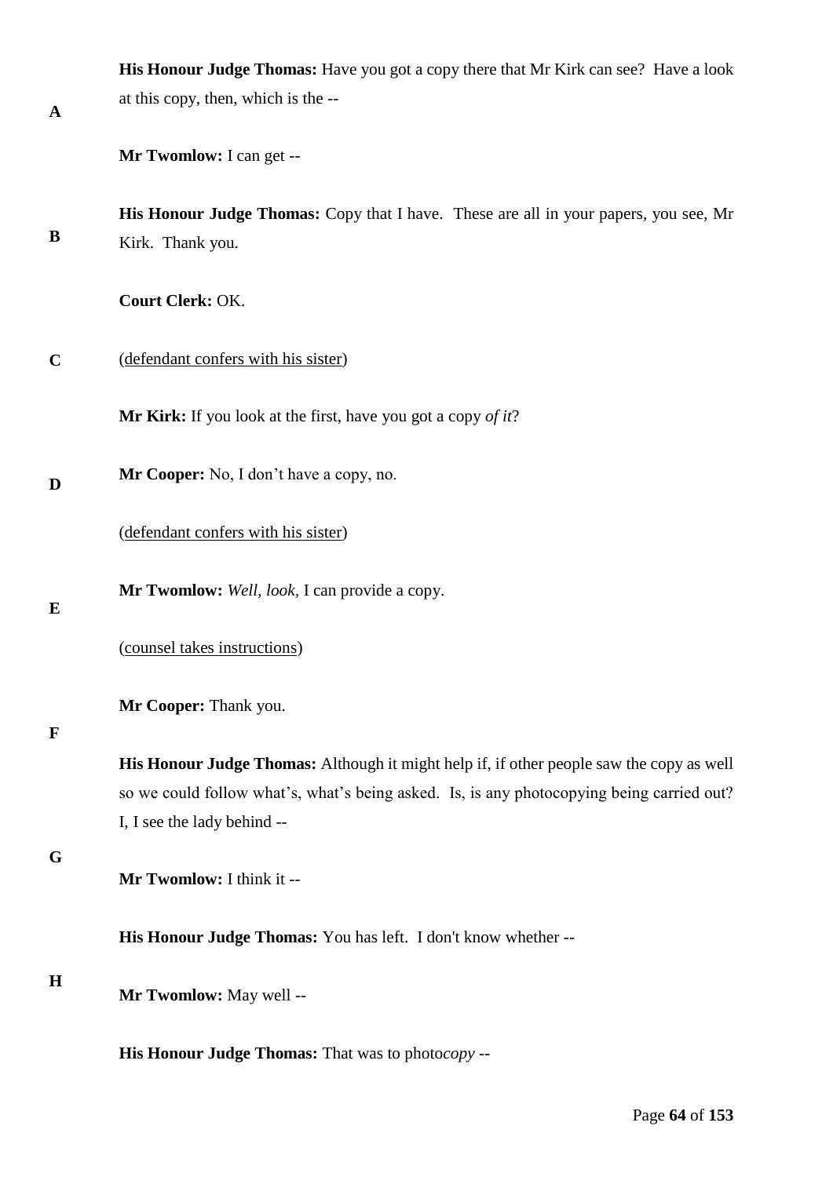**His Honour Judge Thomas:** Have you got a copy there that Mr Kirk can see? Have a look at this copy, then, which is the --

**Mr Twomlow:** I can get --

**His Honour Judge Thomas:** Copy that I have. These are all in your papers, you see, Mr Kirk. Thank you.

**Court Clerk:** OK.

(<u>defendant confers with his sister</u>)

**Mr Kirk:** If you look at the first, have you got a copy *of it*?

**Mr Cooper:** No, I don't have a copy, no.

(<u>defendant confers with his sister</u>)

**Mr Twomlow:** *Well, look,* I can provide a copy.

(<u>counsel takes instructions</u>)

**Mr Cooper:** Thank you.

**His Honour Judge Thomas:** Although it might help if, if other people saw the copy as well so we could follow what's, what's being asked. Is, is any photocopying being carried out? I, I see the lady behind --

**Mr Twomlow:** I think it --

**His Honour Judge Thomas:** You has left. I don't know whether --

**Mr Twomlow:** May well --

**His Honour Judge Thomas:** That was to photo*copy* --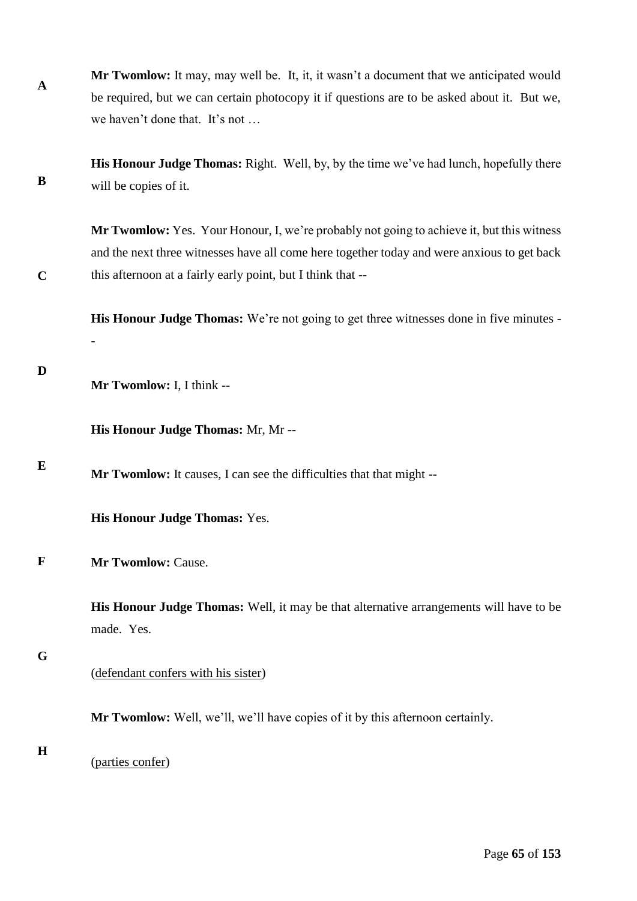**Mr Twomlow:** It may, may well be. It, it, it wasn't a document that we anticipated would be required, but we can certain photocopy it if questions are to be asked about it. But we, we haven't done that. It's not …

**His Honour Judge Thomas:** Right. Well, by, by the time we've had lunch, hopefully there will be copies of it.

**Mr Twomlow:** Yes. Your Honour, I, we're probably not going to achieve it, but this witness and the next three witnesses have all come here together today and were anxious to get back this afternoon at a fairly early point, but I think that --

**His Honour Judge Thomas:** We're not going to get three witnesses done in five minutes --

**Mr Twomlow:** I, I think --

**His Honour Judge Thomas:** Mr, Mr --

**Mr Twomlow:** It causes, I can see the difficulties that that might --

**His Honour Judge Thomas:** Yes.

**Mr Twomlow:** Cause.

**His Honour Judge Thomas:** Well, it may be that alternative arrangements will have to be made. Yes.

(<u>defendant confers with his sister</u>)

**Mr Twomlow:** Well, we'll, we'll have copies of it by this afternoon certainly.

(<u>parties confer</u>)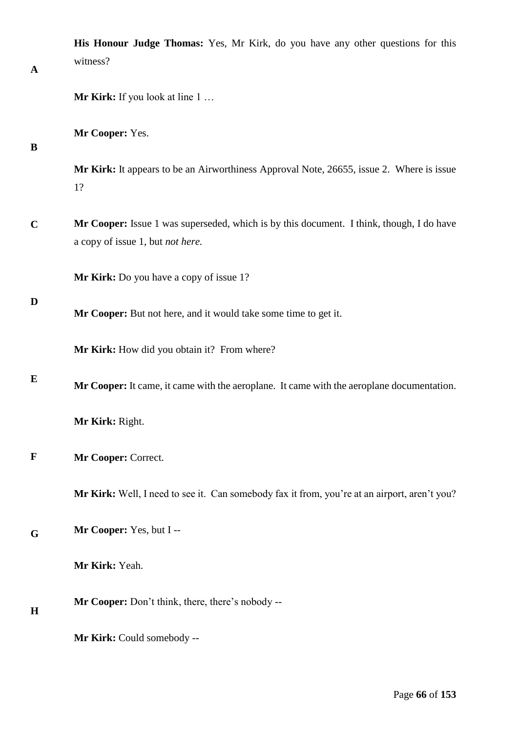**His Honour Judge Thomas:** Yes, Mr Kirk, do you have any other questions for this witness?

**Mr Kirk:** If you look at line 1 …

**Mr Cooper:** Yes.

**Mr Kirk:** It appears to be an Airworthiness Approval Note, 26655, issue 2. Where is issue 1?

**Mr Cooper:** Issue 1 was superseded, which is by this document. I think, though, I do have a copy of issue 1, but *not here.*

**Mr Kirk:** Do you have a copy of issue 1?

**Mr Cooper:** But not here, and it would take some time to get it.

**Mr Kirk:** How did you obtain it? From where?

**Mr Cooper:** It came, it came with the aeroplane. It came with the aeroplane documentation.

**Mr Kirk:** Right.

**Mr Cooper:** Correct.

**Mr Kirk:** Well, I need to see it. Can somebody fax it from, you're at an airport, aren't you?

**Mr Cooper:** Yes, but I --

**Mr Kirk:** Yeah.

**Mr Cooper:** Don't think, there, there's nobody --

**Mr Kirk:** Could somebody --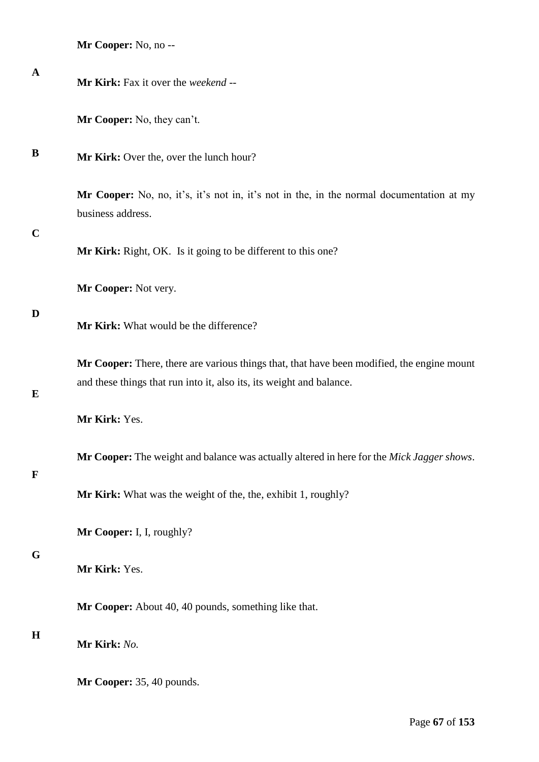**Mr Cooper:** No, no --

**Mr Kirk:** Fax it over the *weekend* --

**Mr Cooper:** No, they can't.

**Mr Kirk:** Over the, over the lunch hour?

**Mr Cooper:** No, no, it's, it's not in, it's not in the, in the normal documentation at my business address.

**Mr Kirk:** Right, OK. Is it going to be different to this one?

**Mr Cooper:** Not very.

**Mr Kirk:** What would be the difference?

**Mr Cooper:** There, there are various things that, that have been modified, the engine mount and these things that run into it, also its, its weight and balance.

**Mr Kirk:** Yes.

**Mr Cooper:** The weight and balance was actually altered in here for the *Mick Jagger shows*.

**Mr Kirk:** What was the weight of the, the, exhibit 1, roughly?

**Mr Cooper:** I, I, roughly?

**Mr Kirk:** Yes.

**Mr Cooper:** About 40, 40 pounds, something like that.

**Mr Kirk:** *No.*

**Mr Cooper:** 35, 40 pounds.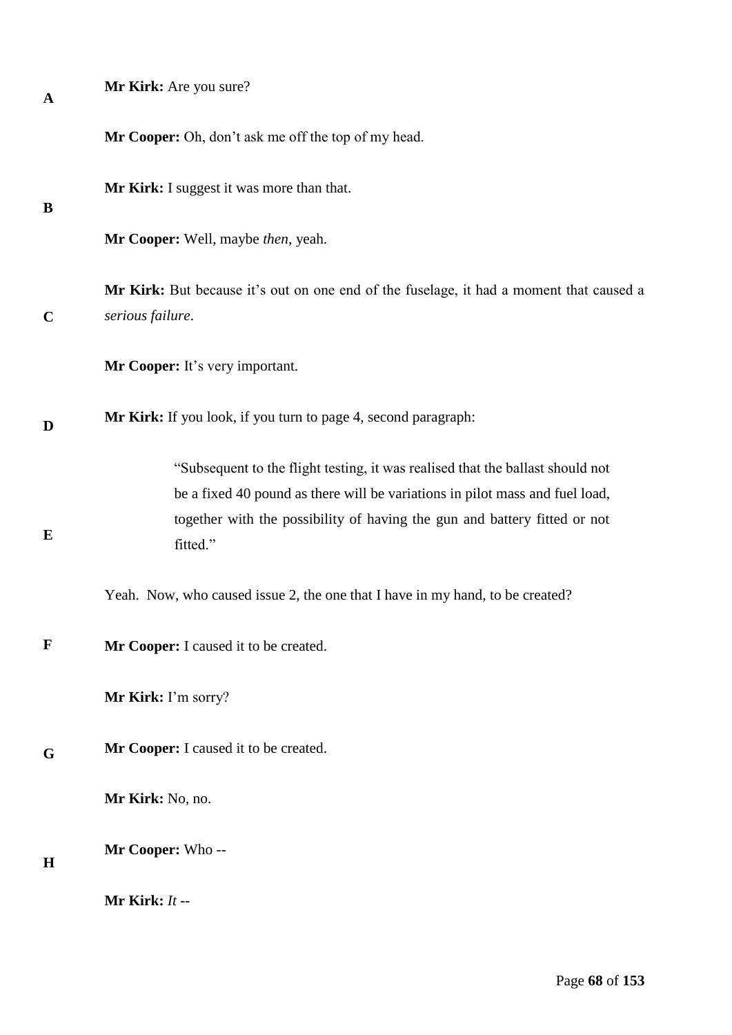**Mr Kirk:** Are you sure?

**Mr Cooper:** Oh, don't ask me off the top of my head.

**Mr Kirk:** I suggest it was more than that.

**Mr Cooper:** Well, maybe *then*, yeah.

**Mr Kirk:** But because it's out on one end of the fuselage, it had a moment that caused a *serious failure*.

**Mr Cooper:** It's very important.

**Mr Kirk:** If you look, if you turn to page 4, second paragraph:

> "Subsequent to the flight testing, it was realised that the ballast should not be a fixed 40 pound as there will be variations in pilot mass and fuel load, together with the possibility of having the gun and battery fitted or not fitted."

Yeah. Now, who caused issue 2, the one that I have in my hand, to be created?

**Mr Cooper:** I caused it to be created.

**Mr Kirk:** I'm sorry?

**Mr Cooper:** I caused it to be created.

**Mr Kirk:** No, no.

**Mr Cooper:** Who --

**Mr Kirk:** *It* --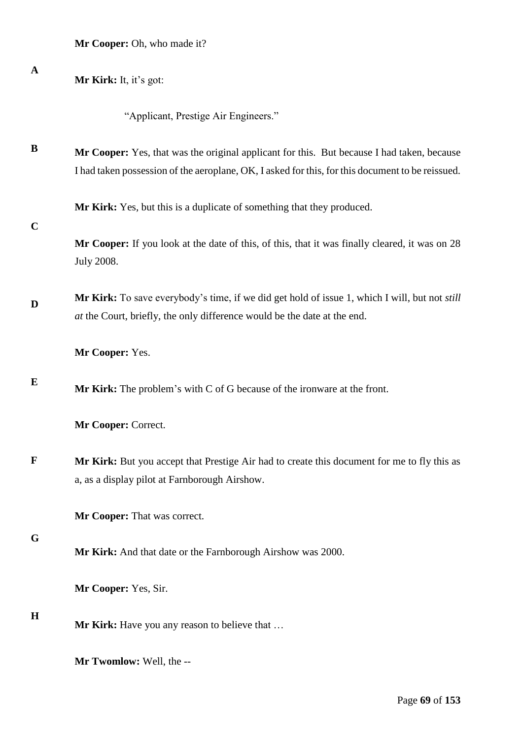**Mr Cooper:** Oh, who made it?

**Mr Kirk:** It, it's got:

> "Applicant, Prestige Air Engineers."

**Mr Cooper:** Yes, that was the original applicant for this. But because I had taken, because I had taken possession of the aeroplane, OK, I asked for this, for this document to be reissued.

**Mr Kirk:** Yes, but this is a duplicate of something that they produced.

**Mr Cooper:** If you look at the date of this, of this, that it was finally cleared, it was on 28 July 2008.

**Mr Kirk:** To save everybody's time, if we did get hold of issue 1, which I will, but not *still at* the Court, briefly, the only difference would be the date at the end.

**Mr Cooper:** Yes.

**Mr Kirk:** The problem's with C of G because of the ironware at the front.

**Mr Cooper:** Correct.

**Mr Kirk:** But you accept that Prestige Air had to create this document for me to fly this as a, as a display pilot at Farnborough Airshow.

**Mr Cooper:** That was correct.

**Mr Kirk:** And that date or the Farnborough Airshow was 2000.

**Mr Cooper:** Yes, Sir.

**Mr Kirk:** Have you any reason to believe that …

**Mr Twomlow:** Well, the --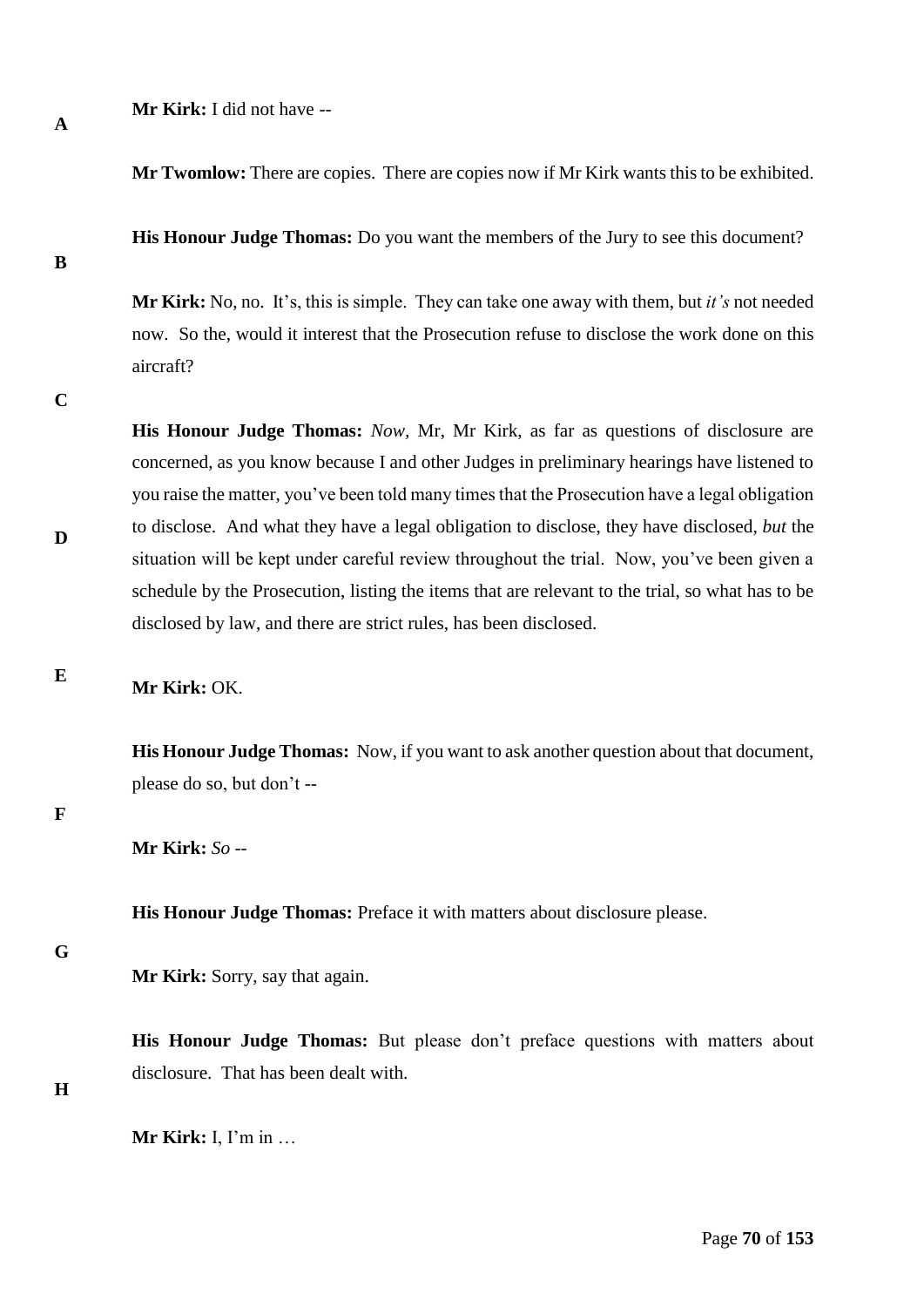**Mr Kirk:** I did not have --

**Mr Twomlow:** There are copies. There are copies now if Mr Kirk wants this to be exhibited.

**His Honour Judge Thomas:** Do you want the members of the Jury to see this document?

**Mr Kirk:** No, no. It's, this is simple. They can take one away with them, but *it's* not needed now. So the, would it interest that the Prosecution refuse to disclose the work done on this aircraft?

**His Honour Judge Thomas:** *Now*, Mr, Mr Kirk, as far as questions of disclosure are concerned, as you know because I and other Judges in preliminary hearings have listened to you raise the matter, you've been told many times that the Prosecution have a legal obligation to disclose. And what they have a legal obligation to disclose, they have disclosed, *but* the situation will be kept under careful review throughout the trial. Now, you've been given a schedule by the Prosecution, listing the items that are relevant to the trial, so what has to be disclosed by law, and there are strict rules, has been disclosed.

**Mr Kirk:** OK.

**His Honour Judge Thomas:** Now, if you want to ask another question about that document, please do so, but don't --

**Mr Kirk:** *So* --

**His Honour Judge Thomas:** Preface it with matters about disclosure please.

**Mr Kirk:** Sorry, say that again.

**His Honour Judge Thomas:** But please don't preface questions with matters about disclosure. That has been dealt with.

**Mr Kirk:** I, I'm in …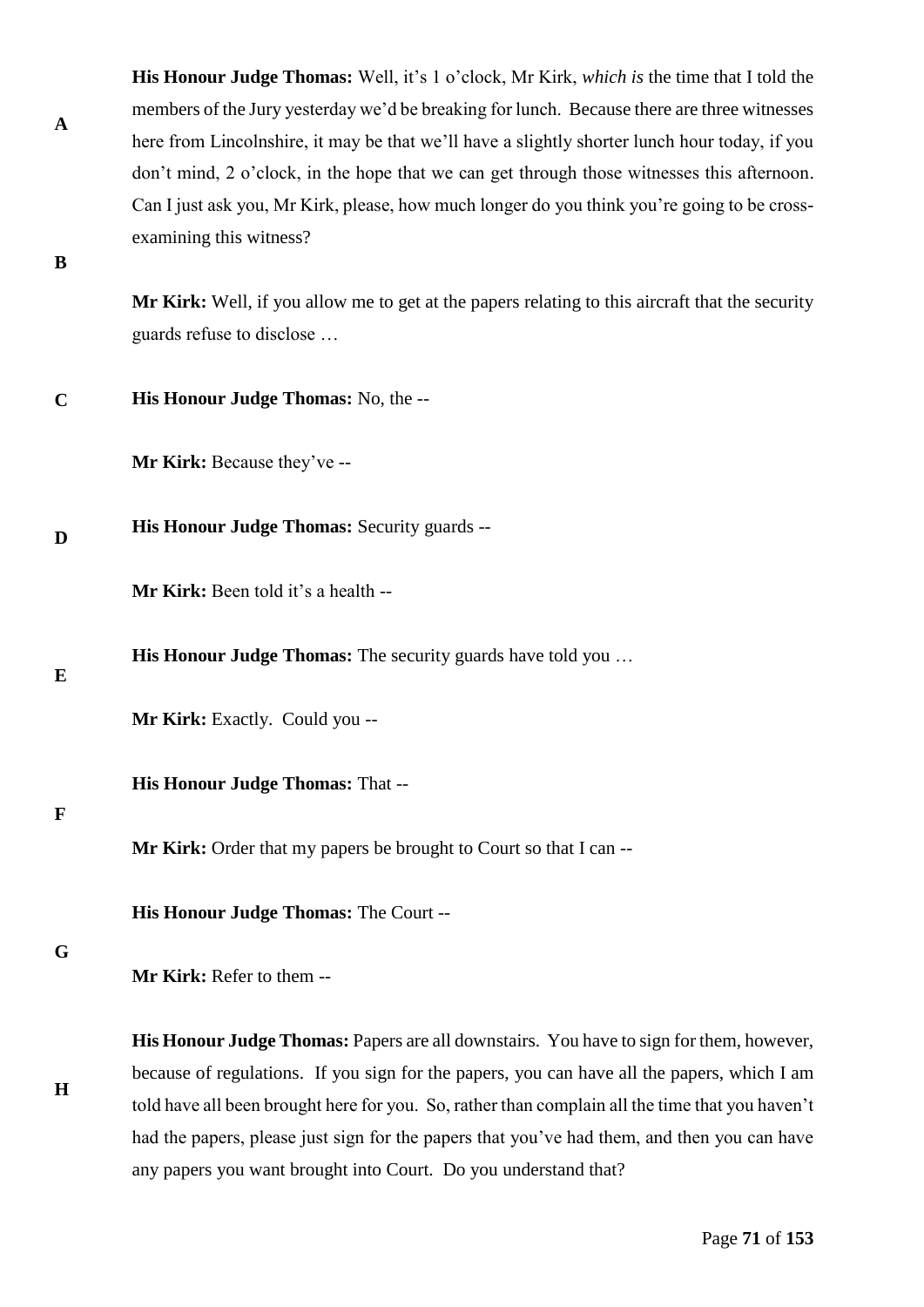**His Honour Judge Thomas:** Well, it's 1 o'clock, Mr Kirk, *which is* the time that I told the members of the Jury yesterday we'd be breaking for lunch. Because there are three witnesses here from Lincolnshire, it may be that we'll have a slightly shorter lunch hour today, if you don't mind, 2 o'clock, in the hope that we can get through those witnesses this afternoon. Can I just ask you, Mr Kirk, please, how much longer do you think you're going to be cross-examining this witness?

**Mr Kirk:** Well, if you allow me to get at the papers relating to this aircraft that the security guards refuse to disclose …

**His Honour Judge Thomas:** No, the --

**Mr Kirk:** Because they've --

**His Honour Judge Thomas:** Security guards --

**Mr Kirk:** Been told it's a health --

**His Honour Judge Thomas:** The security guards have told you …

**Mr Kirk:** Exactly. Could you --

**His Honour Judge Thomas:** That --

**Mr Kirk:** Order that my papers be brought to Court so that I can --

**His Honour Judge Thomas:** The Court --

**Mr Kirk:** Refer to them --

**His Honour Judge Thomas:** Papers are all downstairs. You have to sign for them, however, because of regulations. If you sign for the papers, you can have all the papers, which I am told have all been brought here for you. So, rather than complain all the time that you haven't had the papers, please just sign for the papers that you've had them, and then you can have any papers you want brought into Court. Do you understand that?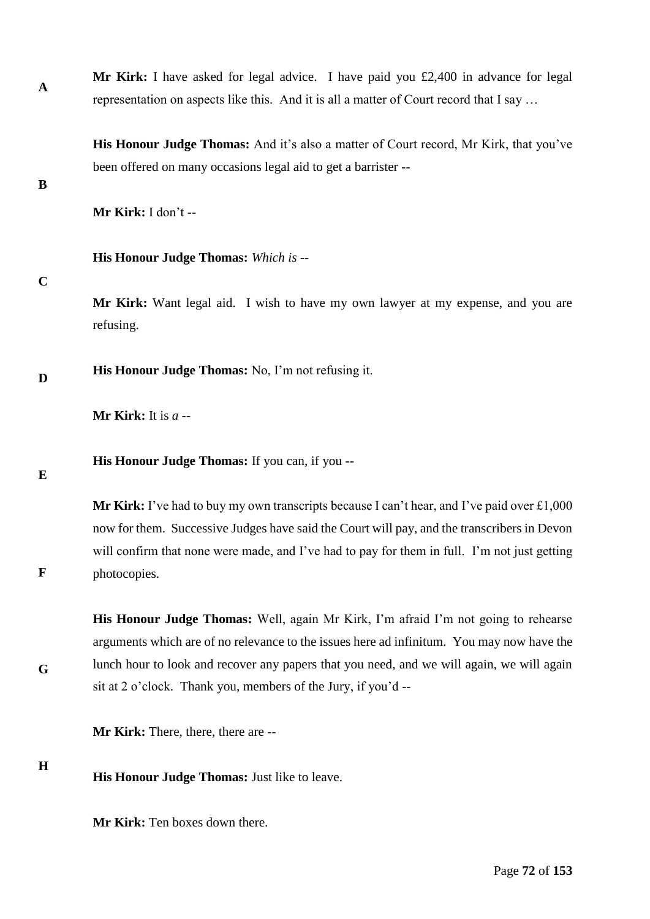**Mr Kirk:** I have asked for legal advice. I have paid you £2,400 in advance for legal representation on aspects like this. And it is all a matter of Court record that I say …

**His Honour Judge Thomas:** And it's also a matter of Court record, Mr Kirk, that you've been offered on many occasions legal aid to get a barrister --

**Mr Kirk:** I don't --

**His Honour Judge Thomas:** *Which is* --

**Mr Kirk:** Want legal aid. I wish to have my own lawyer at my expense, and you are refusing.

**His Honour Judge Thomas:** No, I'm not refusing it.

**Mr Kirk:** It is *a* --

**His Honour Judge Thomas:** If you can, if you --

**Mr Kirk:** I've had to buy my own transcripts because I can't hear, and I've paid over £1,000 now for them. Successive Judges have said the Court will pay, and the transcribers in Devon will confirm that none were made, and I've had to pay for them in full. I'm not just getting photocopies.

**His Honour Judge Thomas:** Well, again Mr Kirk, I'm afraid I'm not going to rehearse arguments which are of no relevance to the issues here ad infinitum. You may now have the lunch hour to look and recover any papers that you need, and we will again, we will again sit at 2 o'clock. Thank you, members of the Jury, if you'd --

**Mr Kirk:** There, there, there are --

**His Honour Judge Thomas:** Just like to leave.

**Mr Kirk:** Ten boxes down there.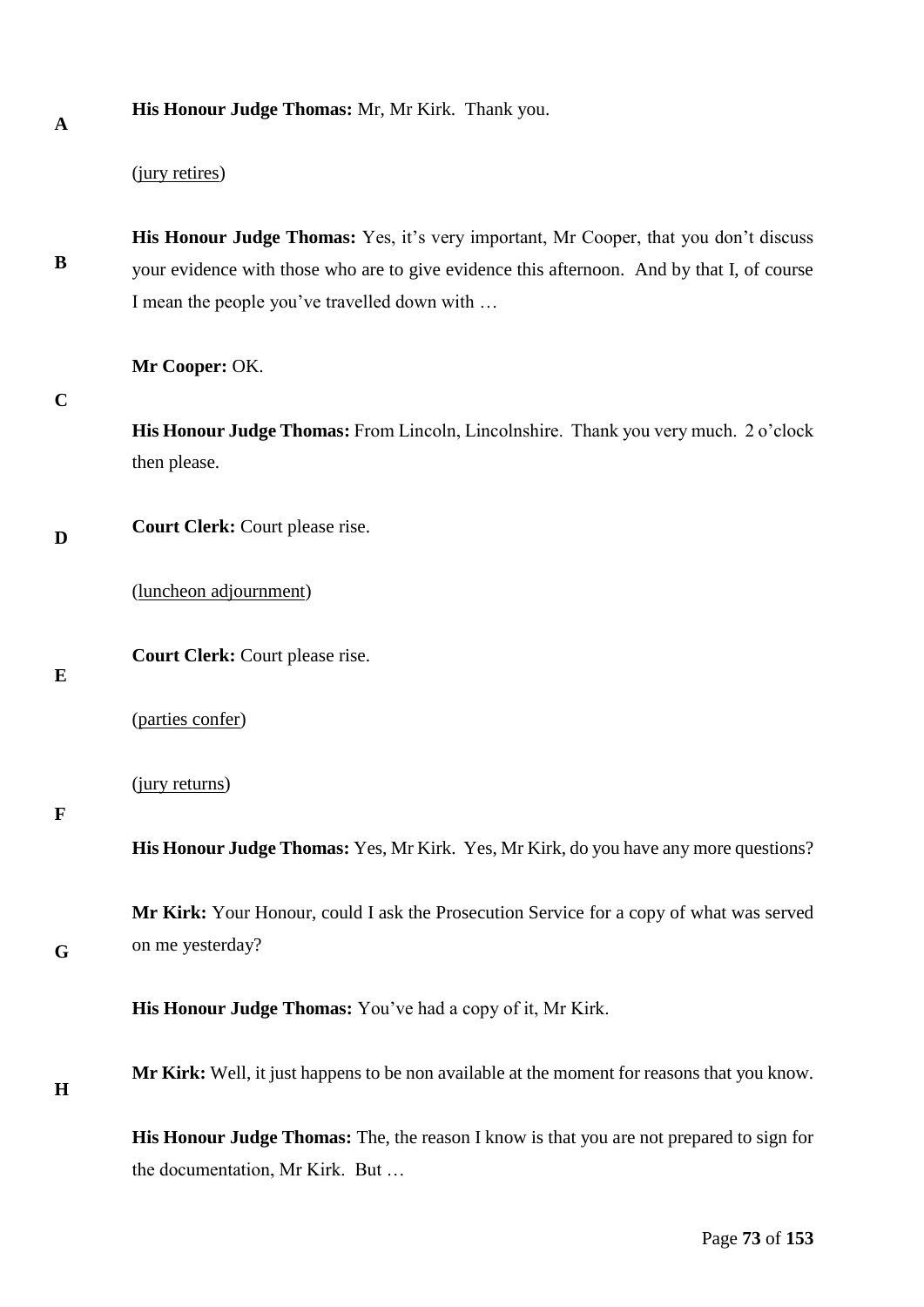**His Honour Judge Thomas:** Mr, Mr Kirk. Thank you.

(jury retires)

**His Honour Judge Thomas:** Yes, it's very important, Mr Cooper, that you don't discuss your evidence with those who are to give evidence this afternoon. And by that I, of course I mean the people you've travelled down with …

**Mr Cooper:** OK.

**His Honour Judge Thomas:** From Lincoln, Lincolnshire. Thank you very much. 2 o'clock then please.

**Court Clerk:** Court please rise.

(luncheon adjournment)

**Court Clerk:** Court please rise.

(parties confer)

(jury returns)

**His Honour Judge Thomas:** Yes, Mr Kirk. Yes, Mr Kirk, do you have any more questions?

**Mr Kirk:** Your Honour, could I ask the Prosecution Service for a copy of what was served on me yesterday?

**His Honour Judge Thomas:** You've had a copy of it, Mr Kirk.

**Mr Kirk:** Well, it just happens to be non available at the moment for reasons that you know.

**His Honour Judge Thomas:** The, the reason I know is that you are not prepared to sign for the documentation, Mr Kirk. But …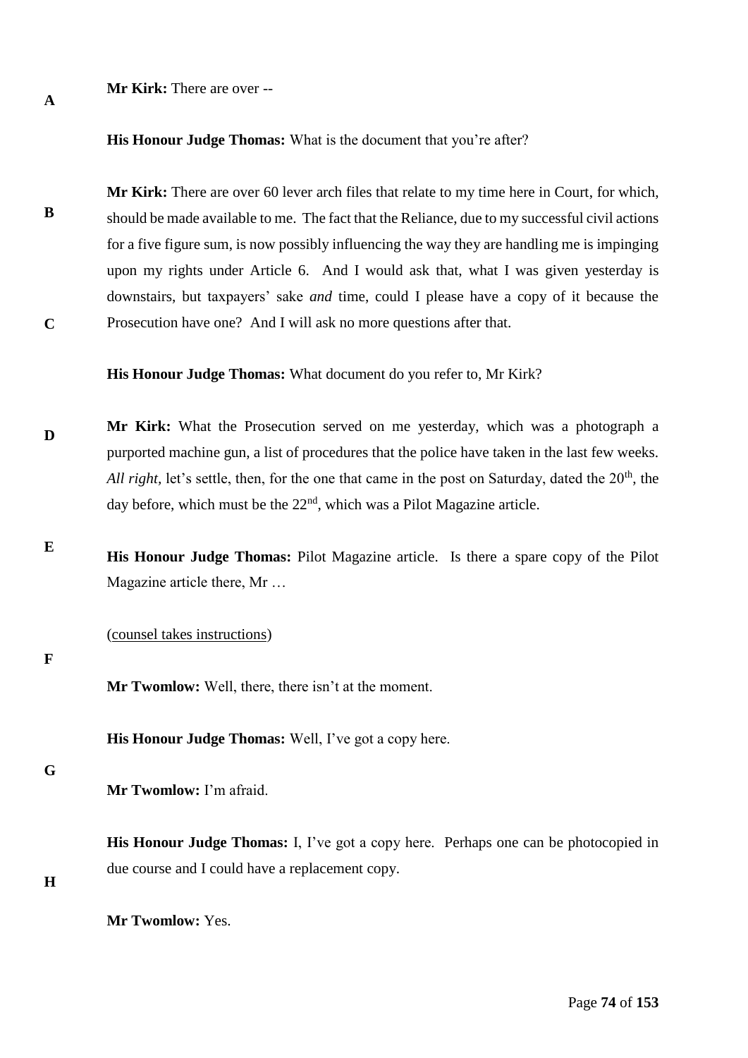**Mr Kirk:** There are over --

**His Honour Judge Thomas:** What is the document that you're after?

**Mr Kirk:** There are over 60 lever arch files that relate to my time here in Court, for which, should be made available to me. The fact that the Reliance, due to my successful civil actions for a five figure sum, is now possibly influencing the way they are handling me is impinging upon my rights under Article 6. And I would ask that, what I was given yesterday is downstairs, but taxpayers' sake *and* time, could I please have a copy of it because the Prosecution have one? And I will ask no more questions after that.

**His Honour Judge Thomas:** What document do you refer to, Mr Kirk?

**Mr Kirk:** What the Prosecution served on me yesterday, which was a photograph a purported machine gun, a list of procedures that the police have taken in the last few weeks. *All right*, let's settle, then, for the one that came in the post on Saturday, dated the 20th, the day before, which must be the 22nd, which was a Pilot Magazine article.

**His Honour Judge Thomas:** Pilot Magazine article. Is there a spare copy of the Pilot Magazine article there, Mr …

(counsel takes instructions)

**Mr Twomlow:** Well, there, there isn't at the moment.

**His Honour Judge Thomas:** Well, I've got a copy here.

**Mr Twomlow:** I'm afraid.

**His Honour Judge Thomas:** I, I've got a copy here. Perhaps one can be photocopied in due course and I could have a replacement copy.

**Mr Twomlow:** Yes.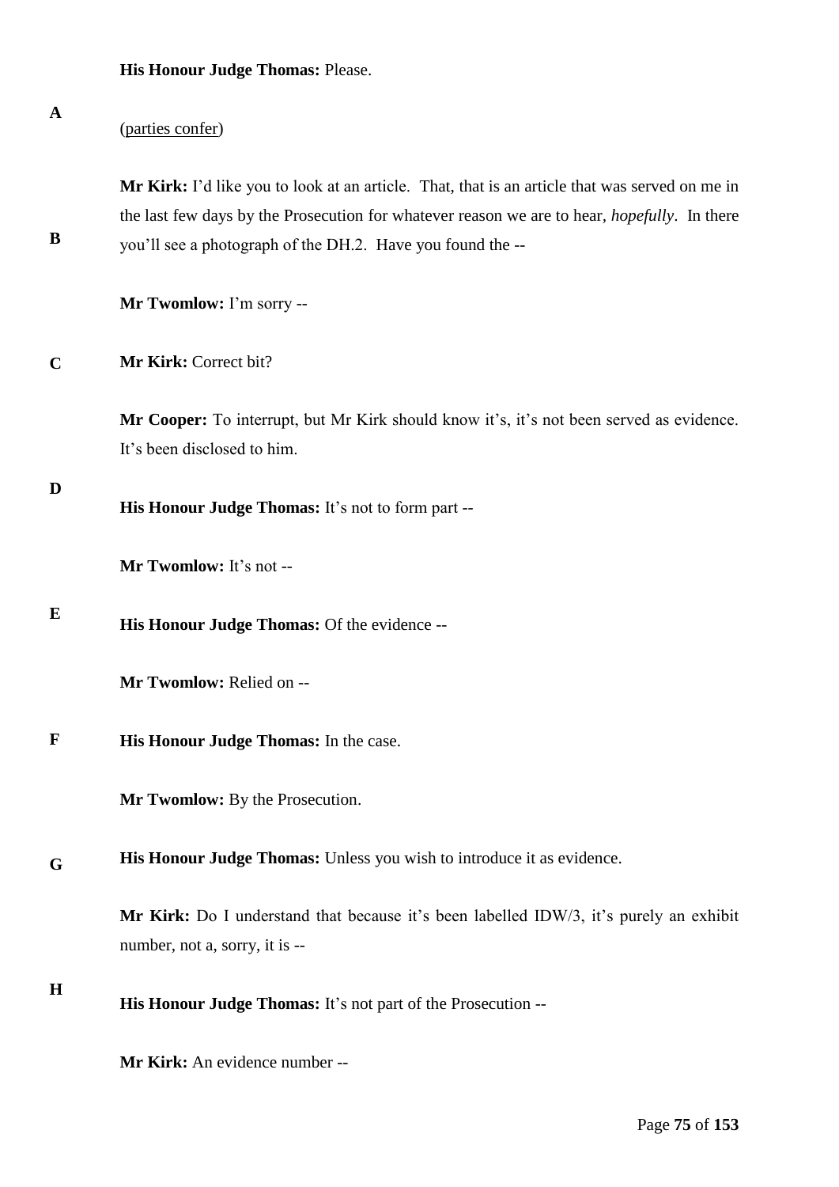**His Honour Judge Thomas:** Please.

(parties confer)

**Mr Kirk:** I'd like you to look at an article. That, that is an article that was served on me in the last few days by the Prosecution for whatever reason we are to hear, *hopefully*. In there you'll see a photograph of the DH.2. Have you found the --

**Mr Twomlow:** I'm sorry --

**Mr Kirk:** Correct bit?

**Mr Cooper:** To interrupt, but Mr Kirk should know it's, it's not been served as evidence. It's been disclosed to him.

**His Honour Judge Thomas:** It's not to form part --

**Mr Twomlow:** It's not --

**His Honour Judge Thomas:** Of the evidence --

**Mr Twomlow:** Relied on --

**His Honour Judge Thomas:** In the case.

**Mr Twomlow:** By the Prosecution.

**His Honour Judge Thomas:** Unless you wish to introduce it as evidence.

**Mr Kirk:** Do I understand that because it's been labelled IDW/3, it's purely an exhibit number, not a, sorry, it is --

**His Honour Judge Thomas:** It's not part of the Prosecution --

**Mr Kirk:** An evidence number --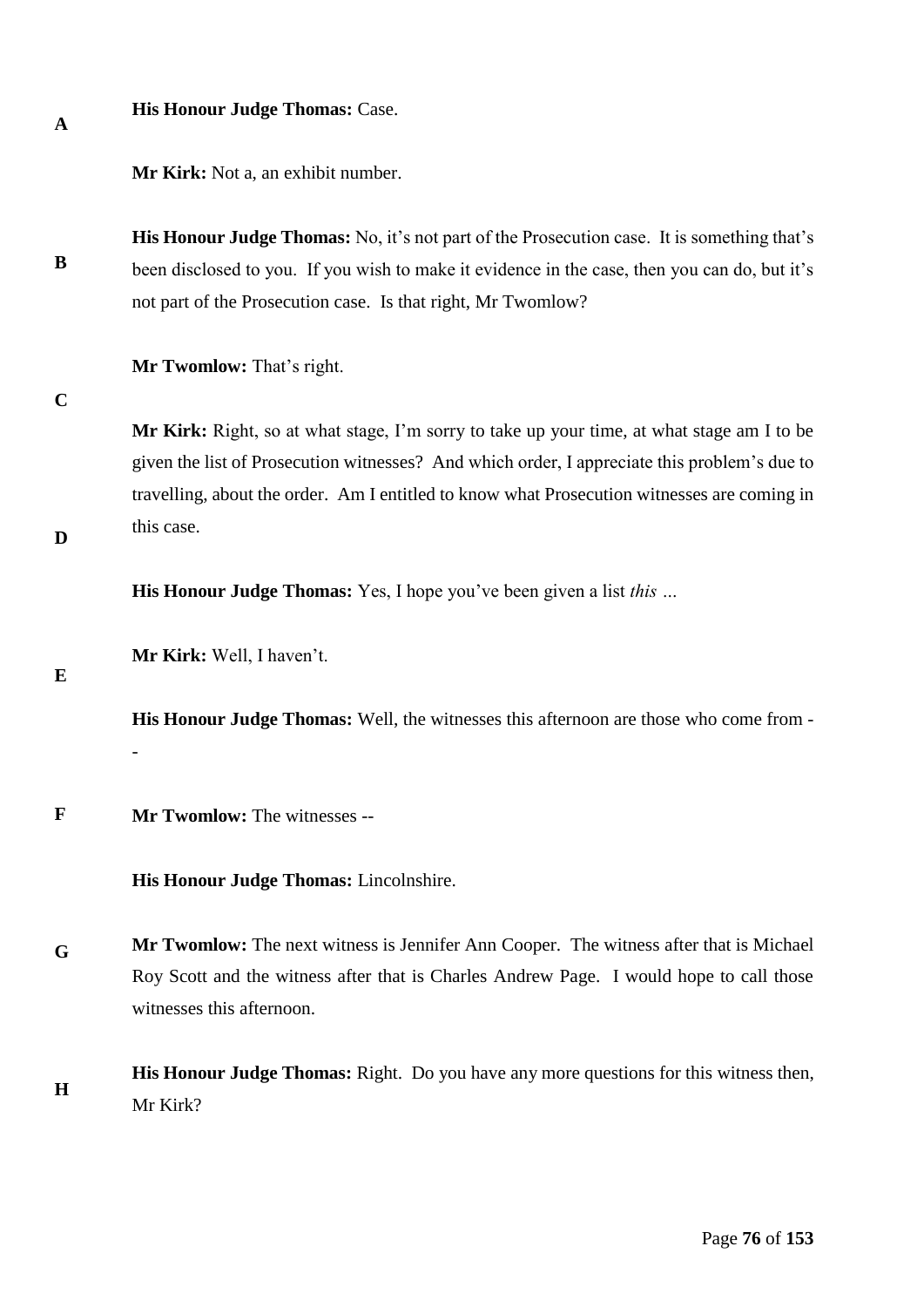**His Honour Judge Thomas:** Case.

**Mr Kirk:** Not a, an exhibit number.

**His Honour Judge Thomas:** No, it's not part of the Prosecution case. It is something that's been disclosed to you. If you wish to make it evidence in the case, then you can do, but it's not part of the Prosecution case. Is that right, Mr Twomlow?

**Mr Twomlow:** That's right.

**Mr Kirk:** Right, so at what stage, I'm sorry to take up your time, at what stage am I to be given the list of Prosecution witnesses? And which order, I appreciate this problem's due to travelling, about the order. Am I entitled to know what Prosecution witnesses are coming in this case.

**His Honour Judge Thomas:** Yes, I hope you've been given a list *this* ...

**Mr Kirk:** Well, I haven't.

**His Honour Judge Thomas:** Well, the witnesses this afternoon are those who come from --

**Mr Twomlow:** The witnesses --

**His Honour Judge Thomas:** Lincolnshire.

**Mr Twomlow:** The next witness is Jennifer Ann Cooper. The witness after that is Michael Roy Scott and the witness after that is Charles Andrew Page. I would hope to call those witnesses this afternoon.

**His Honour Judge Thomas:** Right. Do you have any more questions for this witness then, Mr Kirk?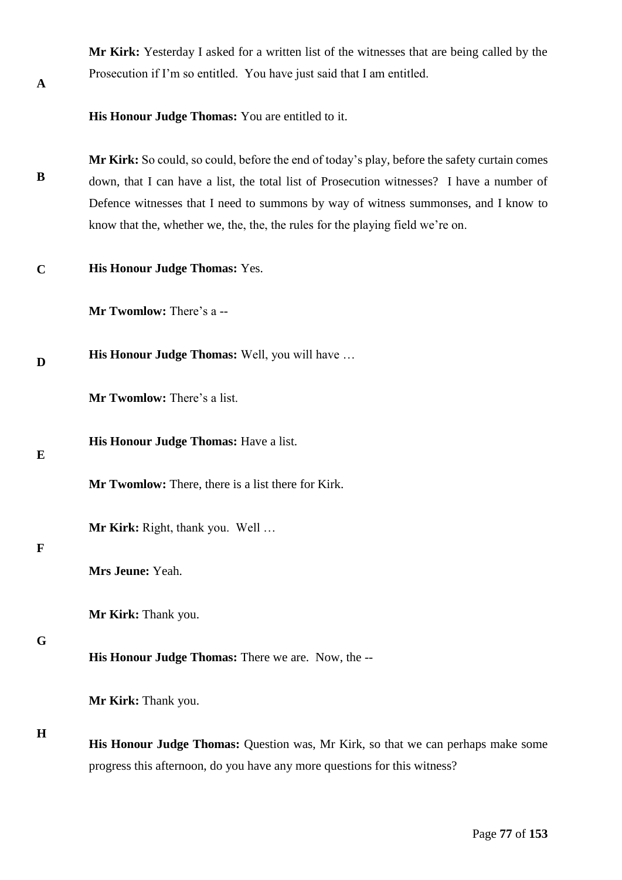**Mr Kirk:** Yesterday I asked for a written list of the witnesses that are being called by the Prosecution if I'm so entitled. You have just said that I am entitled.

**His Honour Judge Thomas:** You are entitled to it.

**Mr Kirk:** So could, so could, before the end of today's play, before the safety curtain comes down, that I can have a list, the total list of Prosecution witnesses? I have a number of Defence witnesses that I need to summons by way of witness summonses, and I know to know that the, whether we, the, the, the rules for the playing field we're on.

**His Honour Judge Thomas:** Yes.

**Mr Twomlow:** There's a --

**His Honour Judge Thomas:** Well, you will have …

**Mr Twomlow:** There's a list.

**His Honour Judge Thomas:** Have a list.

**Mr Twomlow:** There, there is a list there for Kirk.

**Mr Kirk:** Right, thank you. Well …

**Mrs Jeune:** Yeah.

**Mr Kirk:** Thank you.

**His Honour Judge Thomas:** There we are. Now, the --

**Mr Kirk:** Thank you.

**His Honour Judge Thomas:** Question was, Mr Kirk, so that we can perhaps make some progress this afternoon, do you have any more questions for this witness?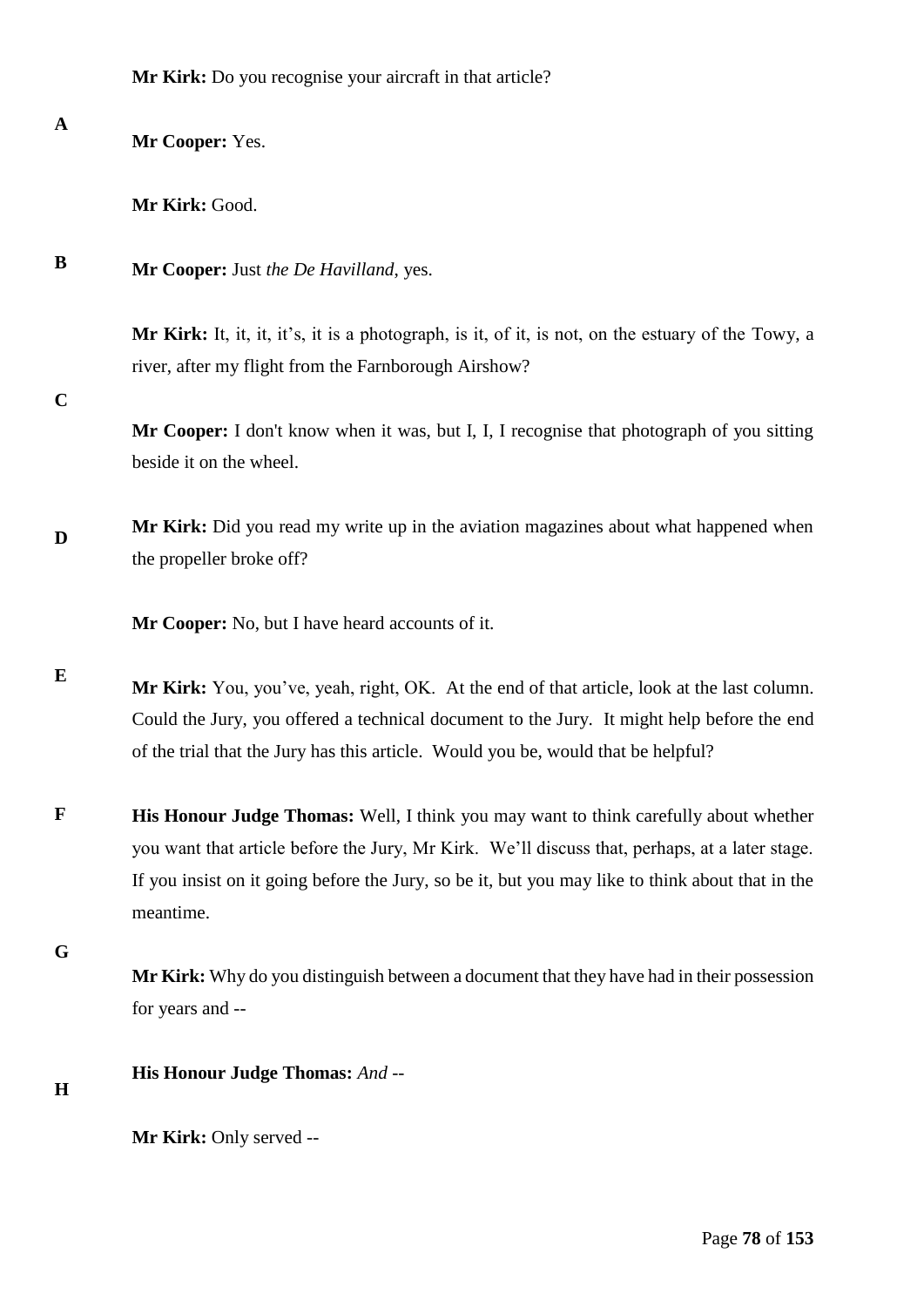**Mr Kirk:** Do you recognise your aircraft in that article?

**Mr Cooper:** Yes.

**Mr Kirk:** Good.

**Mr Cooper:** Just *the De Havilland*, yes.

**Mr Kirk:** It, it, it, it's, it is a photograph, is it, of it, is not, on the estuary of the Towy, a river, after my flight from the Farnborough Airshow?

**Mr Cooper:** I don't know when it was, but I, I, I recognise that photograph of you sitting beside it on the wheel.

**Mr Kirk:** Did you read my write up in the aviation magazines about what happened when the propeller broke off?

**Mr Cooper:** No, but I have heard accounts of it.

**Mr Kirk:** You, you've, yeah, right, OK. At the end of that article, look at the last column. Could the Jury, you offered a technical document to the Jury. It might help before the end of the trial that the Jury has this article. Would you be, would that be helpful?

**His Honour Judge Thomas:** Well, I think you may want to think carefully about whether you want that article before the Jury, Mr Kirk. We'll discuss that, perhaps, at a later stage. If you insist on it going before the Jury, so be it, but you may like to think about that in the meantime.

**Mr Kirk:** Why do you distinguish between a document that they have had in their possession for years and --

**His Honour Judge Thomas:** *And* --

**Mr Kirk:** Only served --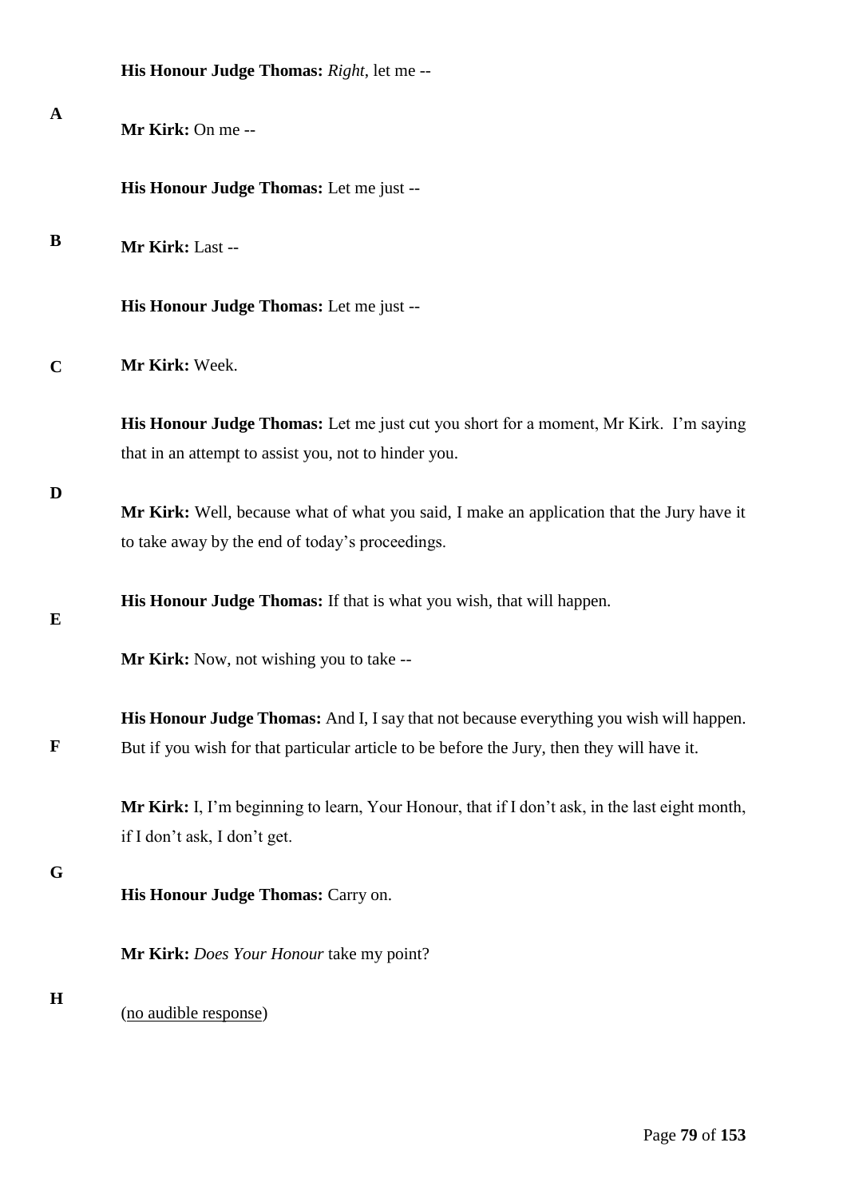**His Honour Judge Thomas:** *Right*, let me --

**Mr Kirk:** On me --

**His Honour Judge Thomas:** Let me just --

**Mr Kirk:** Last --

**His Honour Judge Thomas:** Let me just --

**Mr Kirk:** Week.

**His Honour Judge Thomas:** Let me just cut you short for a moment, Mr Kirk. I'm saying that in an attempt to assist you, not to hinder you.

**Mr Kirk:** Well, because what of what you said, I make an application that the Jury have it to take away by the end of today's proceedings.

**His Honour Judge Thomas:** If that is what you wish, that will happen.

**Mr Kirk:** Now, not wishing you to take --

**His Honour Judge Thomas:** And I, I say that not because everything you wish will happen. But if you wish for that particular article to be before the Jury, then they will have it.

**Mr Kirk:** I, I'm beginning to learn, Your Honour, that if I don't ask, in the last eight month, if I don't ask, I don't get.

**His Honour Judge Thomas:** Carry on.

**Mr Kirk:** *Does Your Honour* take my point?

(<u>no audible response</u>)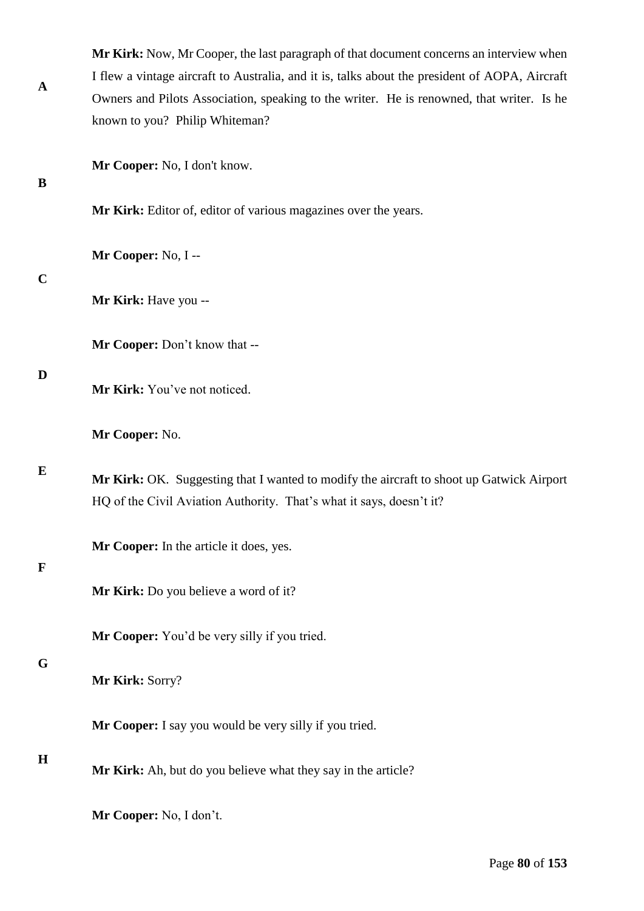**Mr Kirk:** Now, Mr Cooper, the last paragraph of that document concerns an interview when I flew a vintage aircraft to Australia, and it is, talks about the president of AOPA, Aircraft Owners and Pilots Association, speaking to the writer. He is renowned, that writer. Is he known to you? Philip Whiteman?

**Mr Cooper:** No, I don't know.

**Mr Kirk:** Editor of, editor of various magazines over the years.

**Mr Cooper:** No, I --

**Mr Kirk:** Have you --

**Mr Cooper:** Don't know that --

**Mr Kirk:** You've not noticed.

**Mr Cooper:** No.

**Mr Kirk:** OK. Suggesting that I wanted to modify the aircraft to shoot up Gatwick Airport HQ of the Civil Aviation Authority. That's what it says, doesn't it?

**Mr Cooper:** In the article it does, yes.

**Mr Kirk:** Do you believe a word of it?

**Mr Cooper:** You'd be very silly if you tried.

**Mr Kirk:** Sorry?

**Mr Cooper:** I say you would be very silly if you tried.

**Mr Kirk:** Ah, but do you believe what they say in the article?

**Mr Cooper:** No, I don't.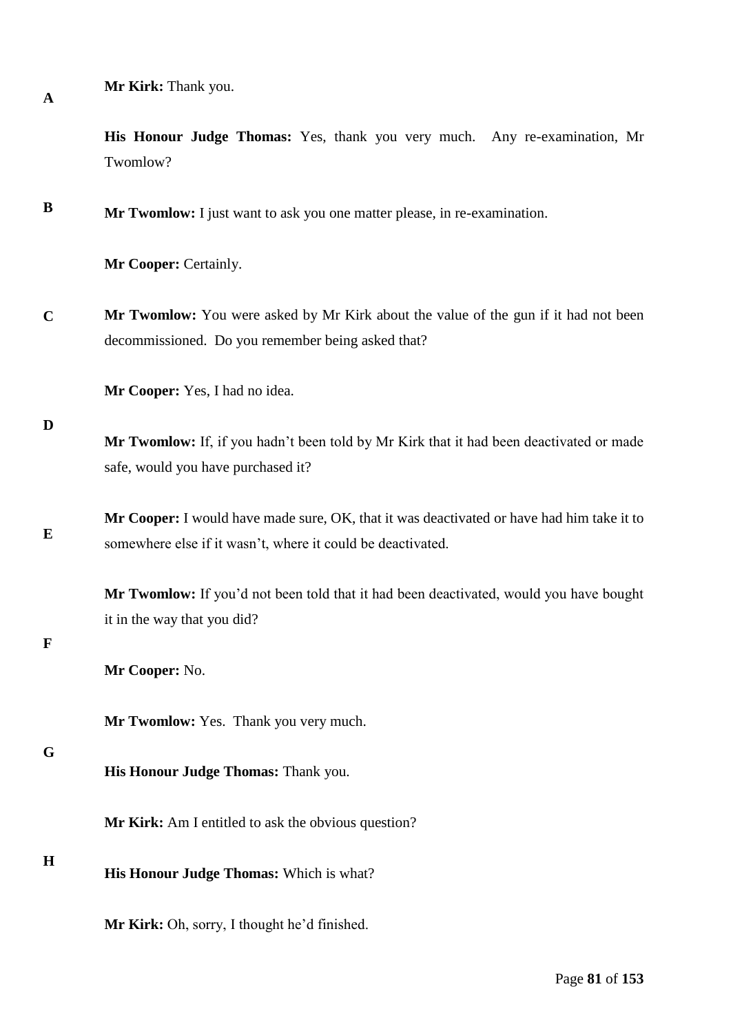**Mr Kirk:** Thank you.

**His Honour Judge Thomas:** Yes, thank you very much. Any re-examination, Mr Twomlow?

**Mr Twomlow:** I just want to ask you one matter please, in re-examination.

**Mr Cooper:** Certainly.

**Mr Twomlow:** You were asked by Mr Kirk about the value of the gun if it had not been decommissioned. Do you remember being asked that?

**Mr Cooper:** Yes, I had no idea.

**Mr Twomlow:** If, if you hadn't been told by Mr Kirk that it had been deactivated or made safe, would you have purchased it?

**Mr Cooper:** I would have made sure, OK, that it was deactivated or have had him take it to somewhere else if it wasn't, where it could be deactivated.

**Mr Twomlow:** If you'd not been told that it had been deactivated, would you have bought it in the way that you did?

**Mr Cooper:** No.

**Mr Twomlow:** Yes. Thank you very much.

**His Honour Judge Thomas:** Thank you.

**Mr Kirk:** Am I entitled to ask the obvious question?

**His Honour Judge Thomas:** Which is what?

**Mr Kirk:** Oh, sorry, I thought he'd finished.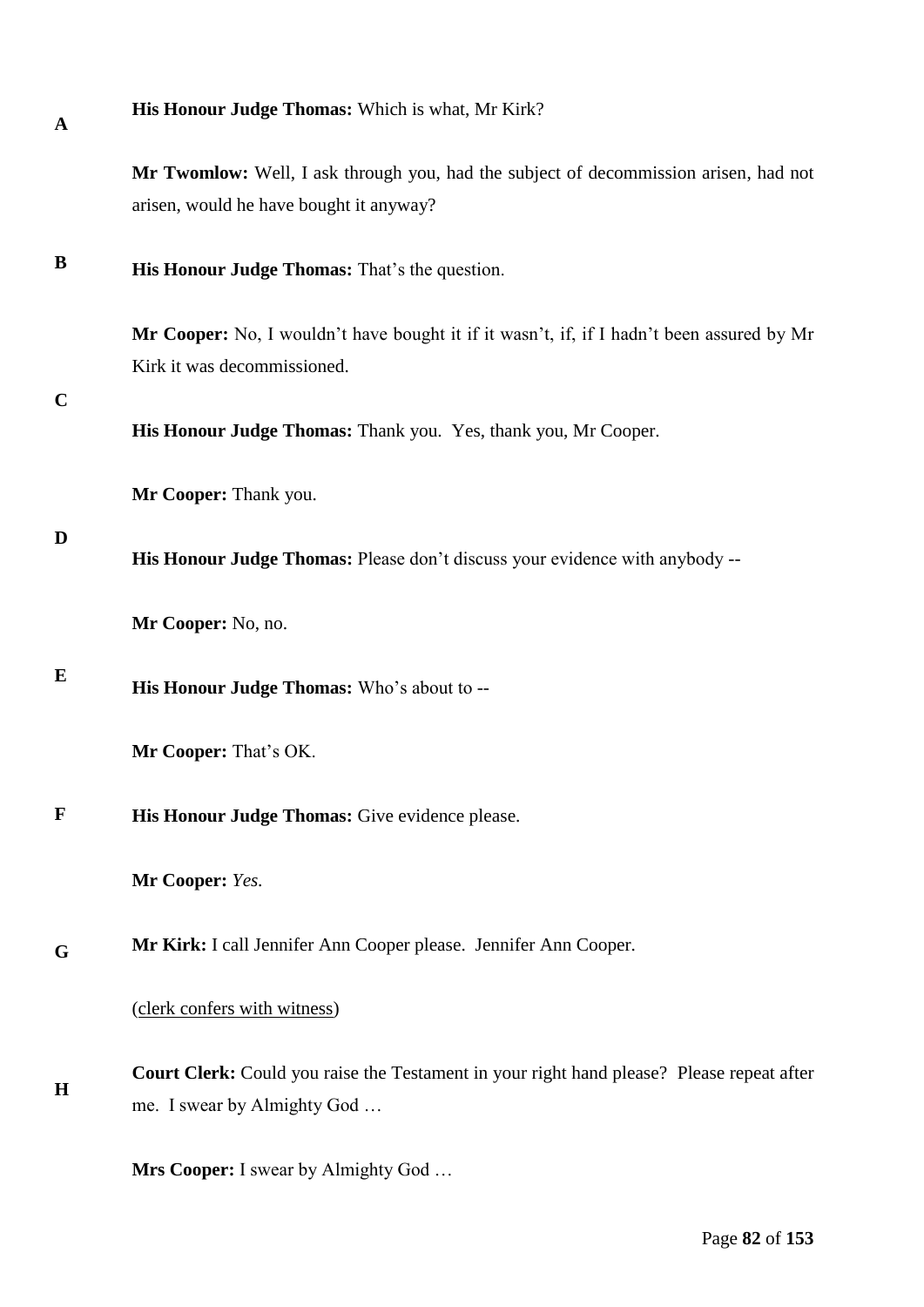**His Honour Judge Thomas:** Which is what, Mr Kirk?

**Mr Twomlow:** Well, I ask through you, had the subject of decommission arisen, had not arisen, would he have bought it anyway?

**His Honour Judge Thomas:** That's the question.

**Mr Cooper:** No, I wouldn't have bought it if it wasn't, if, if I hadn't been assured by Mr Kirk it was decommissioned.

**His Honour Judge Thomas:** Thank you. Yes, thank you, Mr Cooper.

**Mr Cooper:** Thank you.

**His Honour Judge Thomas:** Please don't discuss your evidence with anybody --

**Mr Cooper:** No, no.

**His Honour Judge Thomas:** Who's about to --

**Mr Cooper:** That's OK.

**His Honour Judge Thomas:** Give evidence please.

**Mr Cooper:** *Yes.*

**Mr Kirk:** I call Jennifer Ann Cooper please. Jennifer Ann Cooper.

(clerk confers with witness)

**Court Clerk:** Could you raise the Testament in your right hand please? Please repeat after me. I swear by Almighty God …

**Mrs Cooper:** I swear by Almighty God …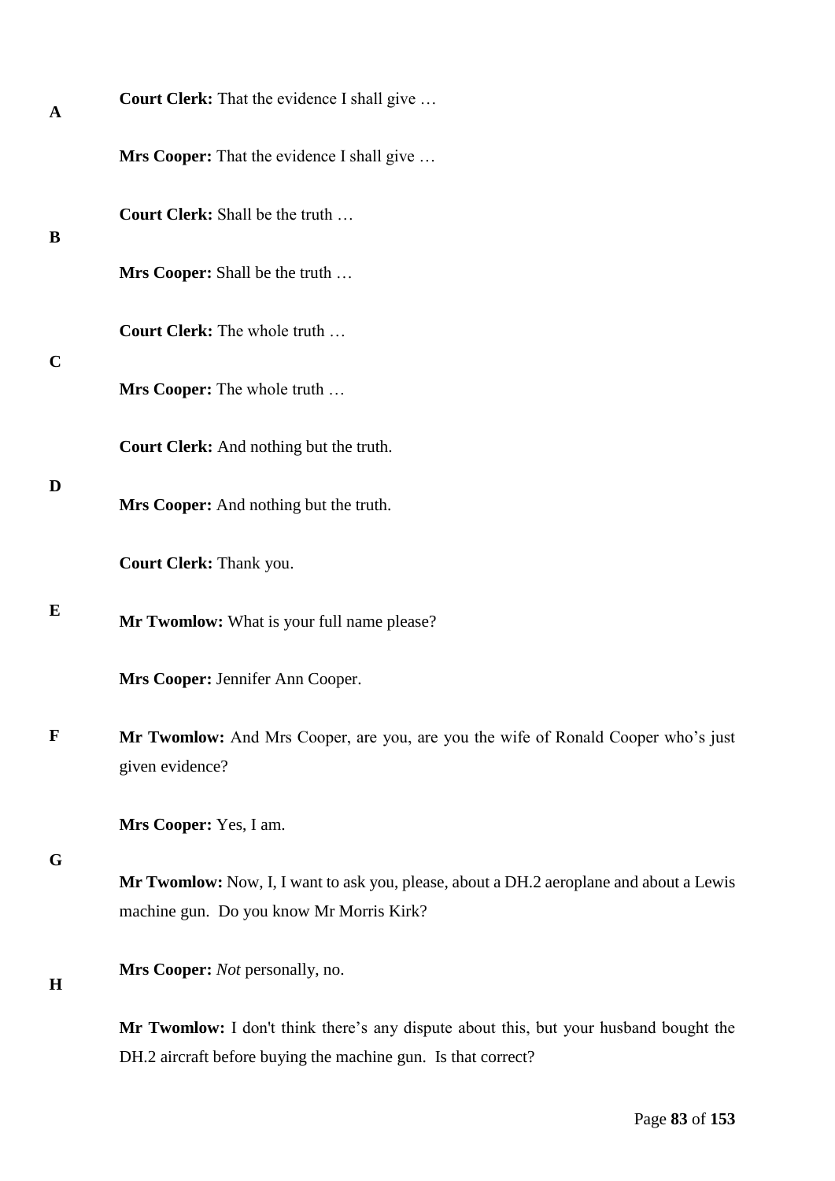**Court Clerk:** That the evidence I shall give …

**Mrs Cooper:** That the evidence I shall give …

**Court Clerk:** Shall be the truth …

**Mrs Cooper:** Shall be the truth …

**Court Clerk:** The whole truth …

**Mrs Cooper:** The whole truth …

**Court Clerk:** And nothing but the truth.

**Mrs Cooper:** And nothing but the truth.

**Court Clerk:** Thank you.

**Mr Twomlow:** What is your full name please?

**Mrs Cooper:** Jennifer Ann Cooper.

**Mr Twomlow:** And Mrs Cooper, are you, are you the wife of Ronald Cooper who's just given evidence?

**Mrs Cooper:** Yes, I am.

**Mr Twomlow:** Now, I, I want to ask you, please, about a DH.2 aeroplane and about a Lewis machine gun. Do you know Mr Morris Kirk?

**Mrs Cooper:** *Not* personally, no.

**Mr Twomlow:** I don't think there's any dispute about this, but your husband bought the DH.2 aircraft before buying the machine gun. Is that correct?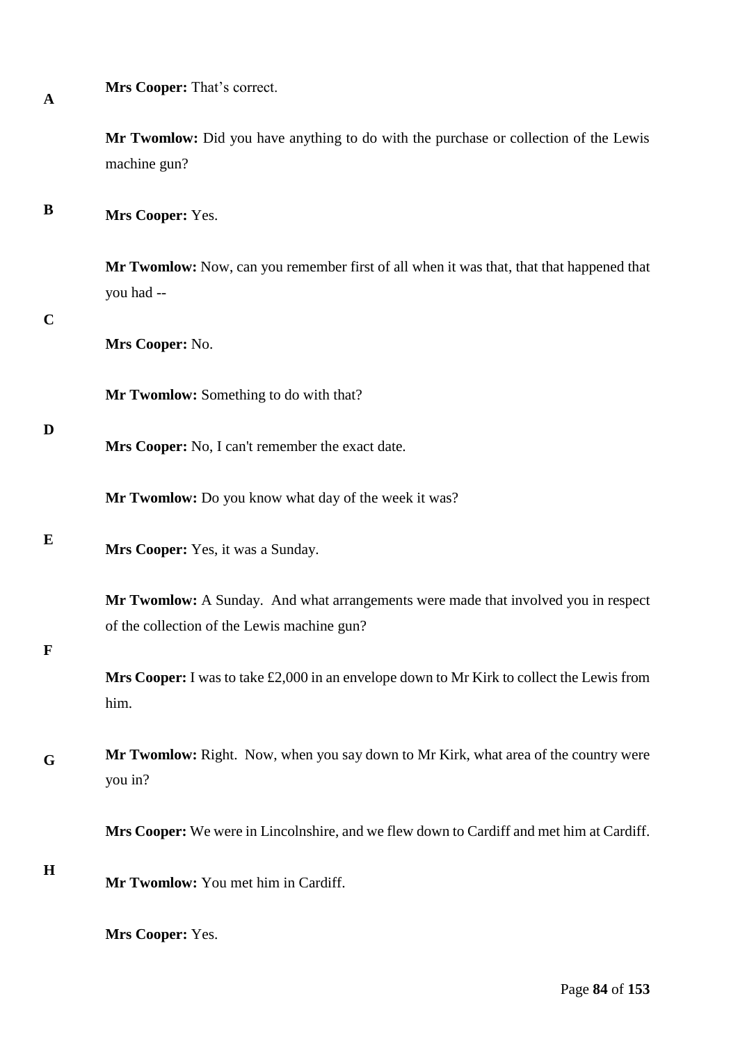**Mrs Cooper:** That's correct.

**Mr Twomlow:** Did you have anything to do with the purchase or collection of the Lewis machine gun?

**Mrs Cooper:** Yes.

**Mr Twomlow:** Now, can you remember first of all when it was that, that that happened that you had --

**Mrs Cooper:** No.

**Mr Twomlow:** Something to do with that?

**Mrs Cooper:** No, I can't remember the exact date.

**Mr Twomlow:** Do you know what day of the week it was?

**Mrs Cooper:** Yes, it was a Sunday.

**Mr Twomlow:** A Sunday. And what arrangements were made that involved you in respect of the collection of the Lewis machine gun?

**Mrs Cooper:** I was to take £2,000 in an envelope down to Mr Kirk to collect the Lewis from him.

**Mr Twomlow:** Right. Now, when you say down to Mr Kirk, what area of the country were you in?

**Mrs Cooper:** We were in Lincolnshire, and we flew down to Cardiff and met him at Cardiff.

**Mr Twomlow:** You met him in Cardiff.

**Mrs Cooper:** Yes.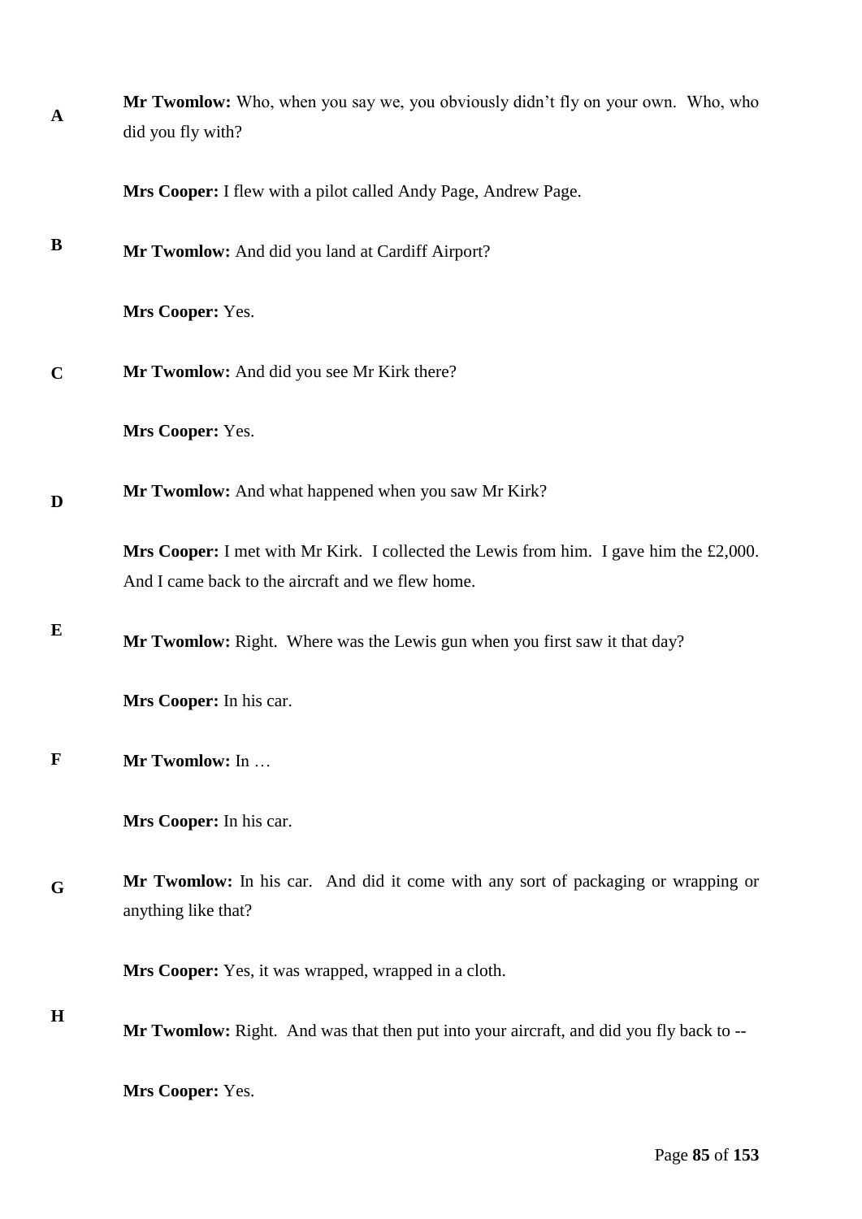**Mr Twomlow:** Who, when you say we, you obviously didn't fly on your own. Who, who did you fly with?

**Mrs Cooper:** I flew with a pilot called Andy Page, Andrew Page.

**Mr Twomlow:** And did you land at Cardiff Airport?

**Mrs Cooper:** Yes.

**Mr Twomlow:** And did you see Mr Kirk there?

**Mrs Cooper:** Yes.

**Mr Twomlow:** And what happened when you saw Mr Kirk?

**Mrs Cooper:** I met with Mr Kirk. I collected the Lewis from him. I gave him the £2,000. And I came back to the aircraft and we flew home.

**Mr Twomlow:** Right. Where was the Lewis gun when you first saw it that day?

**Mrs Cooper:** In his car.

**Mr Twomlow:** In …

**Mrs Cooper:** In his car.

**Mr Twomlow:** In his car. And did it come with any sort of packaging or wrapping or anything like that?

**Mrs Cooper:** Yes, it was wrapped, wrapped in a cloth.

**Mr Twomlow:** Right. And was that then put into your aircraft, and did you fly back to --

**Mrs Cooper:** Yes.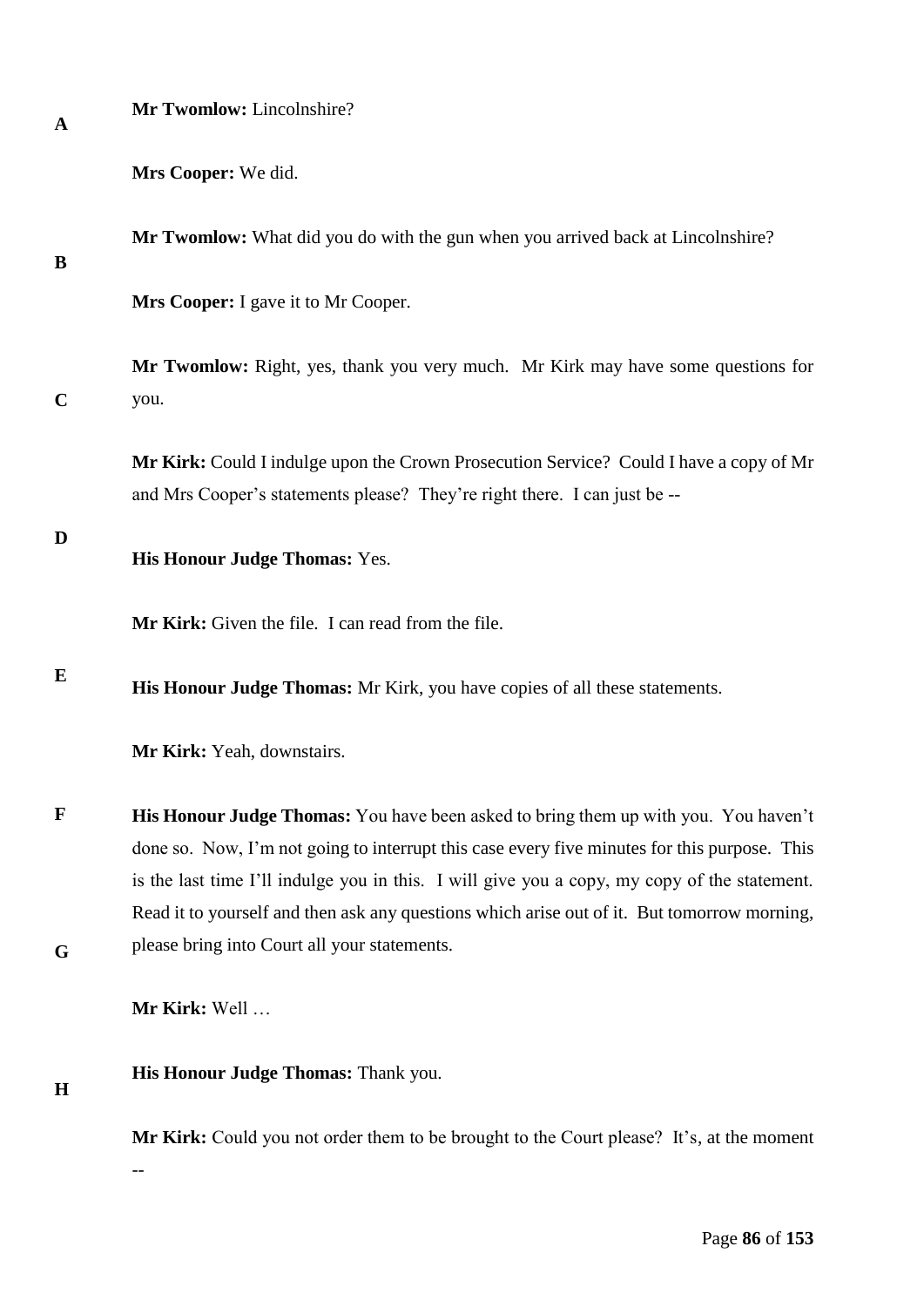**Mr Twomlow:** Lincolnshire?

**Mrs Cooper:** We did.

**Mr Twomlow:** What did you do with the gun when you arrived back at Lincolnshire?

**Mrs Cooper:** I gave it to Mr Cooper.

**Mr Twomlow:** Right, yes, thank you very much. Mr Kirk may have some questions for you.

**Mr Kirk:** Could I indulge upon the Crown Prosecution Service? Could I have a copy of Mr and Mrs Cooper's statements please? They're right there. I can just be --

**His Honour Judge Thomas:** Yes.

**Mr Kirk:** Given the file. I can read from the file.

**His Honour Judge Thomas:** Mr Kirk, you have copies of all these statements.

**Mr Kirk:** Yeah, downstairs.

**His Honour Judge Thomas:** You have been asked to bring them up with you. You haven't done so. Now, I'm not going to interrupt this case every five minutes for this purpose. This is the last time I'll indulge you in this. I will give you a copy, my copy of the statement. Read it to yourself and then ask any questions which arise out of it. But tomorrow morning, please bring into Court all your statements.

**Mr Kirk:** Well …

**His Honour Judge Thomas:** Thank you.

**Mr Kirk:** Could you not order them to be brought to the Court please? It's, at the moment --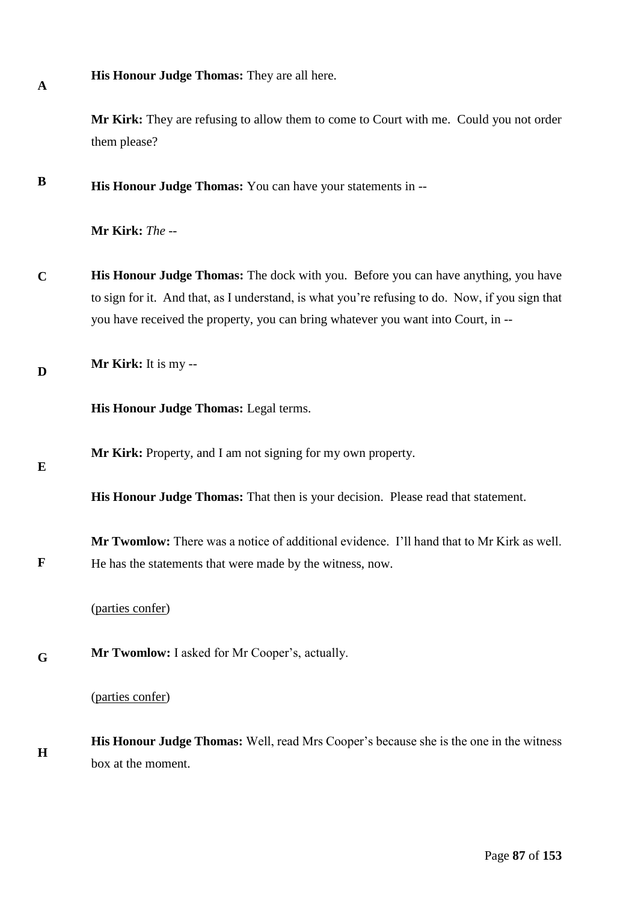**His Honour Judge Thomas:** They are all here.

**Mr Kirk:** They are refusing to allow them to come to Court with me. Could you not order them please?

**His Honour Judge Thomas:** You can have your statements in --

**Mr Kirk:** *The* --

**His Honour Judge Thomas:** The dock with you. Before you can have anything, you have to sign for it. And that, as I understand, is what you're refusing to do. Now, if you sign that you have received the property, you can bring whatever you want into Court, in --

**Mr Kirk:** It is my --

**His Honour Judge Thomas:** Legal terms.

**Mr Kirk:** Property, and I am not signing for my own property.

**His Honour Judge Thomas:** That then is your decision. Please read that statement.

**Mr Twomlow:** There was a notice of additional evidence. I'll hand that to Mr Kirk as well. He has the statements that were made by the witness, now.

(parties confer)

**Mr Twomlow:** I asked for Mr Cooper's, actually.

(parties confer)

**His Honour Judge Thomas:** Well, read Mrs Cooper's because she is the one in the witness box at the moment.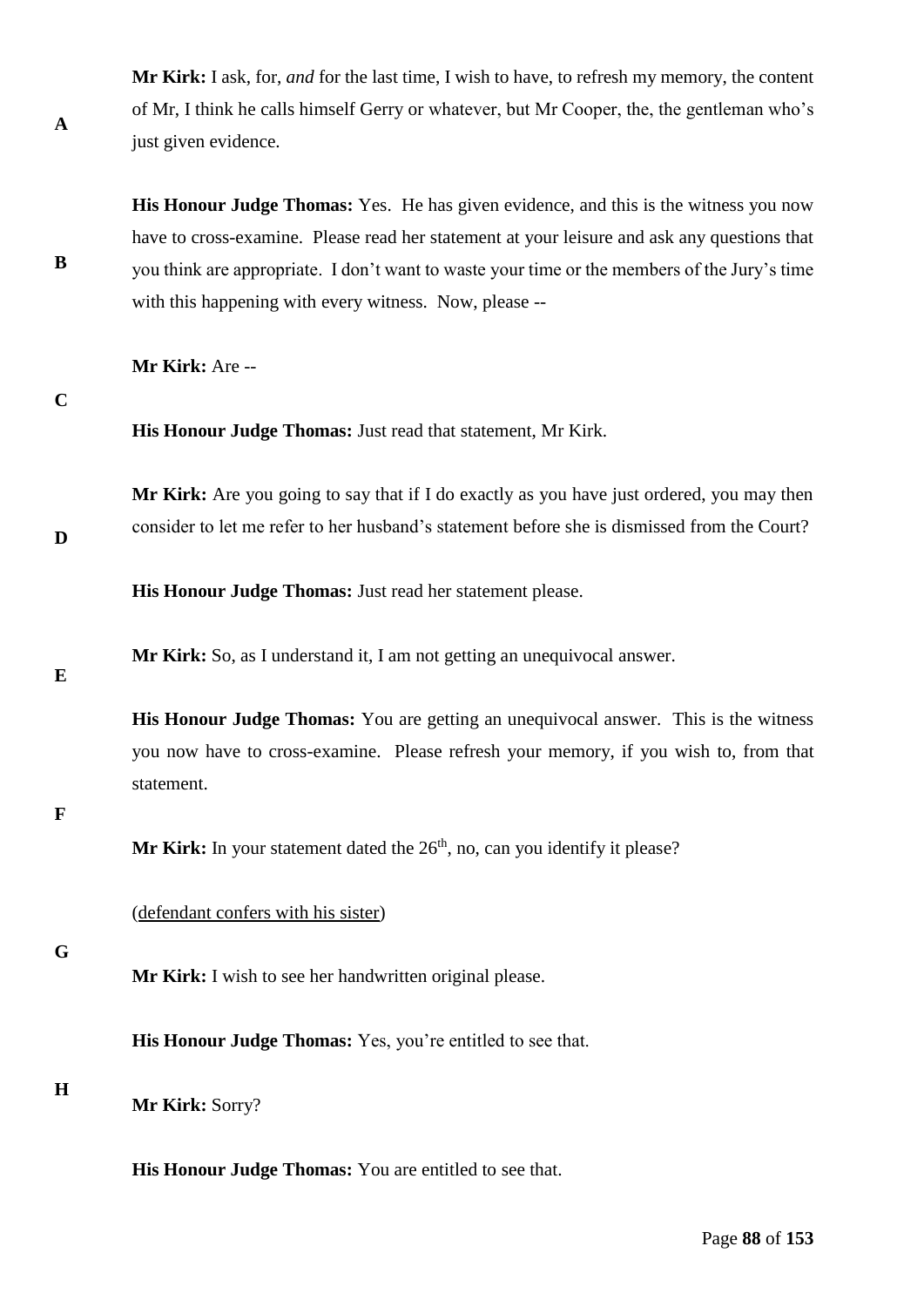**Mr Kirk:** I ask, for, *and* for the last time, I wish to have, to refresh my memory, the content of Mr, I think he calls himself Gerry or whatever, but Mr Cooper, the, the gentleman who's just given evidence.

**His Honour Judge Thomas:** Yes. He has given evidence, and this is the witness you now have to cross-examine. Please read her statement at your leisure and ask any questions that you think are appropriate. I don't want to waste your time or the members of the Jury's time with this happening with every witness. Now, please --

**Mr Kirk:** Are --

**His Honour Judge Thomas:** Just read that statement, Mr Kirk.

**Mr Kirk:** Are you going to say that if I do exactly as you have just ordered, you may then consider to let me refer to her husband's statement before she is dismissed from the Court?

**His Honour Judge Thomas:** Just read her statement please.

**Mr Kirk:** So, as I understand it, I am not getting an unequivocal answer.

**His Honour Judge Thomas:** You are getting an unequivocal answer. This is the witness you now have to cross-examine. Please refresh your memory, if you wish to, from that statement.

**Mr Kirk:** In your statement dated the 26th, no, can you identify it please?

(defendant confers with his sister)

**Mr Kirk:** I wish to see her handwritten original please.

**His Honour Judge Thomas:** Yes, you're entitled to see that.

**Mr Kirk:** Sorry?

**His Honour Judge Thomas:** You are entitled to see that.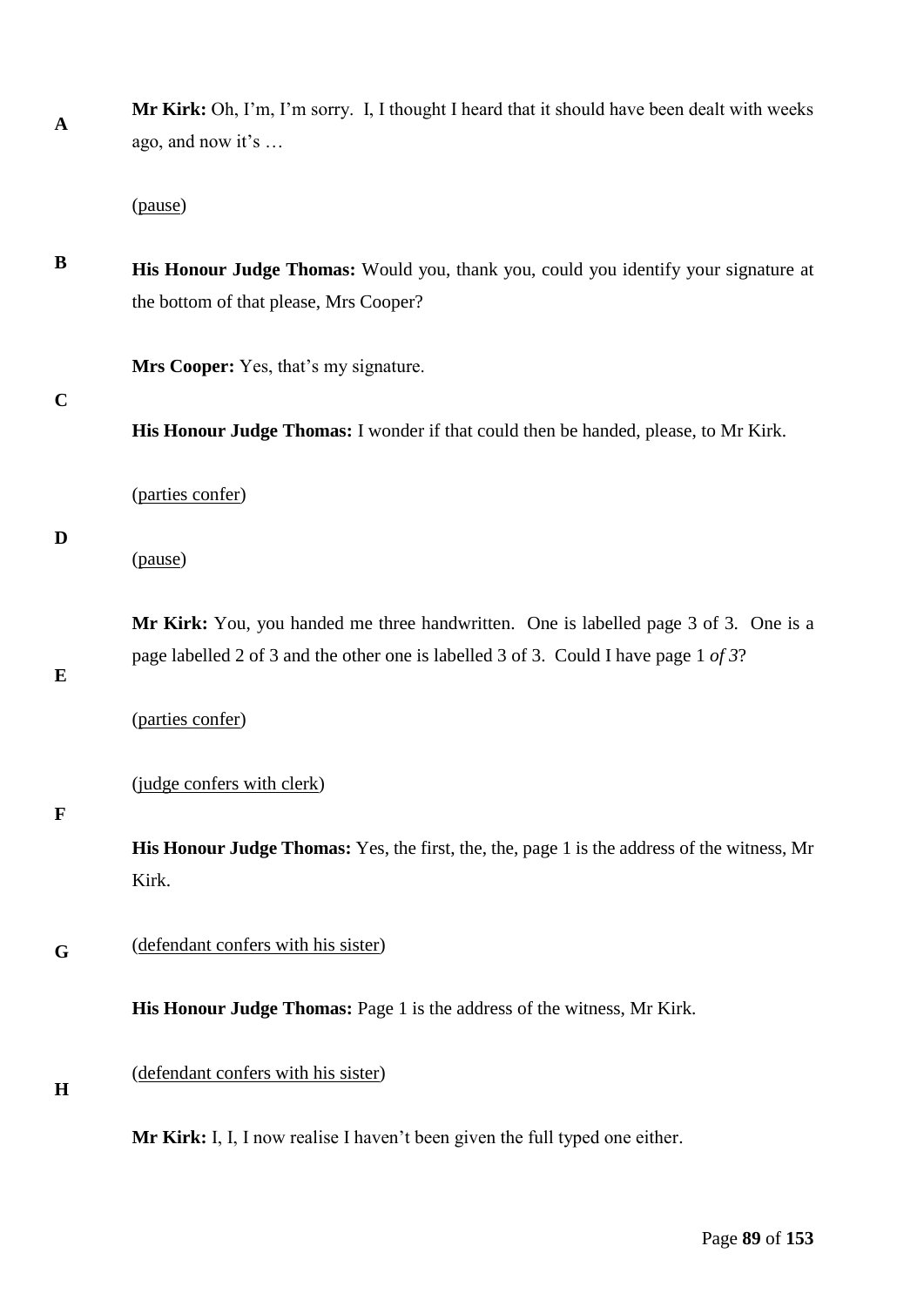**Mr Kirk:** Oh, I'm, I'm sorry. I, I thought I heard that it should have been dealt with weeks ago, and now it's …

(pause)

**His Honour Judge Thomas:** Would you, thank you, could you identify your signature at the bottom of that please, Mrs Cooper?

**Mrs Cooper:** Yes, that's my signature.

**His Honour Judge Thomas:** I wonder if that could then be handed, please, to Mr Kirk.

(parties confer)

(pause)

**Mr Kirk:** You, you handed me three handwritten. One is labelled page 3 of 3. One is a page labelled 2 of 3 and the other one is labelled 3 of 3. Could I have page 1 *of 3*?

(parties confer)

(judge confers with clerk)

**His Honour Judge Thomas:** Yes, the first, the, the, page 1 is the address of the witness, Mr Kirk.

(defendant confers with his sister)

**His Honour Judge Thomas:** Page 1 is the address of the witness, Mr Kirk.

(defendant confers with his sister)

**Mr Kirk:** I, I, I now realise I haven't been given the full typed one either.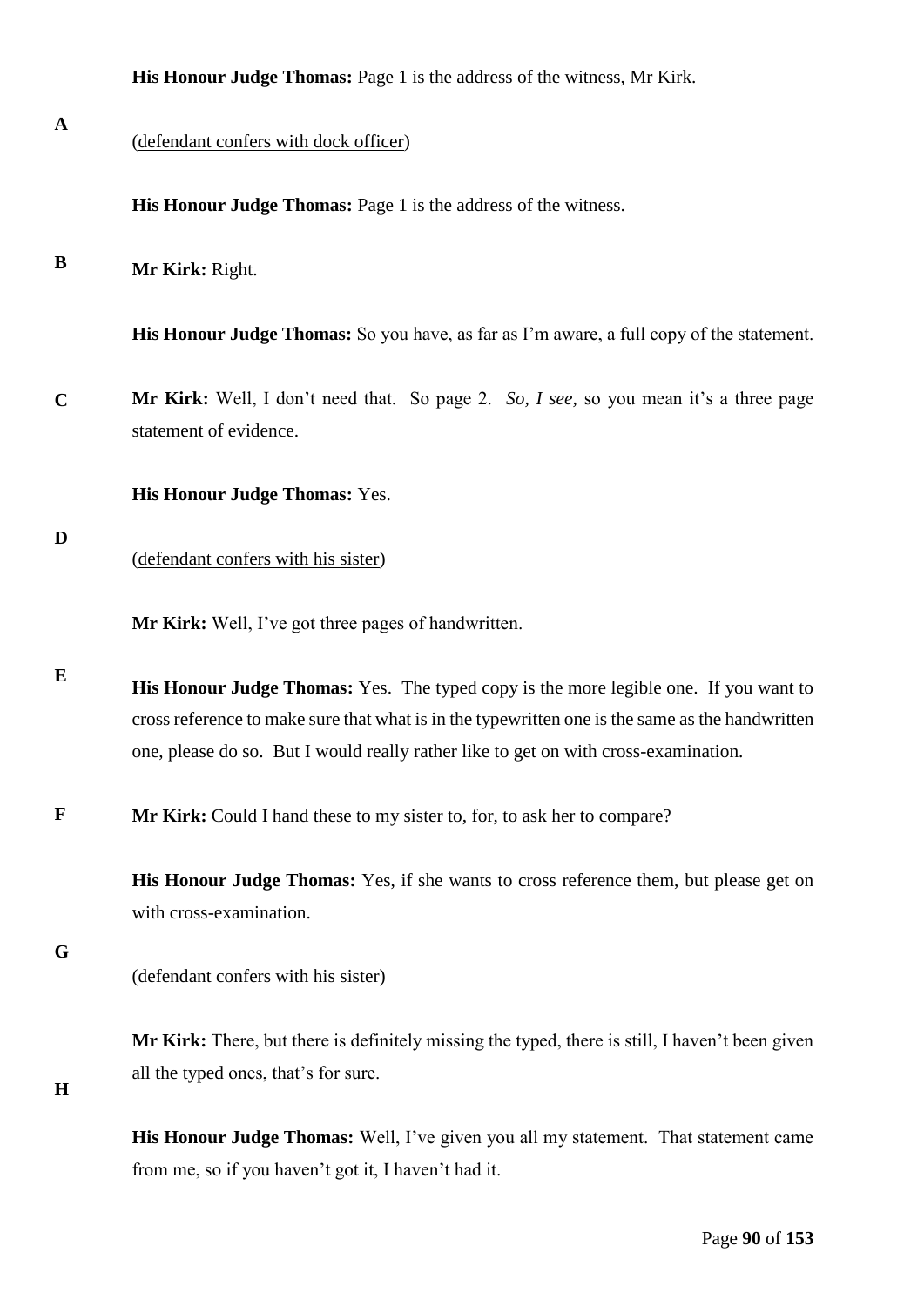**His Honour Judge Thomas:** Page 1 is the address of the witness, Mr Kirk.

(defendant confers with dock officer)

**His Honour Judge Thomas:** Page 1 is the address of the witness.

**Mr Kirk:** Right.

**His Honour Judge Thomas:** So you have, as far as I'm aware, a full copy of the statement.

**Mr Kirk:** Well, I don't need that. So page 2. *So, I see,* so you mean it's a three page statement of evidence.

**His Honour Judge Thomas:** Yes.

(defendant confers with his sister)

**Mr Kirk:** Well, I've got three pages of handwritten.

**His Honour Judge Thomas:** Yes. The typed copy is the more legible one. If you want to cross reference to make sure that what is in the typewritten one is the same as the handwritten one, please do so. But I would really rather like to get on with cross-examination.

**Mr Kirk:** Could I hand these to my sister to, for, to ask her to compare?

**His Honour Judge Thomas:** Yes, if she wants to cross reference them, but please get on with cross-examination.

(defendant confers with his sister)

**Mr Kirk:** There, but there is definitely missing the typed, there is still, I haven't been given all the typed ones, that's for sure.

**His Honour Judge Thomas:** Well, I've given you all my statement. That statement came from me, so if you haven't got it, I haven't had it.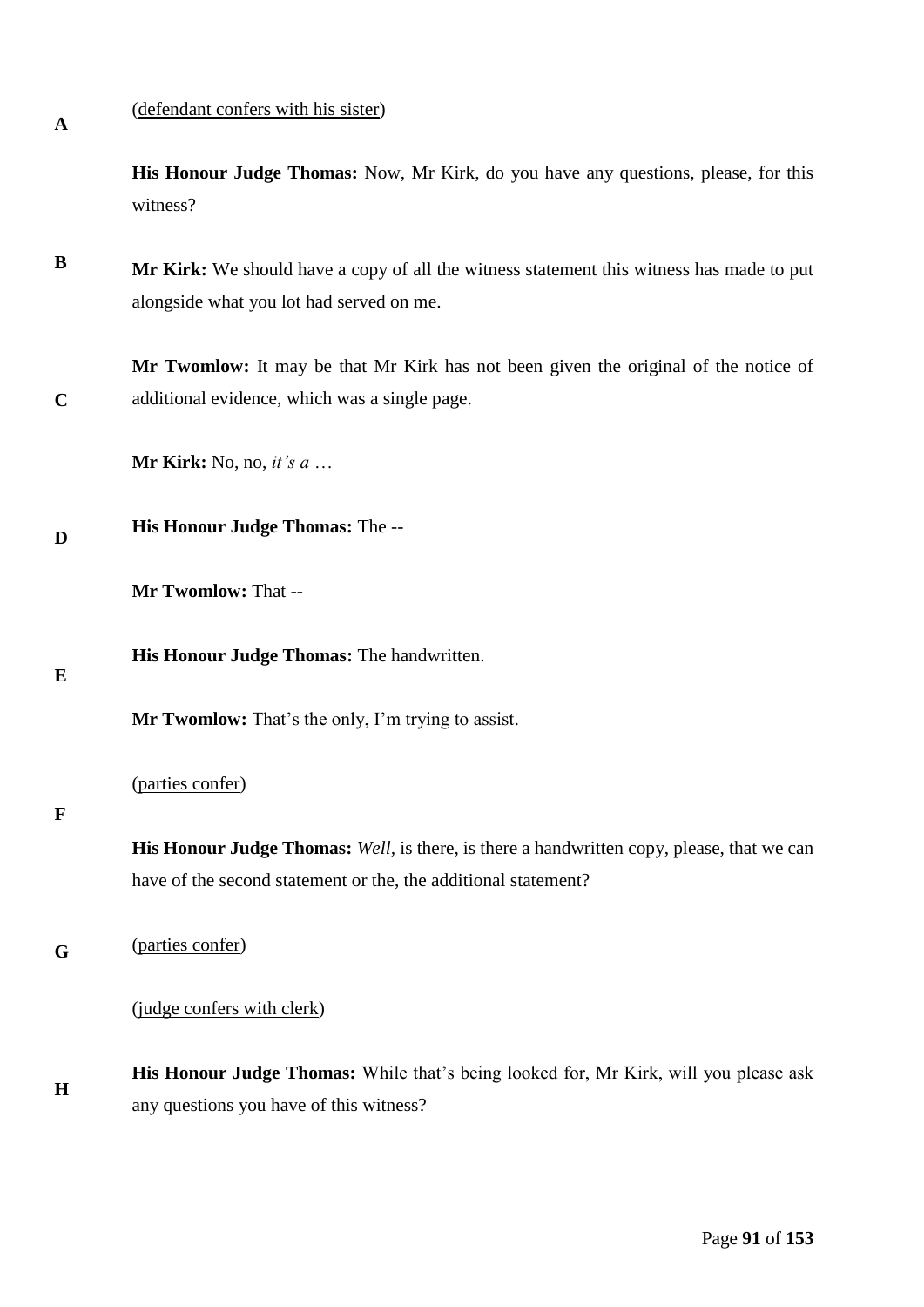(defendant confers with his sister)

**His Honour Judge Thomas:** Now, Mr Kirk, do you have any questions, please, for this witness?

**Mr Kirk:** We should have a copy of all the witness statement this witness has made to put alongside what you lot had served on me.

**Mr Twomlow:** It may be that Mr Kirk has not been given the original of the notice of additional evidence, which was a single page.

**Mr Kirk:** No, no, *it's a* …

**His Honour Judge Thomas:** The --

**Mr Twomlow:** That --

**His Honour Judge Thomas:** The handwritten.

**Mr Twomlow:** That's the only, I'm trying to assist.

(parties confer)

**His Honour Judge Thomas:** *Well*, is there, is there a handwritten copy, please, that we can have of the second statement or the, the additional statement?

(parties confer)

(judge confers with clerk)

**His Honour Judge Thomas:** While that's being looked for, Mr Kirk, will you please ask any questions you have of this witness?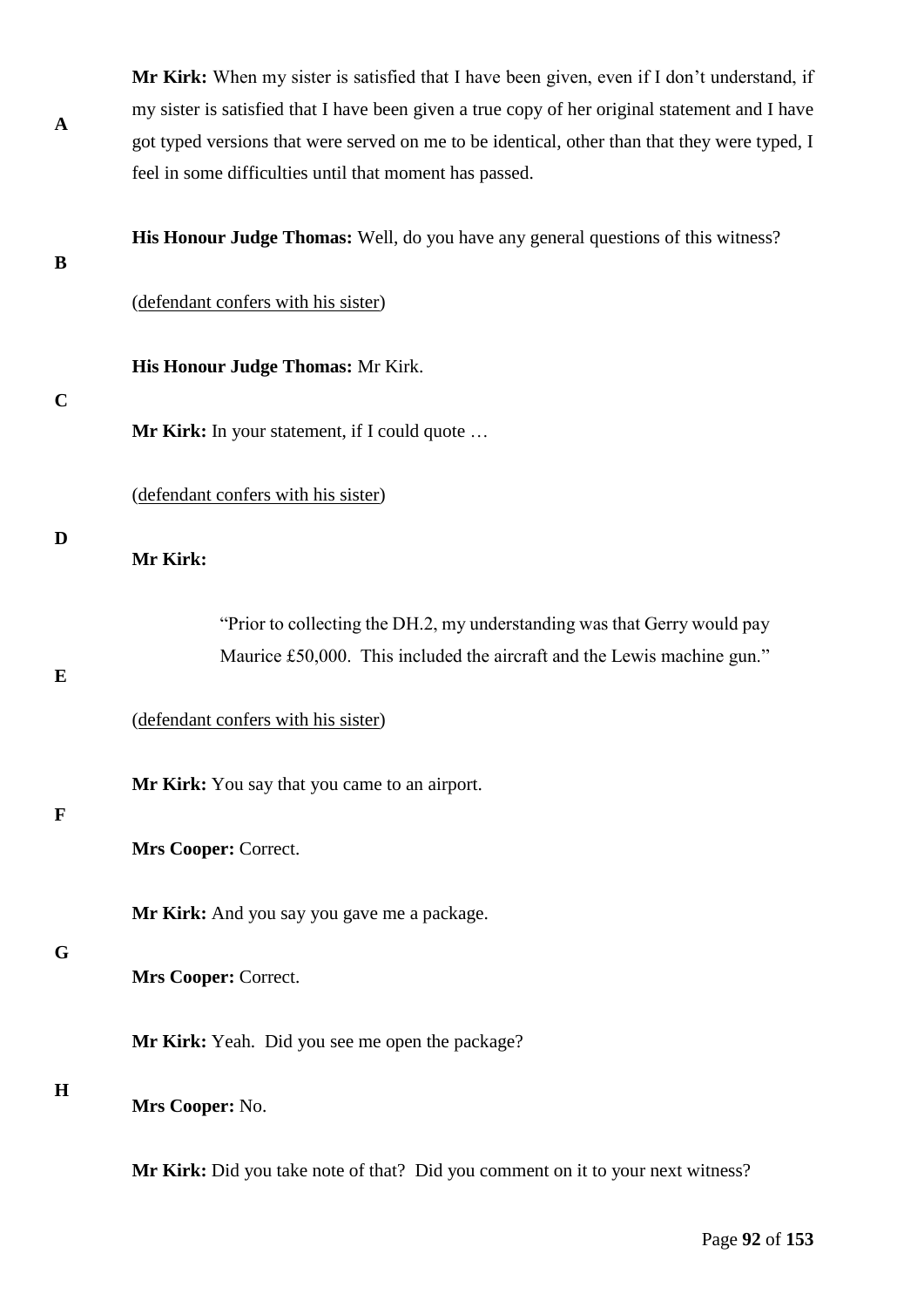**Mr Kirk:** When my sister is satisfied that I have been given, even if I don't understand, if my sister is satisfied that I have been given a true copy of her original statement and I have got typed versions that were served on me to be identical, other than that they were typed, I feel in some difficulties until that moment has passed.

**His Honour Judge Thomas:** Well, do you have any general questions of this witness?

(defendant confers with his sister)

**His Honour Judge Thomas:** Mr Kirk.

**Mr Kirk:** In your statement, if I could quote …

(defendant confers with his sister)

**Mr Kirk:**

> "Prior to collecting the DH.2, my understanding was that Gerry would pay Maurice £50,000. This included the aircraft and the Lewis machine gun."

(defendant confers with his sister)

**Mr Kirk:** You say that you came to an airport.

**Mrs Cooper:** Correct.

**Mr Kirk:** And you say you gave me a package.

**Mrs Cooper:** Correct.

**Mr Kirk:** Yeah. Did you see me open the package?

**Mrs Cooper:** No.

**Mr Kirk:** Did you take note of that? Did you comment on it to your next witness?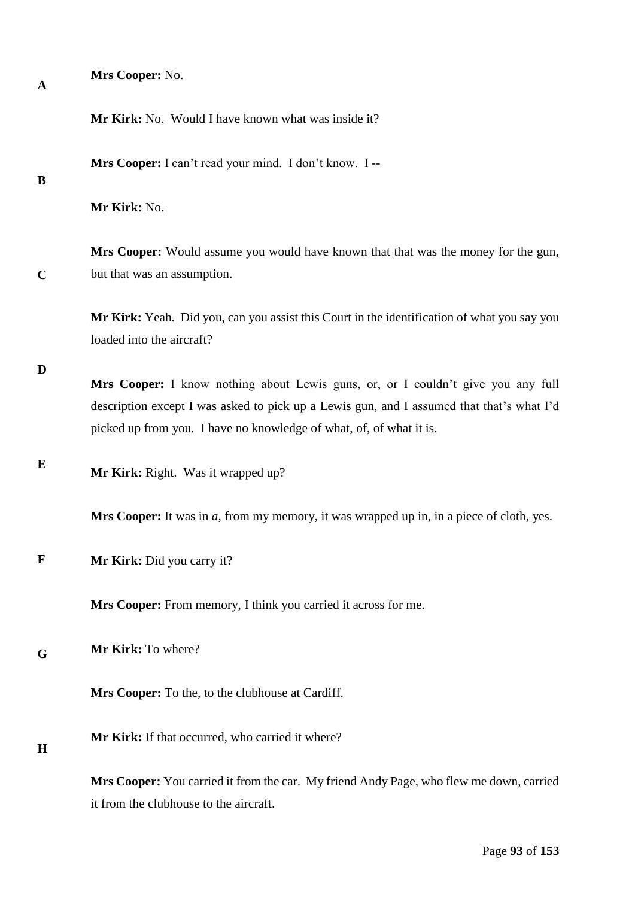**Mrs Cooper:** No.

**Mr Kirk:** No. Would I have known what was inside it?

**Mrs Cooper:** I can't read your mind. I don't know. I --

**Mr Kirk:** No.

**Mrs Cooper:** Would assume you would have known that that was the money for the gun, but that was an assumption.

**Mr Kirk:** Yeah. Did you, can you assist this Court in the identification of what you say you loaded into the aircraft?

**Mrs Cooper:** I know nothing about Lewis guns, or, or I couldn't give you any full description except I was asked to pick up a Lewis gun, and I assumed that that's what I'd picked up from you. I have no knowledge of what, of, of what it is.

**Mr Kirk:** Right. Was it wrapped up?

**Mrs Cooper:** It was in *a*, from my memory, it was wrapped up in, in a piece of cloth, yes.

**Mr Kirk:** Did you carry it?

**Mrs Cooper:** From memory, I think you carried it across for me.

**Mr Kirk:** To where?

**Mrs Cooper:** To the, to the clubhouse at Cardiff.

**Mr Kirk:** If that occurred, who carried it where?

**Mrs Cooper:** You carried it from the car. My friend Andy Page, who flew me down, carried it from the clubhouse to the aircraft.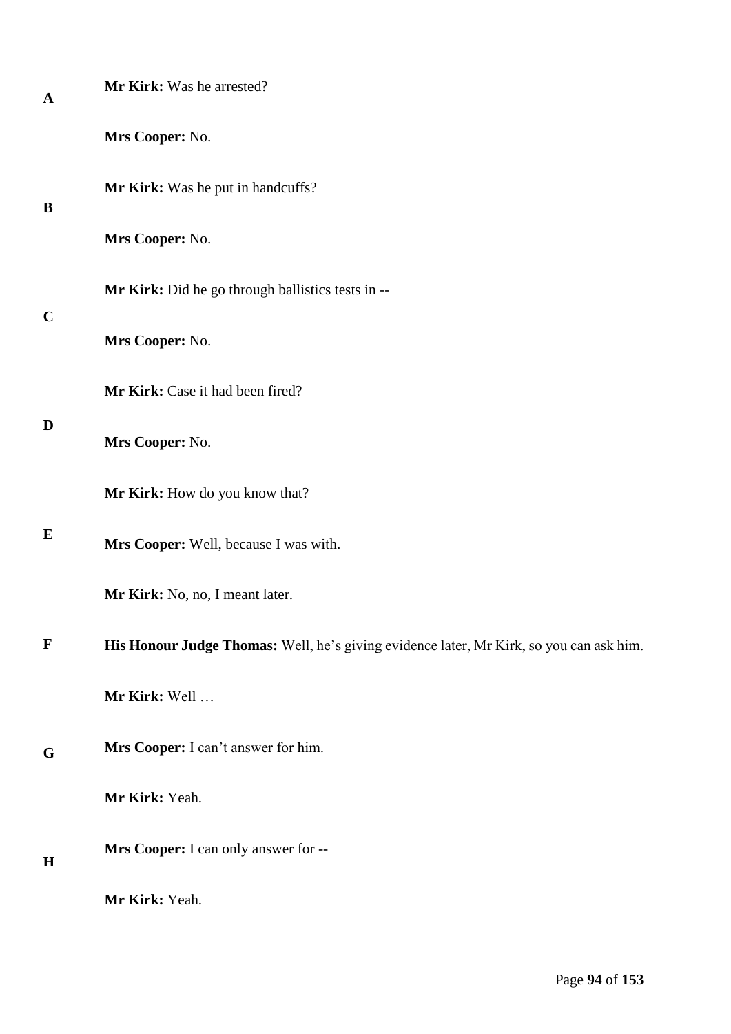**Mr Kirk:** Was he arrested?

**Mrs Cooper:** No.

**Mr Kirk:** Was he put in handcuffs?

**Mrs Cooper:** No.

**Mr Kirk:** Did he go through ballistics tests in --

**Mrs Cooper:** No.

**Mr Kirk:** Case it had been fired?

**Mrs Cooper:** No.

**Mr Kirk:** How do you know that?

**Mrs Cooper:** Well, because I was with.

**Mr Kirk:** No, no, I meant later.

**His Honour Judge Thomas:** Well, he's giving evidence later, Mr Kirk, so you can ask him.

**Mr Kirk:** Well …

**Mrs Cooper:** I can't answer for him.

**Mr Kirk:** Yeah.

**Mrs Cooper:** I can only answer for --

**Mr Kirk:** Yeah.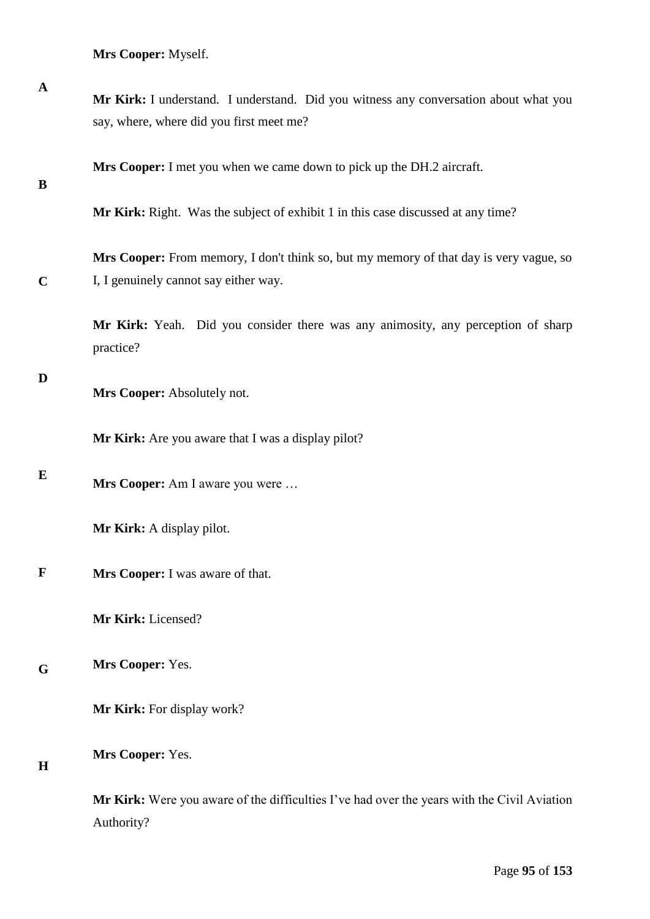**Mrs Cooper:** Myself.

**Mr Kirk:** I understand. I understand. Did you witness any conversation about what you say, where, where did you first meet me?

**Mrs Cooper:** I met you when we came down to pick up the DH.2 aircraft.

**Mr Kirk:** Right. Was the subject of exhibit 1 in this case discussed at any time?

**Mrs Cooper:** From memory, I don't think so, but my memory of that day is very vague, so I, I genuinely cannot say either way.

**Mr Kirk:** Yeah. Did you consider there was any animosity, any perception of sharp practice?

**Mrs Cooper:** Absolutely not.

**Mr Kirk:** Are you aware that I was a display pilot?

**Mrs Cooper:** Am I aware you were …

**Mr Kirk:** A display pilot.

**Mrs Cooper:** I was aware of that.

**Mr Kirk:** Licensed?

**Mrs Cooper:** Yes.

**Mr Kirk:** For display work?

**Mrs Cooper:** Yes.

**Mr Kirk:** Were you aware of the difficulties I've had over the years with the Civil Aviation Authority?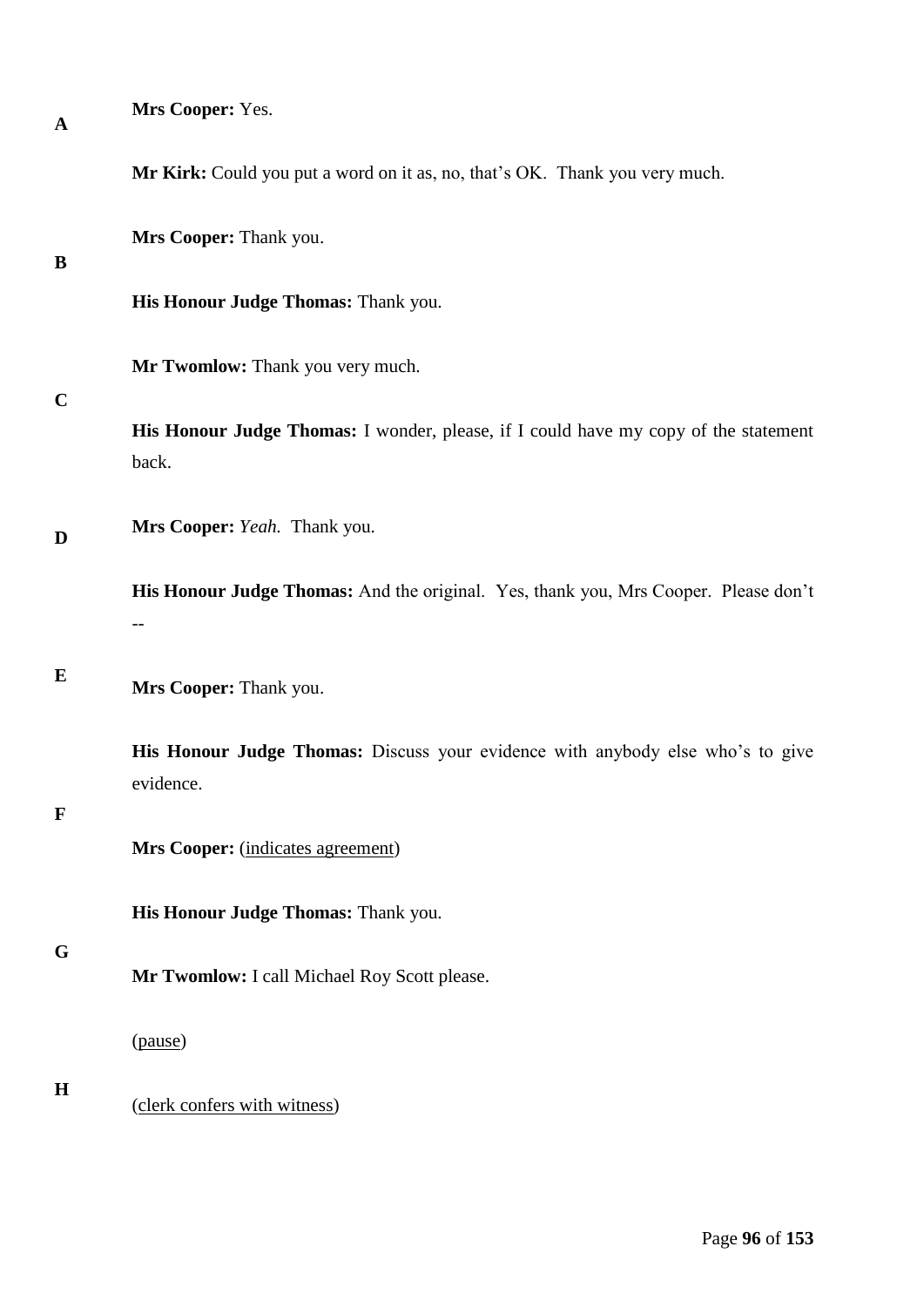**Mrs Cooper:** Yes.

**Mr Kirk:** Could you put a word on it as, no, that's OK. Thank you very much.

**Mrs Cooper:** Thank you.

**His Honour Judge Thomas:** Thank you.

**Mr Twomlow:** Thank you very much.

**His Honour Judge Thomas:** I wonder, please, if I could have my copy of the statement back.

**Mrs Cooper:** *Yeah.* Thank you.

**His Honour Judge Thomas:** And the original. Yes, thank you, Mrs Cooper. Please don't --

**Mrs Cooper:** Thank you.

**His Honour Judge Thomas:** Discuss your evidence with anybody else who's to give evidence.

**Mrs Cooper:** (indicates agreement)

**His Honour Judge Thomas:** Thank you.

**Mr Twomlow:** I call Michael Roy Scott please.

(pause)

(clerk confers with witness)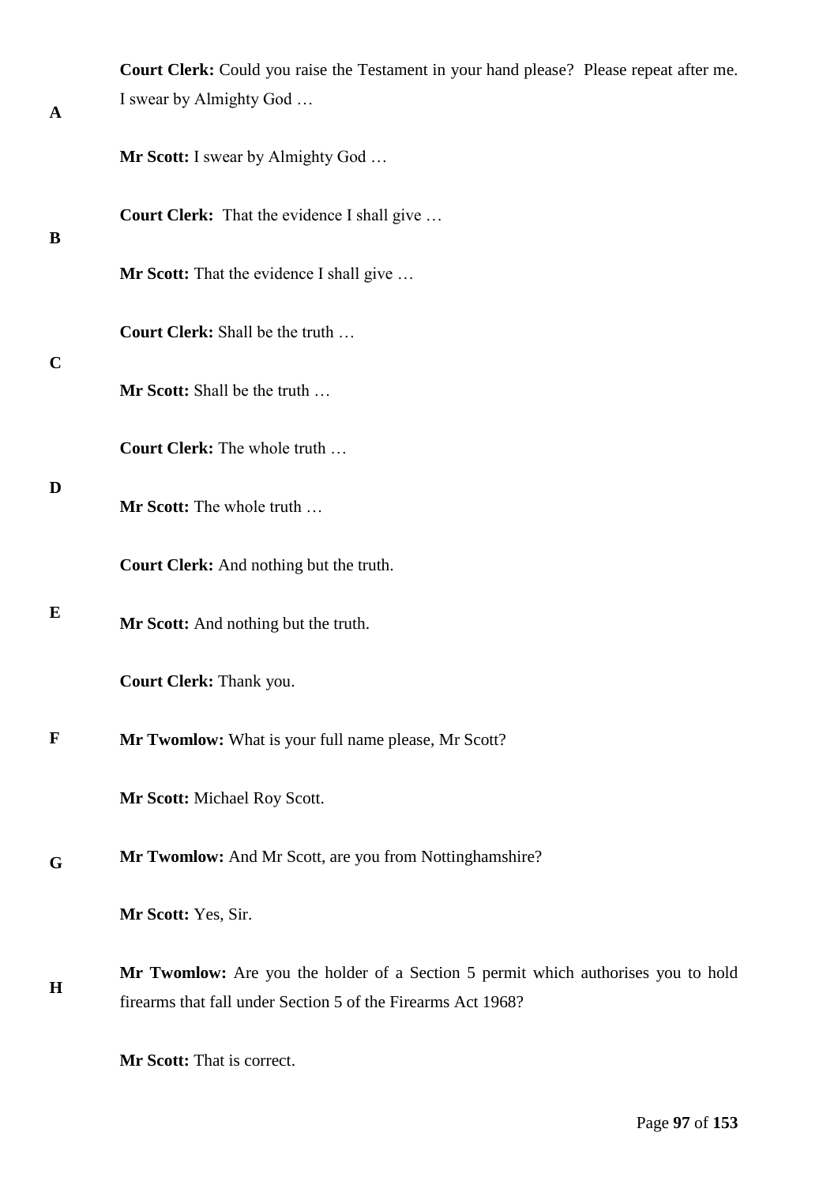**Court Clerk:** Could you raise the Testament in your hand please? Please repeat after me. I swear by Almighty God …

**Mr Scott:** I swear by Almighty God …

**Court Clerk:** That the evidence I shall give …

**Mr Scott:** That the evidence I shall give …

**Court Clerk:** Shall be the truth …

**Mr Scott:** Shall be the truth …

**Court Clerk:** The whole truth …

**Mr Scott:** The whole truth …

**Court Clerk:** And nothing but the truth.

**Mr Scott:** And nothing but the truth.

**Court Clerk:** Thank you.

**Mr Twomlow:** What is your full name please, Mr Scott?

**Mr Scott:** Michael Roy Scott.

**Mr Twomlow:** And Mr Scott, are you from Nottinghamshire?

**Mr Scott:** Yes, Sir.

**Mr Twomlow:** Are you the holder of a Section 5 permit which authorises you to hold firearms that fall under Section 5 of the Firearms Act 1968?

**Mr Scott:** That is correct.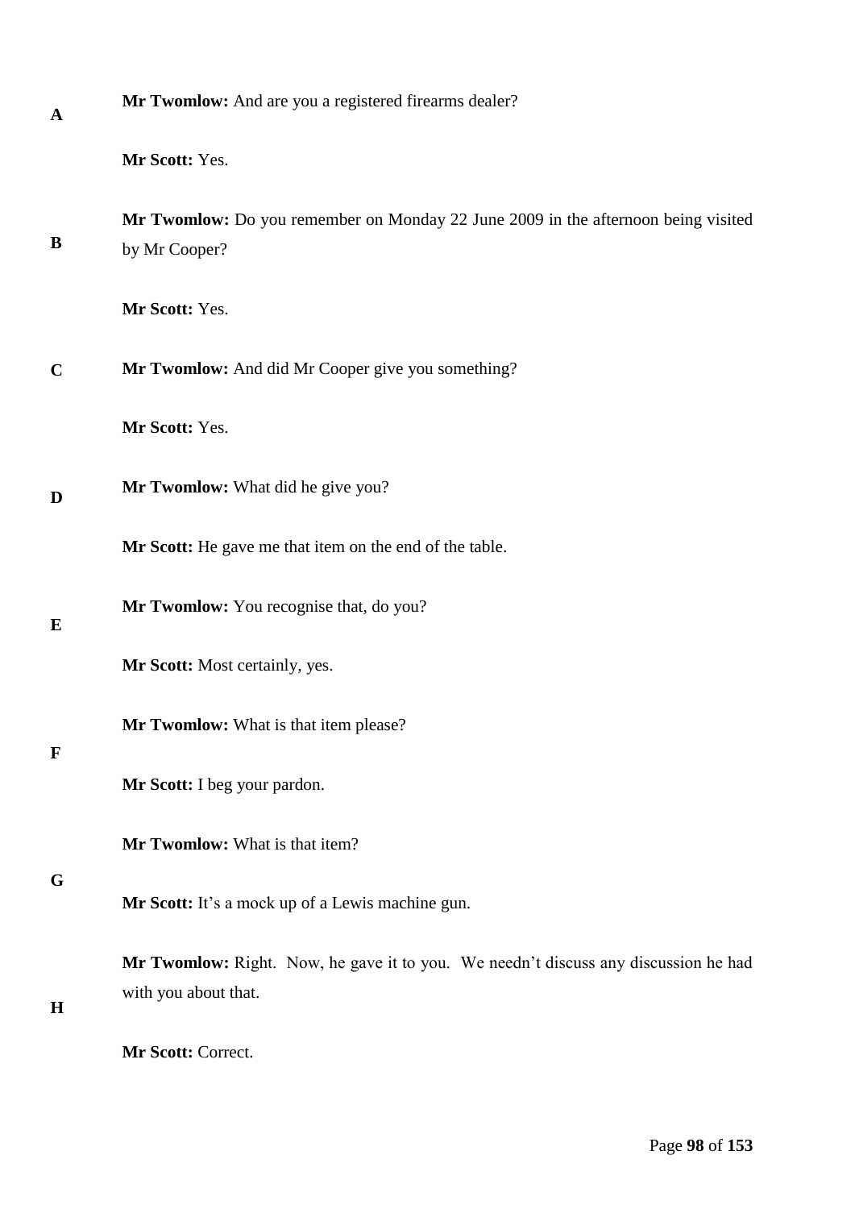**Mr Twomlow:** And are you a registered firearms dealer?

**Mr Scott:** Yes.

**Mr Twomlow:** Do you remember on Monday 22 June 2009 in the afternoon being visited by Mr Cooper?

**Mr Scott:** Yes.

**Mr Twomlow:** And did Mr Cooper give you something?

**Mr Scott:** Yes.

**Mr Twomlow:** What did he give you?

**Mr Scott:** He gave me that item on the end of the table.

**Mr Twomlow:** You recognise that, do you?

**Mr Scott:** Most certainly, yes.

**Mr Twomlow:** What is that item please?

**Mr Scott:** I beg your pardon.

**Mr Twomlow:** What is that item?

**Mr Scott:** It's a mock up of a Lewis machine gun.

**Mr Twomlow:** Right. Now, he gave it to you. We needn't discuss any discussion he had with you about that.

**Mr Scott:** Correct.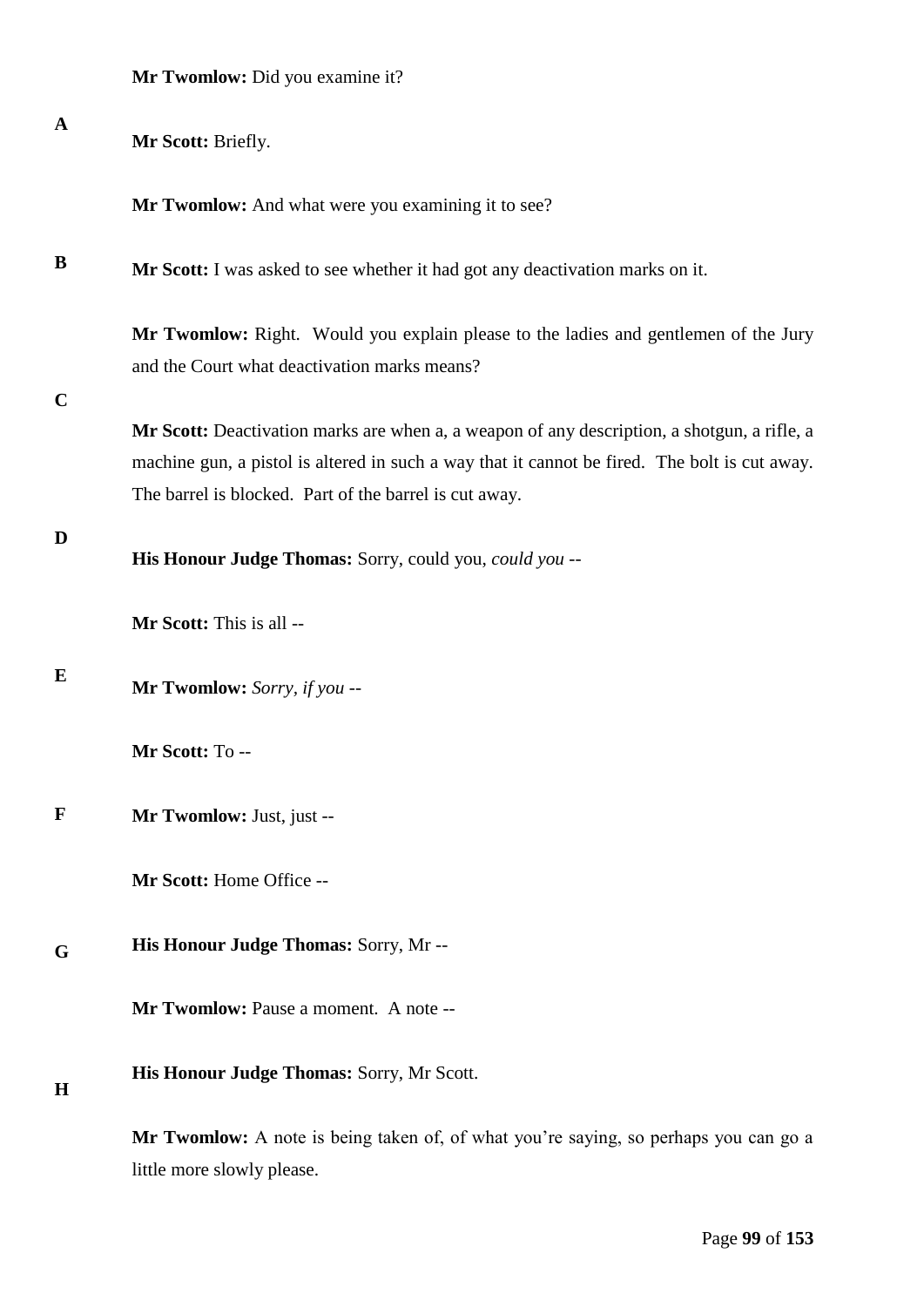**Mr Twomlow:** Did you examine it?

**Mr Scott:** Briefly.

**Mr Twomlow:** And what were you examining it to see?

**Mr Scott:** I was asked to see whether it had got any deactivation marks on it.

**Mr Twomlow:** Right. Would you explain please to the ladies and gentlemen of the Jury and the Court what deactivation marks means?

**Mr Scott:** Deactivation marks are when a, a weapon of any description, a shotgun, a rifle, a machine gun, a pistol is altered in such a way that it cannot be fired. The bolt is cut away. The barrel is blocked. Part of the barrel is cut away.

**His Honour Judge Thomas:** Sorry, could you, *could you* --

**Mr Scott:** This is all --

**Mr Twomlow:** *Sorry, if you* --

**Mr Scott:** To --

**Mr Twomlow:** Just, just --

**Mr Scott:** Home Office --

**His Honour Judge Thomas:** Sorry, Mr --

**Mr Twomlow:** Pause a moment. A note --

**His Honour Judge Thomas:** Sorry, Mr Scott.

**Mr Twomlow:** A note is being taken of, of what you're saying, so perhaps you can go a little more slowly please.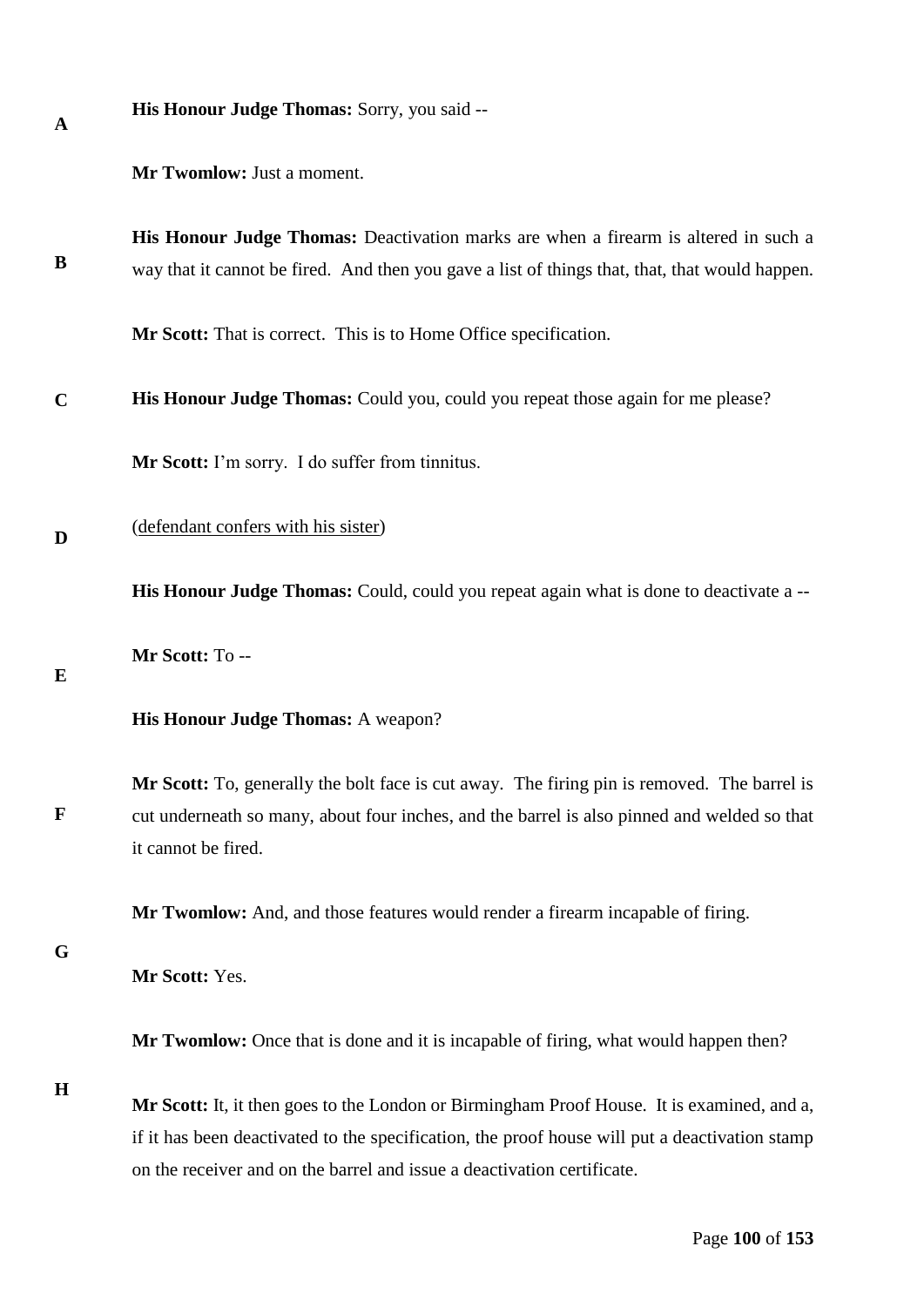**His Honour Judge Thomas:** Sorry, you said --

**Mr Twomlow:** Just a moment.

**His Honour Judge Thomas:** Deactivation marks are when a firearm is altered in such a way that it cannot be fired. And then you gave a list of things that, that, that would happen.

**Mr Scott:** That is correct. This is to Home Office specification.

**His Honour Judge Thomas:** Could you, could you repeat those again for me please?

**Mr Scott:** I'm sorry. I do suffer from tinnitus.

(defendant confers with his sister)

**His Honour Judge Thomas:** Could, could you repeat again what is done to deactivate a --

**Mr Scott:** To --

**His Honour Judge Thomas:** A weapon?

**Mr Scott:** To, generally the bolt face is cut away. The firing pin is removed. The barrel is cut underneath so many, about four inches, and the barrel is also pinned and welded so that it cannot be fired.

**Mr Twomlow:** And, and those features would render a firearm incapable of firing.

**Mr Scott:** Yes.

**Mr Twomlow:** Once that is done and it is incapable of firing, what would happen then?

**Mr Scott:** It, it then goes to the London or Birmingham Proof House. It is examined, and a, if it has been deactivated to the specification, the proof house will put a deactivation stamp on the receiver and on the barrel and issue a deactivation certificate.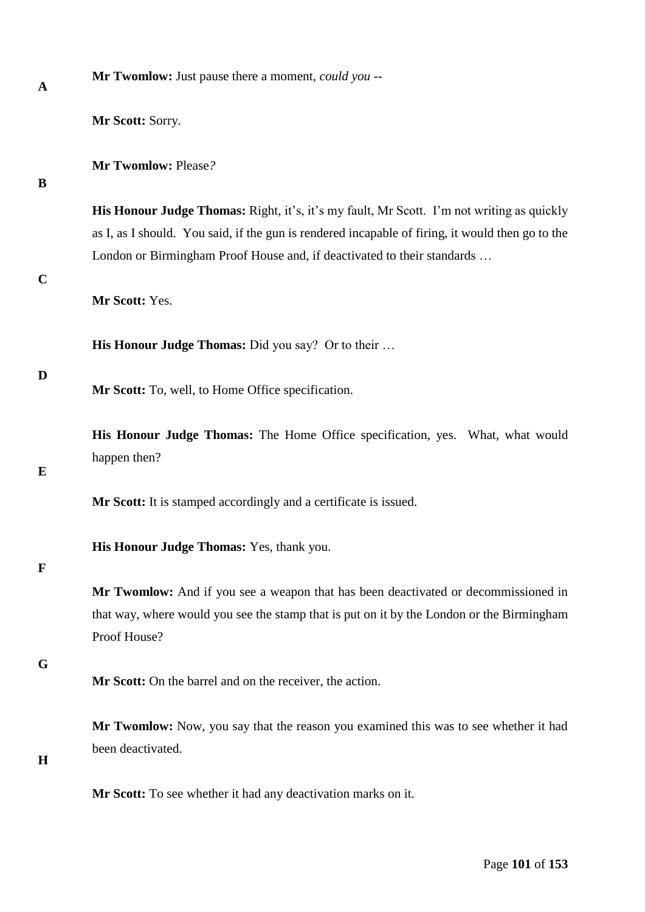**Mr Twomlow:** Just pause there a moment, *could you* --

**Mr Scott:** Sorry.

**Mr Twomlow:** Please*?*

**His Honour Judge Thomas:** Right, it's, it's my fault, Mr Scott. I'm not writing as quickly as I, as I should. You said, if the gun is rendered incapable of firing, it would then go to the London or Birmingham Proof House and, if deactivated to their standards …

**Mr Scott:** Yes.

**His Honour Judge Thomas:** Did you say? Or to their …

**Mr Scott:** To, well, to Home Office specification.

**His Honour Judge Thomas:** The Home Office specification, yes. What, what would happen then?

**Mr Scott:** It is stamped accordingly and a certificate is issued.

**His Honour Judge Thomas:** Yes, thank you.

**Mr Twomlow:** And if you see a weapon that has been deactivated or decommissioned in that way, where would you see the stamp that is put on it by the London or the Birmingham Proof House?

**Mr Scott:** On the barrel and on the receiver, the action.

**Mr Twomlow:** Now, you say that the reason you examined this was to see whether it had been deactivated.

**Mr Scott:** To see whether it had any deactivation marks on it.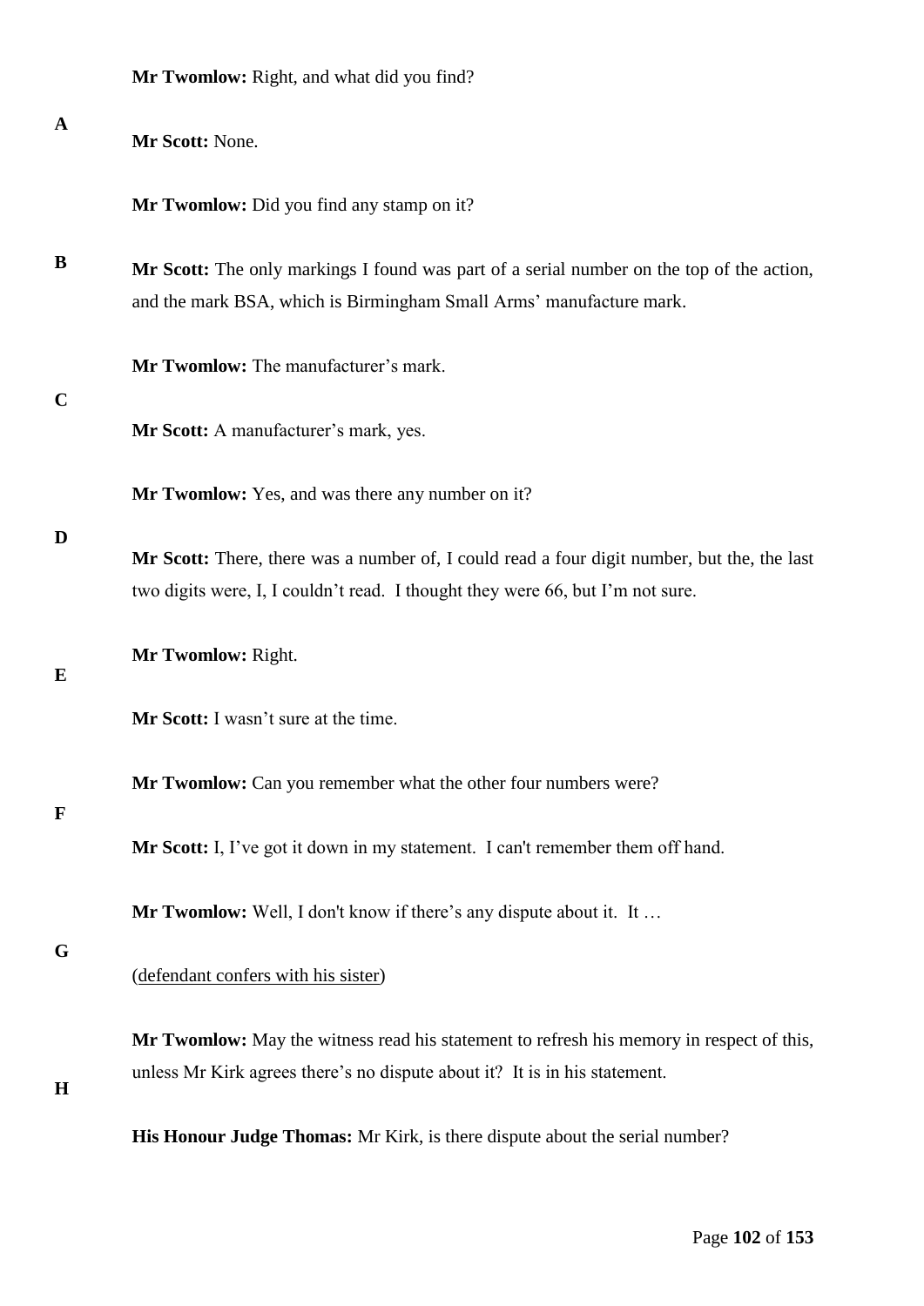**Mr Twomlow:** Right, and what did you find?

**Mr Scott:** None.

**Mr Twomlow:** Did you find any stamp on it?

**Mr Scott:** The only markings I found was part of a serial number on the top of the action, and the mark BSA, which is Birmingham Small Arms' manufacture mark.

**Mr Twomlow:** The manufacturer's mark.

**Mr Scott:** A manufacturer's mark, yes.

**Mr Twomlow:** Yes, and was there any number on it?

**Mr Scott:** There, there was a number of, I could read a four digit number, but the, the last two digits were, I, I couldn't read. I thought they were 66, but I'm not sure.

**Mr Twomlow:** Right.

**Mr Scott:** I wasn't sure at the time.

**Mr Twomlow:** Can you remember what the other four numbers were?

**Mr Scott:** I, I've got it down in my statement. I can't remember them off hand.

**Mr Twomlow:** Well, I don't know if there's any dispute about it. It …

(defendant confers with his sister)

**Mr Twomlow:** May the witness read his statement to refresh his memory in respect of this, unless Mr Kirk agrees there's no dispute about it? It is in his statement.

**His Honour Judge Thomas:** Mr Kirk, is there dispute about the serial number?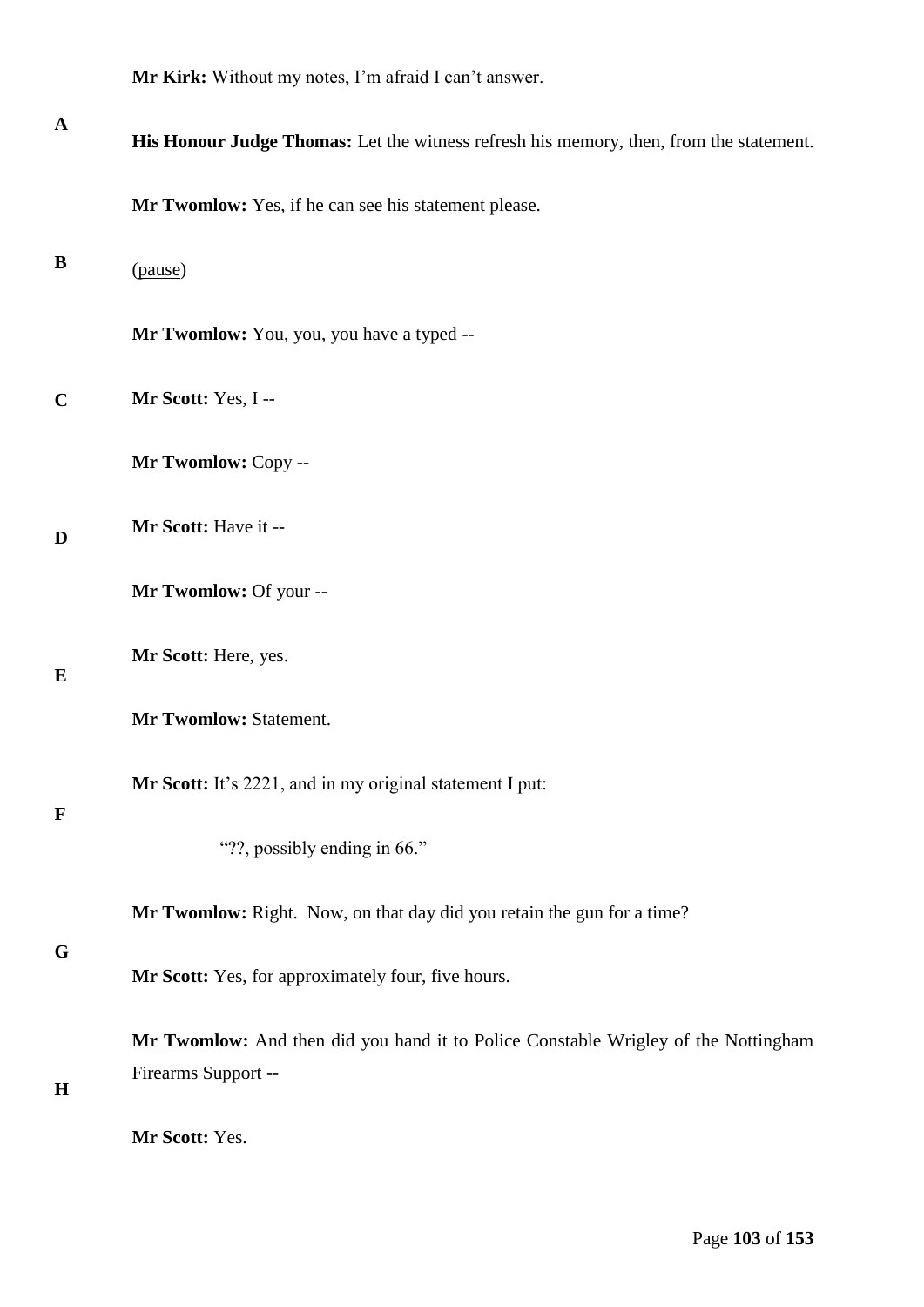**Mr Kirk:** Without my notes, I'm afraid I can't answer.

**His Honour Judge Thomas:** Let the witness refresh his memory, then, from the statement.

**Mr Twomlow:** Yes, if he can see his statement please.

(pause)

**Mr Twomlow:** You, you, you have a typed --

**Mr Scott:** Yes, I --

**Mr Twomlow:** Copy --

**Mr Scott:** Have it --

**Mr Twomlow:** Of your --

**Mr Scott:** Here, yes.

**Mr Twomlow:** Statement.

**Mr Scott:** It's 2221, and in my original statement I put:

> "??, possibly ending in 66."

**Mr Twomlow:** Right. Now, on that day did you retain the gun for a time?

**Mr Scott:** Yes, for approximately four, five hours.

**Mr Twomlow:** And then did you hand it to Police Constable Wrigley of the Nottingham Firearms Support --

**Mr Scott:** Yes.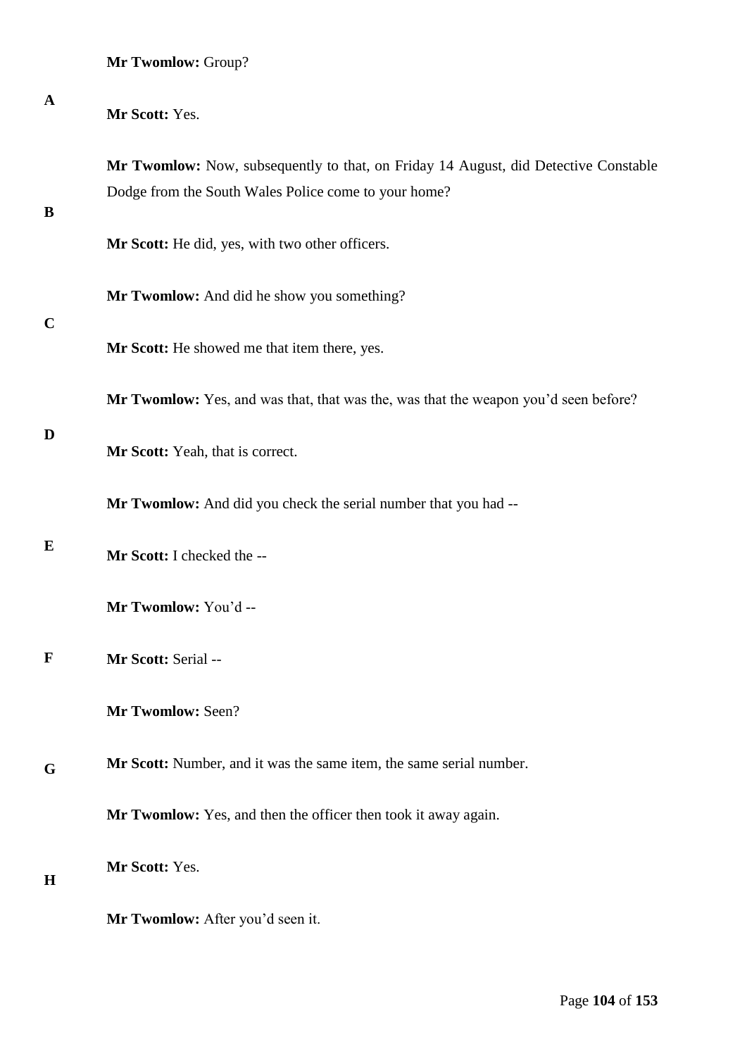**Mr Twomlow:** Group?

**Mr Scott:** Yes.

**Mr Twomlow:** Now, subsequently to that, on Friday 14 August, did Detective Constable Dodge from the South Wales Police come to your home?

**Mr Scott:** He did, yes, with two other officers.

**Mr Twomlow:** And did he show you something?

**Mr Scott:** He showed me that item there, yes.

**Mr Twomlow:** Yes, and was that, that was the, was that the weapon you'd seen before?

**Mr Scott:** Yeah, that is correct.

**Mr Twomlow:** And did you check the serial number that you had --

**Mr Scott:** I checked the --

**Mr Twomlow:** You'd --

**Mr Scott:** Serial --

**Mr Twomlow:** Seen?

**Mr Scott:** Number, and it was the same item, the same serial number.

**Mr Twomlow:** Yes, and then the officer then took it away again.

**Mr Scott:** Yes.

**Mr Twomlow:** After you'd seen it.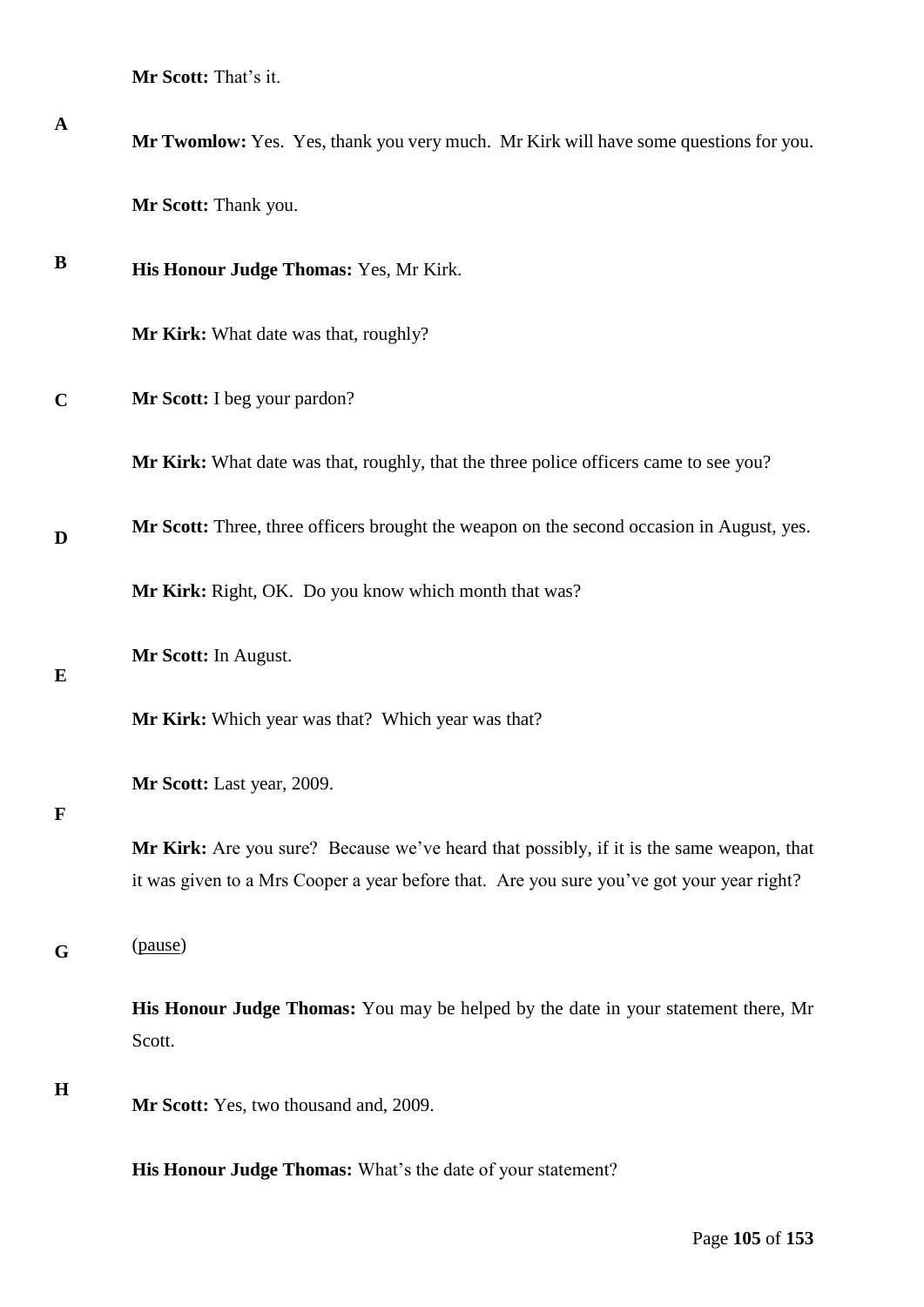**Mr Scott:** That's it.

**Mr Twomlow:** Yes. Yes, thank you very much. Mr Kirk will have some questions for you.

**Mr Scott:** Thank you.

**His Honour Judge Thomas:** Yes, Mr Kirk.

**Mr Kirk:** What date was that, roughly?

**Mr Scott:** I beg your pardon?

**Mr Kirk:** What date was that, roughly, that the three police officers came to see you?

**Mr Scott:** Three, three officers brought the weapon on the second occasion in August, yes.

**Mr Kirk:** Right, OK. Do you know which month that was?

**Mr Scott:** In August.

**Mr Kirk:** Which year was that? Which year was that?

**Mr Scott:** Last year, 2009.

**Mr Kirk:** Are you sure? Because we've heard that possibly, if it is the same weapon, that it was given to a Mrs Cooper a year before that. Are you sure you've got your year right?

(pause)

**His Honour Judge Thomas:** You may be helped by the date in your statement there, Mr Scott.

**Mr Scott:** Yes, two thousand and, 2009.

**His Honour Judge Thomas:** What's the date of your statement?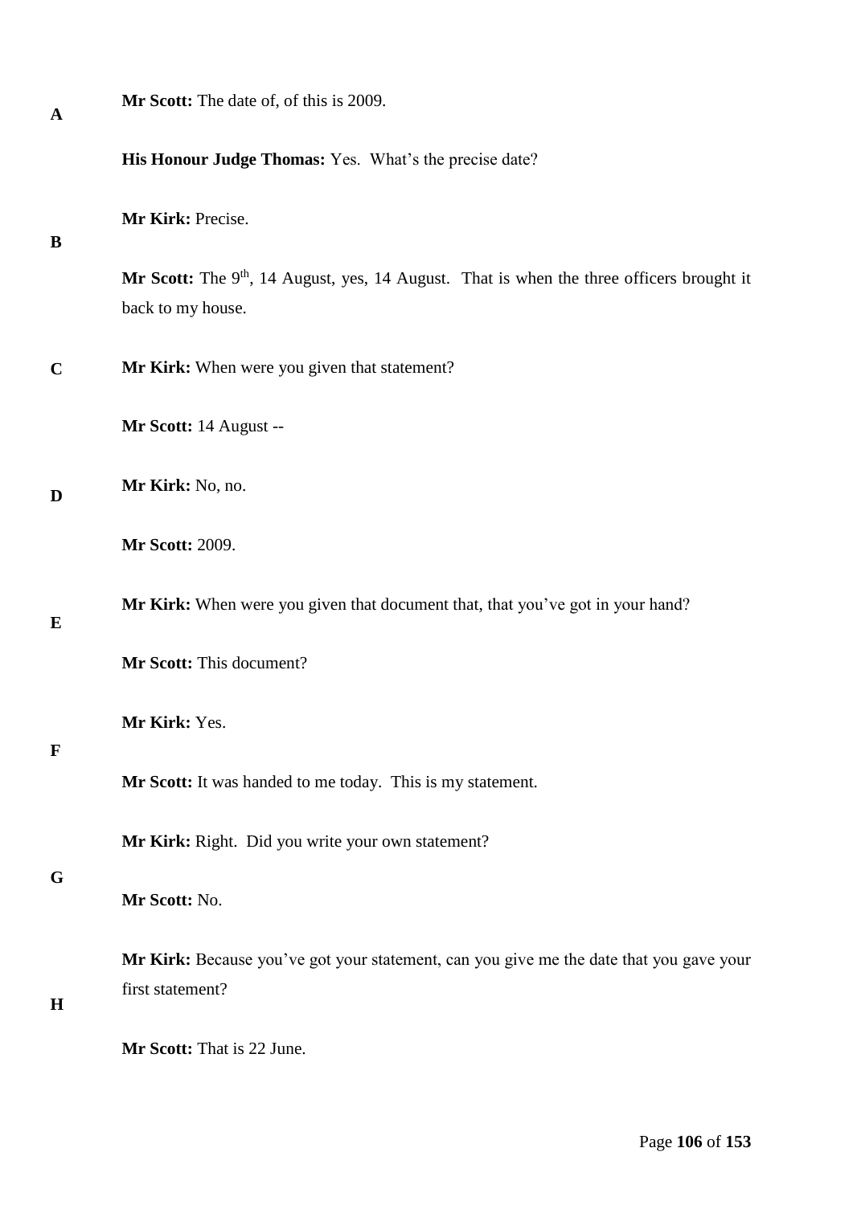**Mr Scott:** The date of, of this is 2009.

**His Honour Judge Thomas:** Yes. What's the precise date?

**Mr Kirk:** Precise.

**Mr Scott:** The 9th, 14 August, yes, 14 August. That is when the three officers brought it back to my house.

**Mr Kirk:** When were you given that statement?

**Mr Scott:** 14 August --

**Mr Kirk:** No, no.

**Mr Scott:** 2009.

**Mr Kirk:** When were you given that document that, that you've got in your hand?

**Mr Scott:** This document?

**Mr Kirk:** Yes.

**Mr Scott:** It was handed to me today. This is my statement.

**Mr Kirk:** Right. Did you write your own statement?

**Mr Scott:** No.

**Mr Kirk:** Because you've got your statement, can you give me the date that you gave your first statement?

**Mr Scott:** That is 22 June.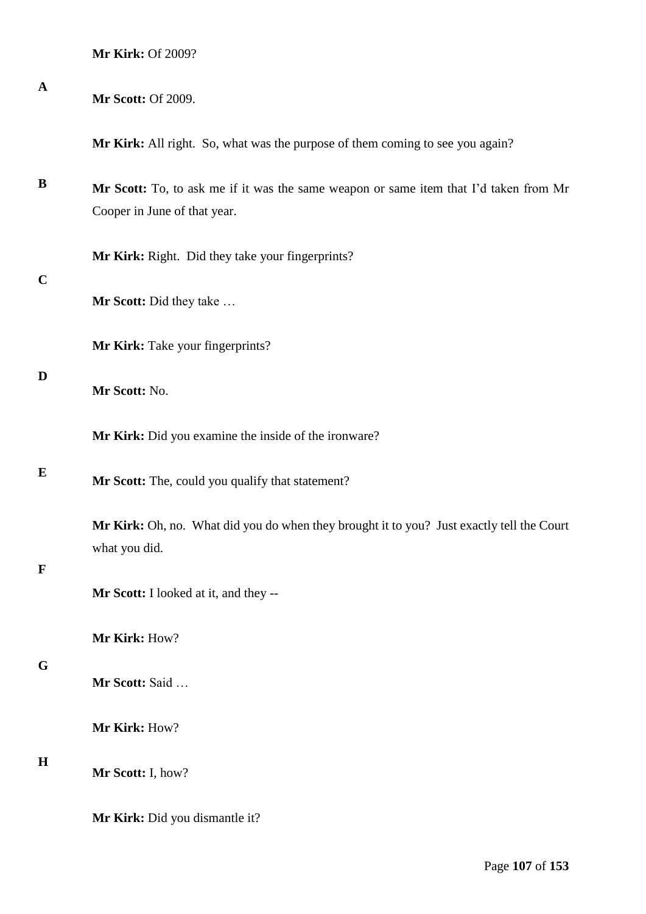**Mr Kirk:** Of 2009?

**Mr Scott:** Of 2009.

**Mr Kirk:** All right. So, what was the purpose of them coming to see you again?

**Mr Scott:** To, to ask me if it was the same weapon or same item that I'd taken from Mr Cooper in June of that year.

**Mr Kirk:** Right. Did they take your fingerprints?

**Mr Scott:** Did they take …

**Mr Kirk:** Take your fingerprints?

**Mr Scott:** No.

**Mr Kirk:** Did you examine the inside of the ironware?

**Mr Scott:** The, could you qualify that statement?

**Mr Kirk:** Oh, no. What did you do when they brought it to you? Just exactly tell the Court what you did.

**Mr Scott:** I looked at it, and they --

**Mr Kirk:** How?

**Mr Scott:** Said …

**Mr Kirk:** How?

**Mr Scott:** I, how?

**Mr Kirk:** Did you dismantle it?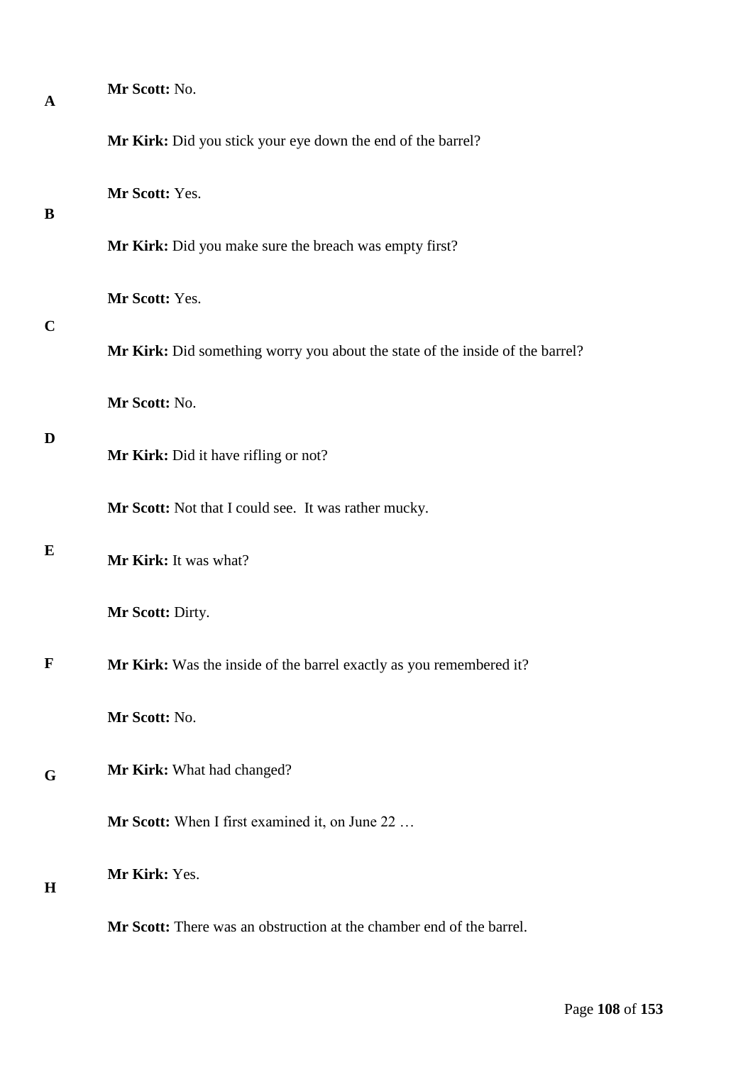**Mr Scott:** No.

**Mr Kirk:** Did you stick your eye down the end of the barrel?

**Mr Scott:** Yes.

**Mr Kirk:** Did you make sure the breach was empty first?

**Mr Scott:** Yes.

**Mr Kirk:** Did something worry you about the state of the inside of the barrel?

**Mr Scott:** No.

**Mr Kirk:** Did it have rifling or not?

**Mr Scott:** Not that I could see. It was rather mucky.

**Mr Kirk:** It was what?

**Mr Scott:** Dirty.

**Mr Kirk:** Was the inside of the barrel exactly as you remembered it?

**Mr Scott:** No.

**Mr Kirk:** What had changed?

**Mr Scott:** When I first examined it, on June 22 …

**Mr Kirk:** Yes.

**Mr Scott:** There was an obstruction at the chamber end of the barrel.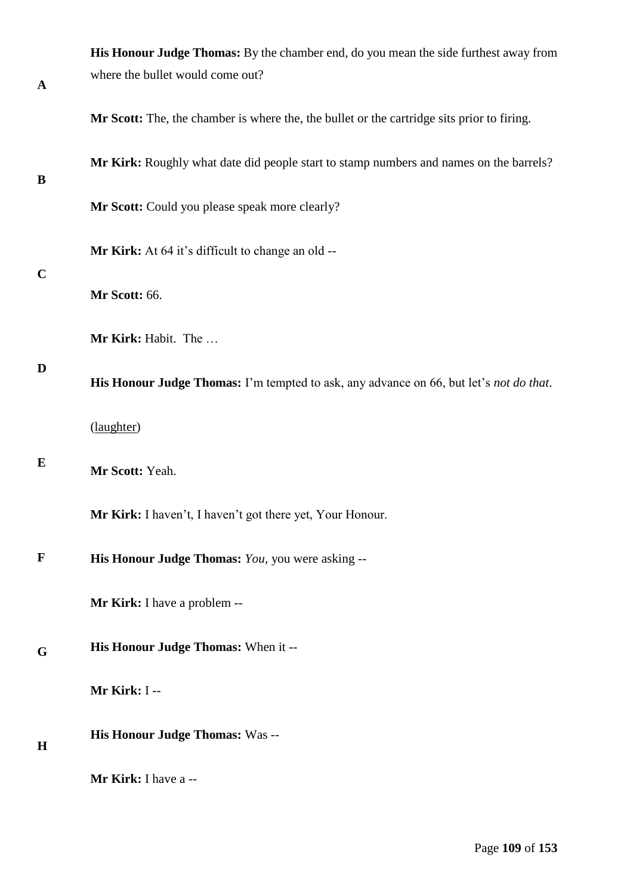**His Honour Judge Thomas:** By the chamber end, do you mean the side furthest away from where the bullet would come out?

**Mr Scott:** The, the chamber is where the, the bullet or the cartridge sits prior to firing.

**Mr Kirk:** Roughly what date did people start to stamp numbers and names on the barrels?

**Mr Scott:** Could you please speak more clearly?

**Mr Kirk:** At 64 it's difficult to change an old --

**Mr Scott:** 66.

**Mr Kirk:** Habit. The …

**His Honour Judge Thomas:** I'm tempted to ask, any advance on 66, but let's *not do that*.

(laughter)

**Mr Scott:** Yeah.

**Mr Kirk:** I haven't, I haven't got there yet, Your Honour.

**His Honour Judge Thomas:** *You,* you were asking --

**Mr Kirk:** I have a problem --

**His Honour Judge Thomas:** When it --

**Mr Kirk:** I --

**His Honour Judge Thomas:** Was --

**Mr Kirk:** I have a --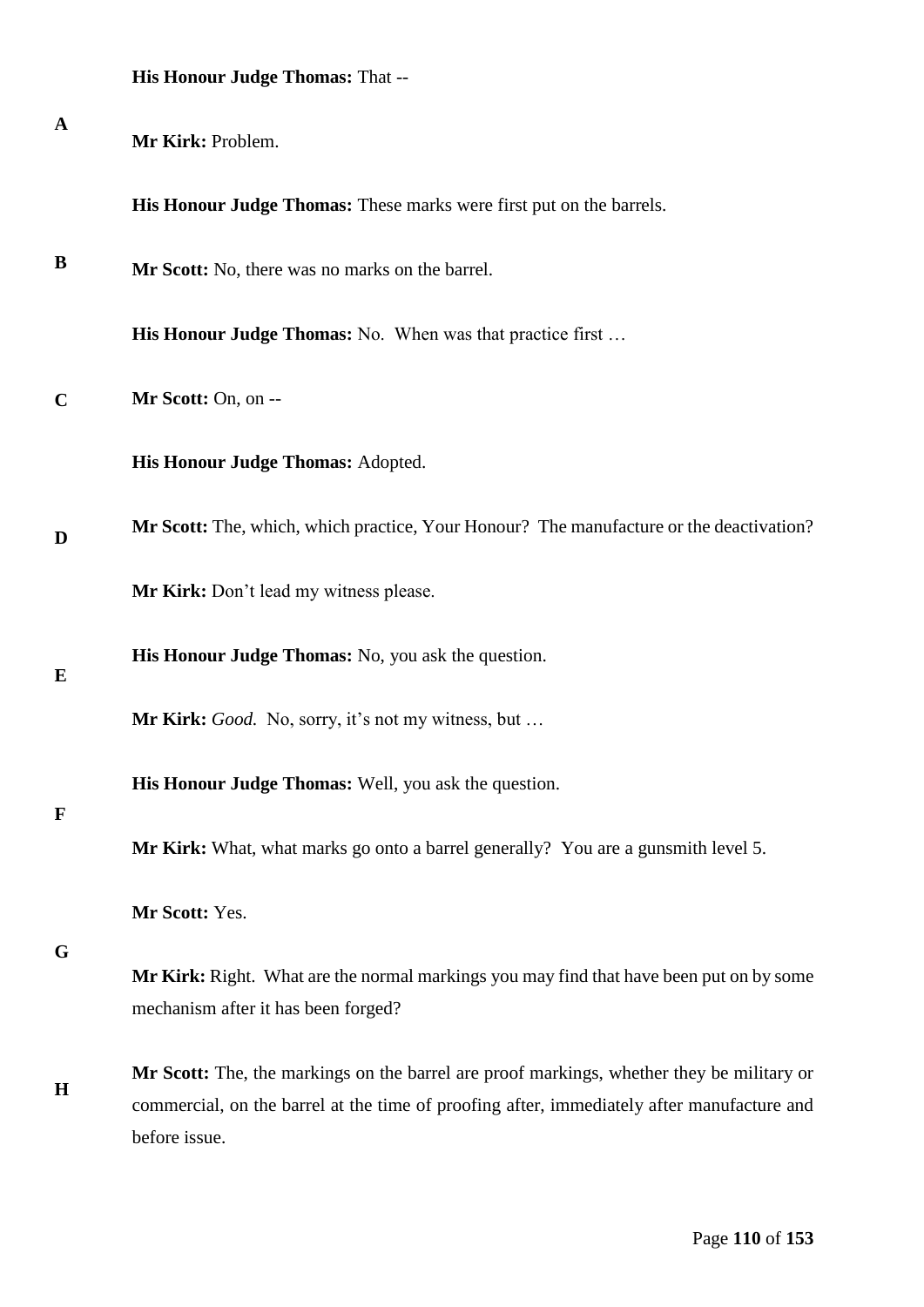**His Honour Judge Thomas:** That --

**Mr Kirk:** Problem.

**His Honour Judge Thomas:** These marks were first put on the barrels.

**Mr Scott:** No, there was no marks on the barrel.

**His Honour Judge Thomas:** No. When was that practice first …

**Mr Scott:** On, on --

**His Honour Judge Thomas:** Adopted.

**Mr Scott:** The, which, which practice, Your Honour? The manufacture or the deactivation?

**Mr Kirk:** Don't lead my witness please.

**His Honour Judge Thomas:** No, you ask the question.

**Mr Kirk:** *Good.* No, sorry, it's not my witness, but …

**His Honour Judge Thomas:** Well, you ask the question.

**Mr Kirk:** What, what marks go onto a barrel generally? You are a gunsmith level 5.

**Mr Scott:** Yes.

**Mr Kirk:** Right. What are the normal markings you may find that have been put on by some mechanism after it has been forged?

**Mr Scott:** The, the markings on the barrel are proof markings, whether they be military or commercial, on the barrel at the time of proofing after, immediately after manufacture and before issue.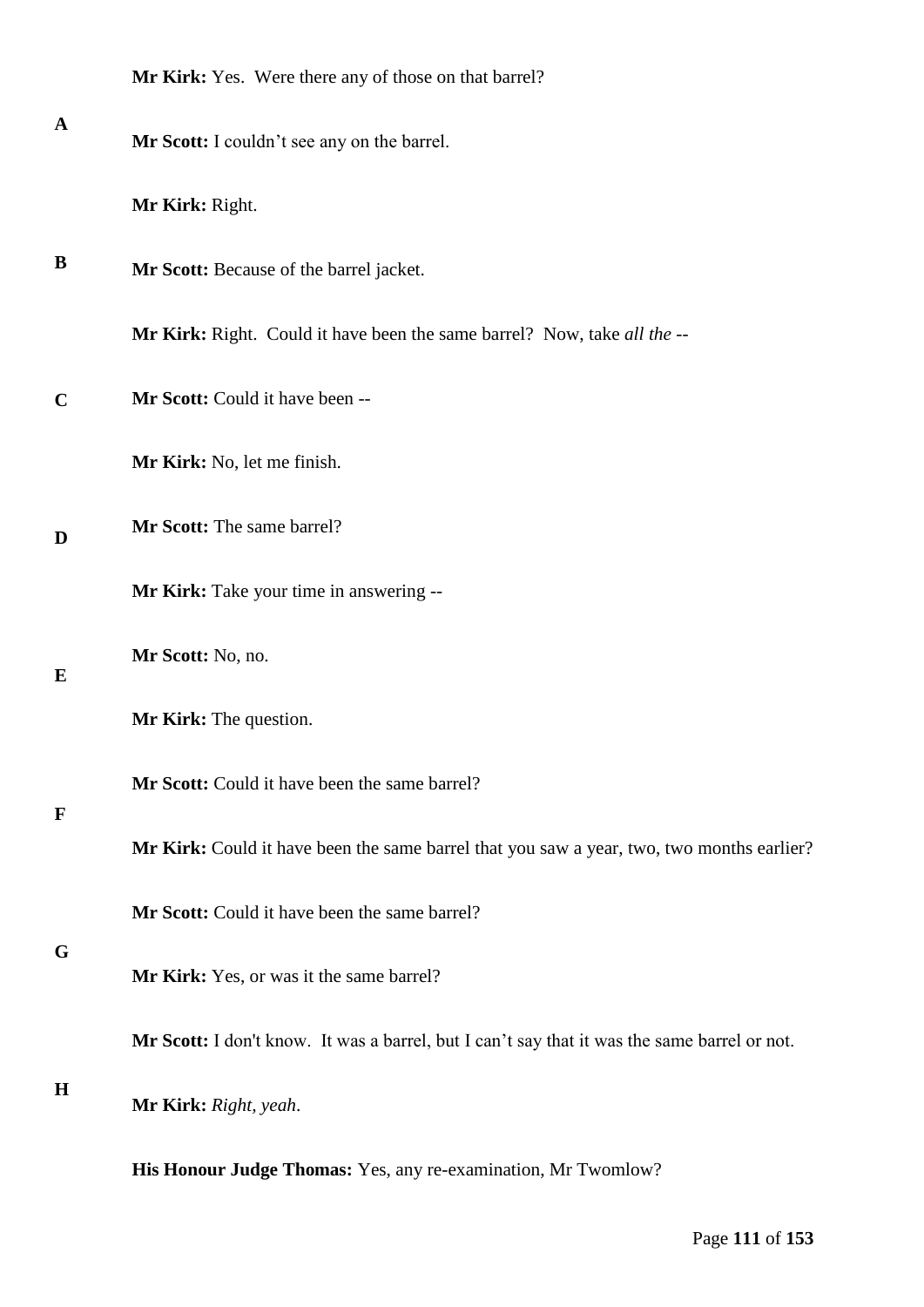**Mr Kirk:** Yes. Were there any of those on that barrel?

**Mr Scott:** I couldn't see any on the barrel.

**Mr Kirk:** Right.

**Mr Scott:** Because of the barrel jacket.

**Mr Kirk:** Right. Could it have been the same barrel? Now, take *all the* --

**Mr Scott:** Could it have been --

**Mr Kirk:** No, let me finish.

**Mr Scott:** The same barrel?

**Mr Kirk:** Take your time in answering --

**Mr Scott:** No, no.

**Mr Kirk:** The question.

**Mr Scott:** Could it have been the same barrel?

**Mr Kirk:** Could it have been the same barrel that you saw a year, two, two months earlier?

**Mr Scott:** Could it have been the same barrel?

**Mr Kirk:** Yes, or was it the same barrel?

**Mr Scott:** I don't know. It was a barrel, but I can't say that it was the same barrel or not.

**Mr Kirk:** *Right, yeah.*

**His Honour Judge Thomas:** Yes, any re-examination, Mr Twomlow?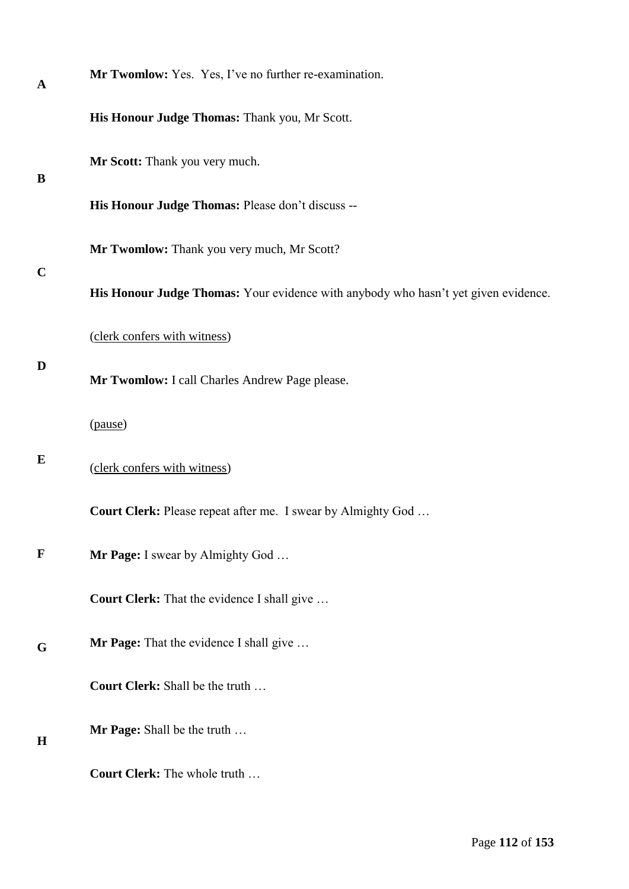**Mr Twomlow:** Yes. Yes, I've no further re-examination.

**His Honour Judge Thomas:** Thank you, Mr Scott.

**Mr Scott:** Thank you very much.

**His Honour Judge Thomas:** Please don't discuss --

**Mr Twomlow:** Thank you very much, Mr Scott?

**His Honour Judge Thomas:** Your evidence with anybody who hasn't yet given evidence.

(clerk confers with witness)

**Mr Twomlow:** I call Charles Andrew Page please.

(pause)

(clerk confers with witness)

**Court Clerk:** Please repeat after me. I swear by Almighty God …

**Mr Page:** I swear by Almighty God …

**Court Clerk:** That the evidence I shall give …

**Mr Page:** That the evidence I shall give …

**Court Clerk:** Shall be the truth …

**Mr Page:** Shall be the truth …

**Court Clerk:** The whole truth …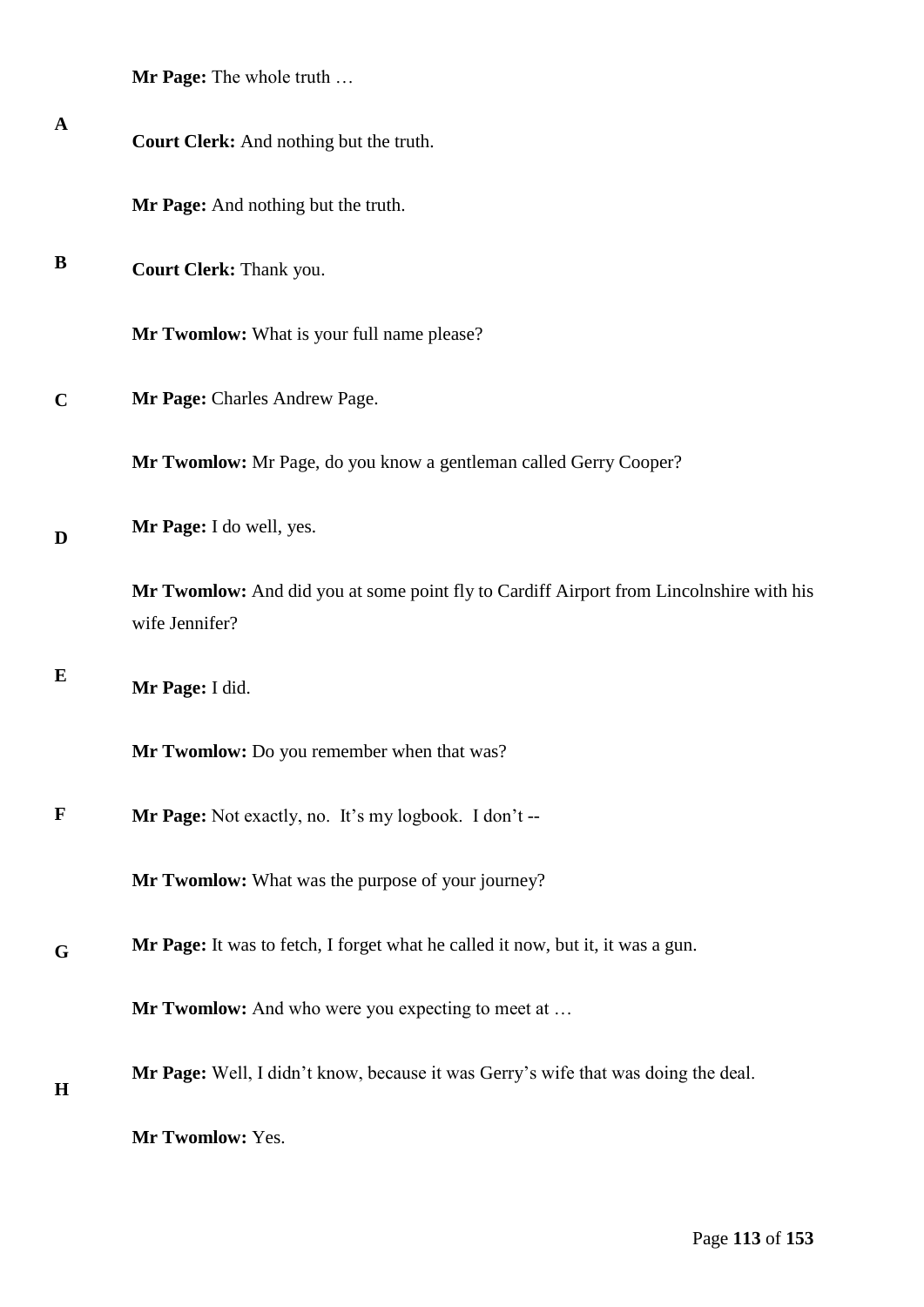**Mr Page:** The whole truth …

**Court Clerk:** And nothing but the truth.

**Mr Page:** And nothing but the truth.

**Court Clerk:** Thank you.

**Mr Twomlow:** What is your full name please?

**Mr Page:** Charles Andrew Page.

**Mr Twomlow:** Mr Page, do you know a gentleman called Gerry Cooper?

**Mr Page:** I do well, yes.

**Mr Twomlow:** And did you at some point fly to Cardiff Airport from Lincolnshire with his wife Jennifer?

**Mr Page:** I did.

**Mr Twomlow:** Do you remember when that was?

**Mr Page:** Not exactly, no. It's my logbook. I don't --

**Mr Twomlow:** What was the purpose of your journey?

**Mr Page:** It was to fetch, I forget what he called it now, but it, it was a gun.

**Mr Twomlow:** And who were you expecting to meet at …

**Mr Page:** Well, I didn't know, because it was Gerry's wife that was doing the deal.

**Mr Twomlow:** Yes.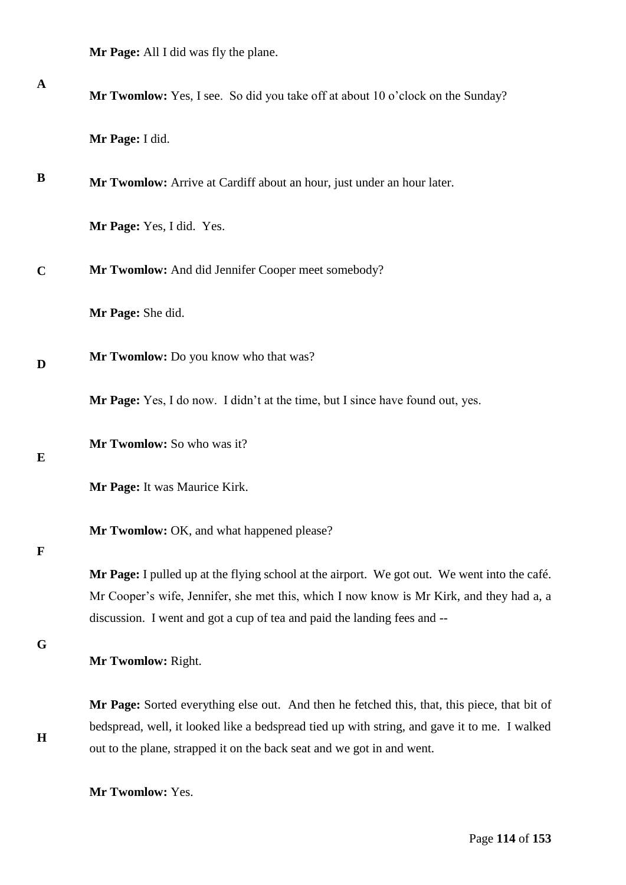**Mr Page:** All I did was fly the plane.

**Mr Twomlow:** Yes, I see. So did you take off at about 10 o'clock on the Sunday?

**Mr Page:** I did.

**Mr Twomlow:** Arrive at Cardiff about an hour, just under an hour later.

**Mr Page:** Yes, I did. Yes.

**Mr Twomlow:** And did Jennifer Cooper meet somebody?

**Mr Page:** She did.

**Mr Twomlow:** Do you know who that was?

**Mr Page:** Yes, I do now. I didn't at the time, but I since have found out, yes.

**Mr Twomlow:** So who was it?

**Mr Page:** It was Maurice Kirk.

**Mr Twomlow:** OK, and what happened please?

**Mr Page:** I pulled up at the flying school at the airport. We got out. We went into the café. Mr Cooper's wife, Jennifer, she met this, which I now know is Mr Kirk, and they had a, a discussion. I went and got a cup of tea and paid the landing fees and --

**Mr Twomlow:** Right.

**Mr Page:** Sorted everything else out. And then he fetched this, that, this piece, that bit of bedspread, well, it looked like a bedspread tied up with string, and gave it to me. I walked out to the plane, strapped it on the back seat and we got in and went.

**Mr Twomlow:** Yes.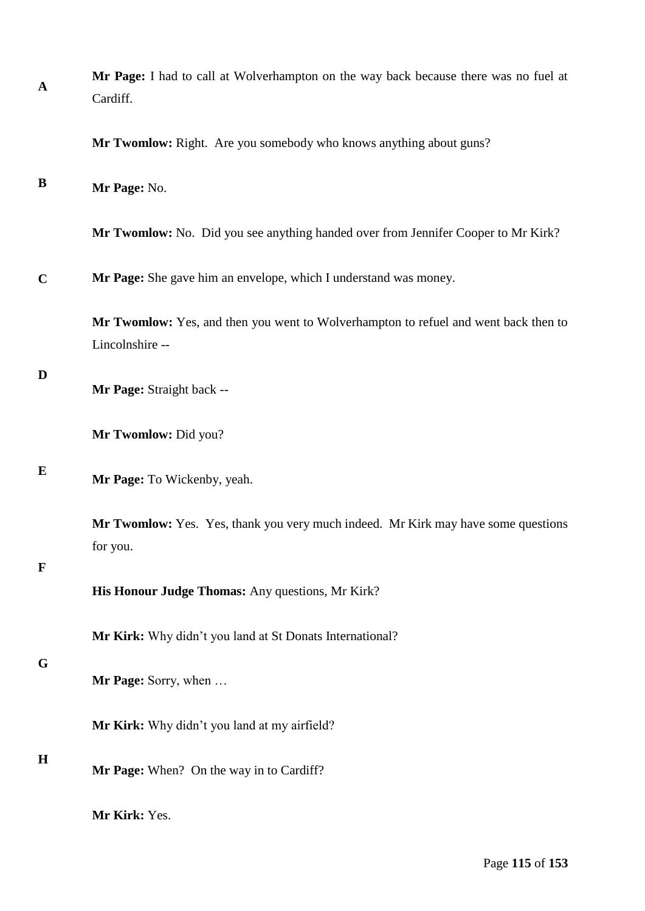**Mr Page:** I had to call at Wolverhampton on the way back because there was no fuel at Cardiff.

**Mr Twomlow:** Right. Are you somebody who knows anything about guns?

**Mr Page:** No.

**Mr Twomlow:** No. Did you see anything handed over from Jennifer Cooper to Mr Kirk?

**Mr Page:** She gave him an envelope, which I understand was money.

**Mr Twomlow:** Yes, and then you went to Wolverhampton to refuel and went back then to Lincolnshire --

**Mr Page:** Straight back --

**Mr Twomlow:** Did you?

**Mr Page:** To Wickenby, yeah.

**Mr Twomlow:** Yes. Yes, thank you very much indeed. Mr Kirk may have some questions for you.

**His Honour Judge Thomas:** Any questions, Mr Kirk?

**Mr Kirk:** Why didn't you land at St Donats International?

**Mr Page:** Sorry, when …

**Mr Kirk:** Why didn't you land at my airfield?

**Mr Page:** When? On the way in to Cardiff?

**Mr Kirk:** Yes.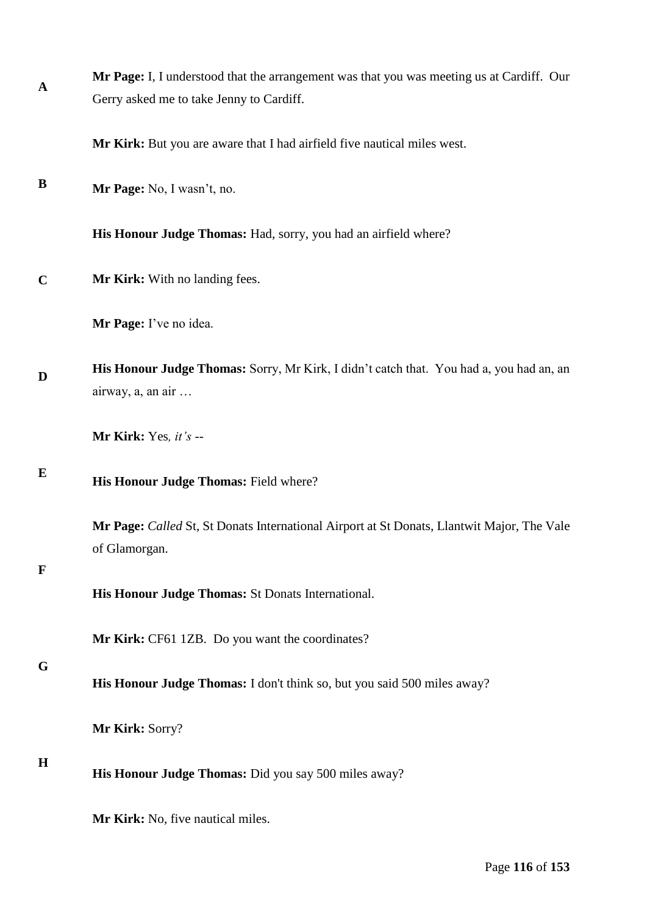**Mr Page:** I, I understood that the arrangement was that you was meeting us at Cardiff. Our Gerry asked me to take Jenny to Cardiff.

**Mr Kirk:** But you are aware that I had airfield five nautical miles west.

**Mr Page:** No, I wasn't, no.

**His Honour Judge Thomas:** Had, sorry, you had an airfield where?

**Mr Kirk:** With no landing fees.

**Mr Page:** I've no idea.

**His Honour Judge Thomas:** Sorry, Mr Kirk, I didn't catch that. You had a, you had an, an airway, a, an air …

**Mr Kirk:** Yes*, it's* --

**His Honour Judge Thomas:** Field where?

**Mr Page:** *Called* St, St Donats International Airport at St Donats, Llantwit Major, The Vale of Glamorgan.

**His Honour Judge Thomas:** St Donats International.

**Mr Kirk:** CF61 1ZB. Do you want the coordinates?

**His Honour Judge Thomas:** I don't think so, but you said 500 miles away?

**Mr Kirk:** Sorry?

**His Honour Judge Thomas:** Did you say 500 miles away?

**Mr Kirk:** No, five nautical miles.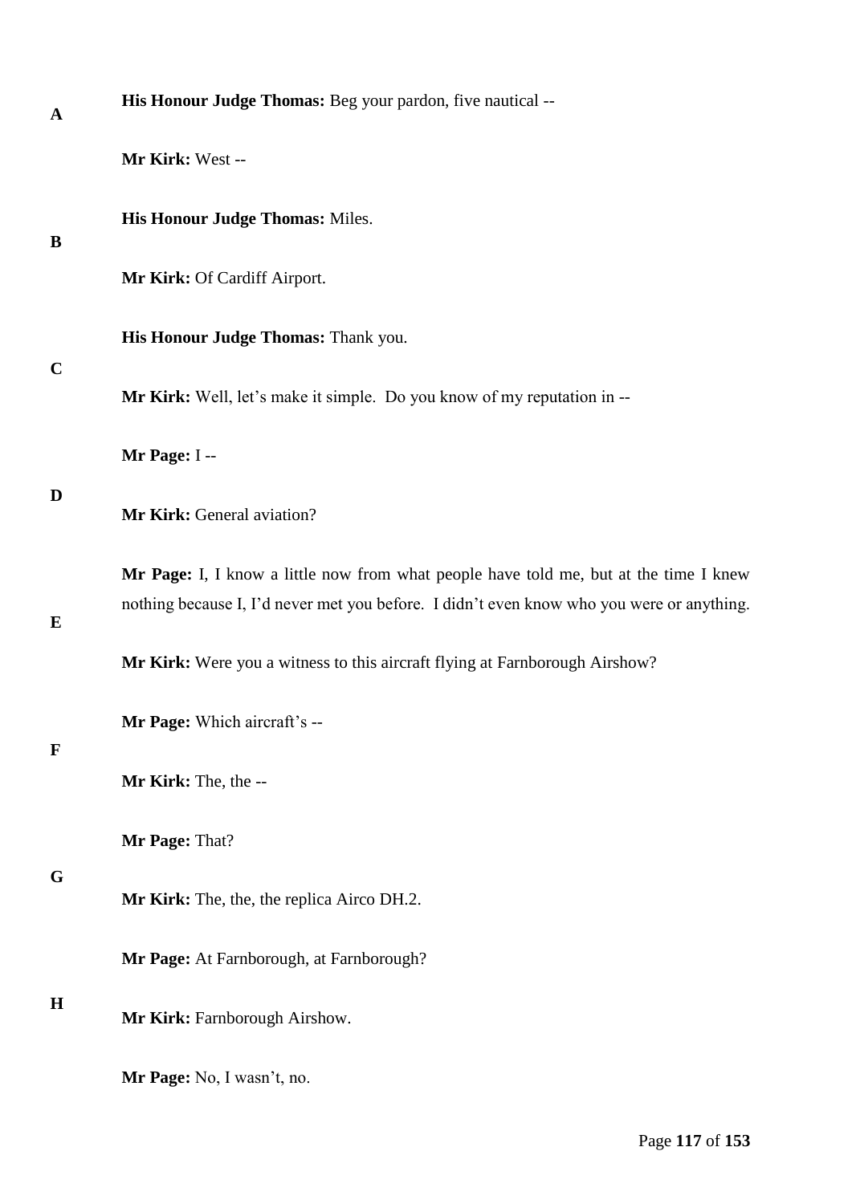**His Honour Judge Thomas:** Beg your pardon, five nautical --

**Mr Kirk:** West --

**His Honour Judge Thomas:** Miles.

**Mr Kirk:** Of Cardiff Airport.

**His Honour Judge Thomas:** Thank you.

**Mr Kirk:** Well, let's make it simple. Do you know of my reputation in --

**Mr Page:** I --

**Mr Kirk:** General aviation?

**Mr Page:** I, I know a little now from what people have told me, but at the time I knew nothing because I, I'd never met you before. I didn't even know who you were or anything.

**Mr Kirk:** Were you a witness to this aircraft flying at Farnborough Airshow?

**Mr Page:** Which aircraft's --

**Mr Kirk:** The, the --

**Mr Page:** That?

**Mr Kirk:** The, the, the replica Airco DH.2.

**Mr Page:** At Farnborough, at Farnborough?

**Mr Kirk:** Farnborough Airshow.

**Mr Page:** No, I wasn't, no.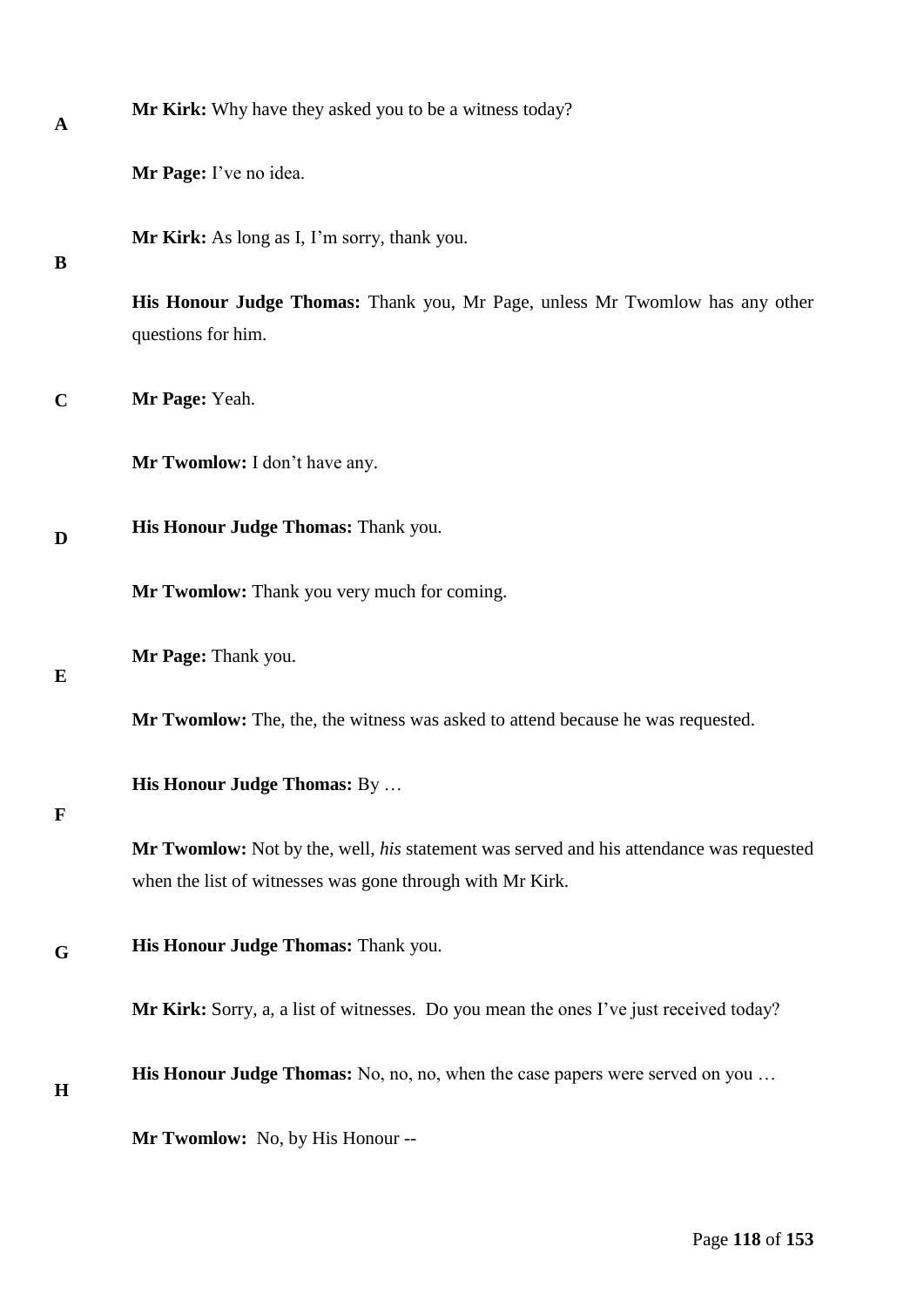**Mr Kirk:** Why have they asked you to be a witness today?

**Mr Page:** I've no idea.

**Mr Kirk:** As long as I, I'm sorry, thank you.

**His Honour Judge Thomas:** Thank you, Mr Page, unless Mr Twomlow has any other questions for him.

**Mr Page:** Yeah.

**Mr Twomlow:** I don't have any.

**His Honour Judge Thomas:** Thank you.

**Mr Twomlow:** Thank you very much for coming.

**Mr Page:** Thank you.

**Mr Twomlow:** The, the, the witness was asked to attend because he was requested.

**His Honour Judge Thomas:** By …

**Mr Twomlow:** Not by the, well, *his* statement was served and his attendance was requested when the list of witnesses was gone through with Mr Kirk.

**His Honour Judge Thomas:** Thank you.

**Mr Kirk:** Sorry, a, a list of witnesses. Do you mean the ones I've just received today?

**His Honour Judge Thomas:** No, no, no, when the case papers were served on you …

**Mr Twomlow:** No, by His Honour --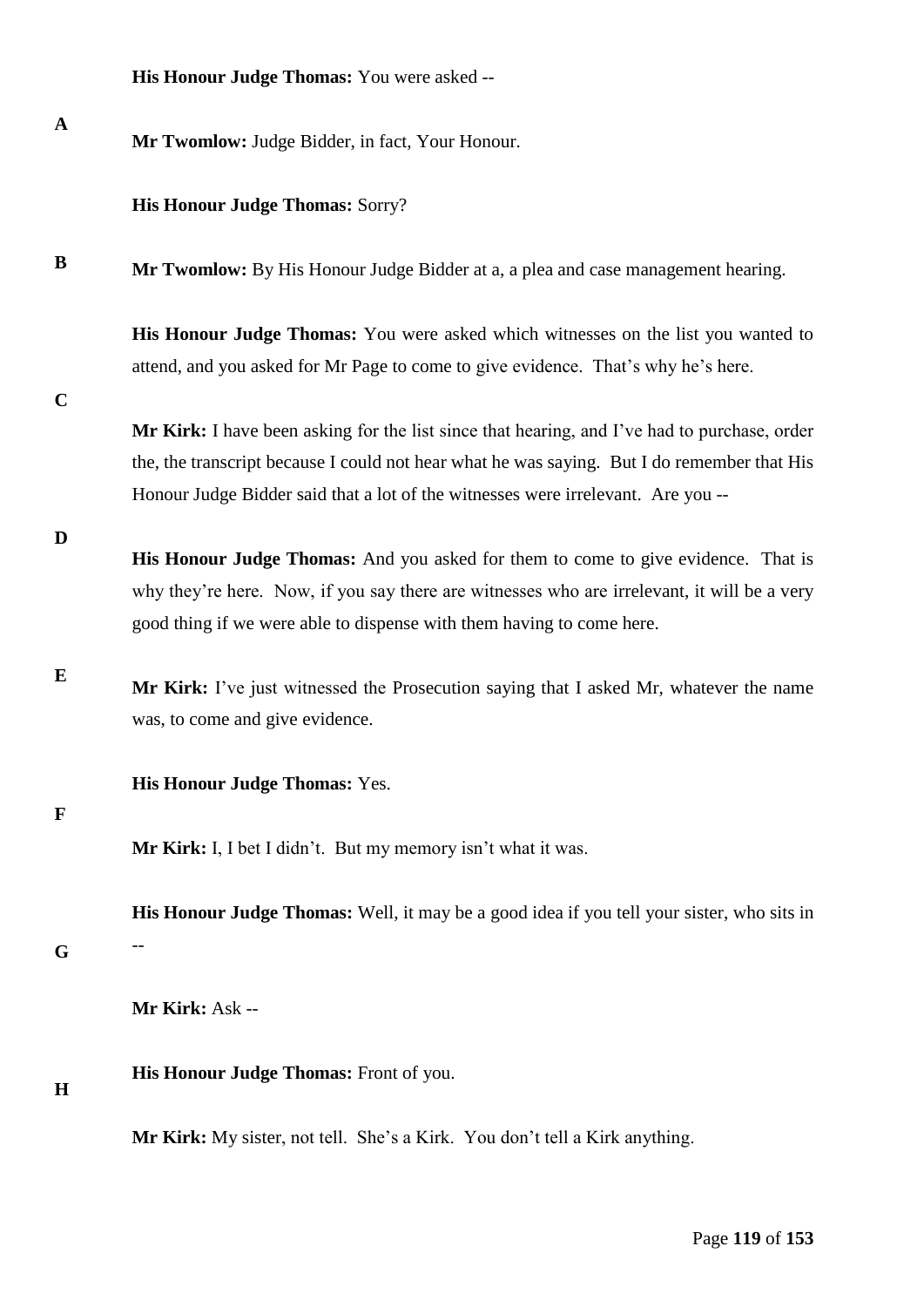**His Honour Judge Thomas:** You were asked --

**Mr Twomlow:** Judge Bidder, in fact, Your Honour.

**His Honour Judge Thomas:** Sorry?

**Mr Twomlow:** By His Honour Judge Bidder at a, a plea and case management hearing.

**His Honour Judge Thomas:** You were asked which witnesses on the list you wanted to attend, and you asked for Mr Page to come to give evidence. That's why he's here.

**Mr Kirk:** I have been asking for the list since that hearing, and I've had to purchase, order the, the transcript because I could not hear what he was saying. But I do remember that His Honour Judge Bidder said that a lot of the witnesses were irrelevant. Are you --

**His Honour Judge Thomas:** And you asked for them to come to give evidence. That is why they're here. Now, if you say there are witnesses who are irrelevant, it will be a very good thing if we were able to dispense with them having to come here.

**Mr Kirk:** I've just witnessed the Prosecution saying that I asked Mr, whatever the name was, to come and give evidence.

**His Honour Judge Thomas:** Yes.

**Mr Kirk:** I, I bet I didn't. But my memory isn't what it was.

**His Honour Judge Thomas:** Well, it may be a good idea if you tell your sister, who sits in --

**Mr Kirk:** Ask --

**His Honour Judge Thomas:** Front of you.

**Mr Kirk:** My sister, not tell. She's a Kirk. You don't tell a Kirk anything.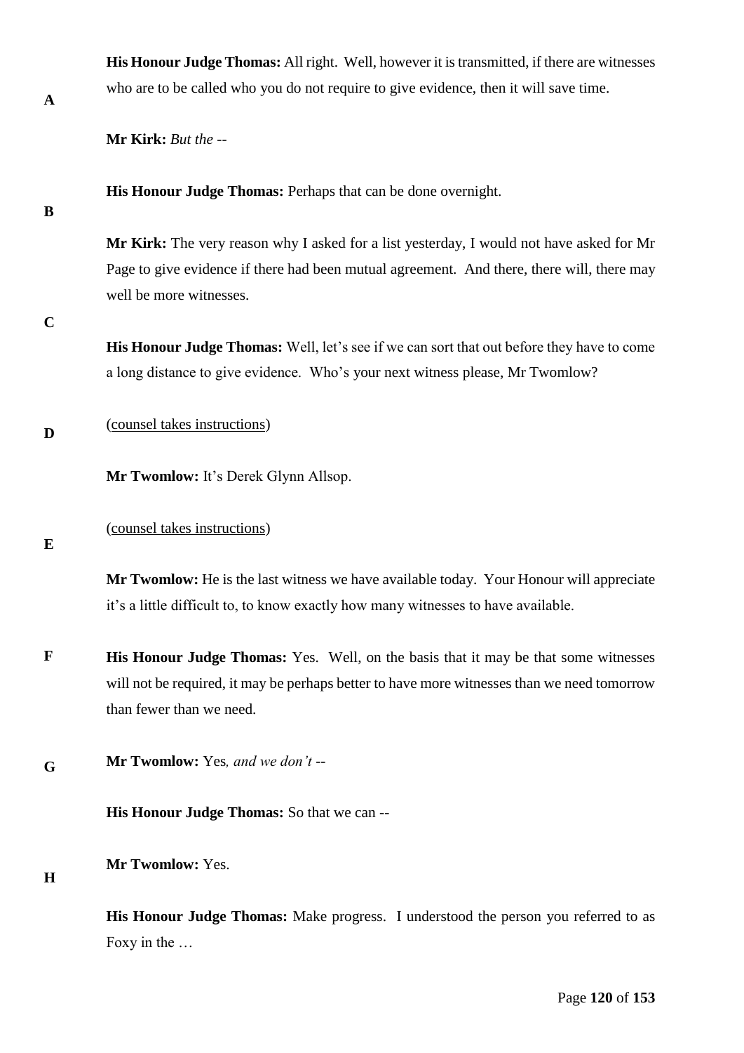**His Honour Judge Thomas:** All right. Well, however it is transmitted, if there are witnesses who are to be called who you do not require to give evidence, then it will save time.

**Mr Kirk:** *But the* --

**His Honour Judge Thomas:** Perhaps that can be done overnight.

**Mr Kirk:** The very reason why I asked for a list yesterday, I would not have asked for Mr Page to give evidence if there had been mutual agreement. And there, there will, there may well be more witnesses.

**His Honour Judge Thomas:** Well, let's see if we can sort that out before they have to come a long distance to give evidence. Who's your next witness please, Mr Twomlow?

(counsel takes instructions)

**Mr Twomlow:** It's Derek Glynn Allsop.

(counsel takes instructions)

**Mr Twomlow:** He is the last witness we have available today. Your Honour will appreciate it's a little difficult to, to know exactly how many witnesses to have available.

**His Honour Judge Thomas:** Yes. Well, on the basis that it may be that some witnesses will not be required, it may be perhaps better to have more witnesses than we need tomorrow than fewer than we need.

**Mr Twomlow:** Yes*, and we don't* --

**His Honour Judge Thomas:** So that we can --

**Mr Twomlow:** Yes.

**His Honour Judge Thomas:** Make progress. I understood the person you referred to as Foxy in the …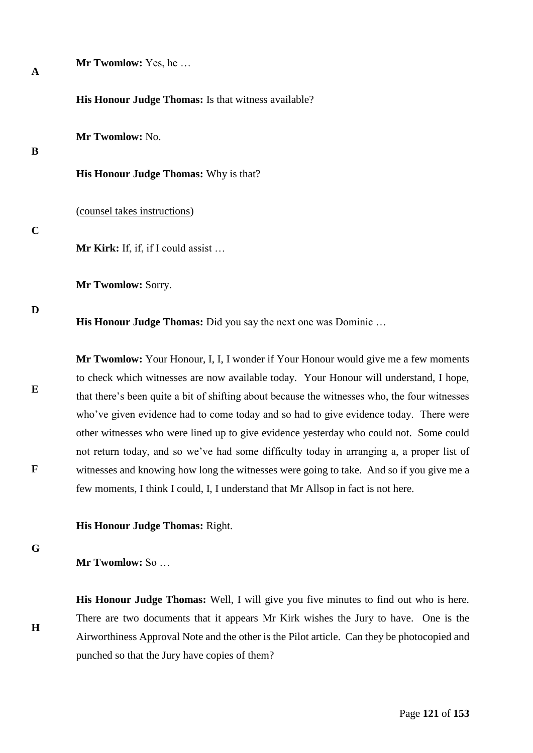**Mr Twomlow:** Yes, he …

**His Honour Judge Thomas:** Is that witness available?

**Mr Twomlow:** No.

**His Honour Judge Thomas:** Why is that?

(counsel takes instructions)

**Mr Kirk:** If, if, if I could assist …

**Mr Twomlow:** Sorry.

**His Honour Judge Thomas:** Did you say the next one was Dominic …

**Mr Twomlow:** Your Honour, I, I, I wonder if Your Honour would give me a few moments to check which witnesses are now available today. Your Honour will understand, I hope, that there's been quite a bit of shifting about because the witnesses who, the four witnesses who've given evidence had to come today and so had to give evidence today. There were other witnesses who were lined up to give evidence yesterday who could not. Some could not return today, and so we've had some difficulty today in arranging a, a proper list of witnesses and knowing how long the witnesses were going to take. And so if you give me a few moments, I think I could, I, I understand that Mr Allsop in fact is not here.

**His Honour Judge Thomas:** Right.

**Mr Twomlow:** So …

**His Honour Judge Thomas:** Well, I will give you five minutes to find out who is here. There are two documents that it appears Mr Kirk wishes the Jury to have. One is the Airworthiness Approval Note and the other is the Pilot article. Can they be photocopied and punched so that the Jury have copies of them?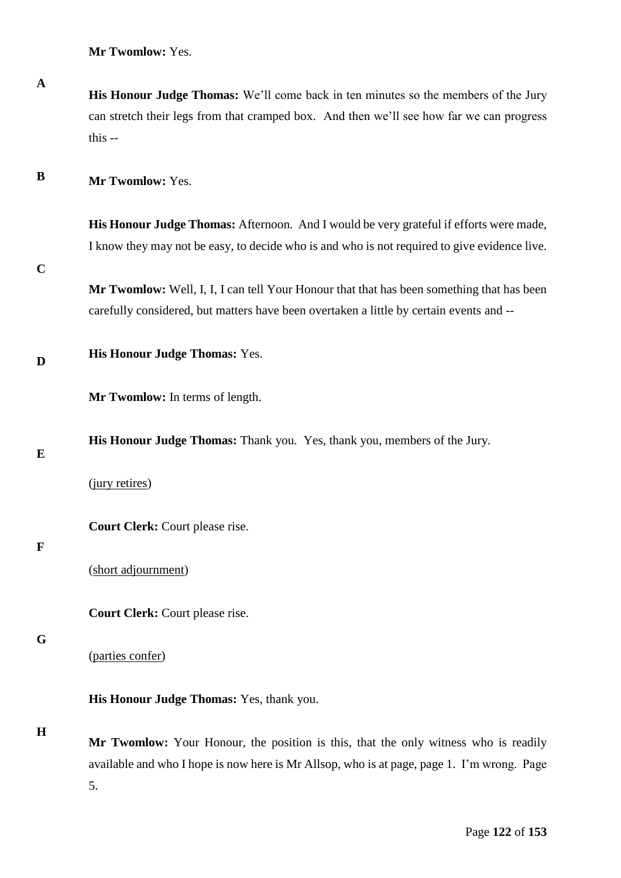**Mr Twomlow:** Yes.

**His Honour Judge Thomas:** We'll come back in ten minutes so the members of the Jury can stretch their legs from that cramped box. And then we'll see how far we can progress this --

**Mr Twomlow:** Yes.

**His Honour Judge Thomas:** Afternoon. And I would be very grateful if efforts were made, I know they may not be easy, to decide who is and who is not required to give evidence live.

**Mr Twomlow:** Well, I, I, I can tell Your Honour that that has been something that has been carefully considered, but matters have been overtaken a little by certain events and --

**His Honour Judge Thomas:** Yes.

**Mr Twomlow:** In terms of length.

**His Honour Judge Thomas:** Thank you. Yes, thank you, members of the Jury.

(jury retires)

**Court Clerk:** Court please rise.

(short adjournment)

**Court Clerk:** Court please rise.

(parties confer)

**His Honour Judge Thomas:** Yes, thank you.

**Mr Twomlow:** Your Honour, the position is this, that the only witness who is readily available and who I hope is now here is Mr Allsop, who is at page, page 1. I'm wrong. Page 5.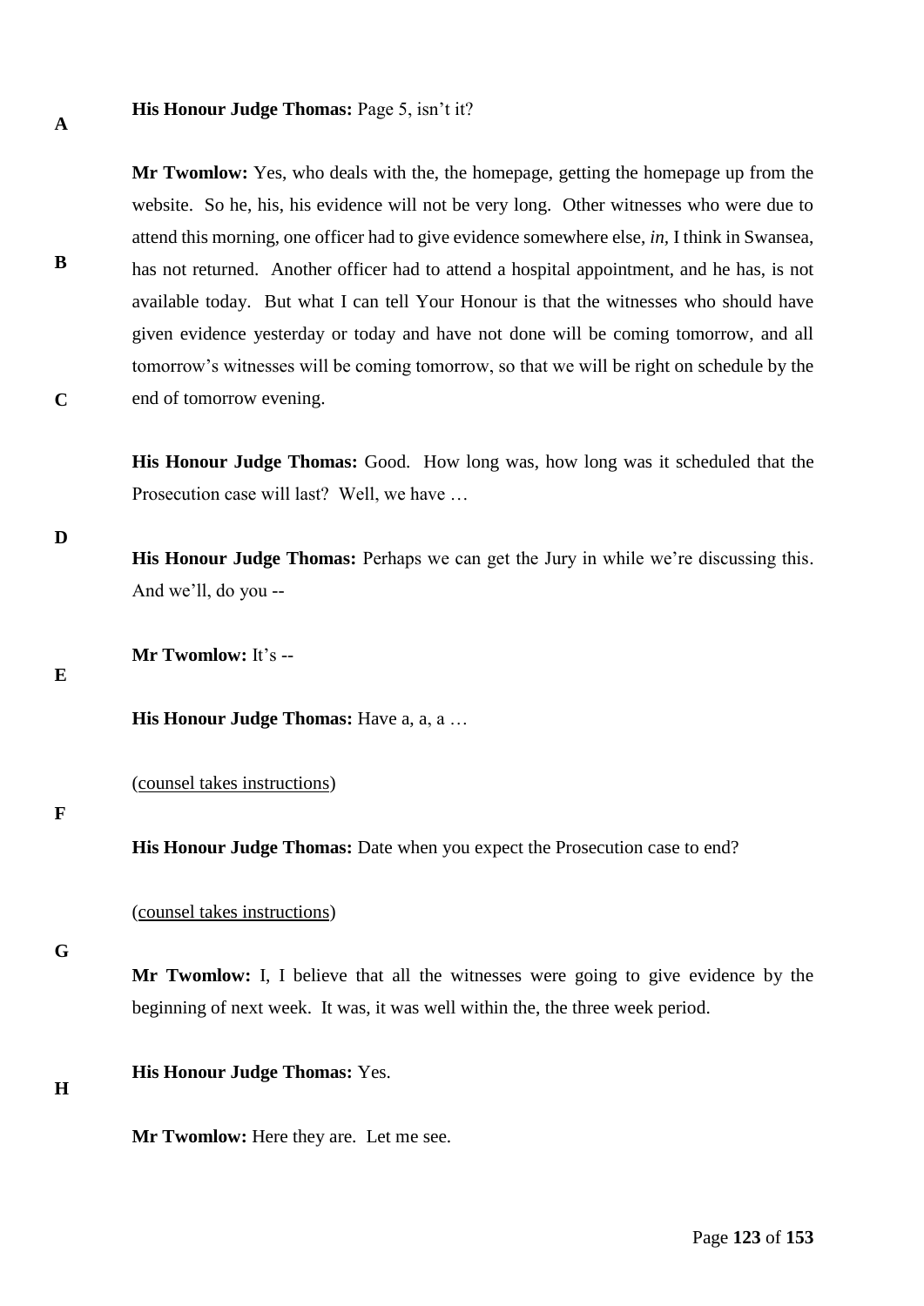**His Honour Judge Thomas:** Page 5, isn't it?

**Mr Twomlow:** Yes, who deals with the, the homepage, getting the homepage up from the website. So he, his, his evidence will not be very long. Other witnesses who were due to attend this morning, one officer had to give evidence somewhere else, *in*, I think in Swansea, has not returned. Another officer had to attend a hospital appointment, and he has, is not available today. But what I can tell Your Honour is that the witnesses who should have given evidence yesterday or today and have not done will be coming tomorrow, and all tomorrow's witnesses will be coming tomorrow, so that we will be right on schedule by the end of tomorrow evening.

**His Honour Judge Thomas:** Good. How long was, how long was it scheduled that the Prosecution case will last? Well, we have …

**His Honour Judge Thomas:** Perhaps we can get the Jury in while we're discussing this. And we'll, do you --

**Mr Twomlow:** It's --

**His Honour Judge Thomas:** Have a, a, a …

(<u>counsel takes instructions</u>)

**His Honour Judge Thomas:** Date when you expect the Prosecution case to end?

(<u>counsel takes instructions</u>)

**Mr Twomlow:** I, I believe that all the witnesses were going to give evidence by the beginning of next week. It was, it was well within the, the three week period.

**His Honour Judge Thomas:** Yes.

**Mr Twomlow:** Here they are. Let me see.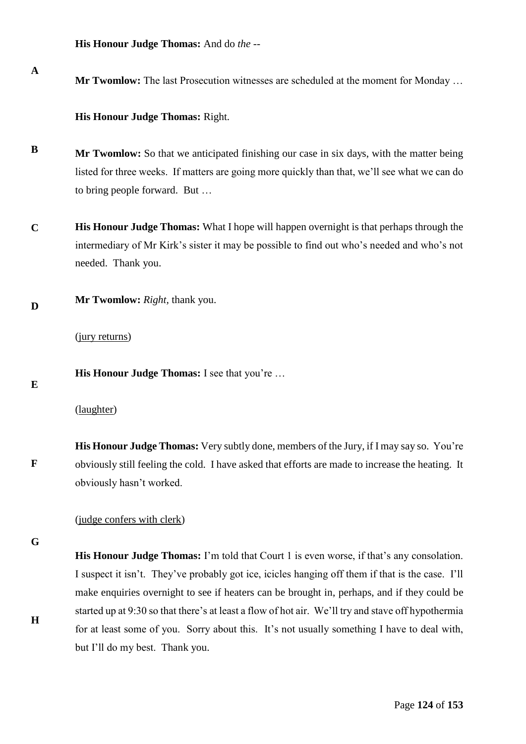**His Honour Judge Thomas:** And do *the* --

**Mr Twomlow:** The last Prosecution witnesses are scheduled at the moment for Monday …

**His Honour Judge Thomas:** Right.

**Mr Twomlow:** So that we anticipated finishing our case in six days, with the matter being listed for three weeks. If matters are going more quickly than that, we'll see what we can do to bring people forward. But …

**His Honour Judge Thomas:** What I hope will happen overnight is that perhaps through the intermediary of Mr Kirk's sister it may be possible to find out who's needed and who's not needed. Thank you.

**Mr Twomlow:** *Right*, thank you.

(jury returns)

**His Honour Judge Thomas:** I see that you're …

(laughter)

**His Honour Judge Thomas:** Very subtly done, members of the Jury, if I may say so. You're obviously still feeling the cold. I have asked that efforts are made to increase the heating. It obviously hasn't worked.

(judge confers with clerk)

**His Honour Judge Thomas:** I'm told that Court 1 is even worse, if that's any consolation. I suspect it isn't. They've probably got ice, icicles hanging off them if that is the case. I'll make enquiries overnight to see if heaters can be brought in, perhaps, and if they could be started up at 9:30 so that there's at least a flow of hot air. We'll try and stave off hypothermia for at least some of you. Sorry about this. It's not usually something I have to deal with, but I'll do my best. Thank you.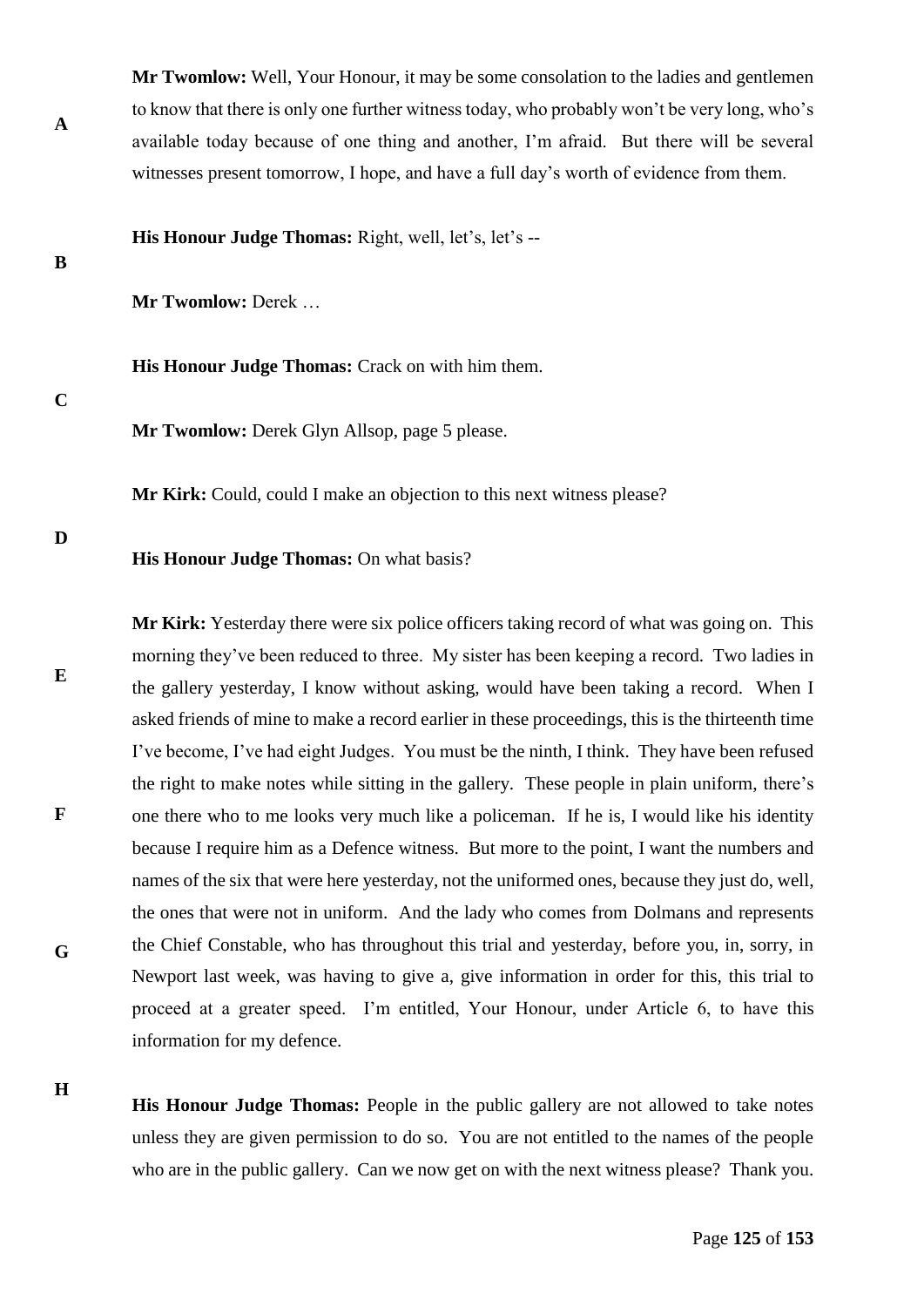**Mr Twomlow:** Well, Your Honour, it may be some consolation to the ladies and gentlemen to know that there is only one further witness today, who probably won't be very long, who's available today because of one thing and another, I'm afraid. But there will be several witnesses present tomorrow, I hope, and have a full day's worth of evidence from them.

**His Honour Judge Thomas:** Right, well, let's, let's --

**Mr Twomlow:** Derek …

**His Honour Judge Thomas:** Crack on with him them.

**Mr Twomlow:** Derek Glyn Allsop, page 5 please.

**Mr Kirk:** Could, could I make an objection to this next witness please?

**His Honour Judge Thomas:** On what basis?

**Mr Kirk:** Yesterday there were six police officers taking record of what was going on. This morning they've been reduced to three. My sister has been keeping a record. Two ladies in the gallery yesterday, I know without asking, would have been taking a record. When I asked friends of mine to make a record earlier in these proceedings, this is the thirteenth time I've become, I've had eight Judges. You must be the ninth, I think. They have been refused the right to make notes while sitting in the gallery. These people in plain uniform, there's one there who to me looks very much like a policeman. If he is, I would like his identity because I require him as a Defence witness. But more to the point, I want the numbers and names of the six that were here yesterday, not the uniformed ones, because they just do, well, the ones that were not in uniform. And the lady who comes from Dolmans and represents the Chief Constable, who has throughout this trial and yesterday, before you, in, sorry, in Newport last week, was having to give a, give information in order for this, this trial to proceed at a greater speed. I'm entitled, Your Honour, under Article 6, to have this information for my defence.

**His Honour Judge Thomas:** People in the public gallery are not allowed to take notes unless they are given permission to do so. You are not entitled to the names of the people who are in the public gallery. Can we now get on with the next witness please? Thank you.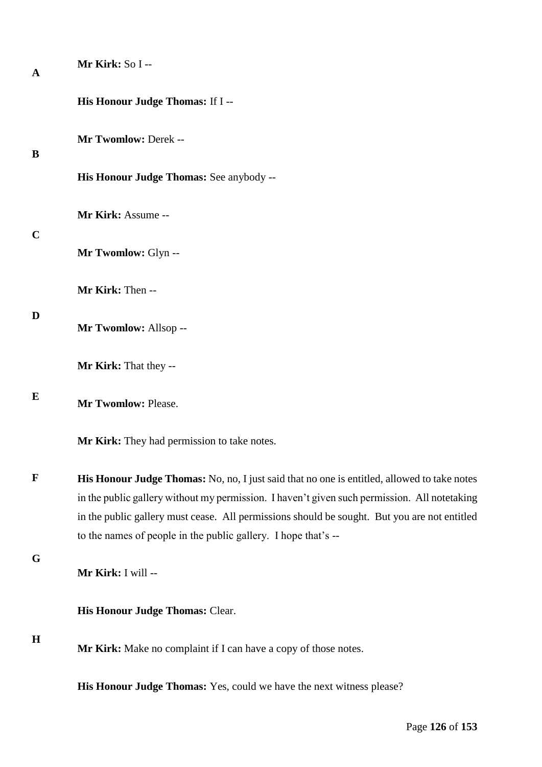**Mr Kirk:** So I --

**His Honour Judge Thomas:** If I --

**Mr Twomlow:** Derek --

**His Honour Judge Thomas:** See anybody --

**Mr Kirk:** Assume --

**Mr Twomlow:** Glyn --

**Mr Kirk:** Then --

**Mr Twomlow:** Allsop --

**Mr Kirk:** That they --

**Mr Twomlow:** Please.

**Mr Kirk:** They had permission to take notes.

**His Honour Judge Thomas:** No, no, I just said that no one is entitled, allowed to take notes in the public gallery without my permission. I haven't given such permission. All notetaking in the public gallery must cease. All permissions should be sought. But you are not entitled to the names of people in the public gallery. I hope that's --

**Mr Kirk:** I will --

**His Honour Judge Thomas:** Clear.

**Mr Kirk:** Make no complaint if I can have a copy of those notes.

**His Honour Judge Thomas:** Yes, could we have the next witness please?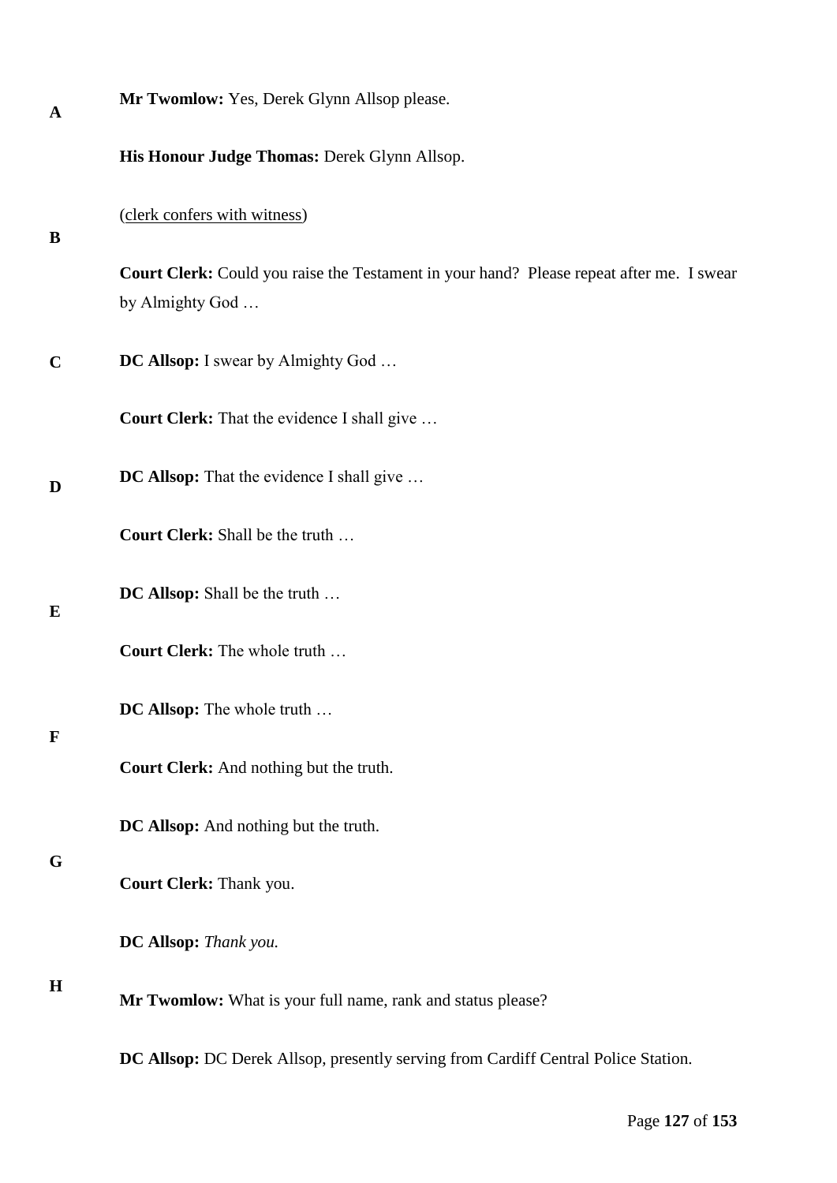**Mr Twomlow:** Yes, Derek Glynn Allsop please.

**His Honour Judge Thomas:** Derek Glynn Allsop.

(clerk confers with witness)

**Court Clerk:** Could you raise the Testament in your hand? Please repeat after me. I swear by Almighty God …

**DC Allsop:** I swear by Almighty God …

**Court Clerk:** That the evidence I shall give …

**DC Allsop:** That the evidence I shall give …

**Court Clerk:** Shall be the truth …

**DC Allsop:** Shall be the truth …

**Court Clerk:** The whole truth …

**DC Allsop:** The whole truth …

**Court Clerk:** And nothing but the truth.

**DC Allsop:** And nothing but the truth.

**Court Clerk:** Thank you.

**DC Allsop:** *Thank you.*

**Mr Twomlow:** What is your full name, rank and status please?

**DC Allsop:** DC Derek Allsop, presently serving from Cardiff Central Police Station.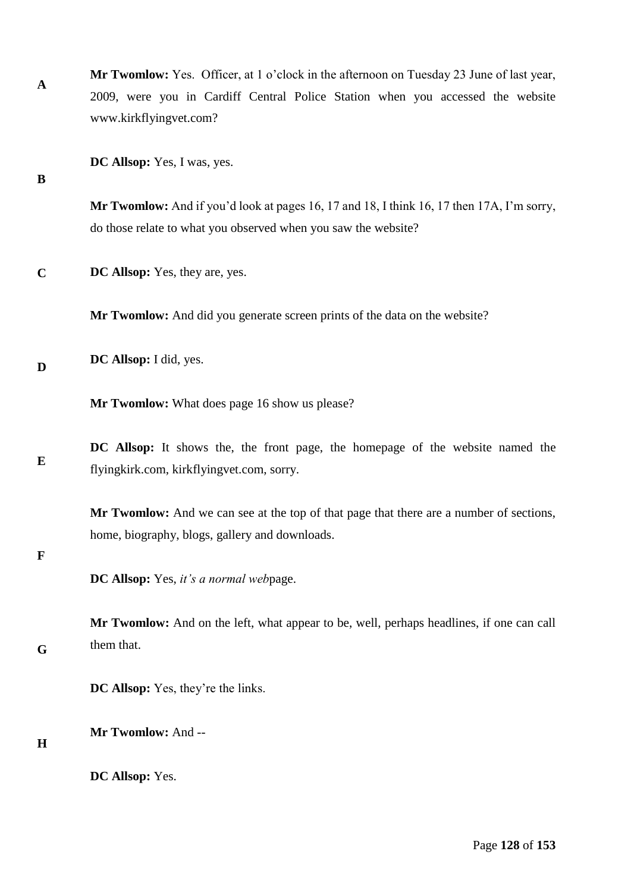**Mr Twomlow:** Yes. Officer, at 1 o'clock in the afternoon on Tuesday 23 June of last year, 2009, were you in Cardiff Central Police Station when you accessed the website www.kirkflyingvet.com?

**DC Allsop:** Yes, I was, yes.

**Mr Twomlow:** And if you'd look at pages 16, 17 and 18, I think 16, 17 then 17A, I'm sorry, do those relate to what you observed when you saw the website?

**DC Allsop:** Yes, they are, yes.

**Mr Twomlow:** And did you generate screen prints of the data on the website?

**DC Allsop:** I did, yes.

**Mr Twomlow:** What does page 16 show us please?

**DC Allsop:** It shows the, the front page, the homepage of the website named the flyingkirk.com, kirkflyingvet.com, sorry.

**Mr Twomlow:** And we can see at the top of that page that there are a number of sections, home, biography, blogs, gallery and downloads.

**DC Allsop:** Yes, *it's a normal web*page.

**Mr Twomlow:** And on the left, what appear to be, well, perhaps headlines, if one can call them that.

**DC Allsop:** Yes, they're the links.

**Mr Twomlow:** And --

**DC Allsop:** Yes.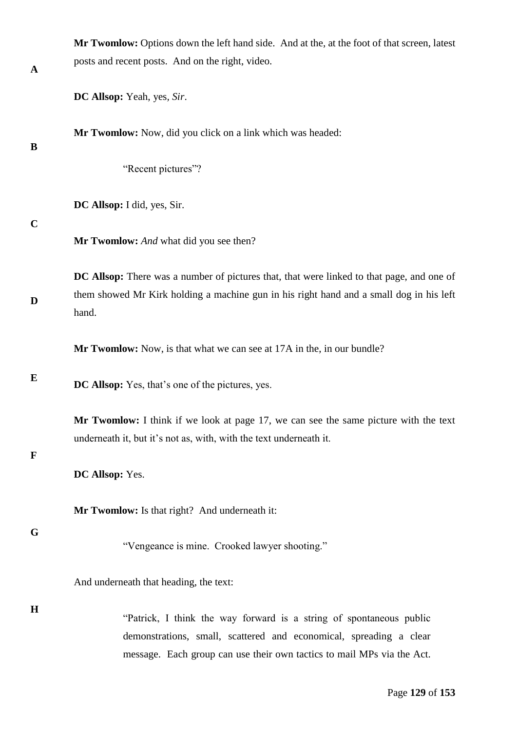**Mr Twomlow:** Options down the left hand side. And at the, at the foot of that screen, latest posts and recent posts. And on the right, video.

**DC Allsop:** Yeah, yes, *Sir*.

**Mr Twomlow:** Now, did you click on a link which was headed:

> "Recent pictures"?

**DC Allsop:** I did, yes, Sir.

**Mr Twomlow:** *And* what did you see then?

**DC Allsop:** There was a number of pictures that, that were linked to that page, and one of them showed Mr Kirk holding a machine gun in his right hand and a small dog in his left hand.

**Mr Twomlow:** Now, is that what we can see at 17A in the, in our bundle?

**DC Allsop:** Yes, that's one of the pictures, yes.

**Mr Twomlow:** I think if we look at page 17, we can see the same picture with the text underneath it, but it's not as, with, with the text underneath it.

**DC Allsop:** Yes.

**Mr Twomlow:** Is that right? And underneath it:

> "Vengeance is mine. Crooked lawyer shooting."

And underneath that heading, the text:

> "Patrick, I think the way forward is a string of spontaneous public demonstrations, small, scattered and economical, spreading a clear message. Each group can use their own tactics to mail MPs via the Act.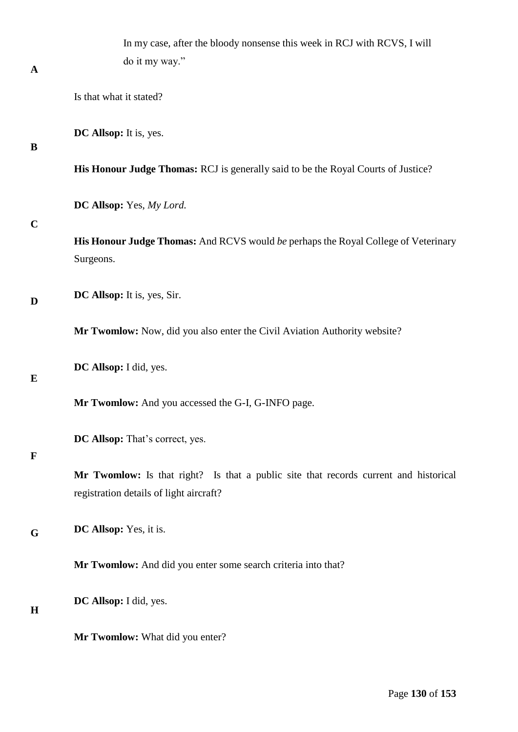In my case, after the bloody nonsense this week in RCJ with RCVS, I will do it my way."

Is that what it stated?

**DC Allsop:** It is, yes.

**His Honour Judge Thomas:** RCJ is generally said to be the Royal Courts of Justice?

**DC Allsop:** Yes, *My Lord.*

**His Honour Judge Thomas:** And RCVS would *be* perhaps the Royal College of Veterinary Surgeons.

**DC Allsop:** It is, yes, Sir.

**Mr Twomlow:** Now, did you also enter the Civil Aviation Authority website?

**DC Allsop:** I did, yes.

**Mr Twomlow:** And you accessed the G-I, G-INFO page.

**DC Allsop:** That's correct, yes.

**Mr Twomlow:** Is that right? Is that a public site that records current and historical registration details of light aircraft?

**DC Allsop:** Yes, it is.

**Mr Twomlow:** And did you enter some search criteria into that?

**DC Allsop:** I did, yes.

**Mr Twomlow:** What did you enter?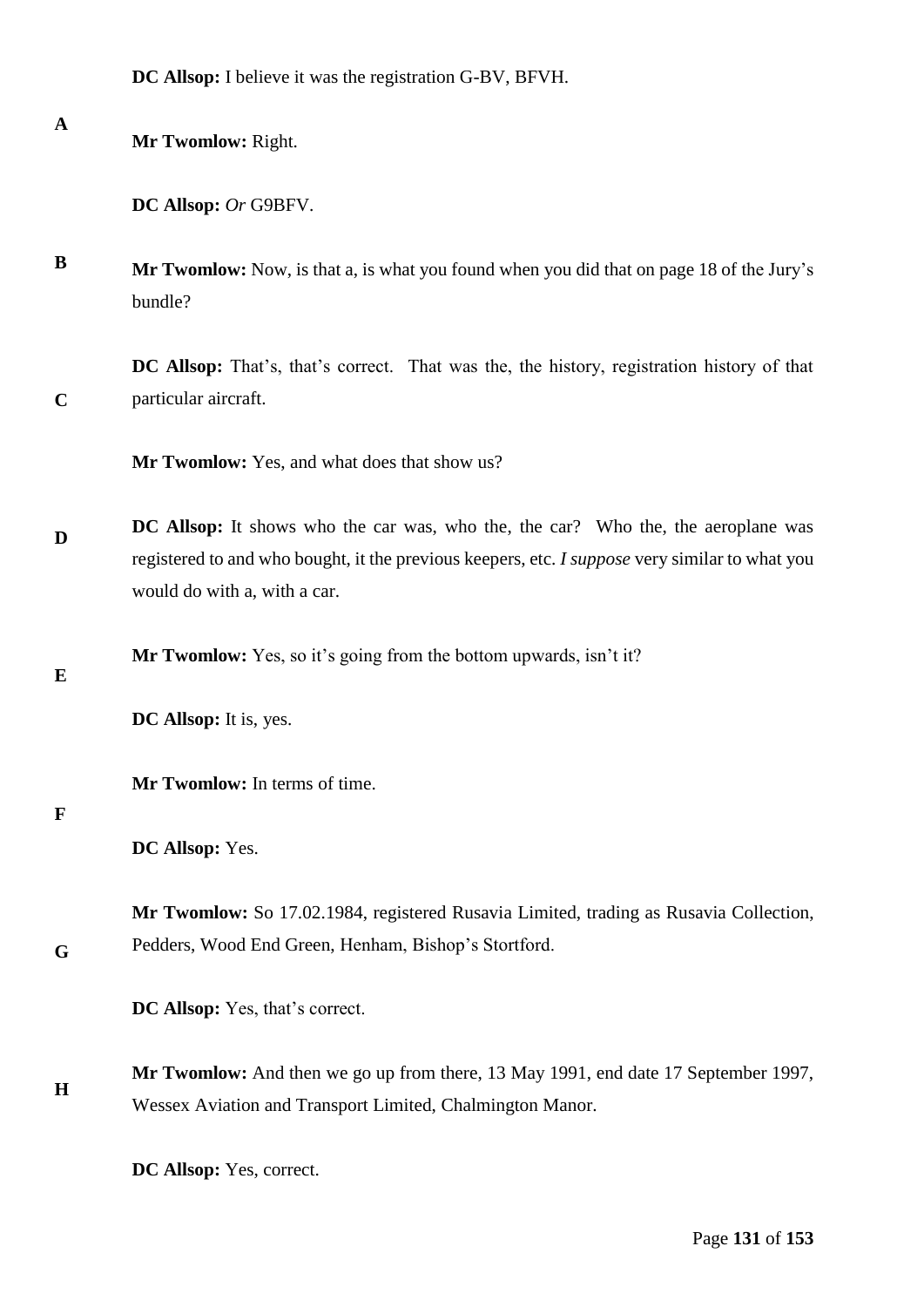**DC Allsop:** I believe it was the registration G-BV, BFVH.

**Mr Twomlow:** Right.

**DC Allsop:** *Or* G9BFV.

**Mr Twomlow:** Now, is that a, is what you found when you did that on page 18 of the Jury's bundle?

**DC Allsop:** That's, that's correct. That was the, the history, registration history of that particular aircraft.

**Mr Twomlow:** Yes, and what does that show us?

**DC Allsop:** It shows who the car was, who the, the car? Who the, the aeroplane was registered to and who bought, it the previous keepers, etc. *I suppose* very similar to what you would do with a, with a car.

**Mr Twomlow:** Yes, so it's going from the bottom upwards, isn't it?

**DC Allsop:** It is, yes.

**Mr Twomlow:** In terms of time.

**DC Allsop:** Yes.

**Mr Twomlow:** So 17.02.1984, registered Rusavia Limited, trading as Rusavia Collection, Pedders, Wood End Green, Henham, Bishop's Stortford.

**DC Allsop:** Yes, that's correct.

**Mr Twomlow:** And then we go up from there, 13 May 1991, end date 17 September 1997, Wessex Aviation and Transport Limited, Chalmington Manor.

**DC Allsop:** Yes, correct.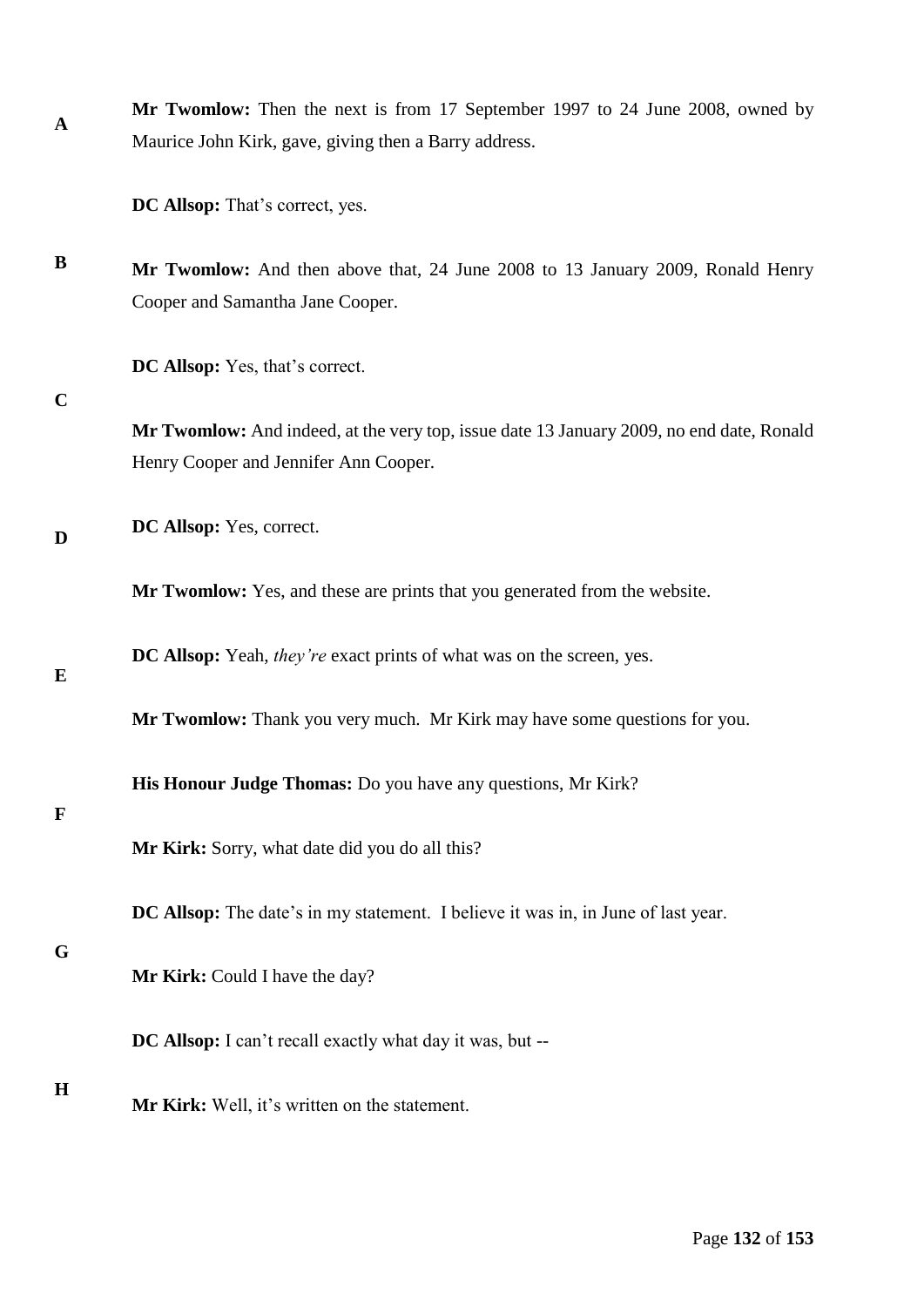**Mr Twomlow:** Then the next is from 17 September 1997 to 24 June 2008, owned by Maurice John Kirk, gave, giving then a Barry address.

**DC Allsop:** That's correct, yes.

**Mr Twomlow:** And then above that, 24 June 2008 to 13 January 2009, Ronald Henry Cooper and Samantha Jane Cooper.

**DC Allsop:** Yes, that's correct.

**Mr Twomlow:** And indeed, at the very top, issue date 13 January 2009, no end date, Ronald Henry Cooper and Jennifer Ann Cooper.

**DC Allsop:** Yes, correct.

**Mr Twomlow:** Yes, and these are prints that you generated from the website.

**DC Allsop:** Yeah, *they're* exact prints of what was on the screen, yes.

**Mr Twomlow:** Thank you very much. Mr Kirk may have some questions for you.

**His Honour Judge Thomas:** Do you have any questions, Mr Kirk?

**Mr Kirk:** Sorry, what date did you do all this?

**DC Allsop:** The date's in my statement. I believe it was in, in June of last year.

**Mr Kirk:** Could I have the day?

**DC Allsop:** I can't recall exactly what day it was, but --

**Mr Kirk:** Well, it's written on the statement.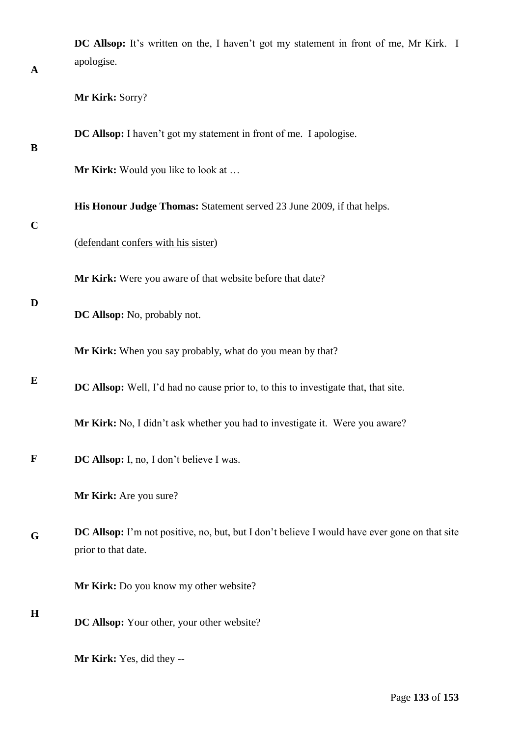**DC Allsop:** It's written on the, I haven't got my statement in front of me, Mr Kirk. I apologise.

**Mr Kirk:** Sorry?

**DC Allsop:** I haven't got my statement in front of me. I apologise.

**Mr Kirk:** Would you like to look at …

**His Honour Judge Thomas:** Statement served 23 June 2009, if that helps.

(defendant confers with his sister)

**Mr Kirk:** Were you aware of that website before that date?

**DC Allsop:** No, probably not.

**Mr Kirk:** When you say probably, what do you mean by that?

**DC Allsop:** Well, I'd had no cause prior to, to this to investigate that, that site.

**Mr Kirk:** No, I didn't ask whether you had to investigate it. Were you aware?

**DC Allsop:** I, no, I don't believe I was.

**Mr Kirk:** Are you sure?

**DC Allsop:** I'm not positive, no, but, but I don't believe I would have ever gone on that site prior to that date.

**Mr Kirk:** Do you know my other website?

**DC Allsop:** Your other, your other website?

**Mr Kirk:** Yes, did they --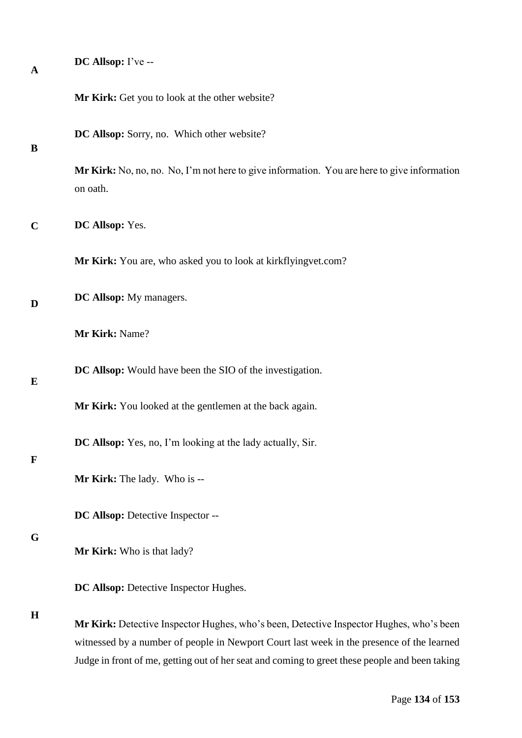**DC Allsop:** I've --

**Mr Kirk:** Get you to look at the other website?

**DC Allsop:** Sorry, no. Which other website?

**Mr Kirk:** No, no, no. No, I'm not here to give information. You are here to give information on oath.

**DC Allsop:** Yes.

**Mr Kirk:** You are, who asked you to look at kirkflyingvet.com?

**DC Allsop:** My managers.

**Mr Kirk:** Name?

**DC Allsop:** Would have been the SIO of the investigation.

**Mr Kirk:** You looked at the gentlemen at the back again.

**DC Allsop:** Yes, no, I'm looking at the lady actually, Sir.

**Mr Kirk:** The lady. Who is --

**DC Allsop:** Detective Inspector --

**Mr Kirk:** Who is that lady?

**DC Allsop:** Detective Inspector Hughes.

**Mr Kirk:** Detective Inspector Hughes, who's been, Detective Inspector Hughes, who's been witnessed by a number of people in Newport Court last week in the presence of the learned Judge in front of me, getting out of her seat and coming to greet these people and been taking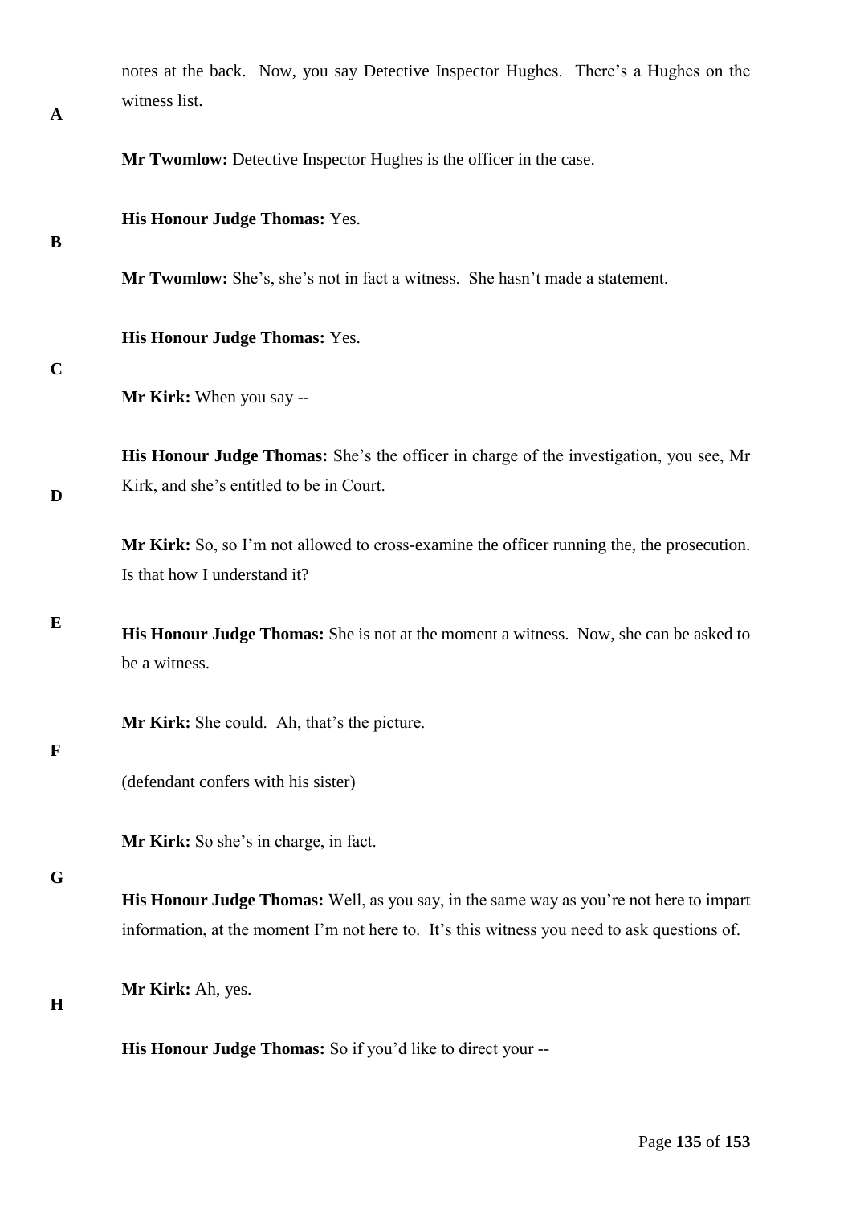notes at the back. Now, you say Detective Inspector Hughes. There's a Hughes on the witness list.

**Mr Twomlow:** Detective Inspector Hughes is the officer in the case.

**His Honour Judge Thomas:** Yes.

**Mr Twomlow:** She's, she's not in fact a witness. She hasn't made a statement.

**His Honour Judge Thomas:** Yes.

**Mr Kirk:** When you say --

**His Honour Judge Thomas:** She's the officer in charge of the investigation, you see, Mr Kirk, and she's entitled to be in Court.

**Mr Kirk:** So, so I'm not allowed to cross-examine the officer running the, the prosecution. Is that how I understand it?

**His Honour Judge Thomas:** She is not at the moment a witness. Now, she can be asked to be a witness.

**Mr Kirk:** She could. Ah, that's the picture.

(defendant confers with his sister)

**Mr Kirk:** So she's in charge, in fact.

**His Honour Judge Thomas:** Well, as you say, in the same way as you're not here to impart information, at the moment I'm not here to. It's this witness you need to ask questions of.

**Mr Kirk:** Ah, yes.

**His Honour Judge Thomas:** So if you'd like to direct your --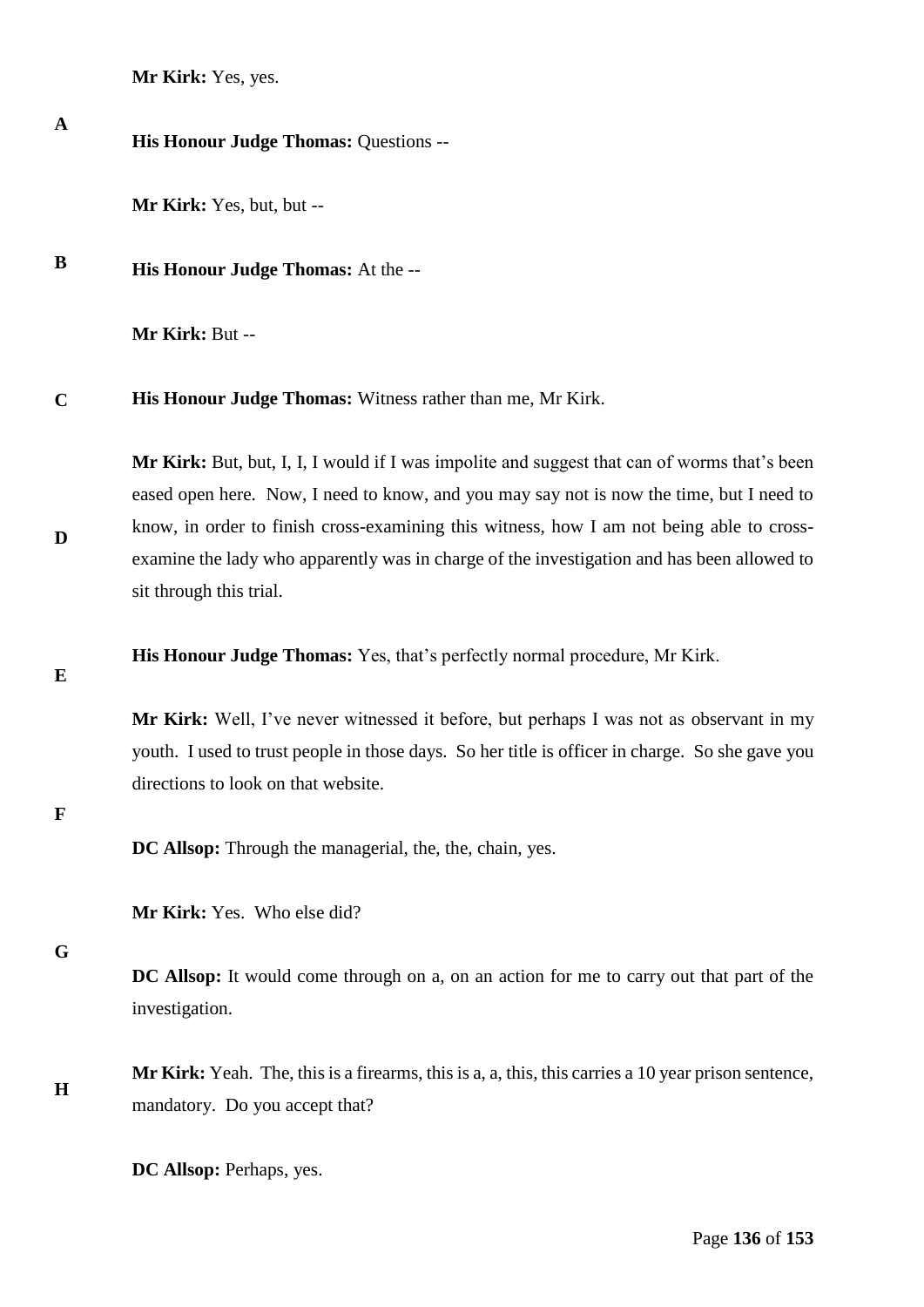**Mr Kirk:** Yes, yes.

**His Honour Judge Thomas:** Questions --

**Mr Kirk:** Yes, but, but --

**His Honour Judge Thomas:** At the --

**Mr Kirk:** But --

**His Honour Judge Thomas:** Witness rather than me, Mr Kirk.

**Mr Kirk:** But, but, I, I, I would if I was impolite and suggest that can of worms that's been eased open here. Now, I need to know, and you may say not is now the time, but I need to know, in order to finish cross-examining this witness, how I am not being able to cross-examine the lady who apparently was in charge of the investigation and has been allowed to sit through this trial.

**His Honour Judge Thomas:** Yes, that's perfectly normal procedure, Mr Kirk.

**Mr Kirk:** Well, I've never witnessed it before, but perhaps I was not as observant in my youth. I used to trust people in those days. So her title is officer in charge. So she gave you directions to look on that website.

**DC Allsop:** Through the managerial, the, the, chain, yes.

**Mr Kirk:** Yes. Who else did?

**DC Allsop:** It would come through on a, on an action for me to carry out that part of the investigation.

**Mr Kirk:** Yeah. The, this is a firearms, this is a, a, this, this carries a 10 year prison sentence, mandatory. Do you accept that?

**DC Allsop:** Perhaps, yes.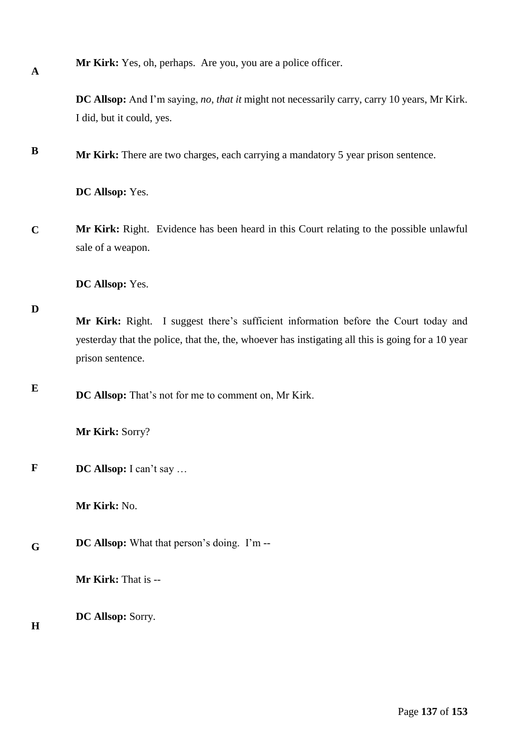**Mr Kirk:** Yes, oh, perhaps. Are you, you are a police officer.

**DC Allsop:** And I'm saying, *no, that it* might not necessarily carry, carry 10 years, Mr Kirk. I did, but it could, yes.

**Mr Kirk:** There are two charges, each carrying a mandatory 5 year prison sentence.

**DC Allsop:** Yes.

**Mr Kirk:** Right. Evidence has been heard in this Court relating to the possible unlawful sale of a weapon.

**DC Allsop:** Yes.

**Mr Kirk:** Right. I suggest there's sufficient information before the Court today and yesterday that the police, that the, the, whoever has instigating all this is going for a 10 year prison sentence.

**DC Allsop:** That's not for me to comment on, Mr Kirk.

**Mr Kirk:** Sorry?

**DC Allsop:** I can't say …

**Mr Kirk:** No.

**DC Allsop:** What that person's doing. I'm --

**Mr Kirk:** That is --

**DC Allsop:** Sorry.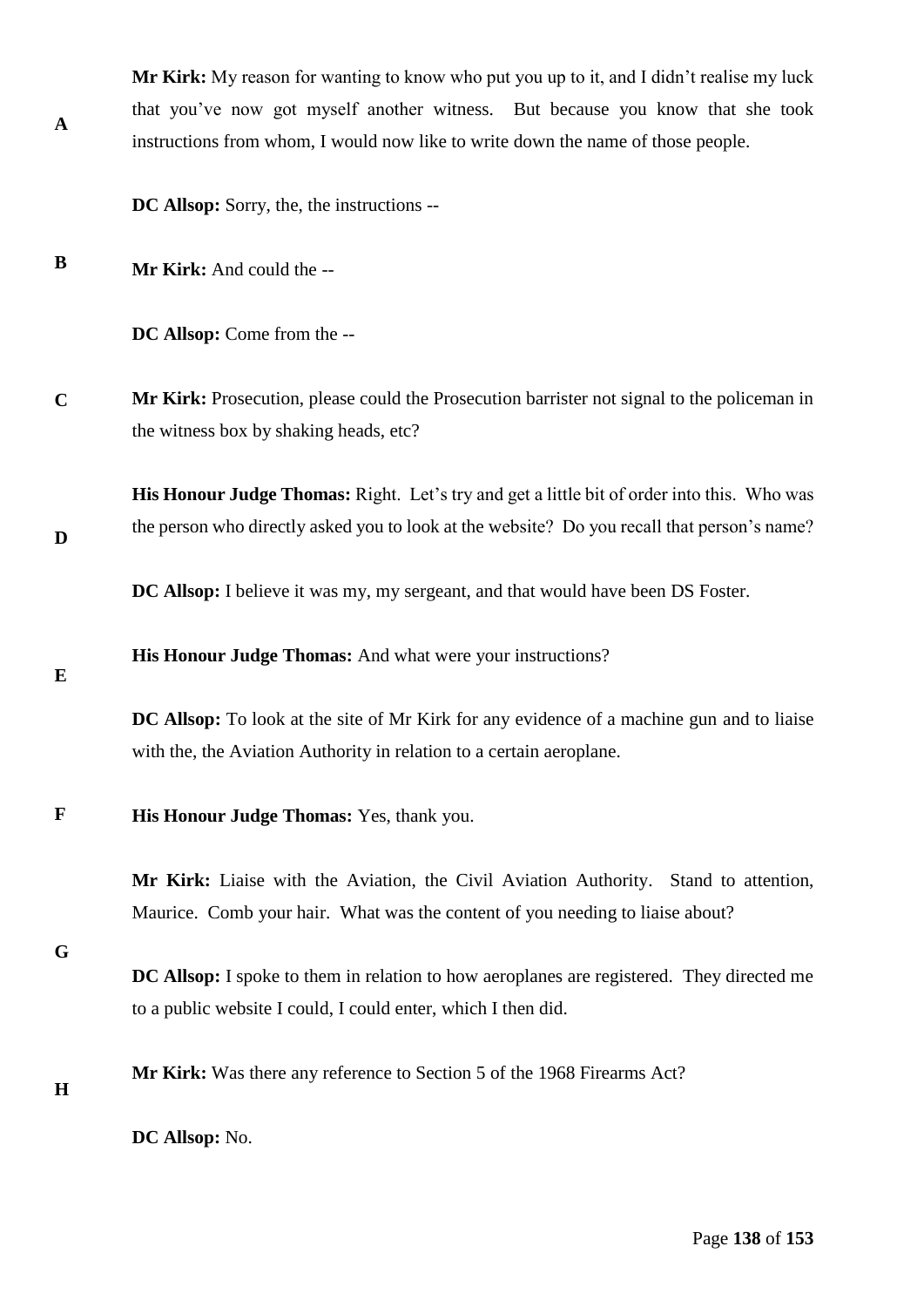**Mr Kirk:** My reason for wanting to know who put you up to it, and I didn't realise my luck that you've now got myself another witness. But because you know that she took instructions from whom, I would now like to write down the name of those people.

**DC Allsop:** Sorry, the, the instructions --

**Mr Kirk:** And could the --

**DC Allsop:** Come from the --

**Mr Kirk:** Prosecution, please could the Prosecution barrister not signal to the policeman in the witness box by shaking heads, etc?

**His Honour Judge Thomas:** Right. Let's try and get a little bit of order into this. Who was the person who directly asked you to look at the website? Do you recall that person's name?

**DC Allsop:** I believe it was my, my sergeant, and that would have been DS Foster.

**His Honour Judge Thomas:** And what were your instructions?

**DC Allsop:** To look at the site of Mr Kirk for any evidence of a machine gun and to liaise with the, the Aviation Authority in relation to a certain aeroplane.

**His Honour Judge Thomas:** Yes, thank you.

**Mr Kirk:** Liaise with the Aviation, the Civil Aviation Authority. Stand to attention, Maurice. Comb your hair. What was the content of you needing to liaise about?

**DC Allsop:** I spoke to them in relation to how aeroplanes are registered. They directed me to a public website I could, I could enter, which I then did.

**Mr Kirk:** Was there any reference to Section 5 of the 1968 Firearms Act?

**DC Allsop:** No.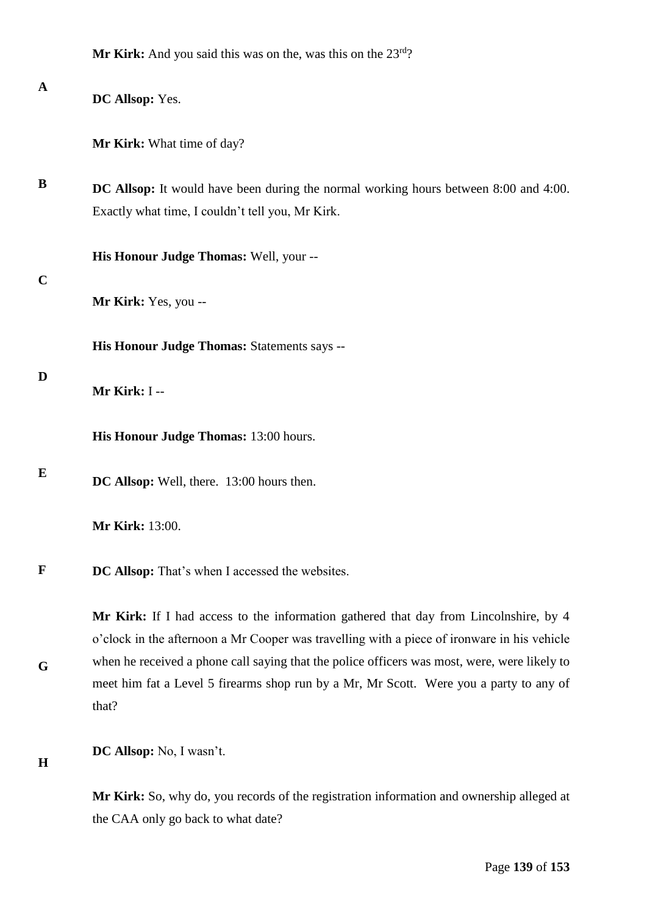**Mr Kirk:** And you said this was on the, was this on the 23rd?

**DC Allsop:** Yes.

**Mr Kirk:** What time of day?

**DC Allsop:** It would have been during the normal working hours between 8:00 and 4:00. Exactly what time, I couldn't tell you, Mr Kirk.

**His Honour Judge Thomas:** Well, your --

**Mr Kirk:** Yes, you --

**His Honour Judge Thomas:** Statements says --

**Mr Kirk:** I --

**His Honour Judge Thomas:** 13:00 hours.

**DC Allsop:** Well, there. 13:00 hours then.

**Mr Kirk:** 13:00.

**DC Allsop:** That's when I accessed the websites.

**Mr Kirk:** If I had access to the information gathered that day from Lincolnshire, by 4 o'clock in the afternoon a Mr Cooper was travelling with a piece of ironware in his vehicle when he received a phone call saying that the police officers was most, were, were likely to meet him fat a Level 5 firearms shop run by a Mr, Mr Scott. Were you a party to any of that?

**DC Allsop:** No, I wasn't.

**Mr Kirk:** So, why do, you records of the registration information and ownership alleged at the CAA only go back to what date?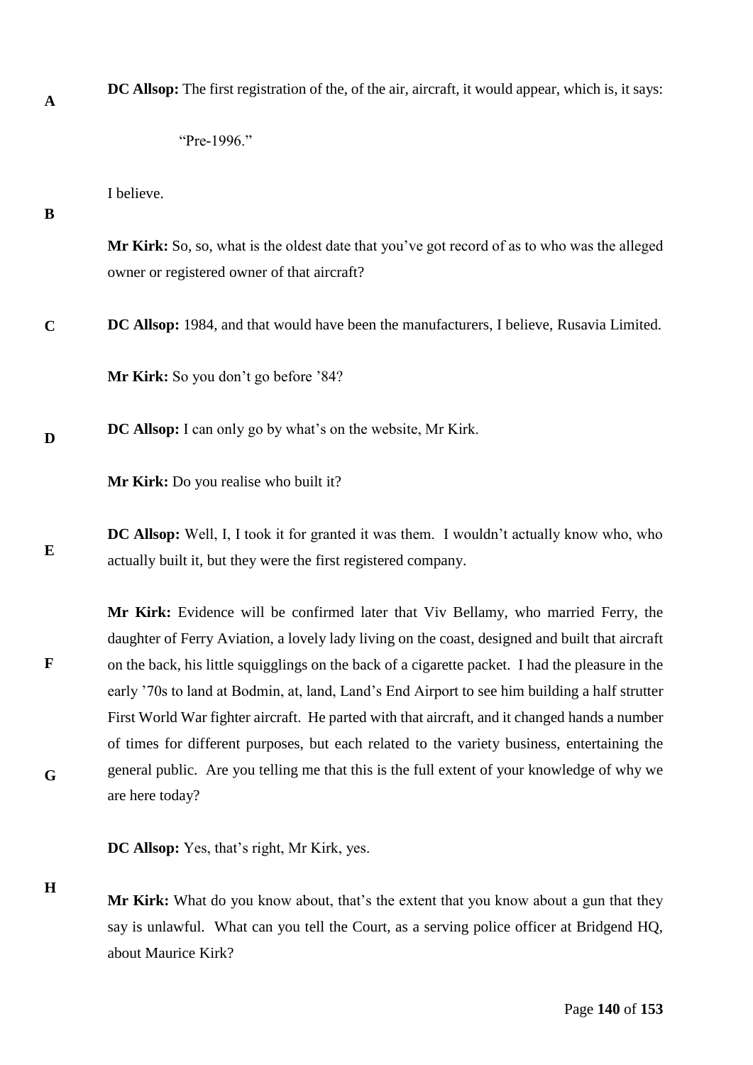**DC Allsop:** The first registration of the, of the air, aircraft, it would appear, which is, it says:

> "Pre-1996."

I believe.

**Mr Kirk:** So, so, what is the oldest date that you've got record of as to who was the alleged owner or registered owner of that aircraft?

**DC Allsop:** 1984, and that would have been the manufacturers, I believe, Rusavia Limited.

**Mr Kirk:** So you don't go before '84?

**DC Allsop:** I can only go by what's on the website, Mr Kirk.

**Mr Kirk:** Do you realise who built it?

**DC Allsop:** Well, I, I took it for granted it was them. I wouldn't actually know who, who actually built it, but they were the first registered company.

**Mr Kirk:** Evidence will be confirmed later that Viv Bellamy, who married Ferry, the daughter of Ferry Aviation, a lovely lady living on the coast, designed and built that aircraft on the back, his little squigglings on the back of a cigarette packet. I had the pleasure in the early '70s to land at Bodmin, at, land, Land's End Airport to see him building a half strutter First World War fighter aircraft. He parted with that aircraft, and it changed hands a number of times for different purposes, but each related to the variety business, entertaining the general public. Are you telling me that this is the full extent of your knowledge of why we are here today?

**DC Allsop:** Yes, that's right, Mr Kirk, yes.

**Mr Kirk:** What do you know about, that's the extent that you know about a gun that they say is unlawful. What can you tell the Court, as a serving police officer at Bridgend HQ, about Maurice Kirk?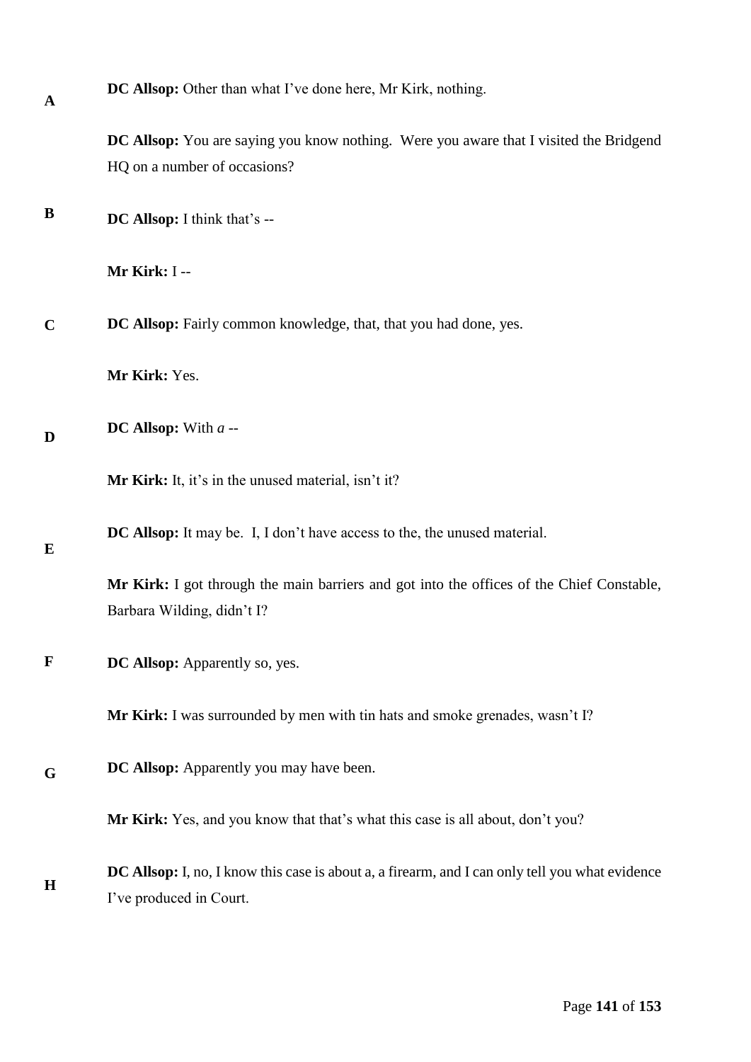**DC Allsop:** Other than what I've done here, Mr Kirk, nothing.

**DC Allsop:** You are saying you know nothing. Were you aware that I visited the Bridgend HQ on a number of occasions?

**DC Allsop:** I think that's --

**Mr Kirk:** I --

**DC Allsop:** Fairly common knowledge, that, that you had done, yes.

**Mr Kirk:** Yes.

**DC Allsop:** With *a* --

**Mr Kirk:** It, it's in the unused material, isn't it?

**DC Allsop:** It may be. I, I don't have access to the, the unused material.

**Mr Kirk:** I got through the main barriers and got into the offices of the Chief Constable, Barbara Wilding, didn't I?

**DC Allsop:** Apparently so, yes.

**Mr Kirk:** I was surrounded by men with tin hats and smoke grenades, wasn't I?

**DC Allsop:** Apparently you may have been.

**Mr Kirk:** Yes, and you know that that's what this case is all about, don't you?

**DC Allsop:** I, no, I know this case is about a, a firearm, and I can only tell you what evidence I've produced in Court.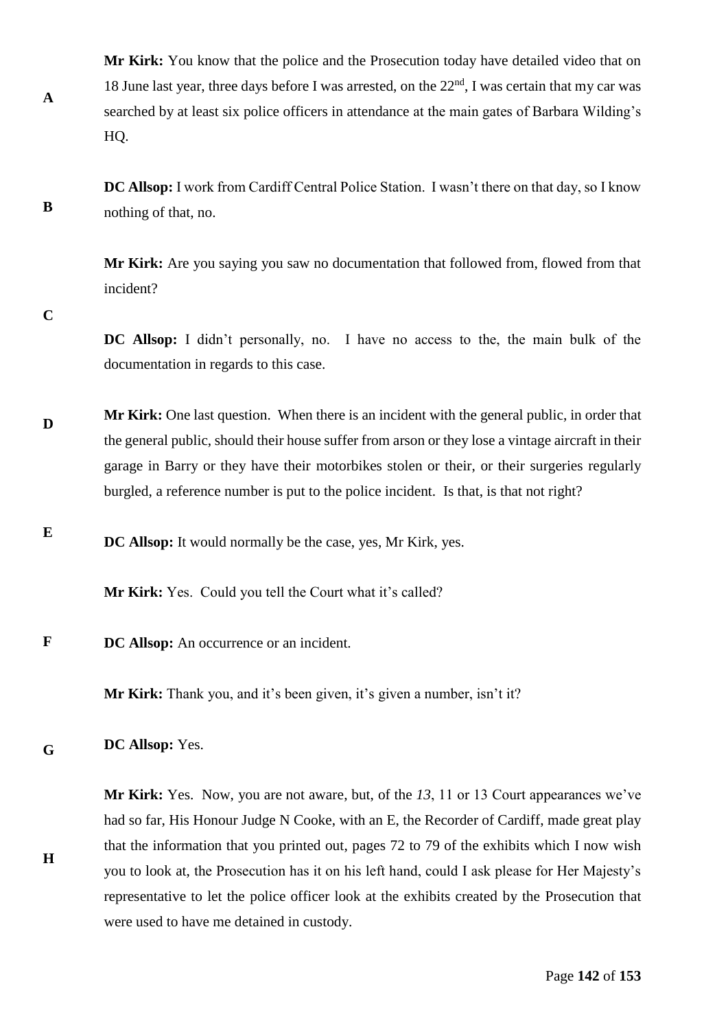**Mr Kirk:** You know that the police and the Prosecution today have detailed video that on 18 June last year, three days before I was arrested, on the 22nd, I was certain that my car was searched by at least six police officers in attendance at the main gates of Barbara Wilding's HQ.

**DC Allsop:** I work from Cardiff Central Police Station. I wasn't there on that day, so I know nothing of that, no.

**Mr Kirk:** Are you saying you saw no documentation that followed from, flowed from that incident?

**DC Allsop:** I didn't personally, no. I have no access to the, the main bulk of the documentation in regards to this case.

**Mr Kirk:** One last question. When there is an incident with the general public, in order that the general public, should their house suffer from arson or they lose a vintage aircraft in their garage in Barry or they have their motorbikes stolen or their, or their surgeries regularly burgled, a reference number is put to the police incident. Is that, is that not right?

**DC Allsop:** It would normally be the case, yes, Mr Kirk, yes.

**Mr Kirk:** Yes. Could you tell the Court what it's called?

**DC Allsop:** An occurrence or an incident.

**Mr Kirk:** Thank you, and it's been given, it's given a number, isn't it?

**DC Allsop:** Yes.

**Mr Kirk:** Yes. Now, you are not aware, but, of the *13*, 11 or 13 Court appearances we've had so far, His Honour Judge N Cooke, with an E, the Recorder of Cardiff, made great play that the information that you printed out, pages 72 to 79 of the exhibits which I now wish you to look at, the Prosecution has it on his left hand, could I ask please for Her Majesty's representative to let the police officer look at the exhibits created by the Prosecution that were used to have me detained in custody.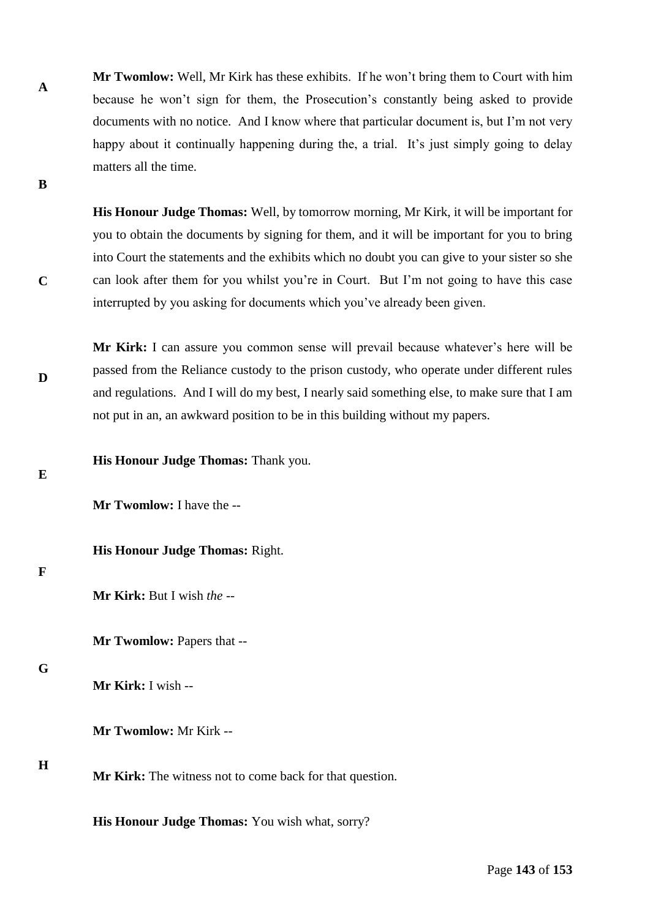**Mr Twomlow:** Well, Mr Kirk has these exhibits. If he won't bring them to Court with him because he won't sign for them, the Prosecution's constantly being asked to provide documents with no notice. And I know where that particular document is, but I'm not very happy about it continually happening during the, a trial. It's just simply going to delay matters all the time.

**His Honour Judge Thomas:** Well, by tomorrow morning, Mr Kirk, it will be important for you to obtain the documents by signing for them, and it will be important for you to bring into Court the statements and the exhibits which no doubt you can give to your sister so she can look after them for you whilst you're in Court. But I'm not going to have this case interrupted by you asking for documents which you've already been given.

**Mr Kirk:** I can assure you common sense will prevail because whatever's here will be passed from the Reliance custody to the prison custody, who operate under different rules and regulations. And I will do my best, I nearly said something else, to make sure that I am not put in an, an awkward position to be in this building without my papers.

**His Honour Judge Thomas:** Thank you.

**Mr Twomlow:** I have the --

**His Honour Judge Thomas:** Right.

**Mr Kirk:** But I wish *the* --

**Mr Twomlow:** Papers that --

**Mr Kirk:** I wish --

**Mr Twomlow:** Mr Kirk --

**Mr Kirk:** The witness not to come back for that question.

**His Honour Judge Thomas:** You wish what, sorry?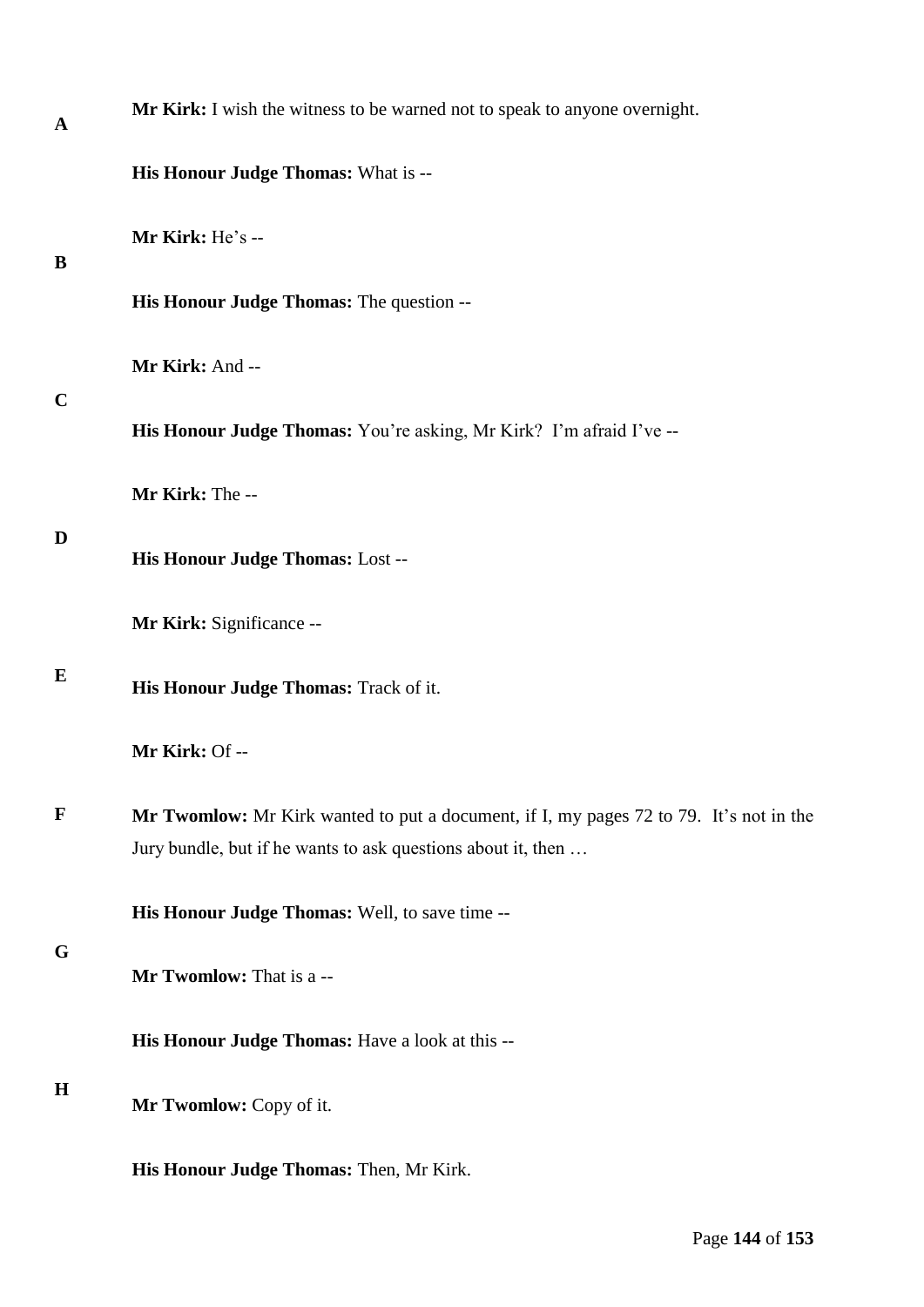**Mr Kirk:** I wish the witness to be warned not to speak to anyone overnight.

**His Honour Judge Thomas:** What is --

**Mr Kirk:** He's --

**His Honour Judge Thomas:** The question --

**Mr Kirk:** And --

**His Honour Judge Thomas:** You're asking, Mr Kirk? I'm afraid I've --

**Mr Kirk:** The --

**His Honour Judge Thomas:** Lost --

**Mr Kirk:** Significance --

**His Honour Judge Thomas:** Track of it.

**Mr Kirk:** Of --

**Mr Twomlow:** Mr Kirk wanted to put a document, if I, my pages 72 to 79. It's not in the Jury bundle, but if he wants to ask questions about it, then …

**His Honour Judge Thomas:** Well, to save time --

**Mr Twomlow:** That is a --

**His Honour Judge Thomas:** Have a look at this --

**Mr Twomlow:** Copy of it.

**His Honour Judge Thomas:** Then, Mr Kirk.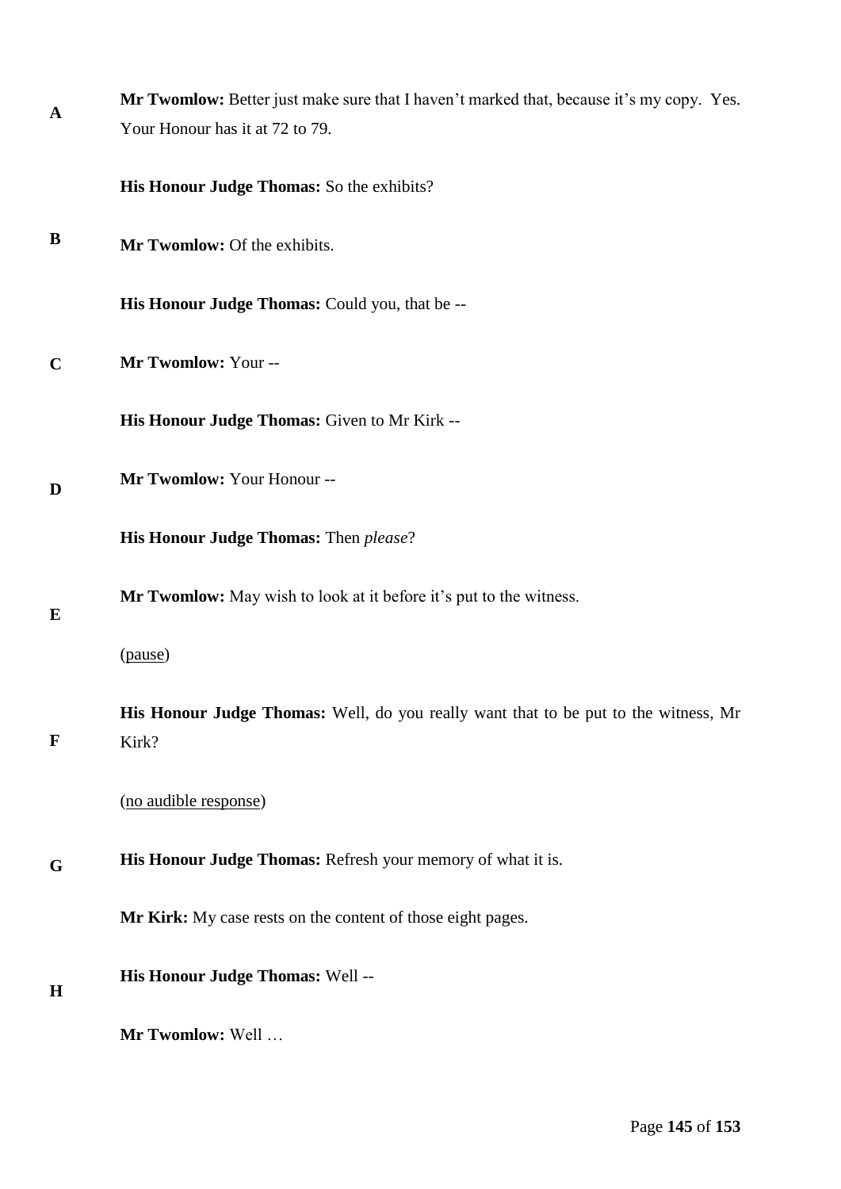**Mr Twomlow:** Better just make sure that I haven't marked that, because it's my copy. Yes. Your Honour has it at 72 to 79.

**His Honour Judge Thomas:** So the exhibits?

**Mr Twomlow:** Of the exhibits.

**His Honour Judge Thomas:** Could you, that be --

**Mr Twomlow:** Your --

**His Honour Judge Thomas:** Given to Mr Kirk --

**Mr Twomlow:** Your Honour --

**His Honour Judge Thomas:** Then *please*?

**Mr Twomlow:** May wish to look at it before it's put to the witness.

(pause)

**His Honour Judge Thomas:** Well, do you really want that to be put to the witness, Mr Kirk?

(no audible response)

**His Honour Judge Thomas:** Refresh your memory of what it is.

**Mr Kirk:** My case rests on the content of those eight pages.

**His Honour Judge Thomas:** Well --

**Mr Twomlow:** Well …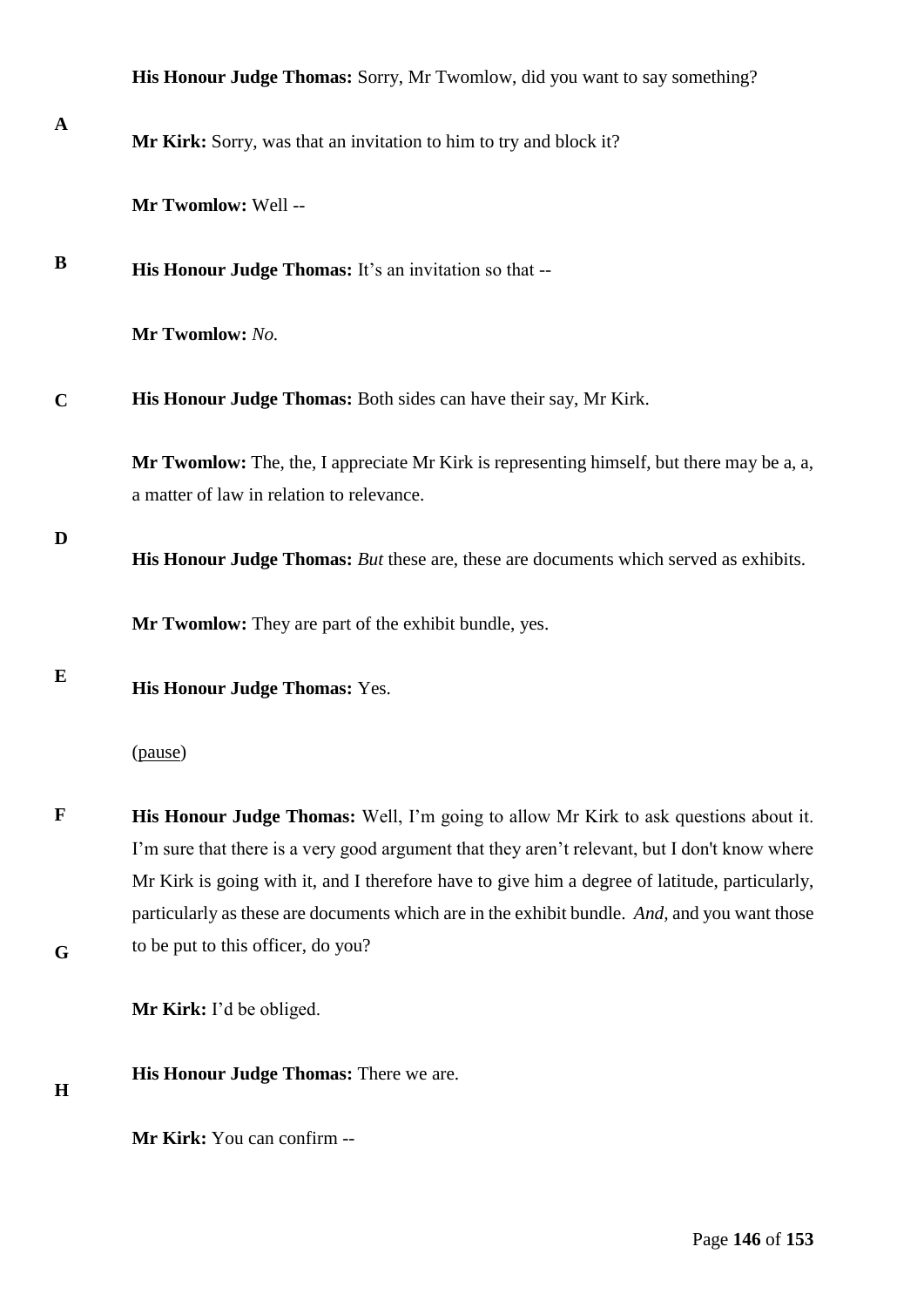**His Honour Judge Thomas:** Sorry, Mr Twomlow, did you want to say something?

**Mr Kirk:** Sorry, was that an invitation to him to try and block it?

**Mr Twomlow:** Well --

**His Honour Judge Thomas:** It's an invitation so that --

**Mr Twomlow:** *No.*

**His Honour Judge Thomas:** Both sides can have their say, Mr Kirk.

**Mr Twomlow:** The, the, I appreciate Mr Kirk is representing himself, but there may be a, a, a matter of law in relation to relevance.

**His Honour Judge Thomas:** *But* these are, these are documents which served as exhibits.

**Mr Twomlow:** They are part of the exhibit bundle, yes.

**His Honour Judge Thomas:** Yes.

(pause)

**His Honour Judge Thomas:** Well, I'm going to allow Mr Kirk to ask questions about it. I'm sure that there is a very good argument that they aren't relevant, but I don't know where Mr Kirk is going with it, and I therefore have to give him a degree of latitude, particularly, particularly as these are documents which are in the exhibit bundle. *And*, and you want those to be put to this officer, do you?

**Mr Kirk:** I'd be obliged.

**His Honour Judge Thomas:** There we are.

**Mr Kirk:** You can confirm --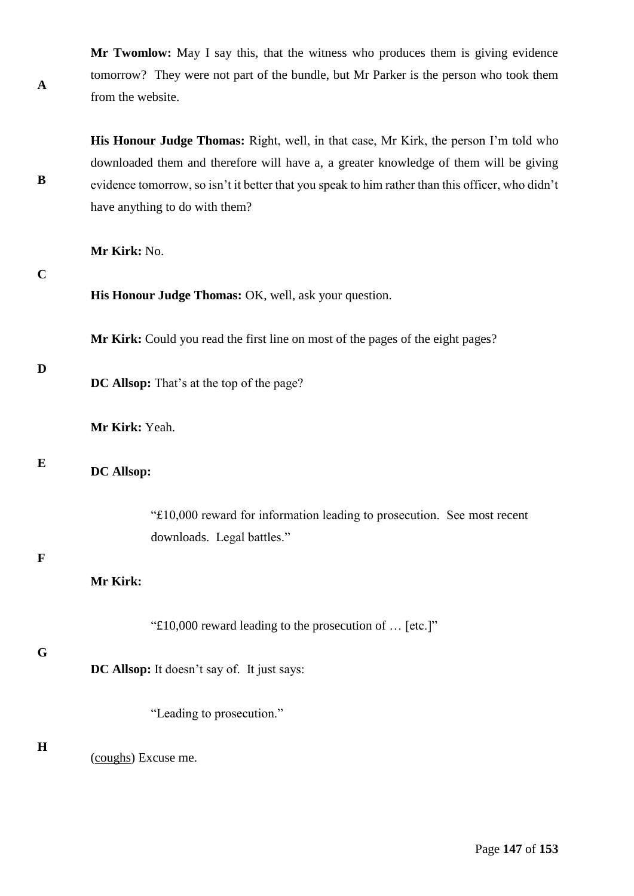**Mr Twomlow:** May I say this, that the witness who produces them is giving evidence tomorrow? They were not part of the bundle, but Mr Parker is the person who took them from the website.

**His Honour Judge Thomas:** Right, well, in that case, Mr Kirk, the person I'm told who downloaded them and therefore will have a, a greater knowledge of them will be giving evidence tomorrow, so isn't it better that you speak to him rather than this officer, who didn't have anything to do with them?

**Mr Kirk:** No.

**His Honour Judge Thomas:** OK, well, ask your question.

**Mr Kirk:** Could you read the first line on most of the pages of the eight pages?

**DC Allsop:** That's at the top of the page?

**Mr Kirk:** Yeah.

**DC Allsop:**

> "£10,000 reward for information leading to prosecution. See most recent downloads. Legal battles."

**Mr Kirk:**

> "£10,000 reward leading to the prosecution of … [etc.]"

**DC Allsop:** It doesn't say of. It just says:

> "Leading to prosecution."

(coughs) Excuse me.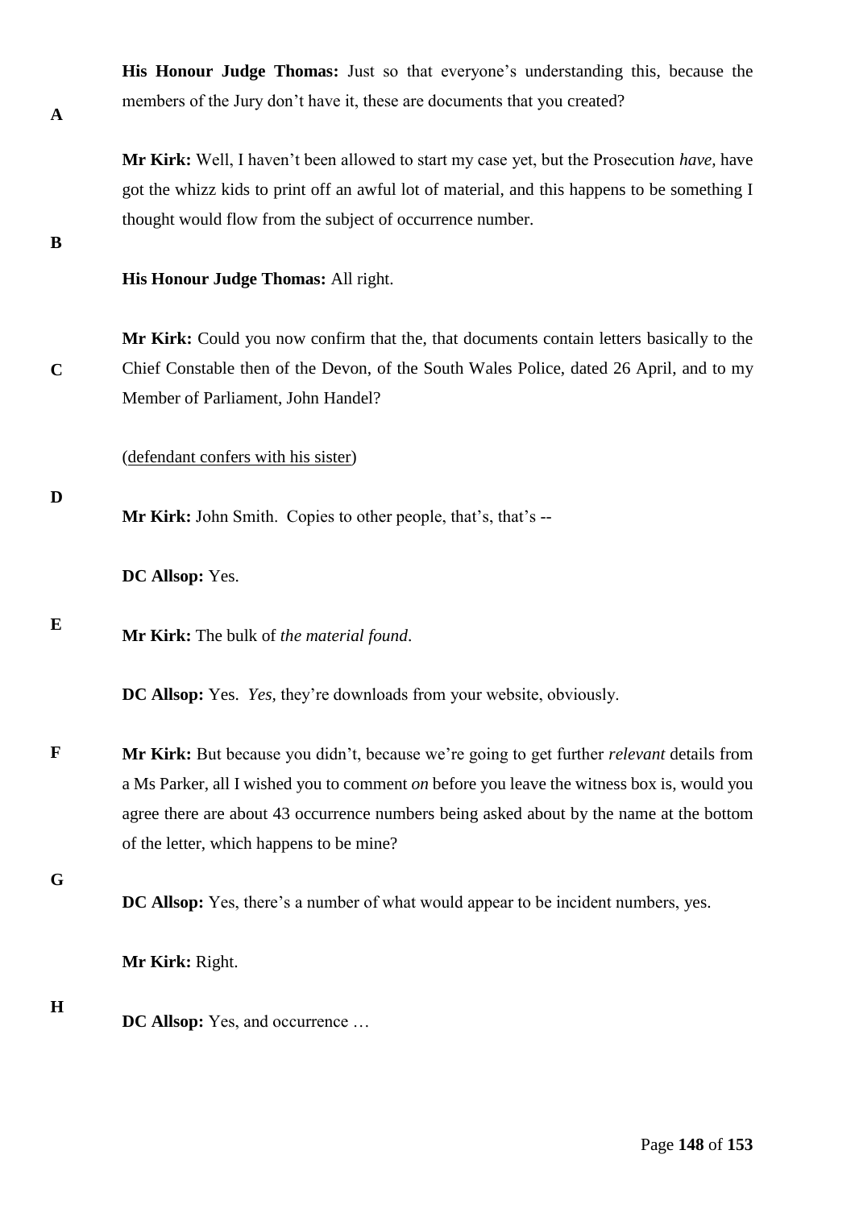**His Honour Judge Thomas:** Just so that everyone's understanding this, because the members of the Jury don't have it, these are documents that you created?

**Mr Kirk:** Well, I haven't been allowed to start my case yet, but the Prosecution *have,* have got the whizz kids to print off an awful lot of material, and this happens to be something I thought would flow from the subject of occurrence number.

**His Honour Judge Thomas:** All right.

**Mr Kirk:** Could you now confirm that the, that documents contain letters basically to the Chief Constable then of the Devon, of the South Wales Police, dated 26 April, and to my Member of Parliament, John Handel?

(defendant confers with his sister)

**Mr Kirk:** John Smith. Copies to other people, that's, that's --

**DC Allsop:** Yes.

**Mr Kirk:** The bulk of *the material found*.

**DC Allsop:** Yes. *Yes,* they're downloads from your website, obviously.

**Mr Kirk:** But because you didn't, because we're going to get further *relevant* details from a Ms Parker, all I wished you to comment *on* before you leave the witness box is, would you agree there are about 43 occurrence numbers being asked about by the name at the bottom of the letter, which happens to be mine?

**DC Allsop:** Yes, there's a number of what would appear to be incident numbers, yes.

**Mr Kirk:** Right.

**DC Allsop:** Yes, and occurrence …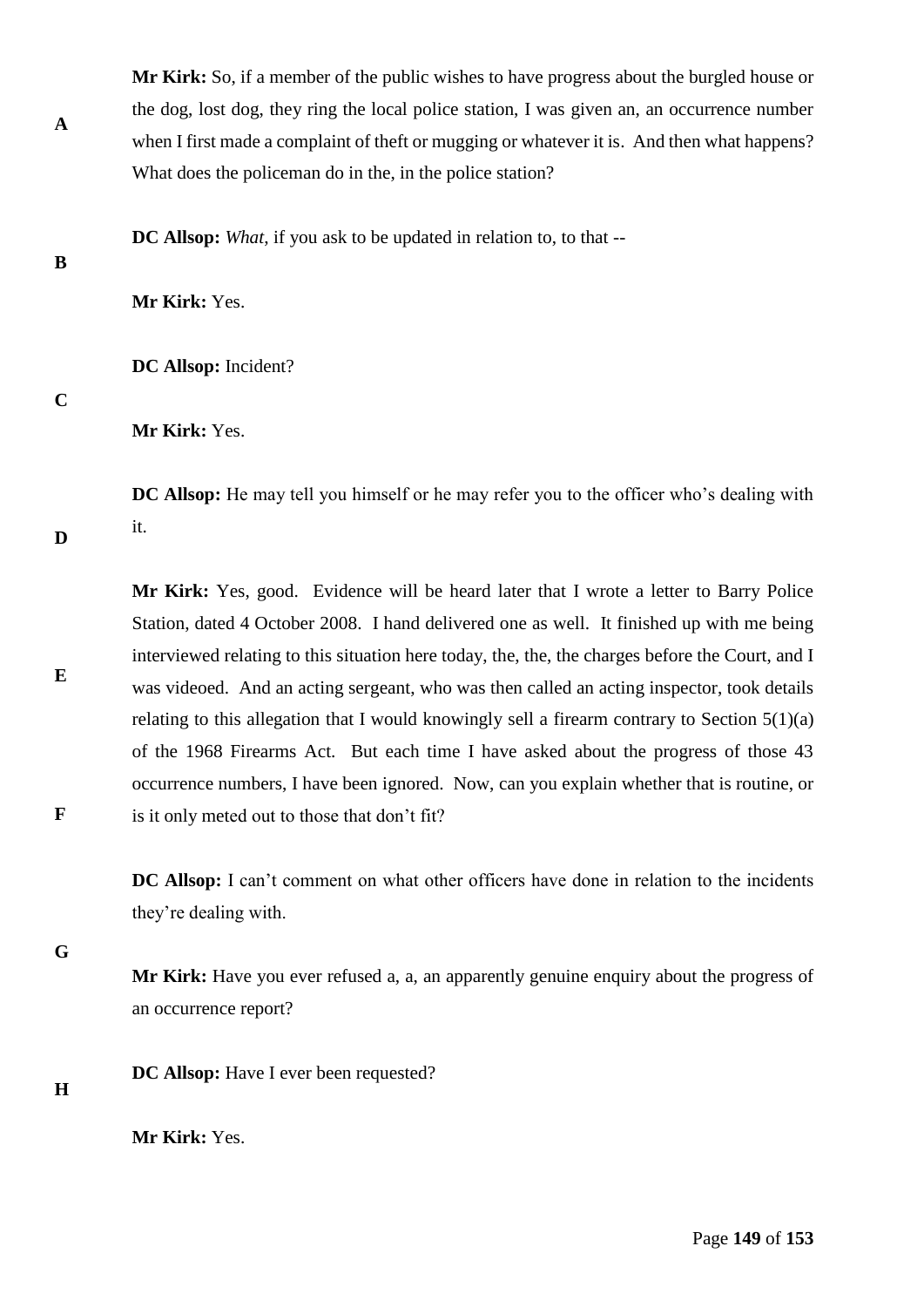**Mr Kirk:** So, if a member of the public wishes to have progress about the burgled house or the dog, lost dog, they ring the local police station, I was given an, an occurrence number when I first made a complaint of theft or mugging or whatever it is. And then what happens? What does the policeman do in the, in the police station?

**DC Allsop:** *What*, if you ask to be updated in relation to, to that --

**Mr Kirk:** Yes.

**DC Allsop:** Incident?

**Mr Kirk:** Yes.

**DC Allsop:** He may tell you himself or he may refer you to the officer who's dealing with it.

**Mr Kirk:** Yes, good. Evidence will be heard later that I wrote a letter to Barry Police Station, dated 4 October 2008. I hand delivered one as well. It finished up with me being interviewed relating to this situation here today, the, the, the charges before the Court, and I was videoed. And an acting sergeant, who was then called an acting inspector, took details relating to this allegation that I would knowingly sell a firearm contrary to Section 5(1)(a) of the 1968 Firearms Act. But each time I have asked about the progress of those 43 occurrence numbers, I have been ignored. Now, can you explain whether that is routine, or is it only meted out to those that don't fit?

**DC Allsop:** I can't comment on what other officers have done in relation to the incidents they're dealing with.

**Mr Kirk:** Have you ever refused a, a, an apparently genuine enquiry about the progress of an occurrence report?

**DC Allsop:** Have I ever been requested?

**Mr Kirk:** Yes.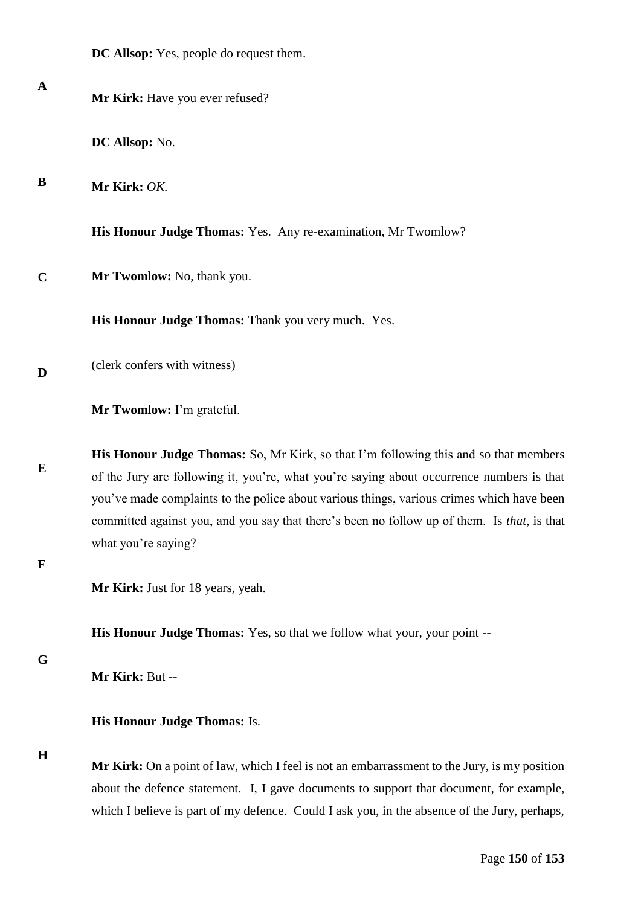**DC Allsop:** Yes, people do request them.

**Mr Kirk:** Have you ever refused?

**DC Allsop:** No.

**Mr Kirk:** *OK.*

**His Honour Judge Thomas:** Yes. Any re-examination, Mr Twomlow?

**Mr Twomlow:** No, thank you.

**His Honour Judge Thomas:** Thank you very much. Yes.

(clerk confers with witness)

**Mr Twomlow:** I'm grateful.

**His Honour Judge Thomas:** So, Mr Kirk, so that I'm following this and so that members of the Jury are following it, you're, what you're saying about occurrence numbers is that you've made complaints to the police about various things, various crimes which have been committed against you, and you say that there's been no follow up of them. Is *that,* is that what you're saying?

**Mr Kirk:** Just for 18 years, yeah.

**His Honour Judge Thomas:** Yes, so that we follow what your, your point --

**Mr Kirk:** But --

**His Honour Judge Thomas:** Is.

**Mr Kirk:** On a point of law, which I feel is not an embarrassment to the Jury, is my position about the defence statement. I, I gave documents to support that document, for example, which I believe is part of my defence. Could I ask you, in the absence of the Jury, perhaps,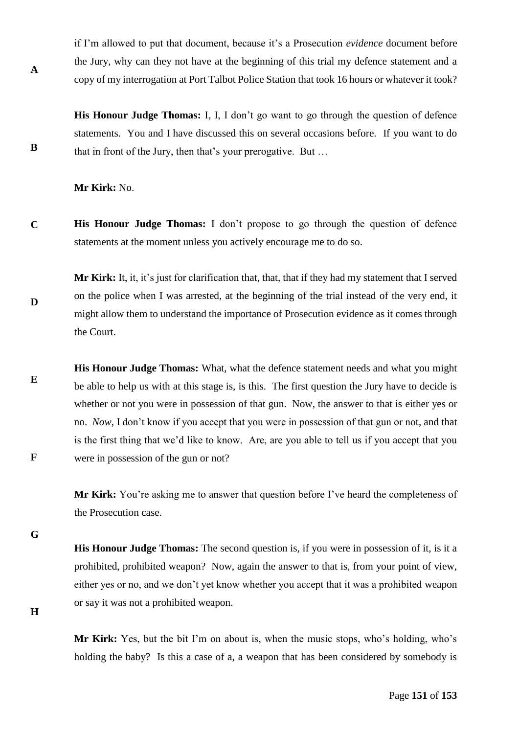if I'm allowed to put that document, because it's a Prosecution *evidence* document before the Jury, why can they not have at the beginning of this trial my defence statement and a copy of my interrogation at Port Talbot Police Station that took 16 hours or whatever it took?

**His Honour Judge Thomas:** I, I, I don't go want to go through the question of defence statements. You and I have discussed this on several occasions before. If you want to do that in front of the Jury, then that's your prerogative. But …

**Mr Kirk:** No.

**His Honour Judge Thomas:** I don't propose to go through the question of defence statements at the moment unless you actively encourage me to do so.

**Mr Kirk:** It, it, it's just for clarification that, that, that if they had my statement that I served on the police when I was arrested, at the beginning of the trial instead of the very end, it might allow them to understand the importance of Prosecution evidence as it comes through the Court.

**His Honour Judge Thomas:** What, what the defence statement needs and what you might be able to help us with at this stage is, is this. The first question the Jury have to decide is whether or not you were in possession of that gun. Now, the answer to that is either yes or no. *Now,* I don't know if you accept that you were in possession of that gun or not, and that is the first thing that we'd like to know. Are, are you able to tell us if you accept that you were in possession of the gun or not?

**Mr Kirk:** You're asking me to answer that question before I've heard the completeness of the Prosecution case.

**His Honour Judge Thomas:** The second question is, if you were in possession of it, is it a prohibited, prohibited weapon? Now, again the answer to that is, from your point of view, either yes or no, and we don't yet know whether you accept that it was a prohibited weapon or say it was not a prohibited weapon.

**Mr Kirk:** Yes, but the bit I'm on about is, when the music stops, who's holding, who's holding the baby? Is this a case of a, a weapon that has been considered by somebody is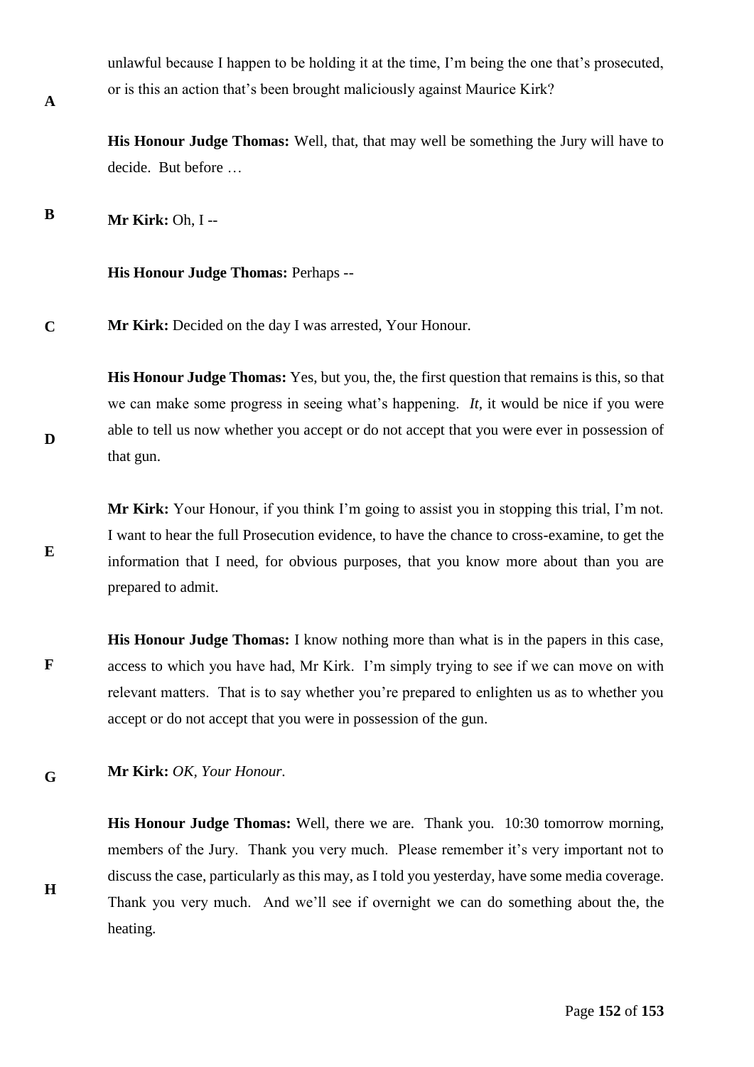unlawful because I happen to be holding it at the time, I'm being the one that's prosecuted, or is this an action that's been brought maliciously against Maurice Kirk?

**His Honour Judge Thomas:** Well, that, that may well be something the Jury will have to decide. But before …

**Mr Kirk:** Oh, I --

**His Honour Judge Thomas:** Perhaps --

**Mr Kirk:** Decided on the day I was arrested, Your Honour.

**His Honour Judge Thomas:** Yes, but you, the, the first question that remains is this, so that we can make some progress in seeing what's happening. *It*, it would be nice if you were able to tell us now whether you accept or do not accept that you were ever in possession of that gun.

**Mr Kirk:** Your Honour, if you think I'm going to assist you in stopping this trial, I'm not. I want to hear the full Prosecution evidence, to have the chance to cross-examine, to get the information that I need, for obvious purposes, that you know more about than you are prepared to admit.

**His Honour Judge Thomas:** I know nothing more than what is in the papers in this case, access to which you have had, Mr Kirk. I'm simply trying to see if we can move on with relevant matters. That is to say whether you're prepared to enlighten us as to whether you accept or do not accept that you were in possession of the gun.

**Mr Kirk:** *OK, Your Honour.*

**His Honour Judge Thomas:** Well, there we are. Thank you. 10:30 tomorrow morning, members of the Jury. Thank you very much. Please remember it's very important not to discuss the case, particularly as this may, as I told you yesterday, have some media coverage. Thank you very much. And we'll see if overnight we can do something about the, the heating.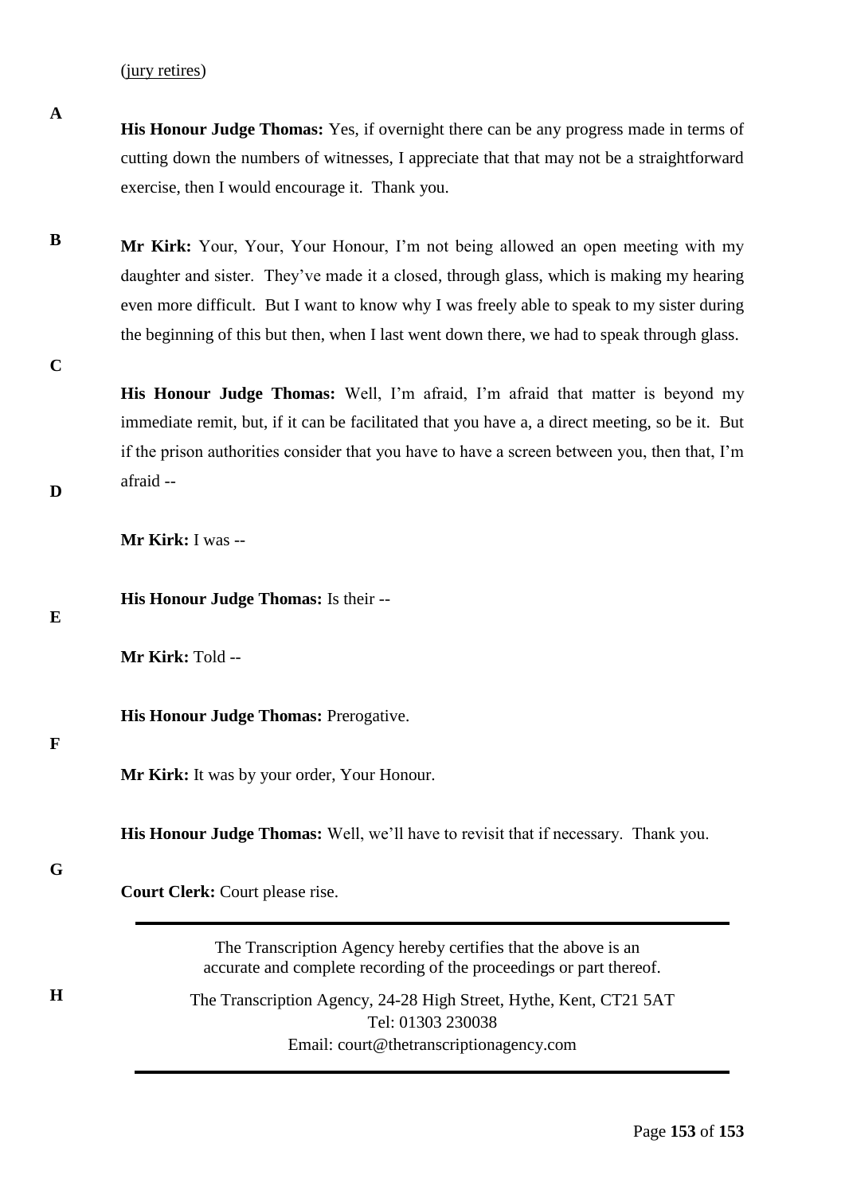(jury retires)

**His Honour Judge Thomas:** Yes, if overnight there can be any progress made in terms of cutting down the numbers of witnesses, I appreciate that that may not be a straightforward exercise, then I would encourage it. Thank you.

**Mr Kirk:** Your, Your, Your Honour, I'm not being allowed an open meeting with my daughter and sister. They've made it a closed, through glass, which is making my hearing even more difficult. But I want to know why I was freely able to speak to my sister during the beginning of this but then, when I last went down there, we had to speak through glass.

**His Honour Judge Thomas:** Well, I'm afraid, I'm afraid that matter is beyond my immediate remit, but, if it can be facilitated that you have a, a direct meeting, so be it. But if the prison authorities consider that you have to have a screen between you, then that, I'm afraid --

**Mr Kirk:** I was --

**His Honour Judge Thomas:** Is their --

**Mr Kirk:** Told --

**His Honour Judge Thomas:** Prerogative.

**Mr Kirk:** It was by your order, Your Honour.

**His Honour Judge Thomas:** Well, we'll have to revisit that if necessary. Thank you.

**Court Clerk:** Court please rise.

---

The Transcription Agency hereby certifies that the above is an accurate and complete recording of the proceedings or part thereof.

The Transcription Agency, 24-28 High Street, Hythe, Kent, CT21 5AT
Tel: 01303 230038
Email: court@thetranscriptionagency.com

---